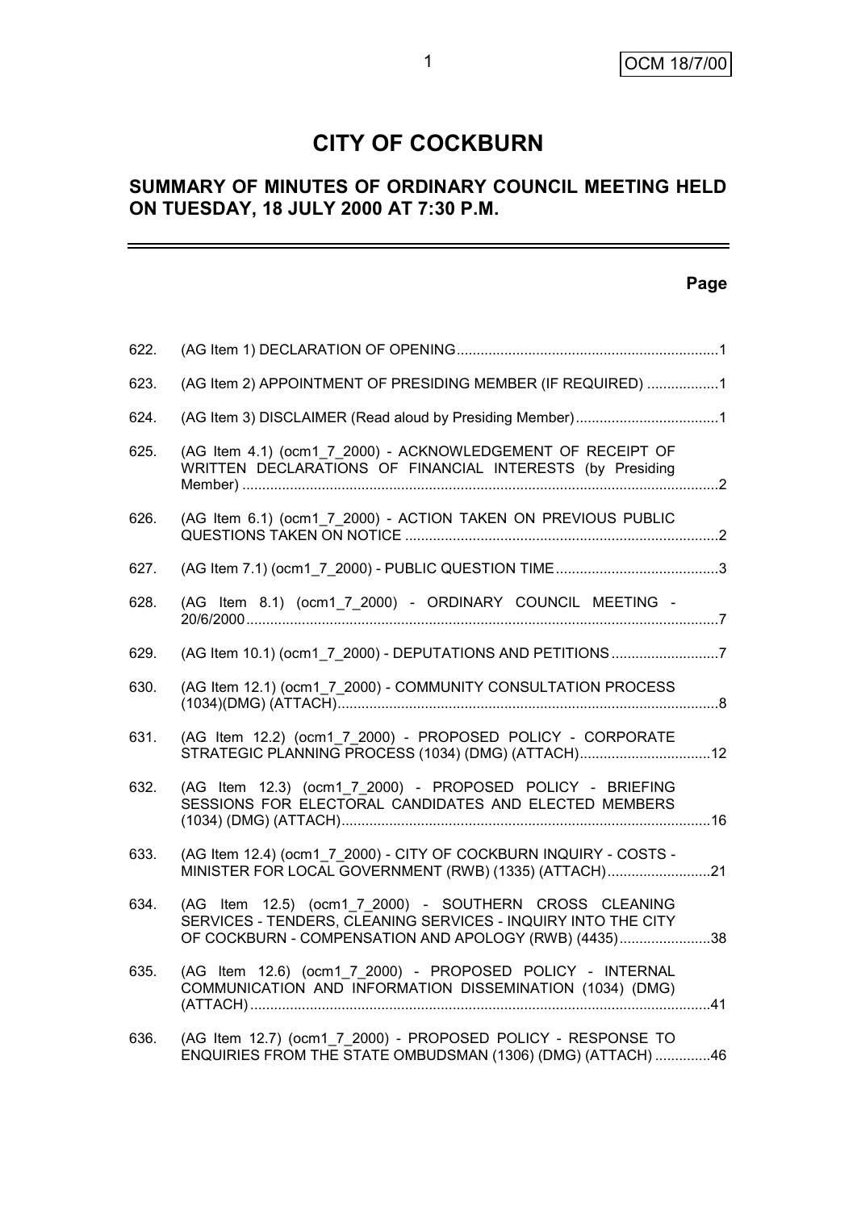# CITY OF COCKBURN

## SUMMARY OF MINUTES OF ORDINARY COUNCIL MEETING HELD ON TUESDAY, 18 JULY 2000 AT 7:30 P.M.

**Page**

| | | |
|---|---|---|
| 622. | (AG Item 1) DECLARATION OF OPENING | 1 |
| 623. | (AG Item 2) APPOINTMENT OF PRESIDING MEMBER (IF REQUIRED) | 1 |
| 624. | (AG Item 3) DISCLAIMER (Read aloud by Presiding Member) | 1 |
| 625. | (AG Item 4.1) (ocm1_7_2000) - ACKNOWLEDGEMENT OF RECEIPT OF WRITTEN DECLARATIONS OF FINANCIAL INTERESTS (by Presiding Member) | 2 |
| 626. | (AG Item 6.1) (ocm1_7_2000) - ACTION TAKEN ON PREVIOUS PUBLIC QUESTIONS TAKEN ON NOTICE | 2 |
| 627. | (AG Item 7.1) (ocm1_7_2000) - PUBLIC QUESTION TIME | 3 |
| 628. | (AG Item 8.1) (ocm1_7_2000) - ORDINARY COUNCIL MEETING - 20/6/2000 | 7 |
| 629. | (AG Item 10.1) (ocm1_7_2000) - DEPUTATIONS AND PETITIONS | 7 |
| 630. | (AG Item 12.1) (ocm1_7_2000) - COMMUNITY CONSULTATION PROCESS (1034)(DMG) (ATTACH) | 8 |
| 631. | (AG Item 12.2) (ocm1_7_2000) - PROPOSED POLICY - CORPORATE STRATEGIC PLANNING PROCESS (1034) (DMG) (ATTACH) | 12 |
| 632. | (AG Item 12.3) (ocm1_7_2000) - PROPOSED POLICY - BRIEFING SESSIONS FOR ELECTORAL CANDIDATES AND ELECTED MEMBERS (1034) (DMG) (ATTACH) | 16 |
| 633. | (AG Item 12.4) (ocm1_7_2000) - CITY OF COCKBURN INQUIRY - COSTS - MINISTER FOR LOCAL GOVERNMENT (RWB) (1335) (ATTACH) | 21 |
| 634. | (AG Item 12.5) (ocm1_7_2000) - SOUTHERN CROSS CLEANING SERVICES - TENDERS, CLEANING SERVICES - INQUIRY INTO THE CITY OF COCKBURN - COMPENSATION AND APOLOGY (RWB) (4435) | 38 |
| 635. | (AG Item 12.6) (ocm1_7_2000) - PROPOSED POLICY - INTERNAL COMMUNICATION AND INFORMATION DISSEMINATION (1034) (DMG) (ATTACH) | 41 |
| 636. | (AG Item 12.7) (ocm1_7_2000) - PROPOSED POLICY - RESPONSE TO ENQUIRIES FROM THE STATE OMBUDSMAN (1306) (DMG) (ATTACH) | 46 |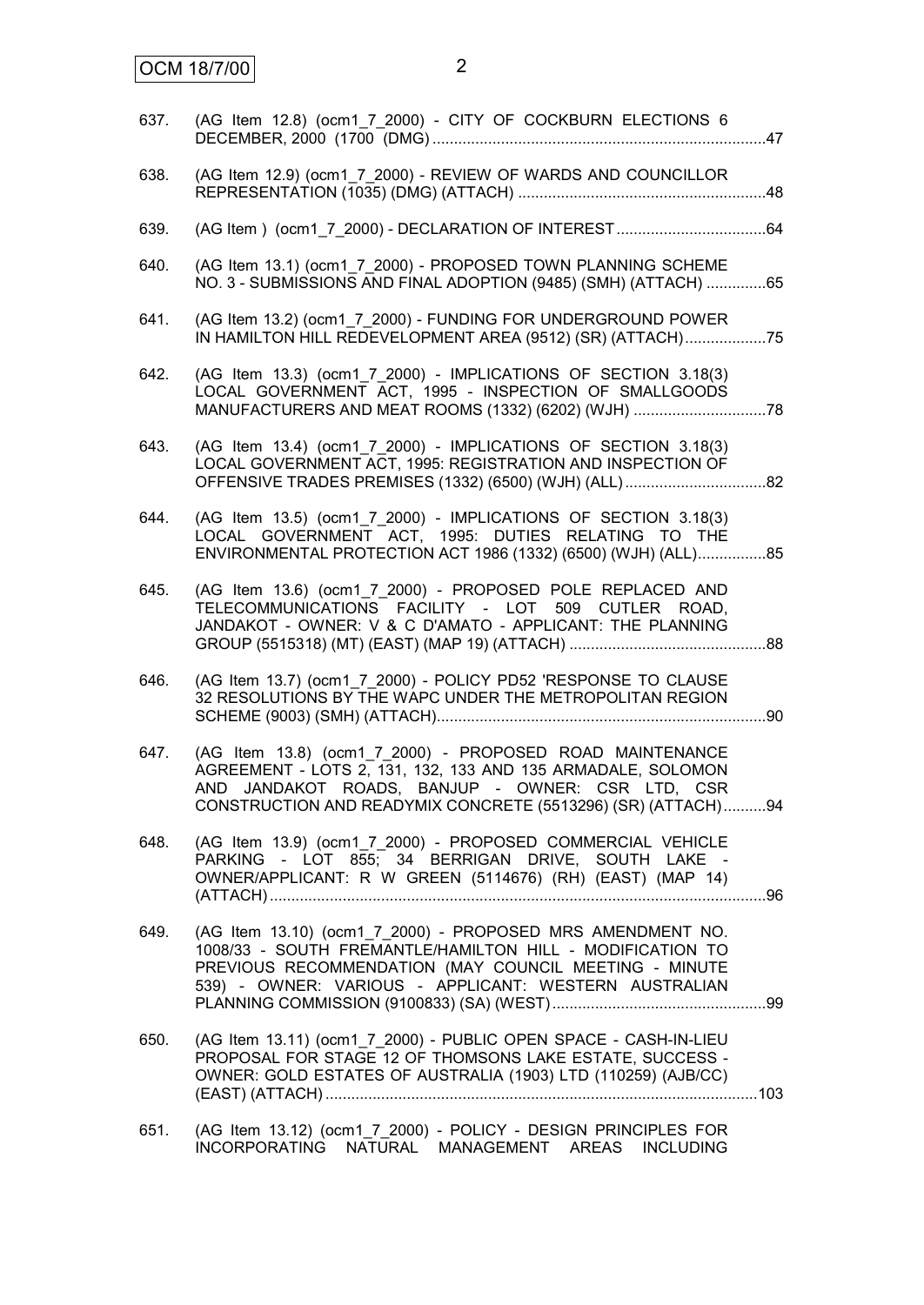637. (AG Item 12.8) (ocm1_7_2000) - CITY OF COCKBURN ELECTIONS 6 DECEMBER, 2000 (1700 (DMG) ....................47

638. (AG Item 12.9) (ocm1_7_2000) - REVIEW OF WARDS AND COUNCILLOR REPRESENTATION (1035) (DMG) (ATTACH) ....................48

639. (AG Item ) (ocm1_7_2000) - DECLARATION OF INTEREST ....................64

640. (AG Item 13.1) (ocm1_7_2000) - PROPOSED TOWN PLANNING SCHEME NO. 3 - SUBMISSIONS AND FINAL ADOPTION (9485) (SMH) (ATTACH) ....................65

641. (AG Item 13.2) (ocm1_7_2000) - FUNDING FOR UNDERGROUND POWER IN HAMILTON HILL REDEVELOPMENT AREA (9512) (SR) (ATTACH) ....................75

642. (AG Item 13.3) (ocm1_7_2000) - IMPLICATIONS OF SECTION 3.18(3) LOCAL GOVERNMENT ACT, 1995 - INSPECTION OF SMALLGOODS MANUFACTURERS AND MEAT ROOMS (1332) (6202) (WJH) ....................78

643. (AG Item 13.4) (ocm1_7_2000) - IMPLICATIONS OF SECTION 3.18(3) LOCAL GOVERNMENT ACT, 1995: REGISTRATION AND INSPECTION OF OFFENSIVE TRADES PREMISES (1332) (6500) (WJH) (ALL) ....................82

644. (AG Item 13.5) (ocm1_7_2000) - IMPLICATIONS OF SECTION 3.18(3) LOCAL GOVERNMENT ACT, 1995: DUTIES RELATING TO THE ENVIRONMENTAL PROTECTION ACT 1986 (1332) (6500) (WJH) (ALL) ....................85

645. (AG Item 13.6) (ocm1_7_2000) - PROPOSED POLE REPLACED AND TELECOMMUNICATIONS FACILITY - LOT 509 CUTLER ROAD, JANDAKOT - OWNER: V & C D'AMATO - APPLICANT: THE PLANNING GROUP (5515318) (MT) (EAST) (MAP 19) (ATTACH) ....................88

646. (AG Item 13.7) (ocm1_7_2000) - POLICY PD52 'RESPONSE TO CLAUSE 32 RESOLUTIONS BY THE WAPC UNDER THE METROPOLITAN REGION SCHEME (9003) (SMH) (ATTACH) ....................90

647. (AG Item 13.8) (ocm1_7_2000) - PROPOSED ROAD MAINTENANCE AGREEMENT - LOTS 2, 131, 132, 133 AND 135 ARMADALE, SOLOMON AND JANDAKOT ROADS, BANJUP - OWNER: CSR LTD, CSR CONSTRUCTION AND READYMIX CONCRETE (5513296) (SR) (ATTACH) ....................94

648. (AG Item 13.9) (ocm1_7_2000) - PROPOSED COMMERCIAL VEHICLE PARKING - LOT 855; 34 BERRIGAN DRIVE, SOUTH LAKE - OWNER/APPLICANT: R W GREEN (5114676) (RH) (EAST) (MAP 14) (ATTACH) ....................96

649. (AG Item 13.10) (ocm1_7_2000) - PROPOSED MRS AMENDMENT NO. 1008/33 - SOUTH FREMANTLE/HAMILTON HILL - MODIFICATION TO PREVIOUS RECOMMENDATION (MAY COUNCIL MEETING - MINUTE 539) - OWNER: VARIOUS - APPLICANT: WESTERN AUSTRALIAN PLANNING COMMISSION (9100833) (SA) (WEST) ....................99

650. (AG Item 13.11) (ocm1_7_2000) - PUBLIC OPEN SPACE - CASH-IN-LIEU PROPOSAL FOR STAGE 12 OF THOMSONS LAKE ESTATE, SUCCESS - OWNER: GOLD ESTATES OF AUSTRALIA (1903) LTD (110259) (AJB/CC) (EAST) (ATTACH) ....................103

651. (AG Item 13.12) (ocm1_7_2000) - POLICY - DESIGN PRINCIPLES FOR INCORPORATING NATURAL MANAGEMENT AREAS INCLUDING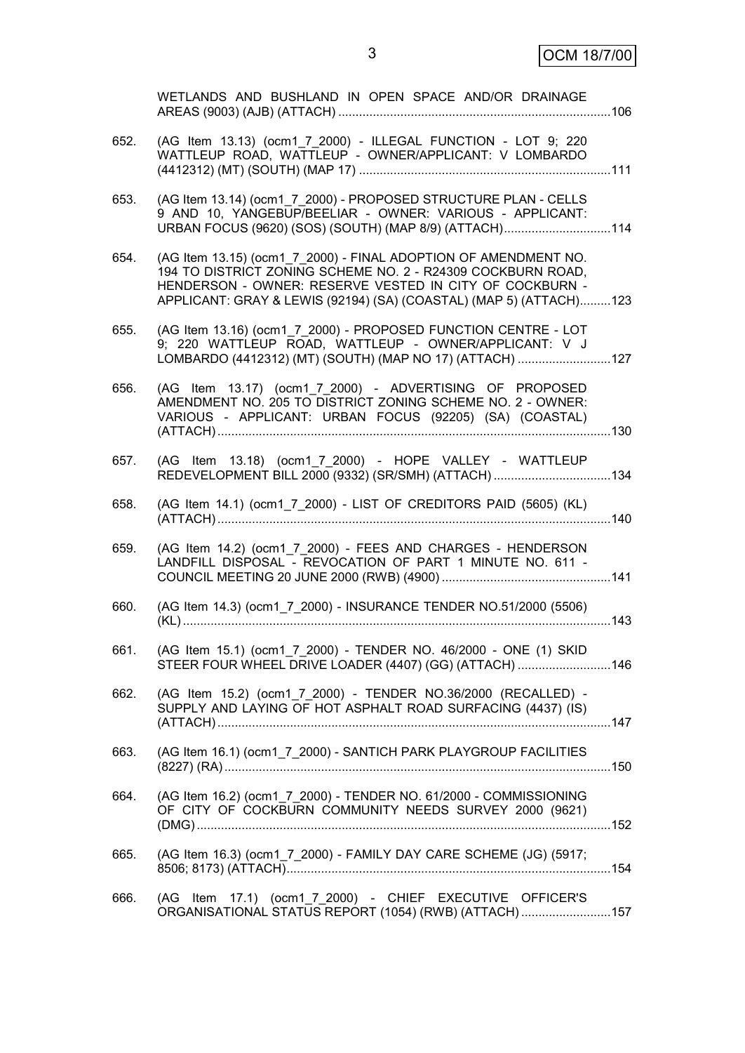WETLANDS AND BUSHLAND IN OPEN SPACE AND/OR DRAINAGE AREAS (9003) (AJB) (ATTACH) ....................................................................................106

652. (AG Item 13.13) (ocm1_7_2000) - ILLEGAL FUNCTION - LOT 9; 220 WATTLEUP ROAD, WATTLEUP - OWNER/APPLICANT: V LOMBARDO (4412312) (MT) (SOUTH) (MAP 17) ..........................................................................111

653. (AG Item 13.14) (ocm1_7_2000) - PROPOSED STRUCTURE PLAN - CELLS 9 AND 10, YANGEBUP/BEELIAR - OWNER: VARIOUS - APPLICANT: URBAN FOCUS (9620) (SOS) (SOUTH) (MAP 8/9) (ATTACH)................................114

654. (AG Item 13.15) (ocm1_7_2000) - FINAL ADOPTION OF AMENDMENT NO. 194 TO DISTRICT ZONING SCHEME NO. 2 - R24309 COCKBURN ROAD, HENDERSON - OWNER: RESERVE VESTED IN CITY OF COCKBURN - APPLICANT: GRAY & LEWIS (92194) (SA) (COASTAL) (MAP 5) (ATTACH).........123

655. (AG Item 13.16) (ocm1_7_2000) - PROPOSED FUNCTION CENTRE - LOT 9; 220 WATTLEUP ROAD, WATTLEUP - OWNER/APPLICANT: V J LOMBARDO (4412312) (MT) (SOUTH) (MAP NO 17) (ATTACH) ...........................127

656. (AG Item 13.17) (ocm1_7_2000) - ADVERTISING OF PROPOSED AMENDMENT NO. 205 TO DISTRICT ZONING SCHEME NO. 2 - OWNER: VARIOUS - APPLICANT: URBAN FOCUS (92205) (SA) (COASTAL) (ATTACH).................................................................................................................130

657. (AG Item 13.18) (ocm1_7_2000) - HOPE VALLEY - WATTLEUP REDEVELOPMENT BILL 2000 (9332) (SR/SMH) (ATTACH) ..................................134

658. (AG Item 14.1) (ocm1_7_2000) - LIST OF CREDITORS PAID (5605) (KL) (ATTACH).................................................................................................................140

659. (AG Item 14.2) (ocm1_7_2000) - FEES AND CHARGES - HENDERSON LANDFILL DISPOSAL - REVOCATION OF PART 1 MINUTE NO. 611 - COUNCIL MEETING 20 JUNE 2000 (RWB) (4900) .................................................141

660. (AG Item 14.3) (ocm1_7_2000) - INSURANCE TENDER NO.51/2000 (5506) (KL)...........................................................................................................................143

661. (AG Item 15.1) (ocm1_7_2000) - TENDER NO. 46/2000 - ONE (1) SKID STEER FOUR WHEEL DRIVE LOADER (4407) (GG) (ATTACH) ...........................146

662. (AG Item 15.2) (ocm1_7_2000) - TENDER NO.36/2000 (RECALLED) - SUPPLY AND LAYING OF HOT ASPHALT ROAD SURFACING (4437) (IS) (ATTACH).................................................................................................................147

663. (AG Item 16.1) (ocm1_7_2000) - SANTICH PARK PLAYGROUP FACILITIES (8227) (RA)...............................................................................................................150

664. (AG Item 16.2) (ocm1_7_2000) - TENDER NO. 61/2000 - COMMISSIONING OF CITY OF COCKBURN COMMUNITY NEEDS SURVEY 2000 (9621) (DMG).......................................................................................................................152

665. (AG Item 16.3) (ocm1_7_2000) - FAMILY DAY CARE SCHEME (JG) (5917; 8506; 8173) (ATTACH).............................................................................................154

666. (AG Item 17.1) (ocm1_7_2000) - CHIEF EXECUTIVE OFFICER'S ORGANISATIONAL STATUS REPORT (1054) (RWB) (ATTACH) ..........................157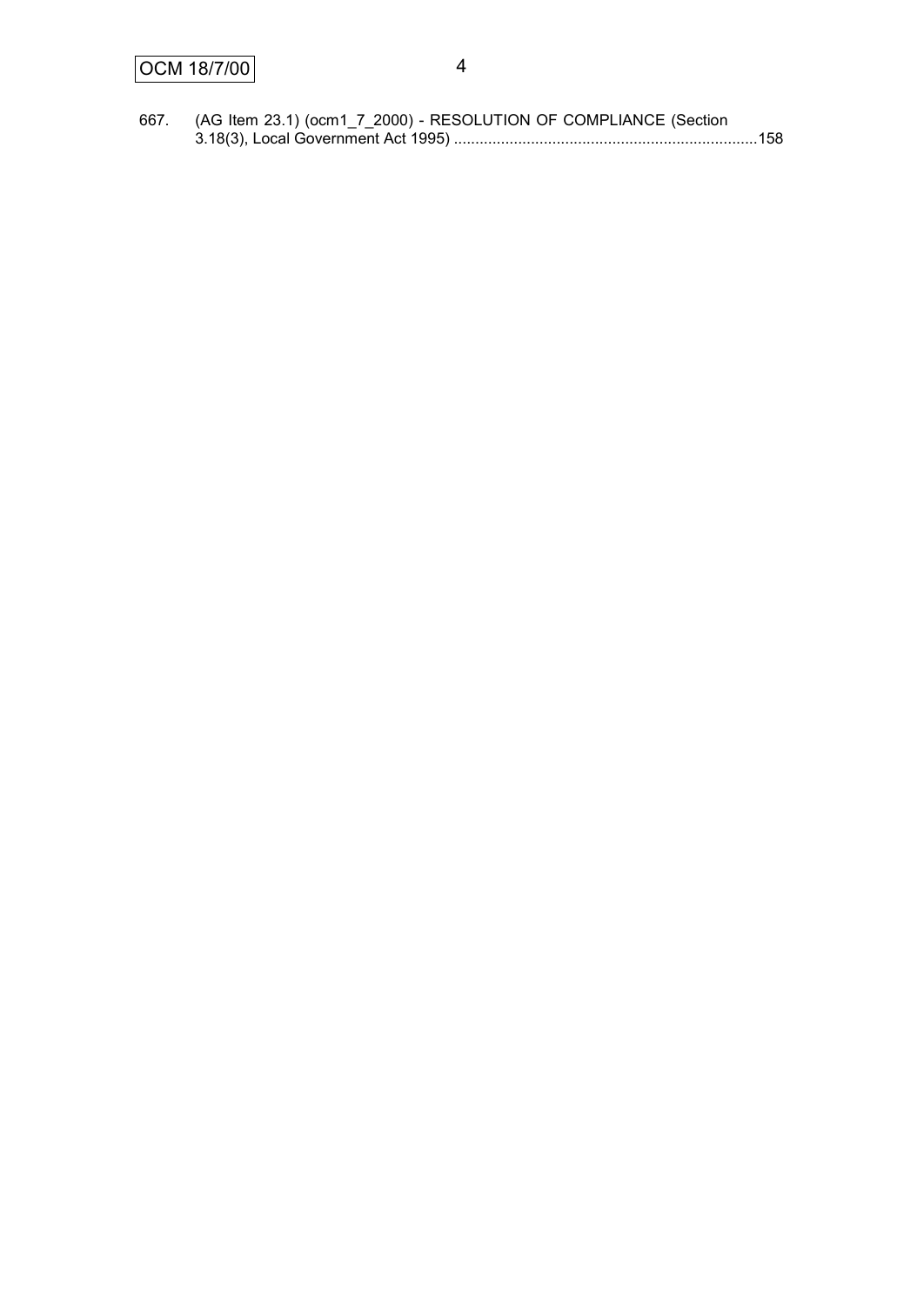667. (AG Item 23.1) (ocm1_7_2000) - RESOLUTION OF COMPLIANCE (Section 3.18(3), Local Government Act 1995) .......................................................................158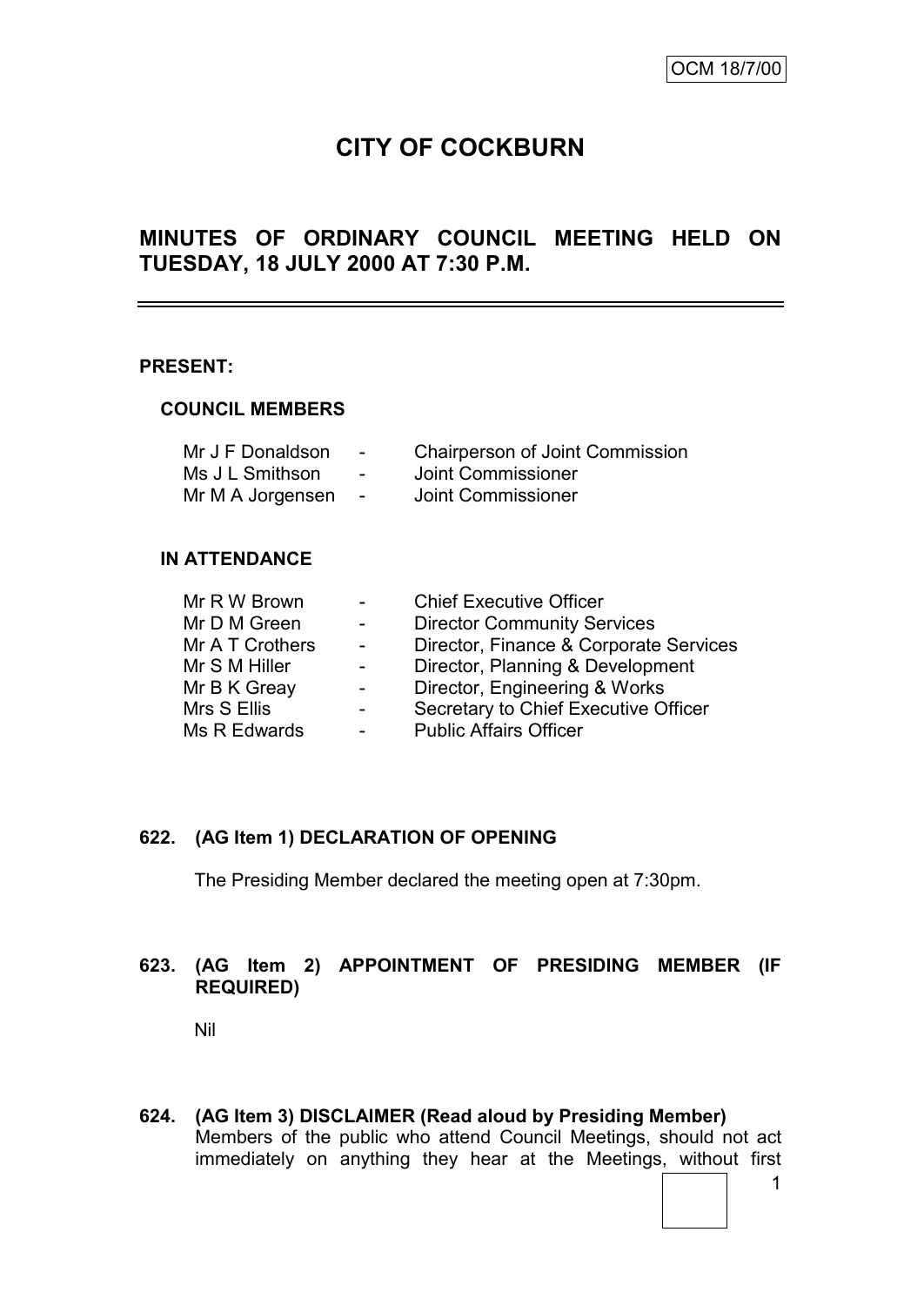OCM 18/7/00

# CITY OF COCKBURN

## MINUTES OF ORDINARY COUNCIL MEETING HELD ON TUESDAY, 18 JULY 2000 AT 7:30 P.M.

**PRESENT:**

**COUNCIL MEMBERS**

| | | |
|---|---|---|
| Mr J F Donaldson | - | Chairperson of Joint Commission |
| Ms J L Smithson | - | Joint Commissioner |
| Mr M A Jorgensen | - | Joint Commissioner |

**IN ATTENDANCE**

| | | |
|---|---|---|
| Mr R W Brown | - | Chief Executive Officer |
| Mr D M Green | - | Director Community Services |
| Mr A T Crothers | - | Director, Finance & Corporate Services |
| Mr S M Hiller | - | Director, Planning & Development |
| Mr B K Greay | - | Director, Engineering & Works |
| Mrs S Ellis | - | Secretary to Chief Executive Officer |
| Ms R Edwards | - | Public Affairs Officer |

### 622. (AG Item 1) DECLARATION OF OPENING

The Presiding Member declared the meeting open at 7:30pm.

### 623. (AG Item 2) APPOINTMENT OF PRESIDING MEMBER (IF REQUIRED)

Nil

### 624. (AG Item 3) DISCLAIMER (Read aloud by Presiding Member)

Members of the public who attend Council Meetings, should not act immediately on anything they hear at the Meetings, without first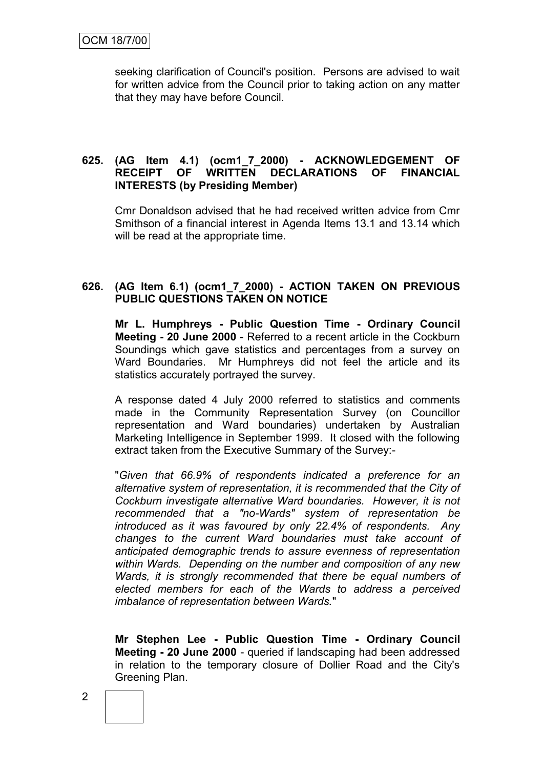seeking clarification of Council's position. Persons are advised to wait for written advice from the Council prior to taking action on any matter that they may have before Council.

**625. (AG Item 4.1) (ocm1_7_2000) - ACKNOWLEDGEMENT OF RECEIPT OF WRITTEN DECLARATIONS OF FINANCIAL INTERESTS (by Presiding Member)**

Cmr Donaldson advised that he had received written advice from Cmr Smithson of a financial interest in Agenda Items 13.1 and 13.14 which will be read at the appropriate time.

**626. (AG Item 6.1) (ocm1_7_2000) - ACTION TAKEN ON PREVIOUS PUBLIC QUESTIONS TAKEN ON NOTICE**

**Mr L. Humphreys - Public Question Time - Ordinary Council Meeting - 20 June 2000** - Referred to a recent article in the Cockburn Soundings which gave statistics and percentages from a survey on Ward Boundaries. Mr Humphreys did not feel the article and its statistics accurately portrayed the survey.

A response dated 4 July 2000 referred to statistics and comments made in the Community Representation Survey (on Councillor representation and Ward boundaries) undertaken by Australian Marketing Intelligence in September 1999. It closed with the following extract taken from the Executive Summary of the Survey:-

"*Given that 66.9% of respondents indicated a preference for an alternative system of representation, it is recommended that the City of Cockburn investigate alternative Ward boundaries. However, it is not recommended that a "no-Wards" system of representation be introduced as it was favoured by only 22.4% of respondents. Any changes to the current Ward boundaries must take account of anticipated demographic trends to assure evenness of representation within Wards. Depending on the number and composition of any new Wards, it is strongly recommended that there be equal numbers of elected members for each of the Wards to address a perceived imbalance of representation between Wards.*"

**Mr Stephen Lee - Public Question Time - Ordinary Council Meeting - 20 June 2000** - queried if landscaping had been addressed in relation to the temporary closure of Dollier Road and the City's Greening Plan.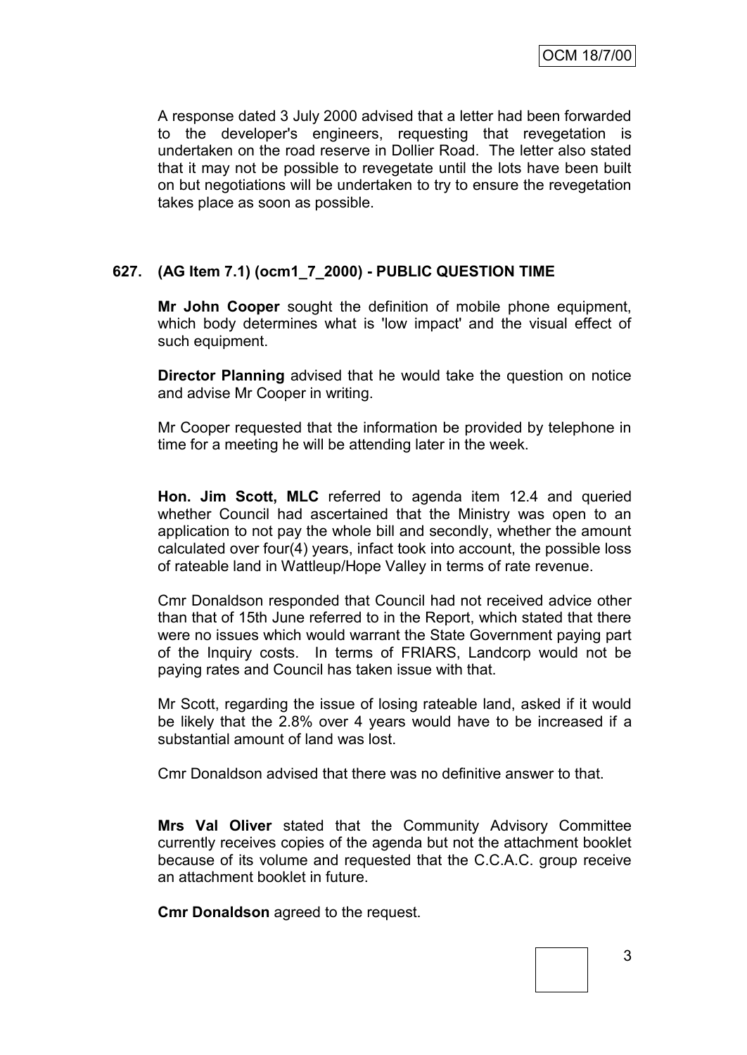A response dated 3 July 2000 advised that a letter had been forwarded to the developer's engineers, requesting that revegetation is undertaken on the road reserve in Dollier Road. The letter also stated that it may not be possible to revegetate until the lots have been built on but negotiations will be undertaken to try to ensure the revegetation takes place as soon as possible.

## 627. (AG Item 7.1) (ocm1_7_2000) - PUBLIC QUESTION TIME

**Mr John Cooper** sought the definition of mobile phone equipment, which body determines what is 'low impact' and the visual effect of such equipment.

**Director Planning** advised that he would take the question on notice and advise Mr Cooper in writing.

Mr Cooper requested that the information be provided by telephone in time for a meeting he will be attending later in the week.

**Hon. Jim Scott, MLC** referred to agenda item 12.4 and queried whether Council had ascertained that the Ministry was open to an application to not pay the whole bill and secondly, whether the amount calculated over four(4) years, infact took into account, the possible loss of rateable land in Wattleup/Hope Valley in terms of rate revenue.

Cmr Donaldson responded that Council had not received advice other than that of 15th June referred to in the Report, which stated that there were no issues which would warrant the State Government paying part of the Inquiry costs. In terms of FRIARS, Landcorp would not be paying rates and Council has taken issue with that.

Mr Scott, regarding the issue of losing rateable land, asked if it would be likely that the 2.8% over 4 years would have to be increased if a substantial amount of land was lost.

Cmr Donaldson advised that there was no definitive answer to that.

**Mrs Val Oliver** stated that the Community Advisory Committee currently receives copies of the agenda but not the attachment booklet because of its volume and requested that the C.C.A.C. group receive an attachment booklet in future.

**Cmr Donaldson** agreed to the request.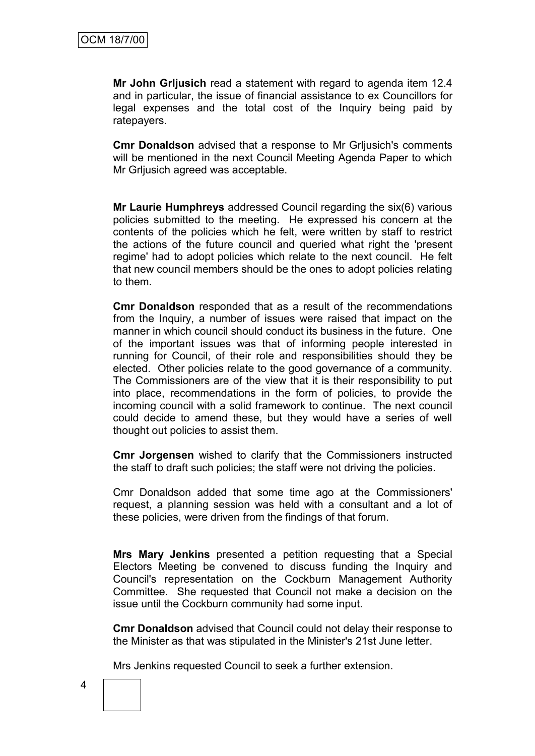**Mr John Grljusich** read a statement with regard to agenda item 12.4 and in particular, the issue of financial assistance to ex Councillors for legal expenses and the total cost of the Inquiry being paid by ratepayers.

**Cmr Donaldson** advised that a response to Mr Grljusich's comments will be mentioned in the next Council Meeting Agenda Paper to which Mr Grljusich agreed was acceptable.

**Mr Laurie Humphreys** addressed Council regarding the six(6) various policies submitted to the meeting. He expressed his concern at the contents of the policies which he felt, were written by staff to restrict the actions of the future council and queried what right the 'present regime' had to adopt policies which relate to the next council. He felt that new council members should be the ones to adopt policies relating to them.

**Cmr Donaldson** responded that as a result of the recommendations from the Inquiry, a number of issues were raised that impact on the manner in which council should conduct its business in the future. One of the important issues was that of informing people interested in running for Council, of their role and responsibilities should they be elected. Other policies relate to the good governance of a community. The Commissioners are of the view that it is their responsibility to put into place, recommendations in the form of policies, to provide the incoming council with a solid framework to continue. The next council could decide to amend these, but they would have a series of well thought out policies to assist them.

**Cmr Jorgensen** wished to clarify that the Commissioners instructed the staff to draft such policies; the staff were not driving the policies.

Cmr Donaldson added that some time ago at the Commissioners' request, a planning session was held with a consultant and a lot of these policies, were driven from the findings of that forum.

**Mrs Mary Jenkins** presented a petition requesting that a Special Electors Meeting be convened to discuss funding the Inquiry and Council's representation on the Cockburn Management Authority Committee. She requested that Council not make a decision on the issue until the Cockburn community had some input.

**Cmr Donaldson** advised that Council could not delay their response to the Minister as that was stipulated in the Minister's 21st June letter.

Mrs Jenkins requested Council to seek a further extension.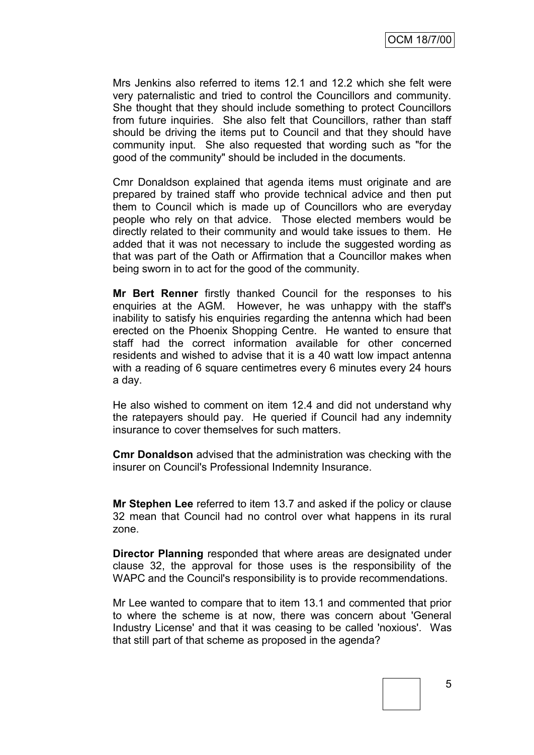Mrs Jenkins also referred to items 12.1 and 12.2 which she felt were very paternalistic and tried to control the Councillors and community. She thought that they should include something to protect Councillors from future inquiries. She also felt that Councillors, rather than staff should be driving the items put to Council and that they should have community input. She also requested that wording such as "for the good of the community" should be included in the documents.

Cmr Donaldson explained that agenda items must originate and are prepared by trained staff who provide technical advice and then put them to Council which is made up of Councillors who are everyday people who rely on that advice. Those elected members would be directly related to their community and would take issues to them. He added that it was not necessary to include the suggested wording as that was part of the Oath or Affirmation that a Councillor makes when being sworn in to act for the good of the community.

**Mr Bert Renner** firstly thanked Council for the responses to his enquiries at the AGM. However, he was unhappy with the staff's inability to satisfy his enquiries regarding the antenna which had been erected on the Phoenix Shopping Centre. He wanted to ensure that staff had the correct information available for other concerned residents and wished to advise that it is a 40 watt low impact antenna with a reading of 6 square centimetres every 6 minutes every 24 hours a day.

He also wished to comment on item 12.4 and did not understand why the ratepayers should pay. He queried if Council had any indemnity insurance to cover themselves for such matters.

**Cmr Donaldson** advised that the administration was checking with the insurer on Council's Professional Indemnity Insurance.

**Mr Stephen Lee** referred to item 13.7 and asked if the policy or clause 32 mean that Council had no control over what happens in its rural zone.

**Director Planning** responded that where areas are designated under clause 32, the approval for those uses is the responsibility of the WAPC and the Council's responsibility is to provide recommendations.

Mr Lee wanted to compare that to item 13.1 and commented that prior to where the scheme is at now, there was concern about 'General Industry License' and that it was ceasing to be called 'noxious'. Was that still part of that scheme as proposed in the agenda?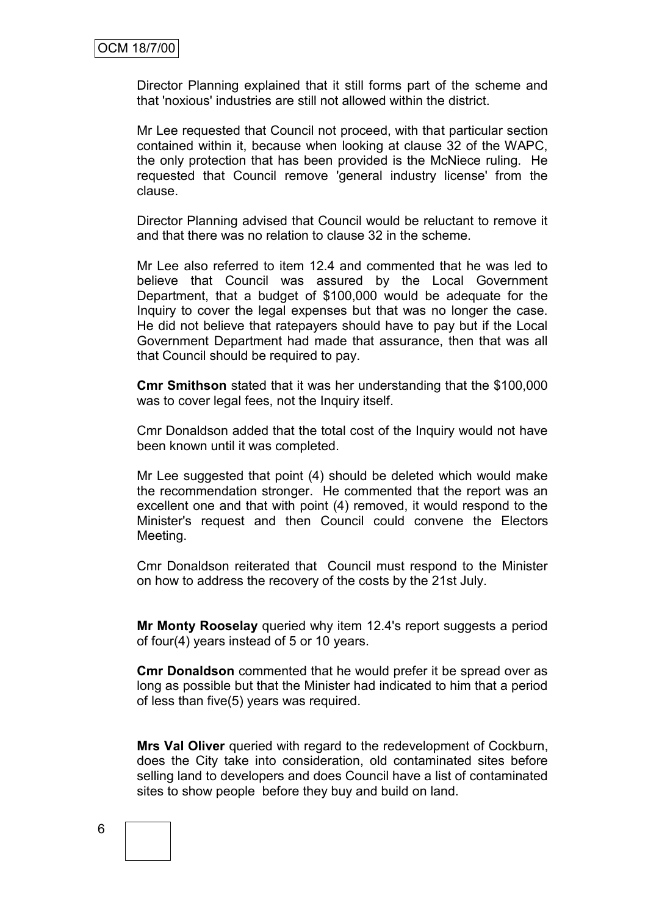Director Planning explained that it still forms part of the scheme and that 'noxious' industries are still not allowed within the district.

Mr Lee requested that Council not proceed, with that particular section contained within it, because when looking at clause 32 of the WAPC, the only protection that has been provided is the McNiece ruling. He requested that Council remove 'general industry license' from the clause.

Director Planning advised that Council would be reluctant to remove it and that there was no relation to clause 32 in the scheme.

Mr Lee also referred to item 12.4 and commented that he was led to believe that Council was assured by the Local Government Department, that a budget of $100,000 would be adequate for the Inquiry to cover the legal expenses but that was no longer the case. He did not believe that ratepayers should have to pay but if the Local Government Department had made that assurance, then that was all that Council should be required to pay.

**Cmr Smithson** stated that it was her understanding that the $100,000 was to cover legal fees, not the Inquiry itself.

Cmr Donaldson added that the total cost of the Inquiry would not have been known until it was completed.

Mr Lee suggested that point (4) should be deleted which would make the recommendation stronger. He commented that the report was an excellent one and that with point (4) removed, it would respond to the Minister's request and then Council could convene the Electors Meeting.

Cmr Donaldson reiterated that Council must respond to the Minister on how to address the recovery of the costs by the 21st July.

**Mr Monty Rooselay** queried why item 12.4's report suggests a period of four(4) years instead of 5 or 10 years.

**Cmr Donaldson** commented that he would prefer it be spread over as long as possible but that the Minister had indicated to him that a period of less than five(5) years was required.

**Mrs Val Oliver** queried with regard to the redevelopment of Cockburn, does the City take into consideration, old contaminated sites before selling land to developers and does Council have a list of contaminated sites to show people before they buy and build on land.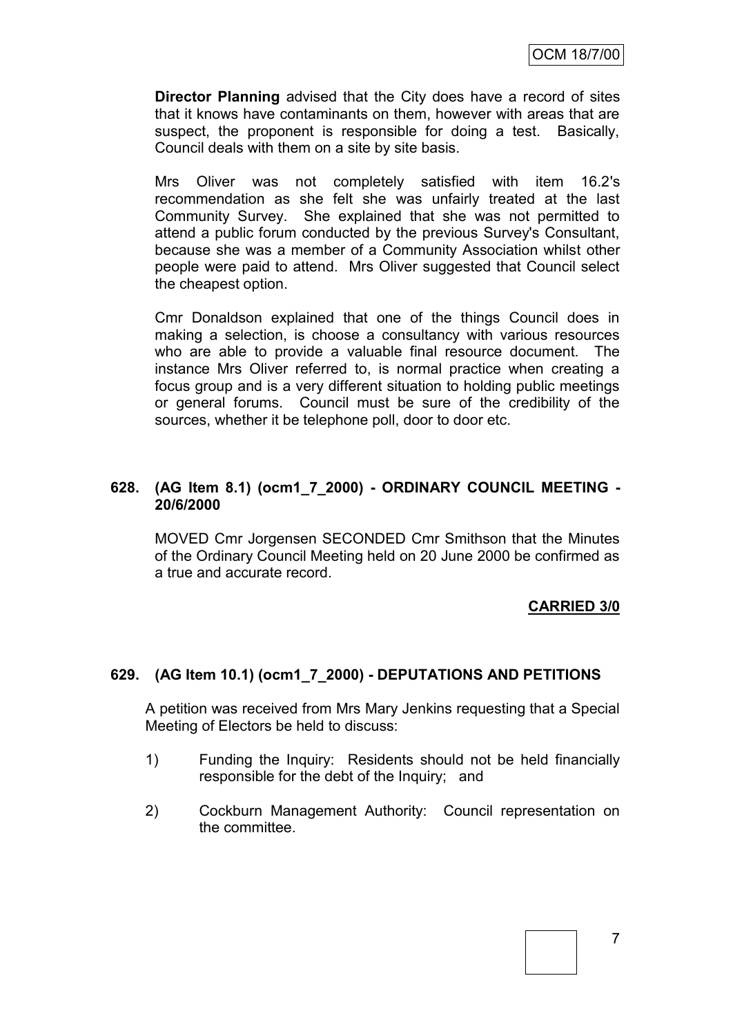**Director Planning** advised that the City does have a record of sites that it knows have contaminants on them, however with areas that are suspect, the proponent is responsible for doing a test. Basically, Council deals with them on a site by site basis.

Mrs Oliver was not completely satisfied with item 16.2's recommendation as she felt she was unfairly treated at the last Community Survey. She explained that she was not permitted to attend a public forum conducted by the previous Survey's Consultant, because she was a member of a Community Association whilst other people were paid to attend. Mrs Oliver suggested that Council select the cheapest option.

Cmr Donaldson explained that one of the things Council does in making a selection, is choose a consultancy with various resources who are able to provide a valuable final resource document. The instance Mrs Oliver referred to, is normal practice when creating a focus group and is a very different situation to holding public meetings or general forums. Council must be sure of the credibility of the sources, whether it be telephone poll, door to door etc.

**628. (AG Item 8.1) (ocm1_7_2000) - ORDINARY COUNCIL MEETING - 20/6/2000**

MOVED Cmr Jorgensen SECONDED Cmr Smithson that the Minutes of the Ordinary Council Meeting held on 20 June 2000 be confirmed as a true and accurate record.

**CARRIED 3/0**

**629. (AG Item 10.1) (ocm1_7_2000) - DEPUTATIONS AND PETITIONS**

A petition was received from Mrs Mary Jenkins requesting that a Special Meeting of Electors be held to discuss:

1) Funding the Inquiry: Residents should not be held financially responsible for the debt of the Inquiry; and

2) Cockburn Management Authority: Council representation on the committee.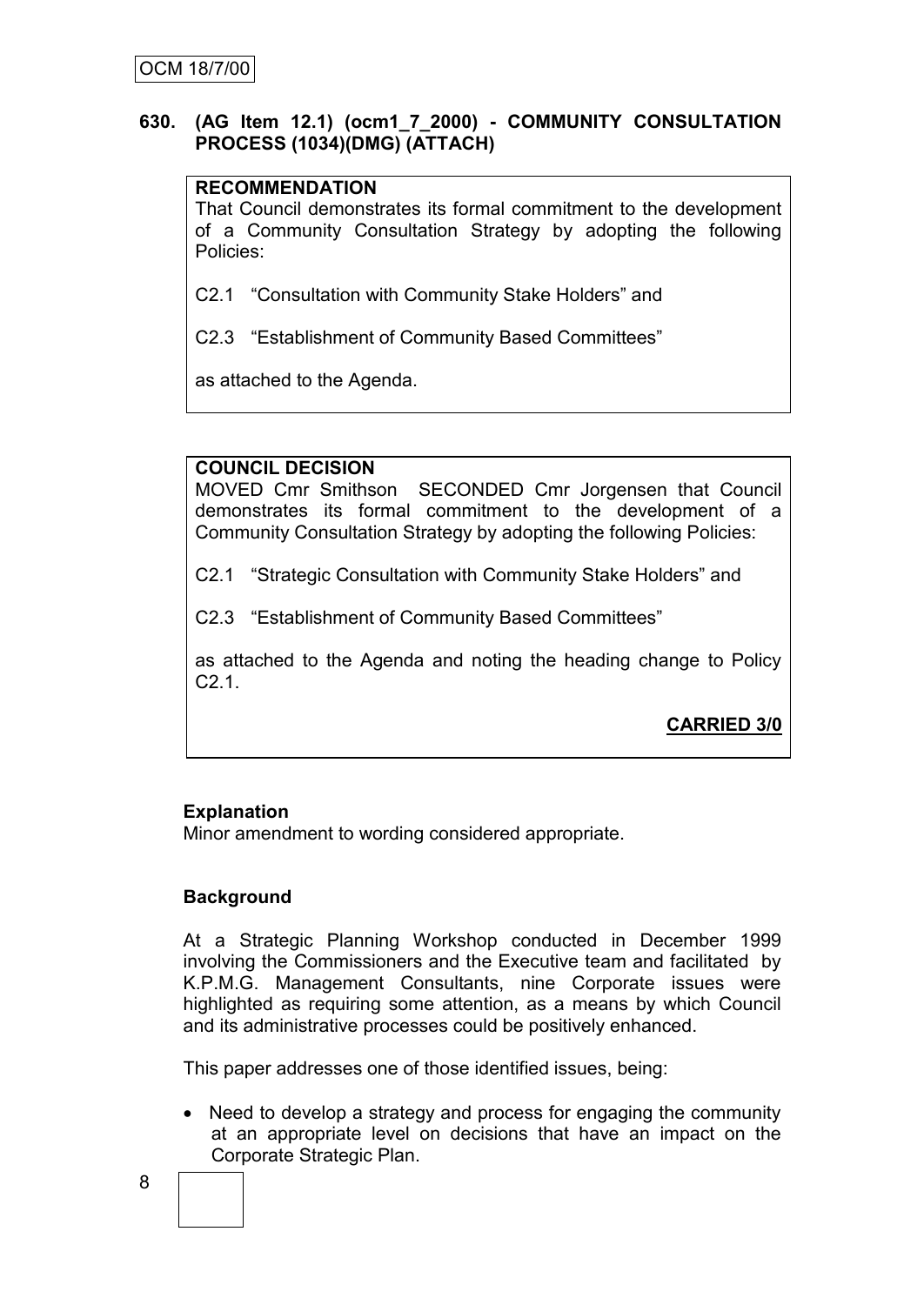## 630. (AG Item 12.1) (ocm1_7_2000) - COMMUNITY CONSULTATION PROCESS (1034)(DMG) (ATTACH)

**RECOMMENDATION**

That Council demonstrates its formal commitment to the development of a Community Consultation Strategy by adopting the following Policies:

C2.1 "Consultation with Community Stake Holders" and

C2.3 "Establishment of Community Based Committees"

as attached to the Agenda.

**COUNCIL DECISION**

MOVED Cmr Smithson SECONDED Cmr Jorgensen that Council demonstrates its formal commitment to the development of a Community Consultation Strategy by adopting the following Policies:

C2.1 "Strategic Consultation with Community Stake Holders" and

C2.3 "Establishment of Community Based Committees"

as attached to the Agenda and noting the heading change to Policy C2.1.

**CARRIED 3/0**

**Explanation**

Minor amendment to wording considered appropriate.

**Background**

At a Strategic Planning Workshop conducted in December 1999 involving the Commissioners and the Executive team and facilitated by K.P.M.G. Management Consultants, nine Corporate issues were highlighted as requiring some attention, as a means by which Council and its administrative processes could be positively enhanced.

This paper addresses one of those identified issues, being:

- Need to develop a strategy and process for engaging the community at an appropriate level on decisions that have an impact on the Corporate Strategic Plan.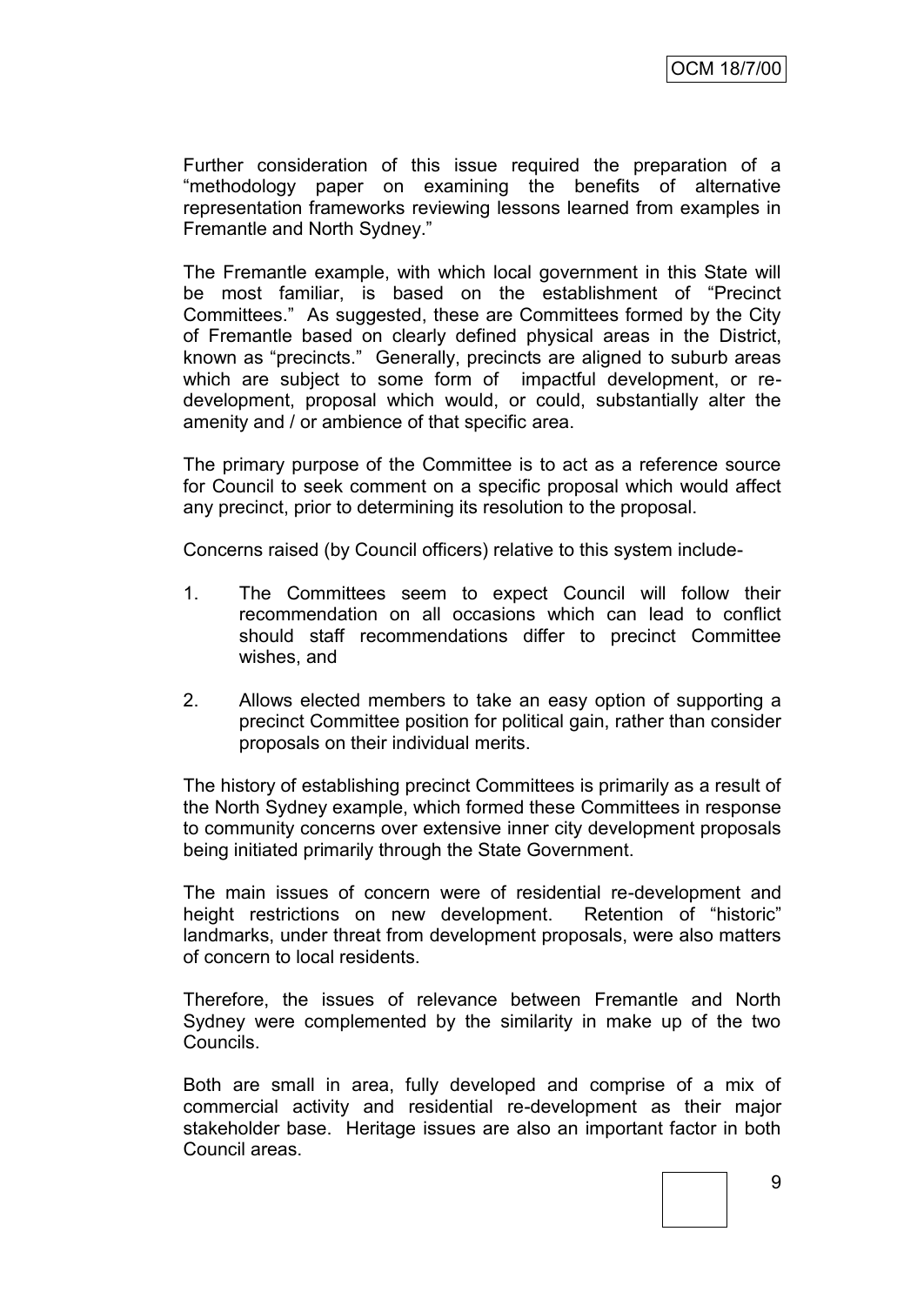Further consideration of this issue required the preparation of a "methodology paper on examining the benefits of alternative representation frameworks reviewing lessons learned from examples in Fremantle and North Sydney."

The Fremantle example, with which local government in this State will be most familiar, is based on the establishment of "Precinct Committees." As suggested, these are Committees formed by the City of Fremantle based on clearly defined physical areas in the District, known as "precincts." Generally, precincts are aligned to suburb areas which are subject to some form of impactful development, or re-development, proposal which would, or could, substantially alter the amenity and / or ambience of that specific area.

The primary purpose of the Committee is to act as a reference source for Council to seek comment on a specific proposal which would affect any precinct, prior to determining its resolution to the proposal.

Concerns raised (by Council officers) relative to this system include-

1. The Committees seem to expect Council will follow their recommendation on all occasions which can lead to conflict should staff recommendations differ to precinct Committee wishes, and

2. Allows elected members to take an easy option of supporting a precinct Committee position for political gain, rather than consider proposals on their individual merits.

The history of establishing precinct Committees is primarily as a result of the North Sydney example, which formed these Committees in response to community concerns over extensive inner city development proposals being initiated primarily through the State Government.

The main issues of concern were of residential re-development and height restrictions on new development. Retention of "historic" landmarks, under threat from development proposals, were also matters of concern to local residents.

Therefore, the issues of relevance between Fremantle and North Sydney were complemented by the similarity in make up of the two Councils.

Both are small in area, fully developed and comprise of a mix of commercial activity and residential re-development as their major stakeholder base. Heritage issues are also an important factor in both Council areas.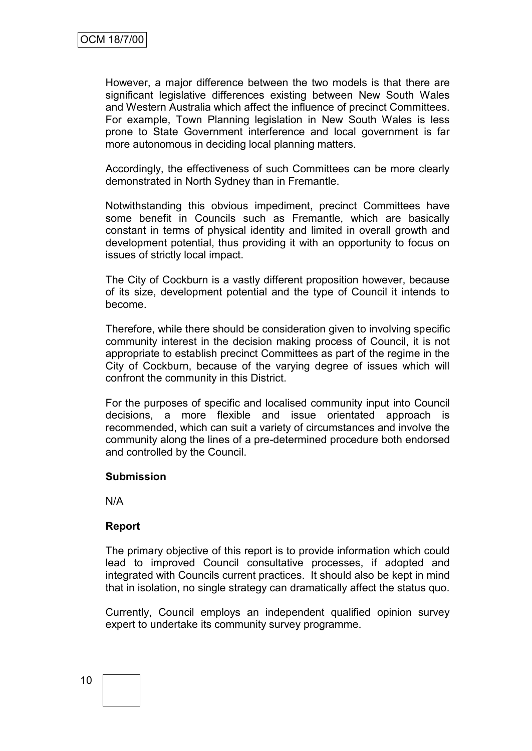However, a major difference between the two models is that there are significant legislative differences existing between New South Wales and Western Australia which affect the influence of precinct Committees. For example, Town Planning legislation in New South Wales is less prone to State Government interference and local government is far more autonomous in deciding local planning matters.

Accordingly, the effectiveness of such Committees can be more clearly demonstrated in North Sydney than in Fremantle.

Notwithstanding this obvious impediment, precinct Committees have some benefit in Councils such as Fremantle, which are basically constant in terms of physical identity and limited in overall growth and development potential, thus providing it with an opportunity to focus on issues of strictly local impact.

The City of Cockburn is a vastly different proposition however, because of its size, development potential and the type of Council it intends to become.

Therefore, while there should be consideration given to involving specific community interest in the decision making process of Council, it is not appropriate to establish precinct Committees as part of the regime in the City of Cockburn, because of the varying degree of issues which will confront the community in this District.

For the purposes of specific and localised community input into Council decisions, a more flexible and issue orientated approach is recommended, which can suit a variety of circumstances and involve the community along the lines of a pre-determined procedure both endorsed and controlled by the Council.

**Submission**

N/A

**Report**

The primary objective of this report is to provide information which could lead to improved Council consultative processes, if adopted and integrated with Councils current practices. It should also be kept in mind that in isolation, no single strategy can dramatically affect the status quo.

Currently, Council employs an independent qualified opinion survey expert to undertake its community survey programme.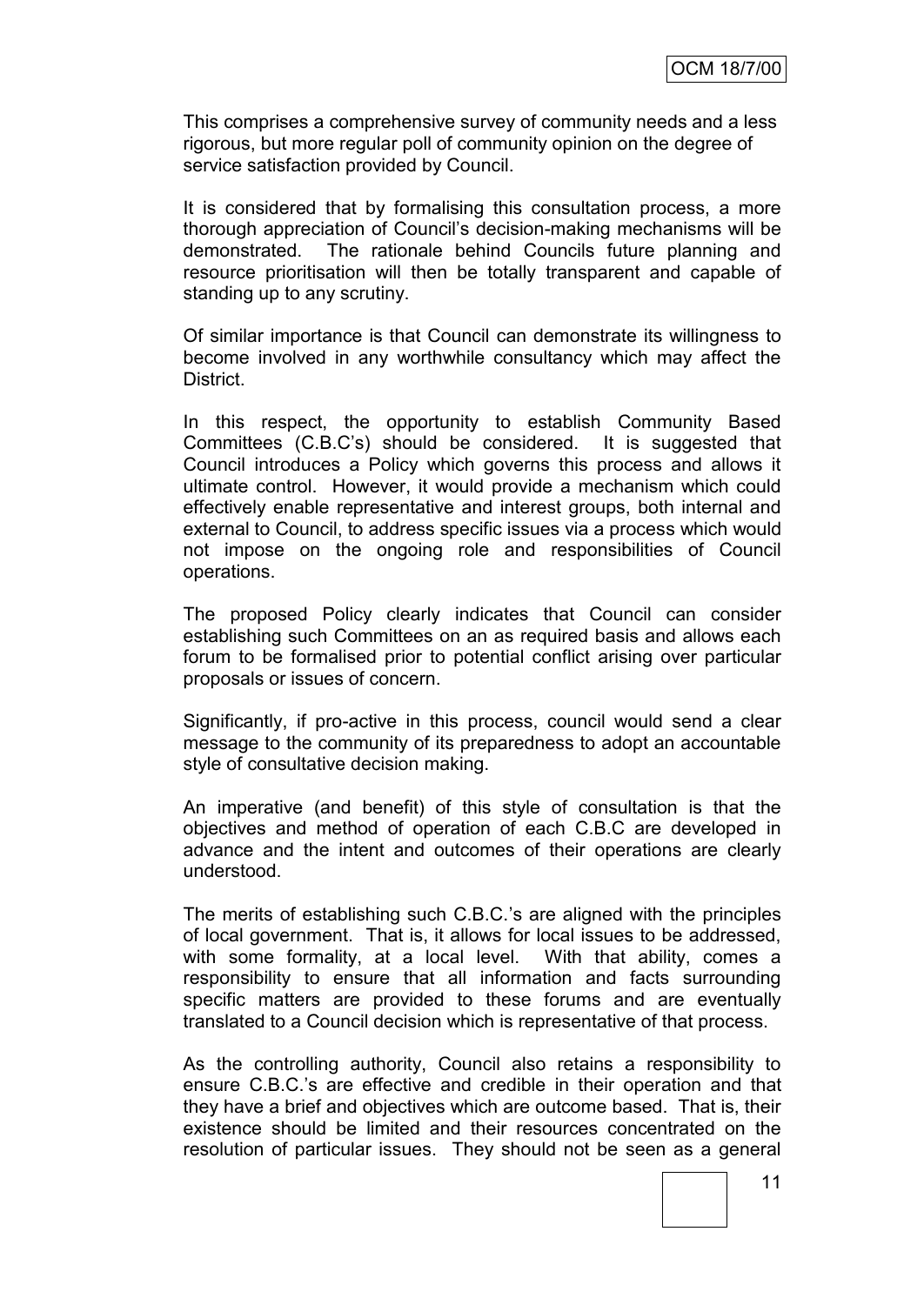This comprises a comprehensive survey of community needs and a less rigorous, but more regular poll of community opinion on the degree of service satisfaction provided by Council.

It is considered that by formalising this consultation process, a more thorough appreciation of Council's decision-making mechanisms will be demonstrated. The rationale behind Councils future planning and resource prioritisation will then be totally transparent and capable of standing up to any scrutiny.

Of similar importance is that Council can demonstrate its willingness to become involved in any worthwhile consultancy which may affect the District.

In this respect, the opportunity to establish Community Based Committees (C.B.C's) should be considered. It is suggested that Council introduces a Policy which governs this process and allows it ultimate control. However, it would provide a mechanism which could effectively enable representative and interest groups, both internal and external to Council, to address specific issues via a process which would not impose on the ongoing role and responsibilities of Council operations.

The proposed Policy clearly indicates that Council can consider establishing such Committees on an as required basis and allows each forum to be formalised prior to potential conflict arising over particular proposals or issues of concern.

Significantly, if pro-active in this process, council would send a clear message to the community of its preparedness to adopt an accountable style of consultative decision making.

An imperative (and benefit) of this style of consultation is that the objectives and method of operation of each C.B.C are developed in advance and the intent and outcomes of their operations are clearly understood.

The merits of establishing such C.B.C.'s are aligned with the principles of local government. That is, it allows for local issues to be addressed, with some formality, at a local level. With that ability, comes a responsibility to ensure that all information and facts surrounding specific matters are provided to these forums and are eventually translated to a Council decision which is representative of that process.

As the controlling authority, Council also retains a responsibility to ensure C.B.C.'s are effective and credible in their operation and that they have a brief and objectives which are outcome based. That is, their existence should be limited and their resources concentrated on the resolution of particular issues. They should not be seen as a general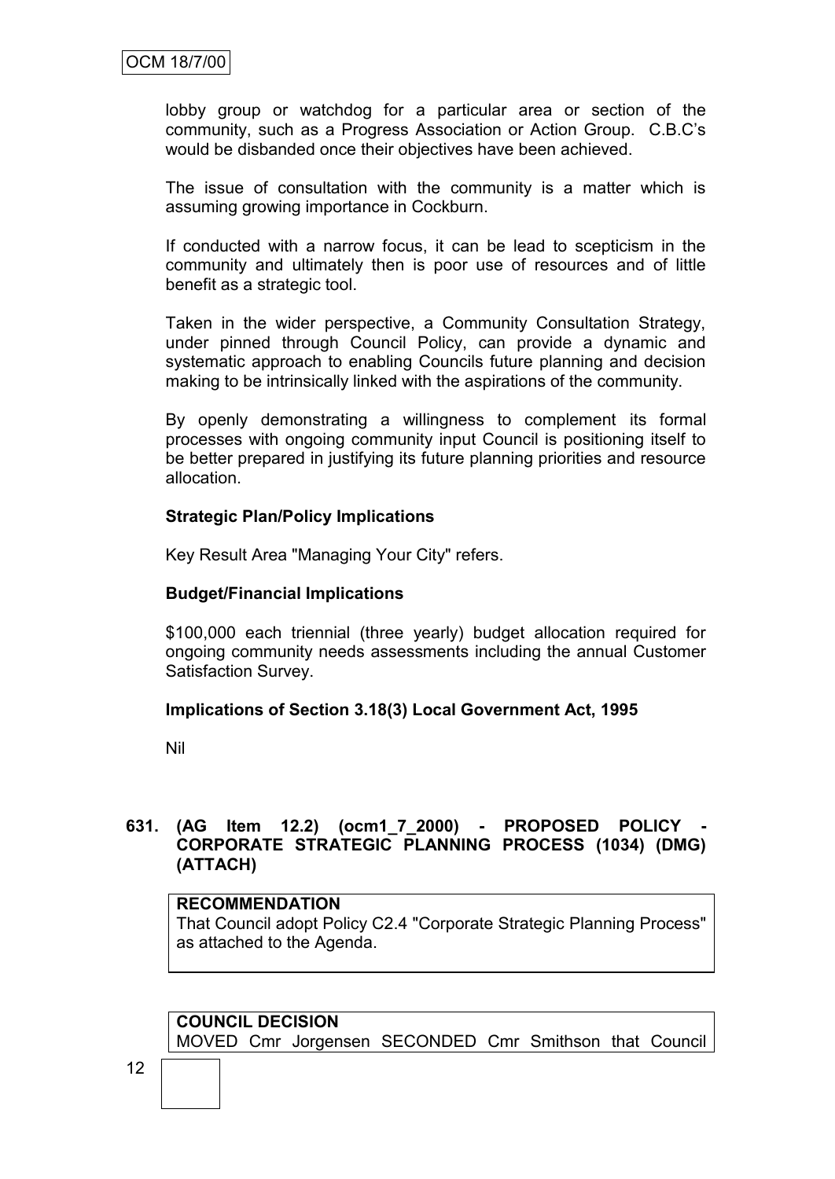lobby group or watchdog for a particular area or section of the community, such as a Progress Association or Action Group. C.B.C's would be disbanded once their objectives have been achieved.

The issue of consultation with the community is a matter which is assuming growing importance in Cockburn.

If conducted with a narrow focus, it can be lead to scepticism in the community and ultimately then is poor use of resources and of little benefit as a strategic tool.

Taken in the wider perspective, a Community Consultation Strategy, under pinned through Council Policy, can provide a dynamic and systematic approach to enabling Councils future planning and decision making to be intrinsically linked with the aspirations of the community.

By openly demonstrating a willingness to complement its formal processes with ongoing community input Council is positioning itself to be better prepared in justifying its future planning priorities and resource allocation.

**Strategic Plan/Policy Implications**

Key Result Area "Managing Your City" refers.

**Budget/Financial Implications**

$100,000 each triennial (three yearly) budget allocation required for ongoing community needs assessments including the annual Customer Satisfaction Survey.

**Implications of Section 3.18(3) Local Government Act, 1995**

Nil

## 631. (AG Item 12.2) (ocm1_7_2000) - PROPOSED POLICY - CORPORATE STRATEGIC PLANNING PROCESS (1034) (DMG) (ATTACH)

**RECOMMENDATION**
That Council adopt Policy C2.4 "Corporate Strategic Planning Process" as attached to the Agenda.

**COUNCIL DECISION**
MOVED Cmr Jorgensen SECONDED Cmr Smithson that Council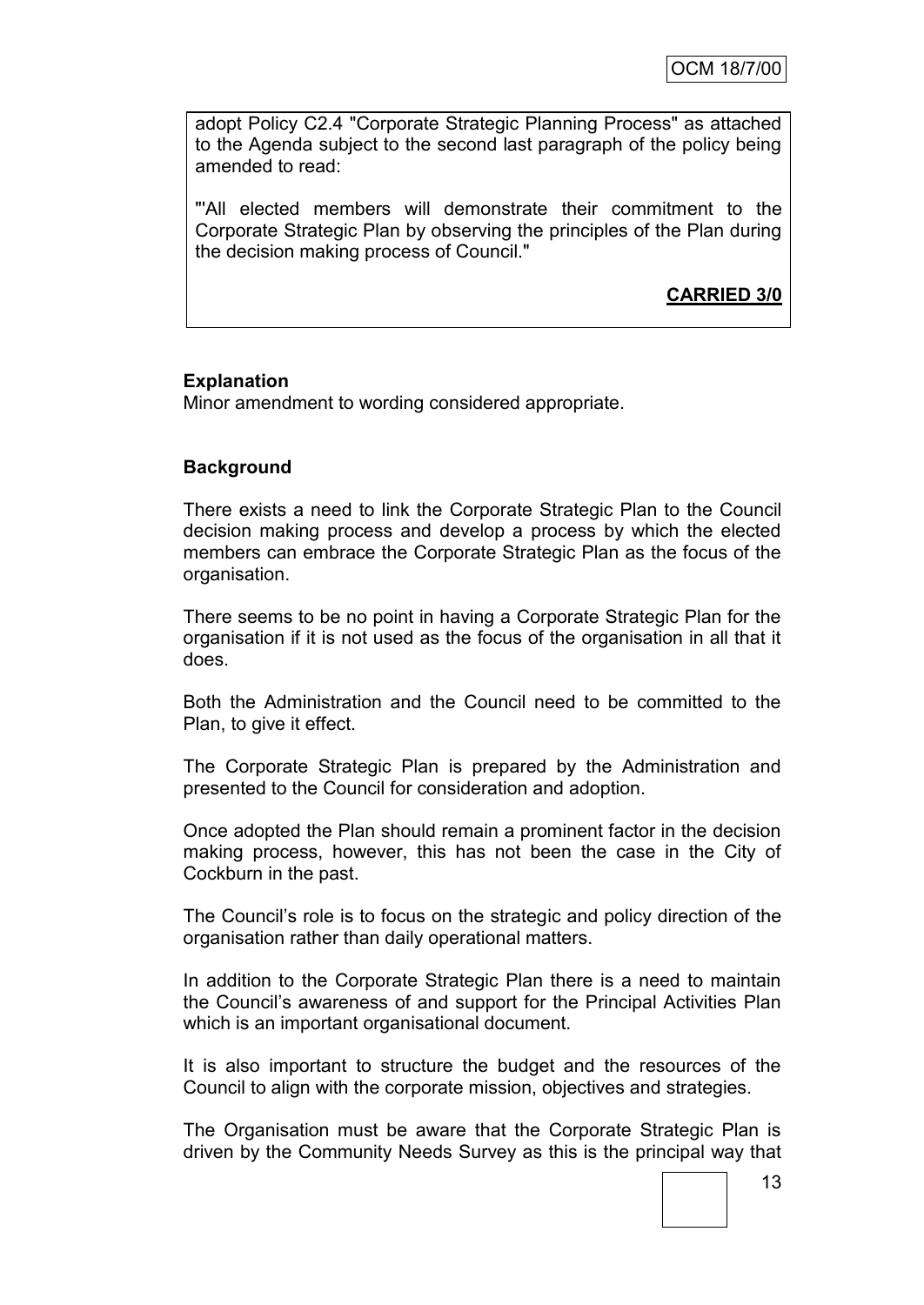adopt Policy C2.4 "Corporate Strategic Planning Process" as attached to the Agenda subject to the second last paragraph of the policy being amended to read:

"'All elected members will demonstrate their commitment to the Corporate Strategic Plan by observing the principles of the Plan during the decision making process of Council."

**CARRIED 3/0**

**Explanation**

Minor amendment to wording considered appropriate.

**Background**

There exists a need to link the Corporate Strategic Plan to the Council decision making process and develop a process by which the elected members can embrace the Corporate Strategic Plan as the focus of the organisation.

There seems to be no point in having a Corporate Strategic Plan for the organisation if it is not used as the focus of the organisation in all that it does.

Both the Administration and the Council need to be committed to the Plan, to give it effect.

The Corporate Strategic Plan is prepared by the Administration and presented to the Council for consideration and adoption.

Once adopted the Plan should remain a prominent factor in the decision making process, however, this has not been the case in the City of Cockburn in the past.

The Council's role is to focus on the strategic and policy direction of the organisation rather than daily operational matters.

In addition to the Corporate Strategic Plan there is a need to maintain the Council's awareness of and support for the Principal Activities Plan which is an important organisational document.

It is also important to structure the budget and the resources of the Council to align with the corporate mission, objectives and strategies.

The Organisation must be aware that the Corporate Strategic Plan is driven by the Community Needs Survey as this is the principal way that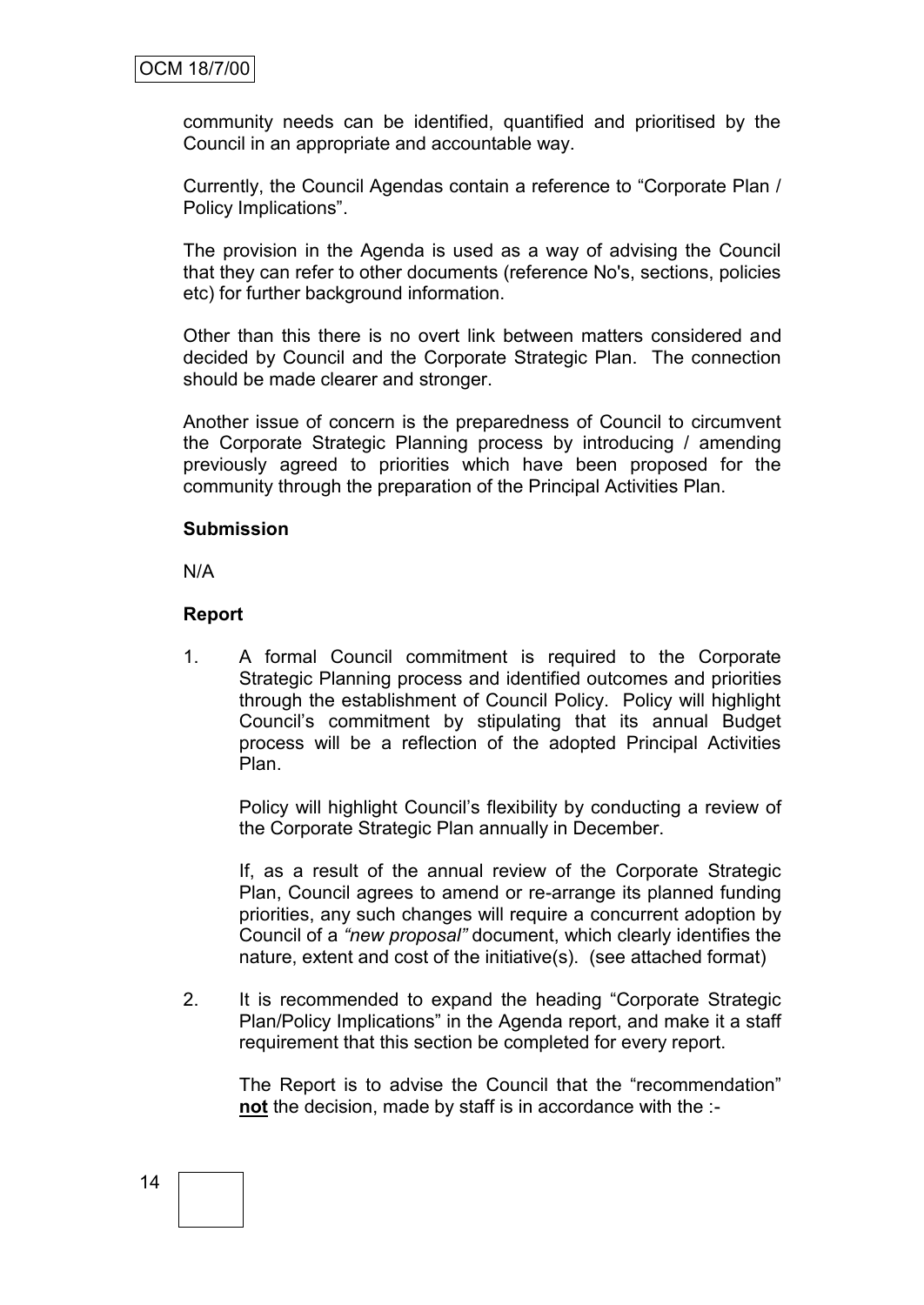community needs can be identified, quantified and prioritised by the Council in an appropriate and accountable way.

Currently, the Council Agendas contain a reference to "Corporate Plan / Policy Implications".

The provision in the Agenda is used as a way of advising the Council that they can refer to other documents (reference No's, sections, policies etc) for further background information.

Other than this there is no overt link between matters considered and decided by Council and the Corporate Strategic Plan. The connection should be made clearer and stronger.

Another issue of concern is the preparedness of Council to circumvent the Corporate Strategic Planning process by introducing / amending previously agreed to priorities which have been proposed for the community through the preparation of the Principal Activities Plan.

**Submission**

N/A

**Report**

1. A formal Council commitment is required to the Corporate Strategic Planning process and identified outcomes and priorities through the establishment of Council Policy. Policy will highlight Council's commitment by stipulating that its annual Budget process will be a reflection of the adopted Principal Activities Plan.

   Policy will highlight Council's flexibility by conducting a review of the Corporate Strategic Plan annually in December.

   If, as a result of the annual review of the Corporate Strategic Plan, Council agrees to amend or re-arrange its planned funding priorities, any such changes will require a concurrent adoption by Council of a *"new proposal"* document, which clearly identifies the nature, extent and cost of the initiative(s). (see attached format)

2. It is recommended to expand the heading "Corporate Strategic Plan/Policy Implications" in the Agenda report, and make it a staff requirement that this section be completed for every report.

   The Report is to advise the Council that the "recommendation" **not** the decision, made by staff is in accordance with the :-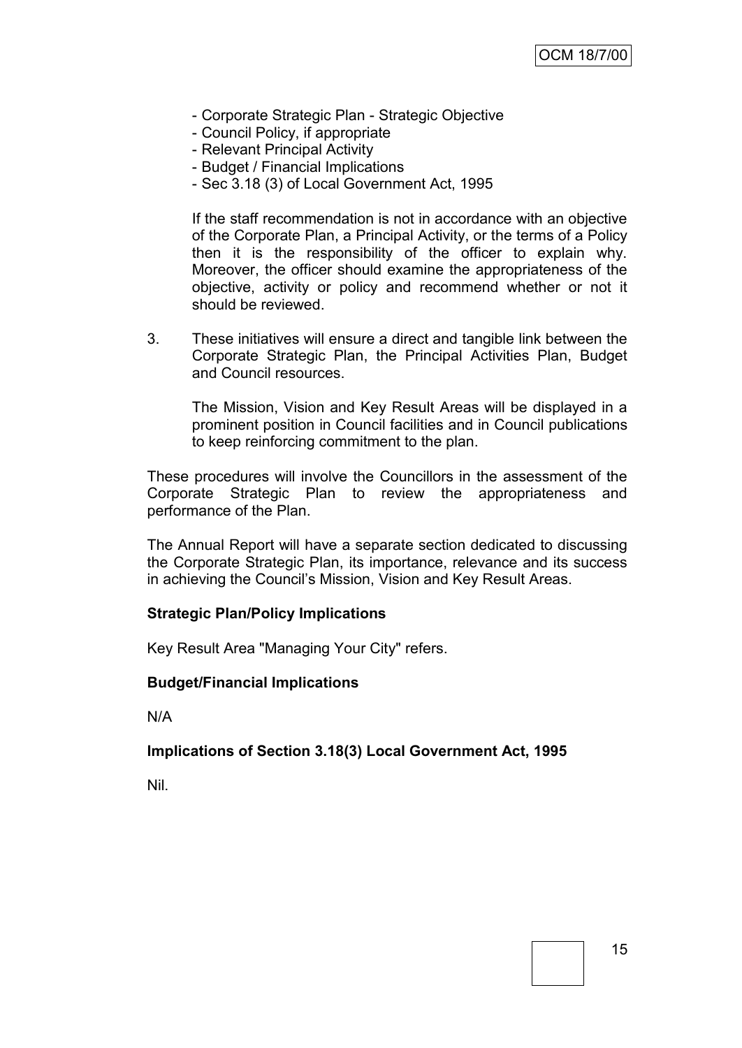- Corporate Strategic Plan - Strategic Objective
- Council Policy, if appropriate
- Relevant Principal Activity
- Budget / Financial Implications
- Sec 3.18 (3) of Local Government Act, 1995

If the staff recommendation is not in accordance with an objective of the Corporate Plan, a Principal Activity, or the terms of a Policy then it is the responsibility of the officer to explain why. Moreover, the officer should examine the appropriateness of the objective, activity or policy and recommend whether or not it should be reviewed.

3. These initiatives will ensure a direct and tangible link between the Corporate Strategic Plan, the Principal Activities Plan, Budget and Council resources.

   The Mission, Vision and Key Result Areas will be displayed in a prominent position in Council facilities and in Council publications to keep reinforcing commitment to the plan.

These procedures will involve the Councillors in the assessment of the Corporate Strategic Plan to review the appropriateness and performance of the Plan.

The Annual Report will have a separate section dedicated to discussing the Corporate Strategic Plan, its importance, relevance and its success in achieving the Council's Mission, Vision and Key Result Areas.

**Strategic Plan/Policy Implications**

Key Result Area "Managing Your City" refers.

**Budget/Financial Implications**

N/A

**Implications of Section 3.18(3) Local Government Act, 1995**

Nil.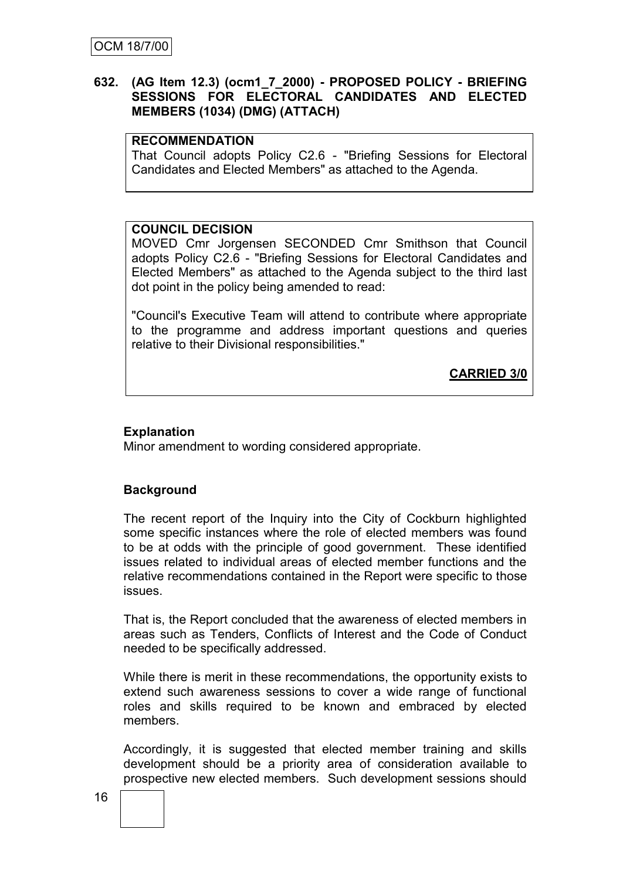**632. (AG Item 12.3) (ocm1_7_2000) - PROPOSED POLICY - BRIEFING SESSIONS FOR ELECTORAL CANDIDATES AND ELECTED MEMBERS (1034) (DMG) (ATTACH)**

**RECOMMENDATION**
That Council adopts Policy C2.6 - "Briefing Sessions for Electoral Candidates and Elected Members" as attached to the Agenda.

**COUNCIL DECISION**
MOVED Cmr Jorgensen SECONDED Cmr Smithson that Council adopts Policy C2.6 - "Briefing Sessions for Electoral Candidates and Elected Members" as attached to the Agenda subject to the third last dot point in the policy being amended to read:

"Council's Executive Team will attend to contribute where appropriate to the programme and address important questions and queries relative to their Divisional responsibilities."

**CARRIED 3/0**

**Explanation**
Minor amendment to wording considered appropriate.

**Background**

The recent report of the Inquiry into the City of Cockburn highlighted some specific instances where the role of elected members was found to be at odds with the principle of good government. These identified issues related to individual areas of elected member functions and the relative recommendations contained in the Report were specific to those issues.

That is, the Report concluded that the awareness of elected members in areas such as Tenders, Conflicts of Interest and the Code of Conduct needed to be specifically addressed.

While there is merit in these recommendations, the opportunity exists to extend such awareness sessions to cover a wide range of functional roles and skills required to be known and embraced by elected members.

Accordingly, it is suggested that elected member training and skills development should be a priority area of consideration available to prospective new elected members. Such development sessions should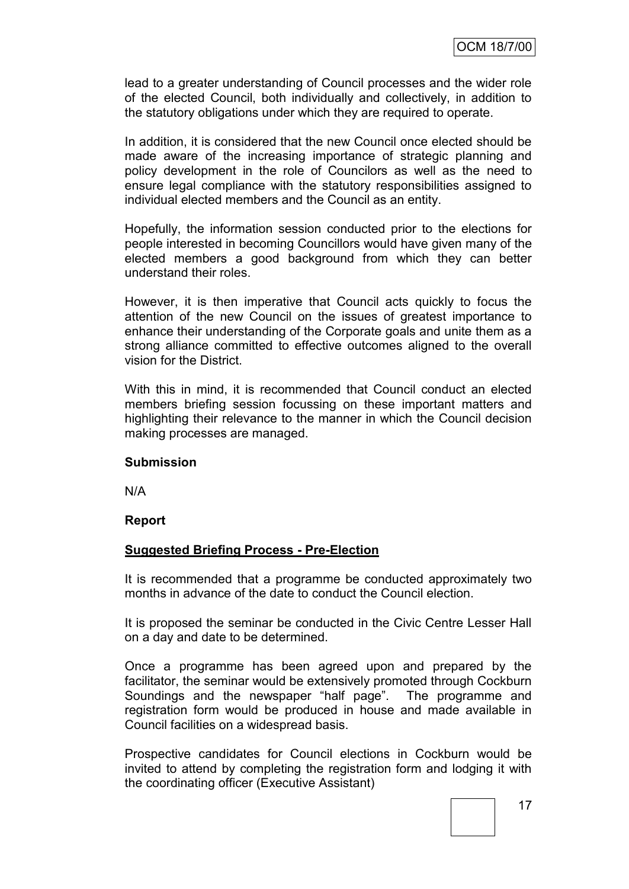lead to a greater understanding of Council processes and the wider role of the elected Council, both individually and collectively, in addition to the statutory obligations under which they are required to operate.

In addition, it is considered that the new Council once elected should be made aware of the increasing importance of strategic planning and policy development in the role of Councilors as well as the need to ensure legal compliance with the statutory responsibilities assigned to individual elected members and the Council as an entity.

Hopefully, the information session conducted prior to the elections for people interested in becoming Councillors would have given many of the elected members a good background from which they can better understand their roles.

However, it is then imperative that Council acts quickly to focus the attention of the new Council on the issues of greatest importance to enhance their understanding of the Corporate goals and unite them as a strong alliance committed to effective outcomes aligned to the overall vision for the District.

With this in mind, it is recommended that Council conduct an elected members briefing session focussing on these important matters and highlighting their relevance to the manner in which the Council decision making processes are managed.

**Submission**

N/A

**Report**

**Suggested Briefing Process - Pre-Election**

It is recommended that a programme be conducted approximately two months in advance of the date to conduct the Council election.

It is proposed the seminar be conducted in the Civic Centre Lesser Hall on a day and date to be determined.

Once a programme has been agreed upon and prepared by the facilitator, the seminar would be extensively promoted through Cockburn Soundings and the newspaper "half page". The programme and registration form would be produced in house and made available in Council facilities on a widespread basis.

Prospective candidates for Council elections in Cockburn would be invited to attend by completing the registration form and lodging it with the coordinating officer (Executive Assistant)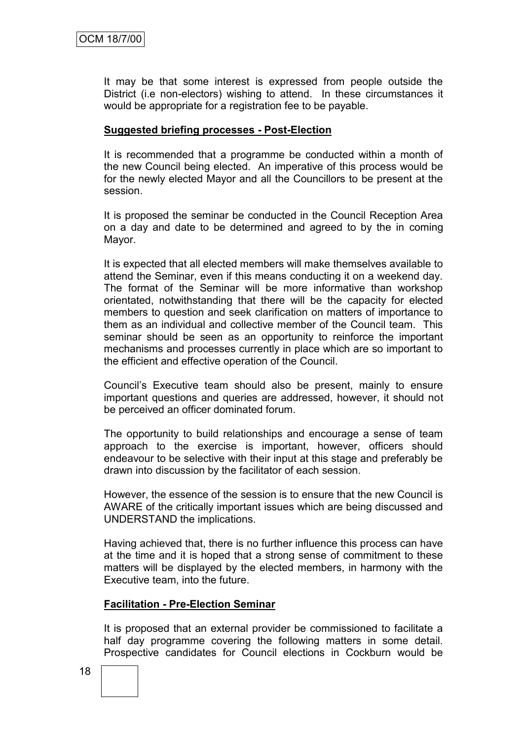It may be that some interest is expressed from people outside the District (i.e non-electors) wishing to attend. In these circumstances it would be appropriate for a registration fee to be payable.

**Suggested briefing processes - Post-Election**

It is recommended that a programme be conducted within a month of the new Council being elected. An imperative of this process would be for the newly elected Mayor and all the Councillors to be present at the session.

It is proposed the seminar be conducted in the Council Reception Area on a day and date to be determined and agreed to by the in coming Mayor.

It is expected that all elected members will make themselves available to attend the Seminar, even if this means conducting it on a weekend day. The format of the Seminar will be more informative than workshop orientated, notwithstanding that there will be the capacity for elected members to question and seek clarification on matters of importance to them as an individual and collective member of the Council team. This seminar should be seen as an opportunity to reinforce the important mechanisms and processes currently in place which are so important to the efficient and effective operation of the Council.

Council's Executive team should also be present, mainly to ensure important questions and queries are addressed, however, it should not be perceived an officer dominated forum.

The opportunity to build relationships and encourage a sense of team approach to the exercise is important, however, officers should endeavour to be selective with their input at this stage and preferably be drawn into discussion by the facilitator of each session.

However, the essence of the session is to ensure that the new Council is AWARE of the critically important issues which are being discussed and UNDERSTAND the implications.

Having achieved that, there is no further influence this process can have at the time and it is hoped that a strong sense of commitment to these matters will be displayed by the elected members, in harmony with the Executive team, into the future.

**Facilitation - Pre-Election Seminar**

It is proposed that an external provider be commissioned to facilitate a half day programme covering the following matters in some detail. Prospective candidates for Council elections in Cockburn would be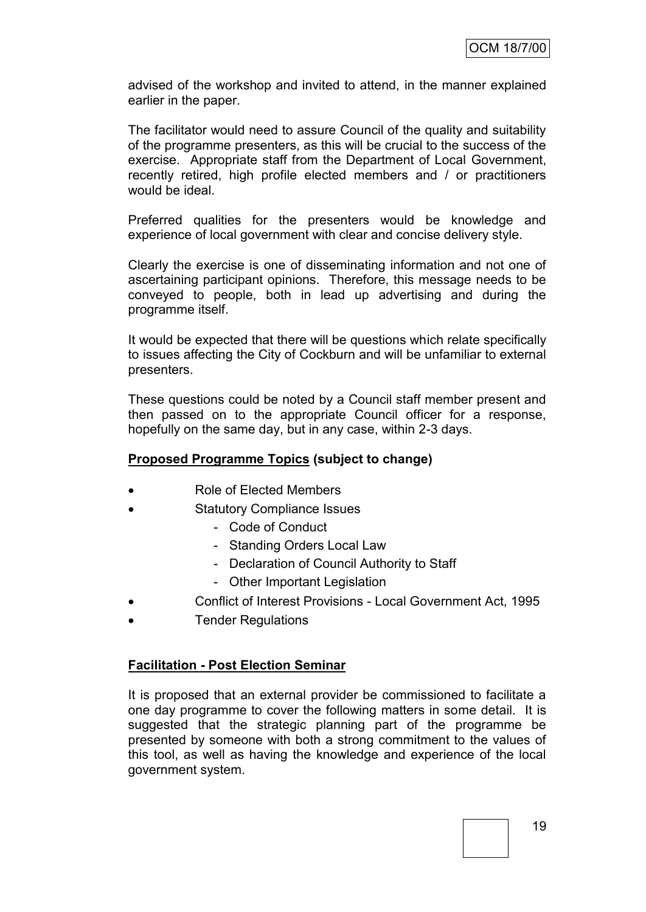advised of the workshop and invited to attend, in the manner explained earlier in the paper.

The facilitator would need to assure Council of the quality and suitability of the programme presenters, as this will be crucial to the success of the exercise. Appropriate staff from the Department of Local Government, recently retired, high profile elected members and / or practitioners would be ideal.

Preferred qualities for the presenters would be knowledge and experience of local government with clear and concise delivery style.

Clearly the exercise is one of disseminating information and not one of ascertaining participant opinions. Therefore, this message needs to be conveyed to people, both in lead up advertising and during the programme itself.

It would be expected that there will be questions which relate specifically to issues affecting the City of Cockburn and will be unfamiliar to external presenters.

These questions could be noted by a Council staff member present and then passed on to the appropriate Council officer for a response, hopefully on the same day, but in any case, within 2-3 days.

**Proposed Programme Topics (subject to change)**

- Role of Elected Members
- Statutory Compliance Issues
  - Code of Conduct
  - Standing Orders Local Law
  - Declaration of Council Authority to Staff
  - Other Important Legislation
- Conflict of Interest Provisions - Local Government Act, 1995
- Tender Regulations

**Facilitation - Post Election Seminar**

It is proposed that an external provider be commissioned to facilitate a one day programme to cover the following matters in some detail. It is suggested that the strategic planning part of the programme be presented by someone with both a strong commitment to the values of this tool, as well as having the knowledge and experience of the local government system.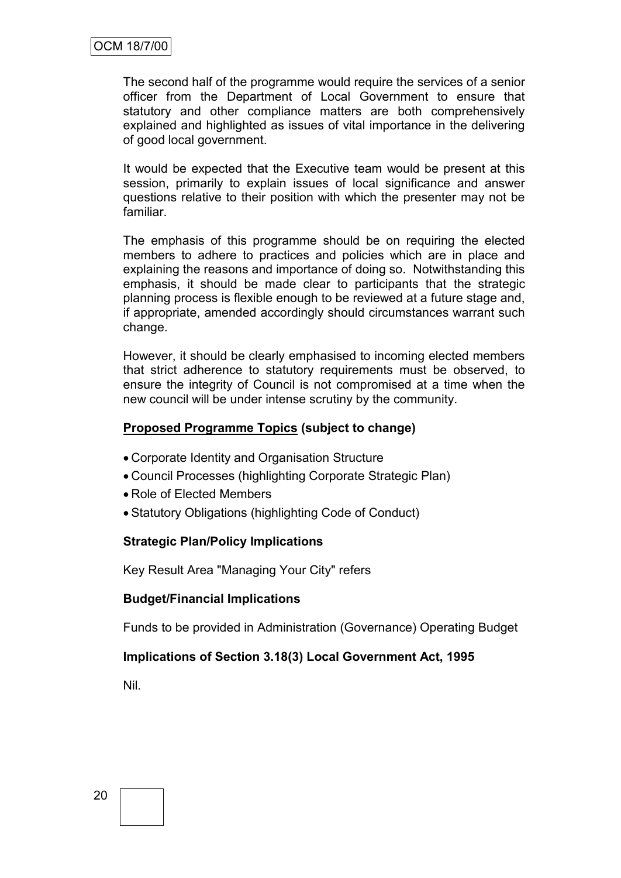The second half of the programme would require the services of a senior officer from the Department of Local Government to ensure that statutory and other compliance matters are both comprehensively explained and highlighted as issues of vital importance in the delivering of good local government.

It would be expected that the Executive team would be present at this session, primarily to explain issues of local significance and answer questions relative to their position with which the presenter may not be familiar.

The emphasis of this programme should be on requiring the elected members to adhere to practices and policies which are in place and explaining the reasons and importance of doing so. Notwithstanding this emphasis, it should be made clear to participants that the strategic planning process is flexible enough to be reviewed at a future stage and, if appropriate, amended accordingly should circumstances warrant such change.

However, it should be clearly emphasised to incoming elected members that strict adherence to statutory requirements must be observed, to ensure the integrity of Council is not compromised at a time when the new council will be under intense scrutiny by the community.

**Proposed Programme Topics (subject to change)**

- Corporate Identity and Organisation Structure
- Council Processes (highlighting Corporate Strategic Plan)
- Role of Elected Members
- Statutory Obligations (highlighting Code of Conduct)

**Strategic Plan/Policy Implications**

Key Result Area "Managing Your City" refers

**Budget/Financial Implications**

Funds to be provided in Administration (Governance) Operating Budget

**Implications of Section 3.18(3) Local Government Act, 1995**

Nil.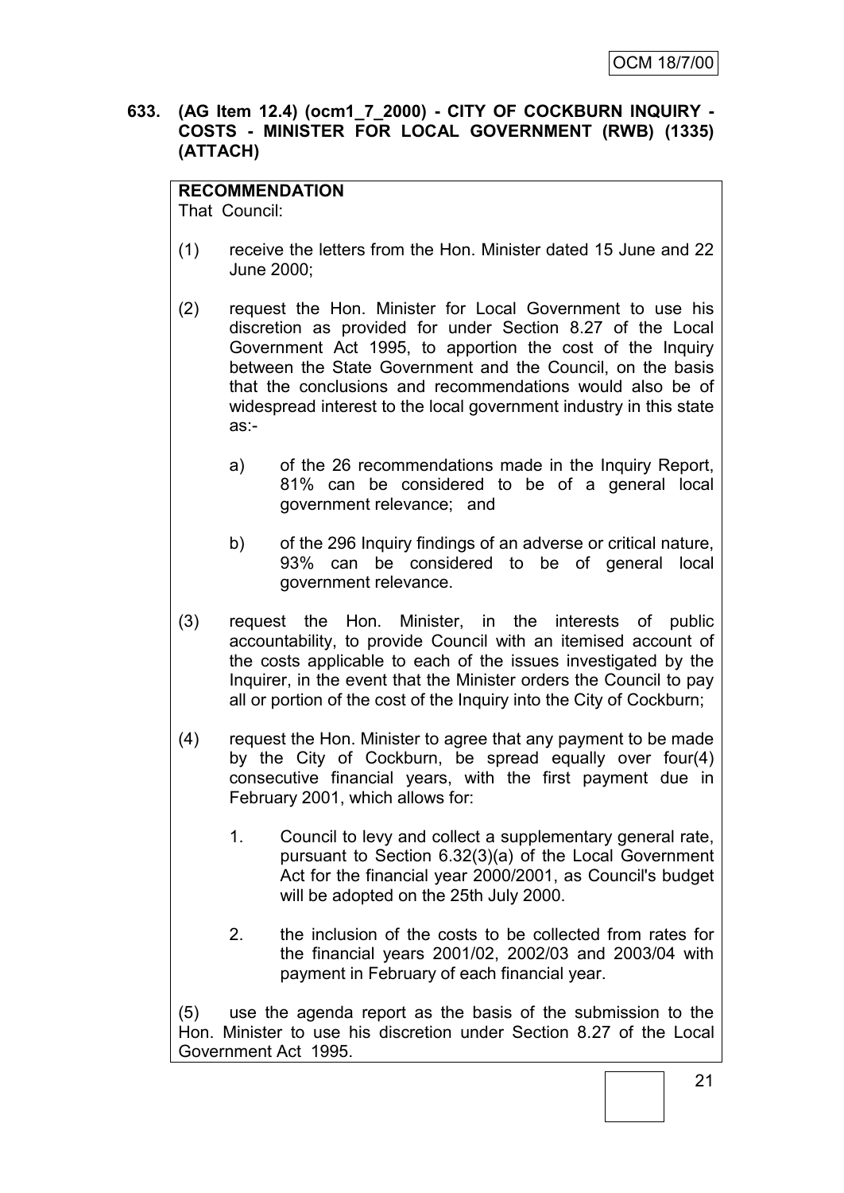**633. (AG Item 12.4) (ocm1_7_2000) - CITY OF COCKBURN INQUIRY - COSTS - MINISTER FOR LOCAL GOVERNMENT (RWB) (1335) (ATTACH)**

**RECOMMENDATION**
That Council:

(1) receive the letters from the Hon. Minister dated 15 June and 22 June 2000;

(2) request the Hon. Minister for Local Government to use his discretion as provided for under Section 8.27 of the Local Government Act 1995, to apportion the cost of the Inquiry between the State Government and the Council, on the basis that the conclusions and recommendations would also be of widespread interest to the local government industry in this state as:-

   a) of the 26 recommendations made in the Inquiry Report, 81% can be considered to be of a general local government relevance; and

   b) of the 296 Inquiry findings of an adverse or critical nature, 93% can be considered to be of general local government relevance.

(3) request the Hon. Minister, in the interests of public accountability, to provide Council with an itemised account of the costs applicable to each of the issues investigated by the Inquirer, in the event that the Minister orders the Council to pay all or portion of the cost of the Inquiry into the City of Cockburn;

(4) request the Hon. Minister to agree that any payment to be made by the City of Cockburn, be spread equally over four(4) consecutive financial years, with the first payment due in February 2001, which allows for:

   1. Council to levy and collect a supplementary general rate, pursuant to Section 6.32(3)(a) of the Local Government Act for the financial year 2000/2001, as Council's budget will be adopted on the 25th July 2000.

   2. the inclusion of the costs to be collected from rates for the financial years 2001/02, 2002/03 and 2003/04 with payment in February of each financial year.

(5) use the agenda report as the basis of the submission to the Hon. Minister to use his discretion under Section 8.27 of the Local Government Act 1995.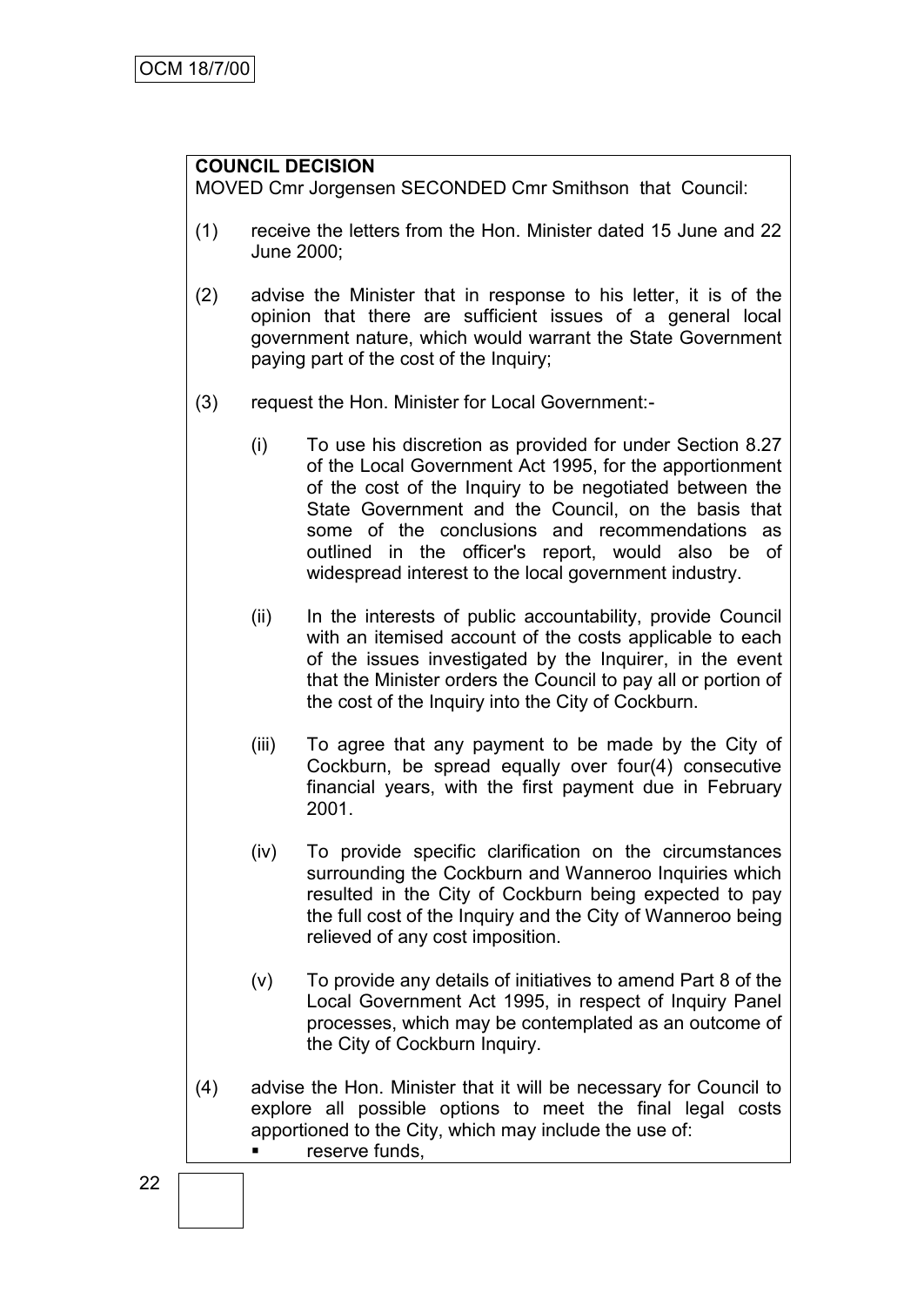**COUNCIL DECISION**

MOVED Cmr Jorgensen SECONDED Cmr Smithson that Council:

(1) receive the letters from the Hon. Minister dated 15 June and 22 June 2000;

(2) advise the Minister that in response to his letter, it is of the opinion that there are sufficient issues of a general local government nature, which would warrant the State Government paying part of the cost of the Inquiry;

(3) request the Hon. Minister for Local Government:-

   (i) To use his discretion as provided for under Section 8.27 of the Local Government Act 1995, for the apportionment of the cost of the Inquiry to be negotiated between the State Government and the Council, on the basis that some of the conclusions and recommendations as outlined in the officer's report, would also be of widespread interest to the local government industry.

   (ii) In the interests of public accountability, provide Council with an itemised account of the costs applicable to each of the issues investigated by the Inquirer, in the event that the Minister orders the Council to pay all or portion of the cost of the Inquiry into the City of Cockburn.

   (iii) To agree that any payment to be made by the City of Cockburn, be spread equally over four(4) consecutive financial years, with the first payment due in February 2001.

   (iv) To provide specific clarification on the circumstances surrounding the Cockburn and Wanneroo Inquiries which resulted in the City of Cockburn being expected to pay the full cost of the Inquiry and the City of Wanneroo being relieved of any cost imposition.

   (v) To provide any details of initiatives to amend Part 8 of the Local Government Act 1995, in respect of Inquiry Panel processes, which may be contemplated as an outcome of the City of Cockburn Inquiry.

(4) advise the Hon. Minister that it will be necessary for Council to explore all possible options to meet the final legal costs apportioned to the City, which may include the use of:

   - reserve funds,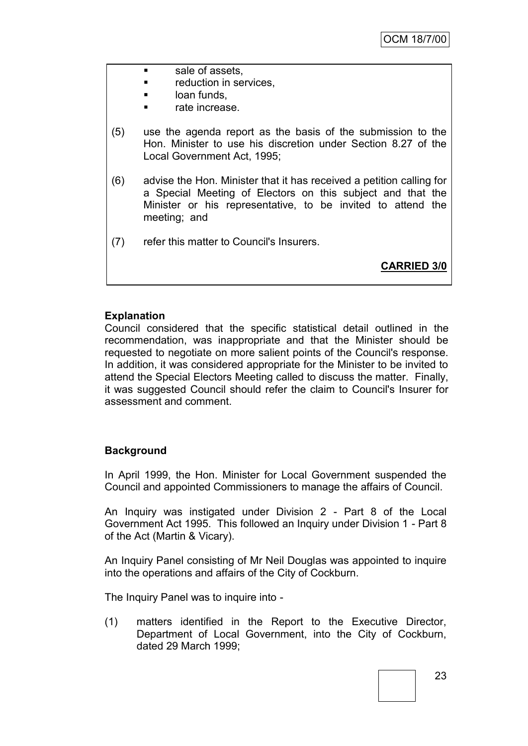- sale of assets,
- reduction in services,
- loan funds,
- rate increase.

(5) use the agenda report as the basis of the submission to the Hon. Minister to use his discretion under Section 8.27 of the Local Government Act, 1995;

(6) advise the Hon. Minister that it has received a petition calling for a Special Meeting of Electors on this subject and that the Minister or his representative, to be invited to attend the meeting; and

(7) refer this matter to Council's Insurers.

**CARRIED 3/0**

**Explanation**

Council considered that the specific statistical detail outlined in the recommendation, was inappropriate and that the Minister should be requested to negotiate on more salient points of the Council's response. In addition, it was considered appropriate for the Minister to be invited to attend the Special Electors Meeting called to discuss the matter. Finally, it was suggested Council should refer the claim to Council's Insurer for assessment and comment.

**Background**

In April 1999, the Hon. Minister for Local Government suspended the Council and appointed Commissioners to manage the affairs of Council.

An Inquiry was instigated under Division 2 - Part 8 of the Local Government Act 1995. This followed an Inquiry under Division 1 - Part 8 of the Act (Martin & Vicary).

An Inquiry Panel consisting of Mr Neil Douglas was appointed to inquire into the operations and affairs of the City of Cockburn.

The Inquiry Panel was to inquire into -

(1) matters identified in the Report to the Executive Director, Department of Local Government, into the City of Cockburn, dated 29 March 1999;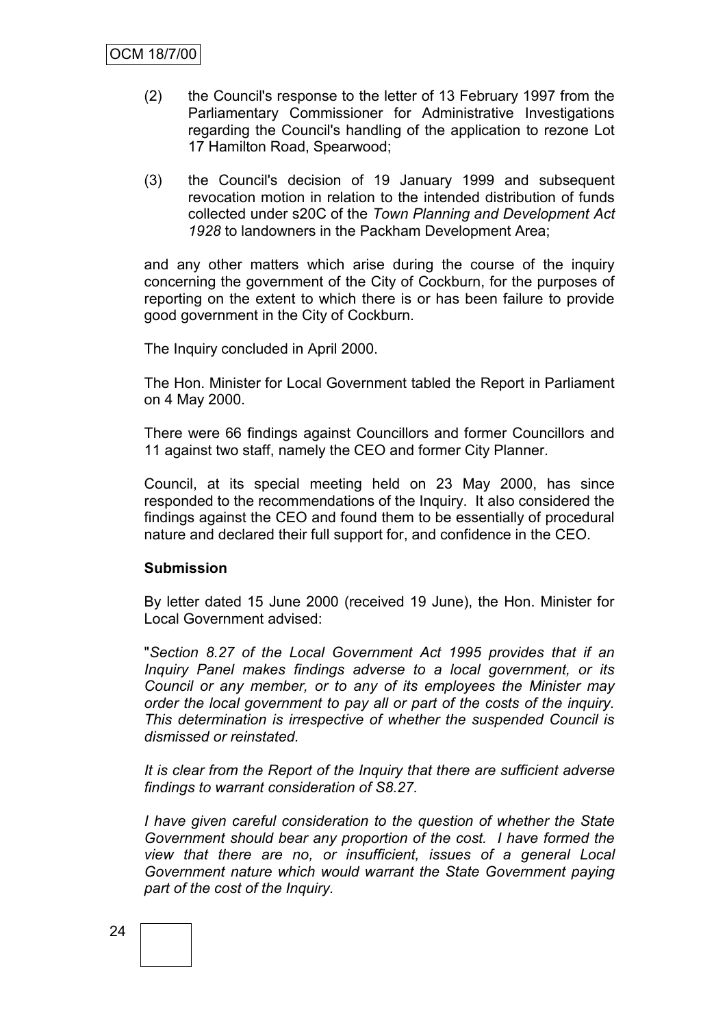(2) the Council's response to the letter of 13 February 1997 from the Parliamentary Commissioner for Administrative Investigations regarding the Council's handling of the application to rezone Lot 17 Hamilton Road, Spearwood;

(3) the Council's decision of 19 January 1999 and subsequent revocation motion in relation to the intended distribution of funds collected under s20C of the *Town Planning and Development Act 1928* to landowners in the Packham Development Area;

and any other matters which arise during the course of the inquiry concerning the government of the City of Cockburn, for the purposes of reporting on the extent to which there is or has been failure to provide good government in the City of Cockburn.

The Inquiry concluded in April 2000.

The Hon. Minister for Local Government tabled the Report in Parliament on 4 May 2000.

There were 66 findings against Councillors and former Councillors and 11 against two staff, namely the CEO and former City Planner.

Council, at its special meeting held on 23 May 2000, has since responded to the recommendations of the Inquiry. It also considered the findings against the CEO and found them to be essentially of procedural nature and declared their full support for, and confidence in the CEO.

**Submission**

By letter dated 15 June 2000 (received 19 June), the Hon. Minister for Local Government advised:

"*Section 8.27 of the Local Government Act 1995 provides that if an Inquiry Panel makes findings adverse to a local government, or its Council or any member, or to any of its employees the Minister may order the local government to pay all or part of the costs of the inquiry. This determination is irrespective of whether the suspended Council is dismissed or reinstated.*

*It is clear from the Report of the Inquiry that there are sufficient adverse findings to warrant consideration of S8.27.*

*I have given careful consideration to the question of whether the State Government should bear any proportion of the cost. I have formed the view that there are no, or insufficient, issues of a general Local Government nature which would warrant the State Government paying part of the cost of the Inquiry.*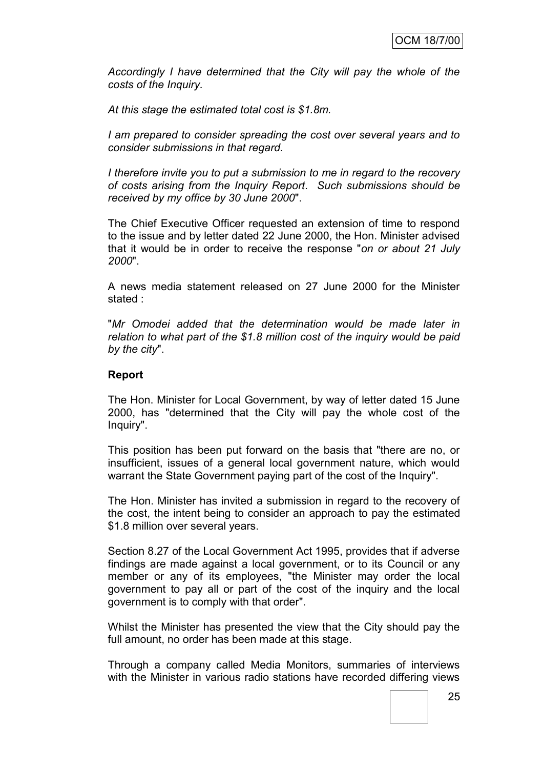*Accordingly I have determined that the City will pay the whole of the costs of the Inquiry.*

*At this stage the estimated total cost is $1.8m.*

*I am prepared to consider spreading the cost over several years and to consider submissions in that regard.*

*I therefore invite you to put a submission to me in regard to the recovery of costs arising from the Inquiry Report. Such submissions should be received by my office by 30 June 2000*".

The Chief Executive Officer requested an extension of time to respond to the issue and by letter dated 22 June 2000, the Hon. Minister advised that it would be in order to receive the response "*on or about 21 July 2000*".

A news media statement released on 27 June 2000 for the Minister stated :

"*Mr Omodei added that the determination would be made later in relation to what part of the $1.8 million cost of the inquiry would be paid by the city*".

**Report**

The Hon. Minister for Local Government, by way of letter dated 15 June 2000, has "determined that the City will pay the whole cost of the Inquiry".

This position has been put forward on the basis that "there are no, or insufficient, issues of a general local government nature, which would warrant the State Government paying part of the cost of the Inquiry".

The Hon. Minister has invited a submission in regard to the recovery of the cost, the intent being to consider an approach to pay the estimated $1.8 million over several years.

Section 8.27 of the Local Government Act 1995, provides that if adverse findings are made against a local government, or to its Council or any member or any of its employees, "the Minister may order the local government to pay all or part of the cost of the inquiry and the local government is to comply with that order".

Whilst the Minister has presented the view that the City should pay the full amount, no order has been made at this stage.

Through a company called Media Monitors, summaries of interviews with the Minister in various radio stations have recorded differing views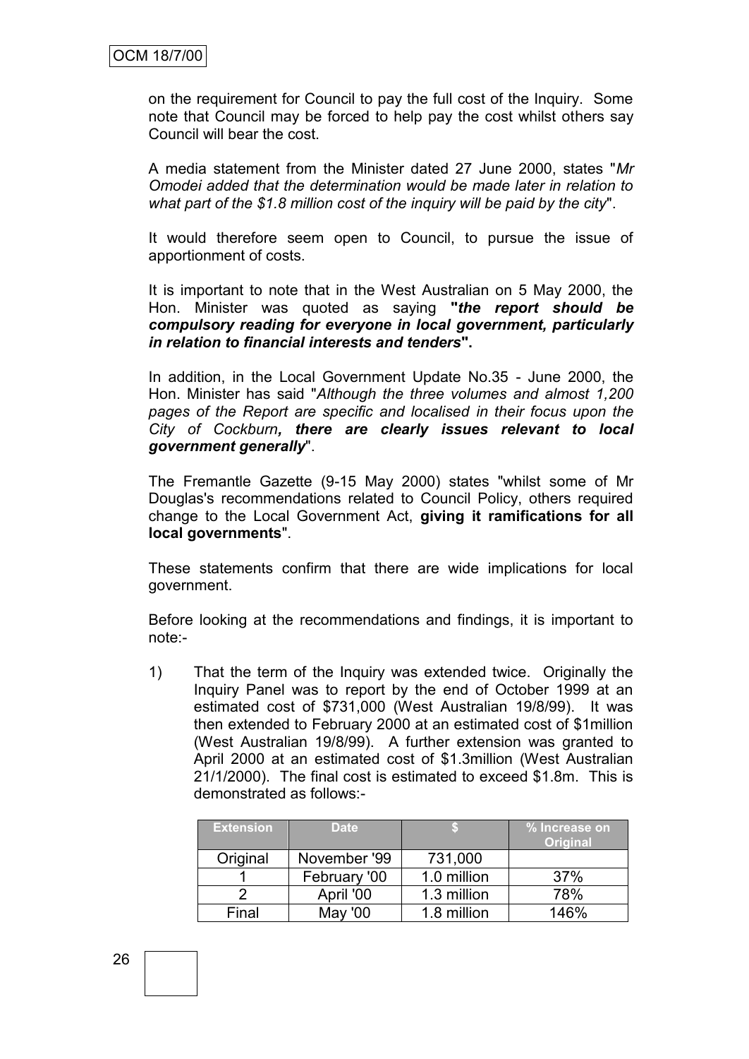on the requirement for Council to pay the full cost of the Inquiry. Some note that Council may be forced to help pay the cost whilst others say Council will bear the cost.

A media statement from the Minister dated 27 June 2000, states "*Mr Omodei added that the determination would be made later in relation to what part of the $1.8 million cost of the inquiry will be paid by the city*".

It would therefore seem open to Council, to pursue the issue of apportionment of costs.

It is important to note that in the West Australian on 5 May 2000, the Hon. Minister was quoted as saying **"*the report should be compulsory reading for everyone in local government, particularly in relation to financial interests and tenders*".**

In addition, in the Local Government Update No.35 - June 2000, the Hon. Minister has said "*Although the three volumes and almost 1,200 pages of the Report are specific and localised in their focus upon the City of Cockburn**, there are clearly issues relevant to local government generally***".

The Fremantle Gazette (9-15 May 2000) states "whilst some of Mr Douglas's recommendations related to Council Policy, others required change to the Local Government Act, **giving it ramifications for all local governments**".

These statements confirm that there are wide implications for local government.

Before looking at the recommendations and findings, it is important to note:-

1) That the term of the Inquiry was extended twice. Originally the Inquiry Panel was to report by the end of October 1999 at an estimated cost of $731,000 (West Australian 19/8/99). It was then extended to February 2000 at an estimated cost of $1million (West Australian 19/8/99). A further extension was granted to April 2000 at an estimated cost of $1.3million (West Australian 21/1/2000). The final cost is estimated to exceed $1.8m. This is demonstrated as follows:-

| Extension | Date | $ | % Increase on Original |
|---|---|---|---|
| Original | November '99 | 731,000 | |
| 1 | February '00 | 1.0 million | 37% |
| 2 | April '00 | 1.3 million | 78% |
| Final | May '00 | 1.8 million | 146% |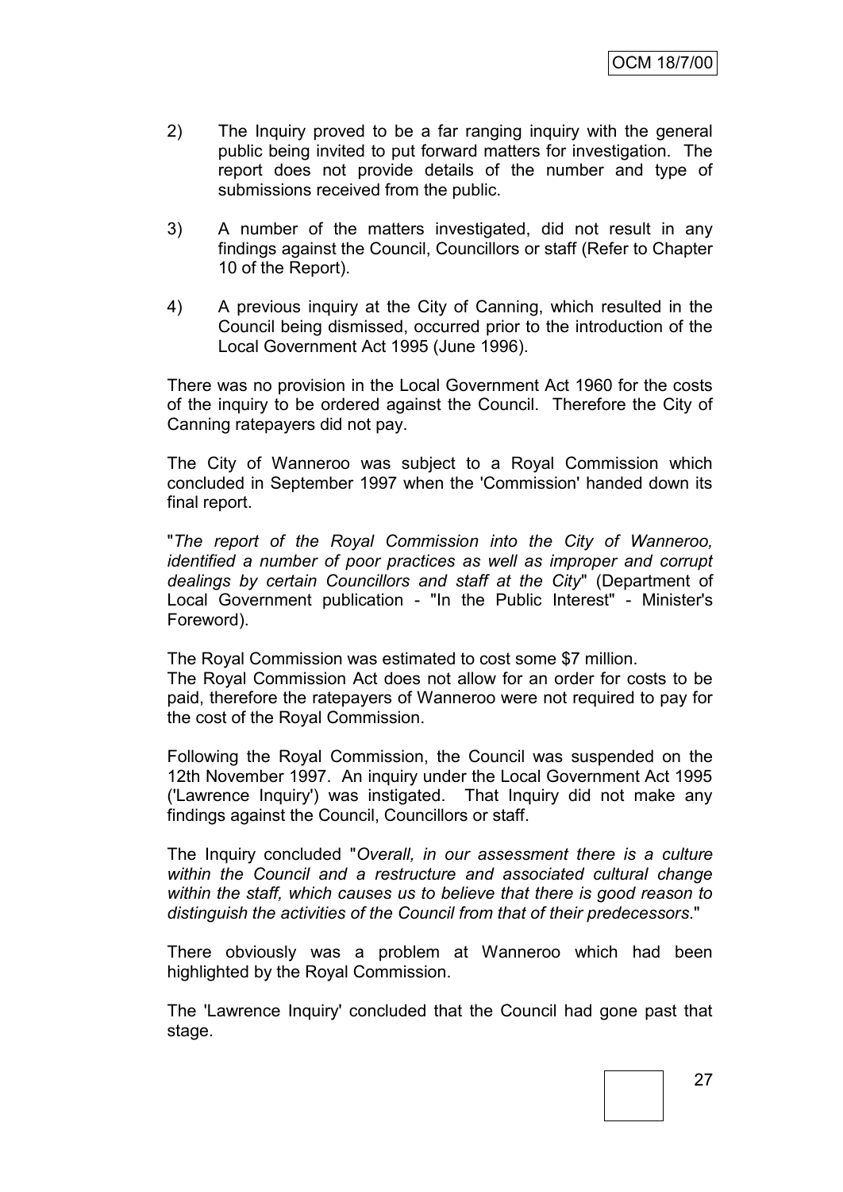2) The Inquiry proved to be a far ranging inquiry with the general public being invited to put forward matters for investigation. The report does not provide details of the number and type of submissions received from the public.

3) A number of the matters investigated, did not result in any findings against the Council, Councillors or staff (Refer to Chapter 10 of the Report).

4) A previous inquiry at the City of Canning, which resulted in the Council being dismissed, occurred prior to the introduction of the Local Government Act 1995 (June 1996).

There was no provision in the Local Government Act 1960 for the costs of the inquiry to be ordered against the Council. Therefore the City of Canning ratepayers did not pay.

The City of Wanneroo was subject to a Royal Commission which concluded in September 1997 when the 'Commission' handed down its final report.

"*The report of the Royal Commission into the City of Wanneroo, identified a number of poor practices as well as improper and corrupt dealings by certain Councillors and staff at the City*" (Department of Local Government publication - "In the Public Interest" - Minister's Foreword).

The Royal Commission was estimated to cost some $7 million.
The Royal Commission Act does not allow for an order for costs to be paid, therefore the ratepayers of Wanneroo were not required to pay for the cost of the Royal Commission.

Following the Royal Commission, the Council was suspended on the 12th November 1997. An inquiry under the Local Government Act 1995 ('Lawrence Inquiry') was instigated. That Inquiry did not make any findings against the Council, Councillors or staff.

The Inquiry concluded "*Overall, in our assessment there is a culture within the Council and a restructure and associated cultural change within the staff, which causes us to believe that there is good reason to distinguish the activities of the Council from that of their predecessors*."

There obviously was a problem at Wanneroo which had been highlighted by the Royal Commission.

The 'Lawrence Inquiry' concluded that the Council had gone past that stage.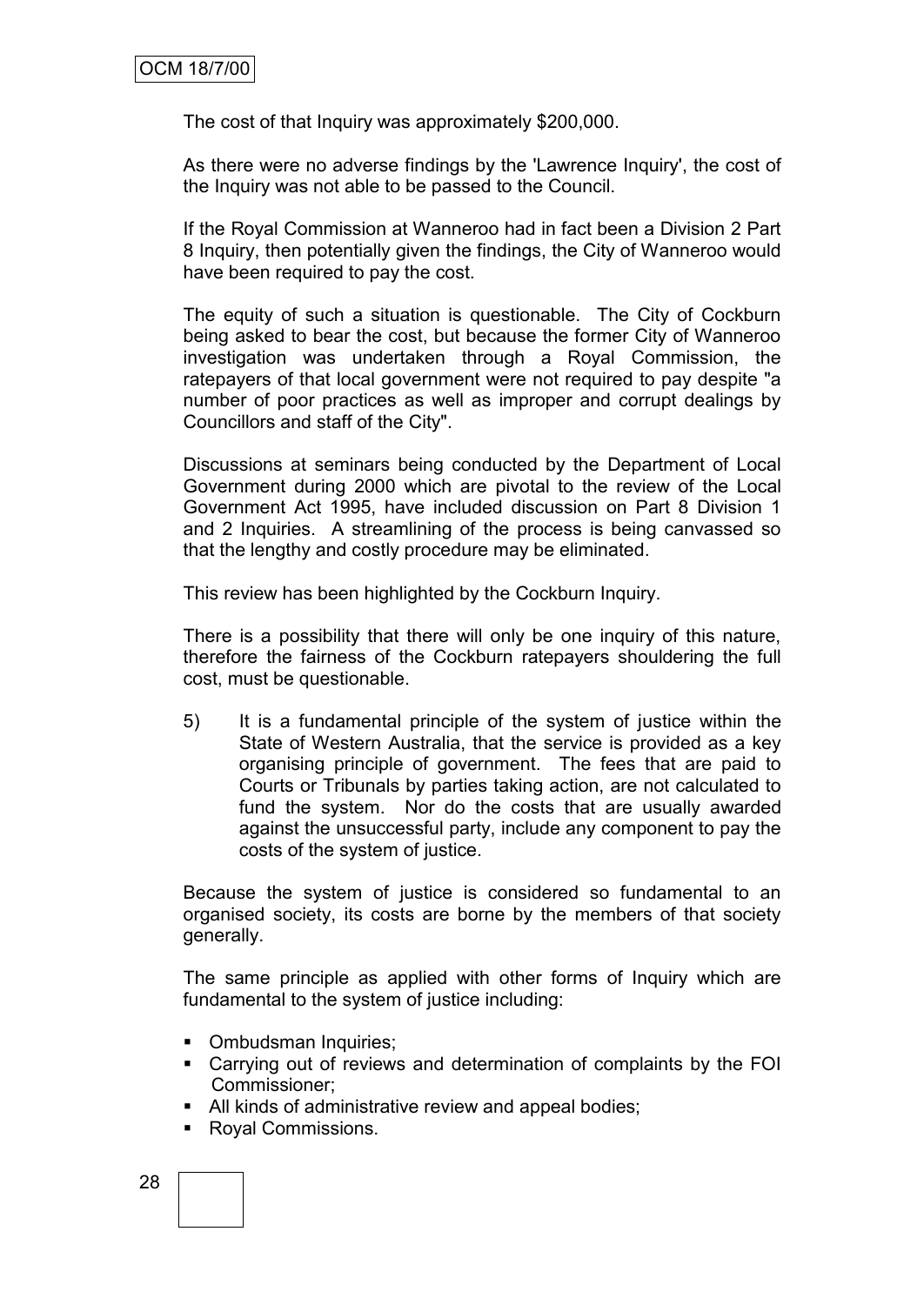The cost of that Inquiry was approximately $200,000.

As there were no adverse findings by the 'Lawrence Inquiry', the cost of the Inquiry was not able to be passed to the Council.

If the Royal Commission at Wanneroo had in fact been a Division 2 Part 8 Inquiry, then potentially given the findings, the City of Wanneroo would have been required to pay the cost.

The equity of such a situation is questionable. The City of Cockburn being asked to bear the cost, but because the former City of Wanneroo investigation was undertaken through a Royal Commission, the ratepayers of that local government were not required to pay despite "a number of poor practices as well as improper and corrupt dealings by Councillors and staff of the City".

Discussions at seminars being conducted by the Department of Local Government during 2000 which are pivotal to the review of the Local Government Act 1995, have included discussion on Part 8 Division 1 and 2 Inquiries. A streamlining of the process is being canvassed so that the lengthy and costly procedure may be eliminated.

This review has been highlighted by the Cockburn Inquiry.

There is a possibility that there will only be one inquiry of this nature, therefore the fairness of the Cockburn ratepayers shouldering the full cost, must be questionable.

5) It is a fundamental principle of the system of justice within the State of Western Australia, that the service is provided as a key organising principle of government. The fees that are paid to Courts or Tribunals by parties taking action, are not calculated to fund the system. Nor do the costs that are usually awarded against the unsuccessful party, include any component to pay the costs of the system of justice.

Because the system of justice is considered so fundamental to an organised society, its costs are borne by the members of that society generally.

The same principle as applied with other forms of Inquiry which are fundamental to the system of justice including:

- Ombudsman Inquiries;
- Carrying out of reviews and determination of complaints by the FOI Commissioner;
- All kinds of administrative review and appeal bodies;
- Royal Commissions.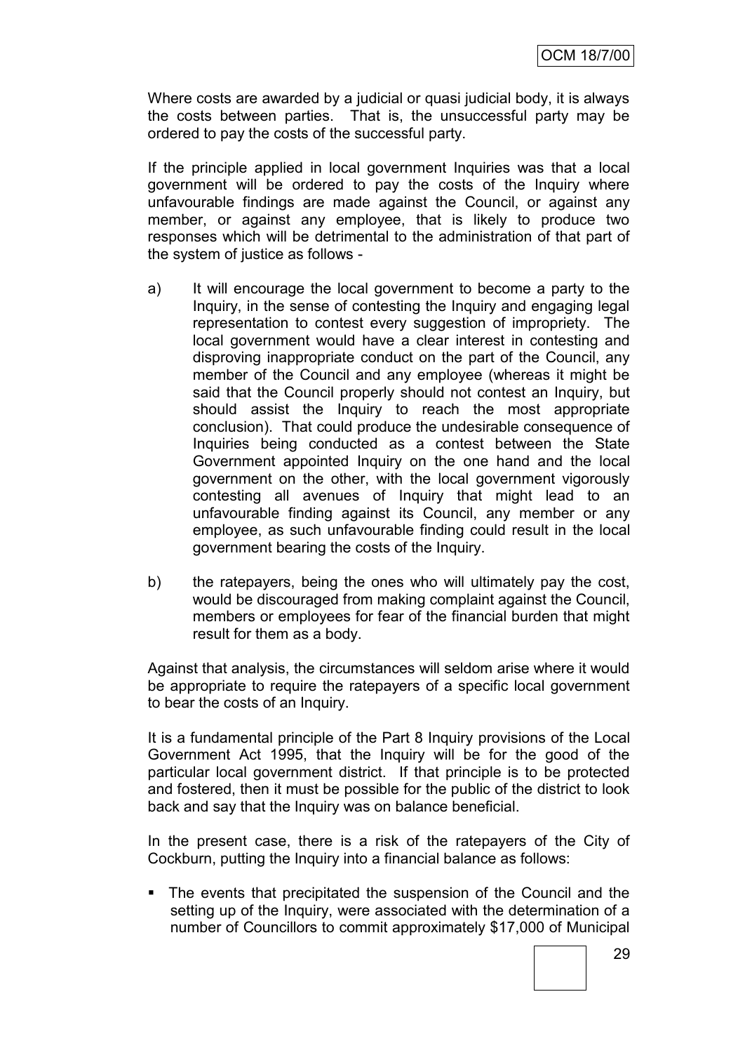Where costs are awarded by a judicial or quasi judicial body, it is always the costs between parties. That is, the unsuccessful party may be ordered to pay the costs of the successful party.

If the principle applied in local government Inquiries was that a local government will be ordered to pay the costs of the Inquiry where unfavourable findings are made against the Council, or against any member, or against any employee, that is likely to produce two responses which will be detrimental to the administration of that part of the system of justice as follows -

a) It will encourage the local government to become a party to the Inquiry, in the sense of contesting the Inquiry and engaging legal representation to contest every suggestion of impropriety. The local government would have a clear interest in contesting and disproving inappropriate conduct on the part of the Council, any member of the Council and any employee (whereas it might be said that the Council properly should not contest an Inquiry, but should assist the Inquiry to reach the most appropriate conclusion). That could produce the undesirable consequence of Inquiries being conducted as a contest between the State Government appointed Inquiry on the one hand and the local government on the other, with the local government vigorously contesting all avenues of Inquiry that might lead to an unfavourable finding against its Council, any member or any employee, as such unfavourable finding could result in the local government bearing the costs of the Inquiry.

b) the ratepayers, being the ones who will ultimately pay the cost, would be discouraged from making complaint against the Council, members or employees for fear of the financial burden that might result for them as a body.

Against that analysis, the circumstances will seldom arise where it would be appropriate to require the ratepayers of a specific local government to bear the costs of an Inquiry.

It is a fundamental principle of the Part 8 Inquiry provisions of the Local Government Act 1995, that the Inquiry will be for the good of the particular local government district. If that principle is to be protected and fostered, then it must be possible for the public of the district to look back and say that the Inquiry was on balance beneficial.

In the present case, there is a risk of the ratepayers of the City of Cockburn, putting the Inquiry into a financial balance as follows:

- The events that precipitated the suspension of the Council and the setting up of the Inquiry, were associated with the determination of a number of Councillors to commit approximately $17,000 of Municipal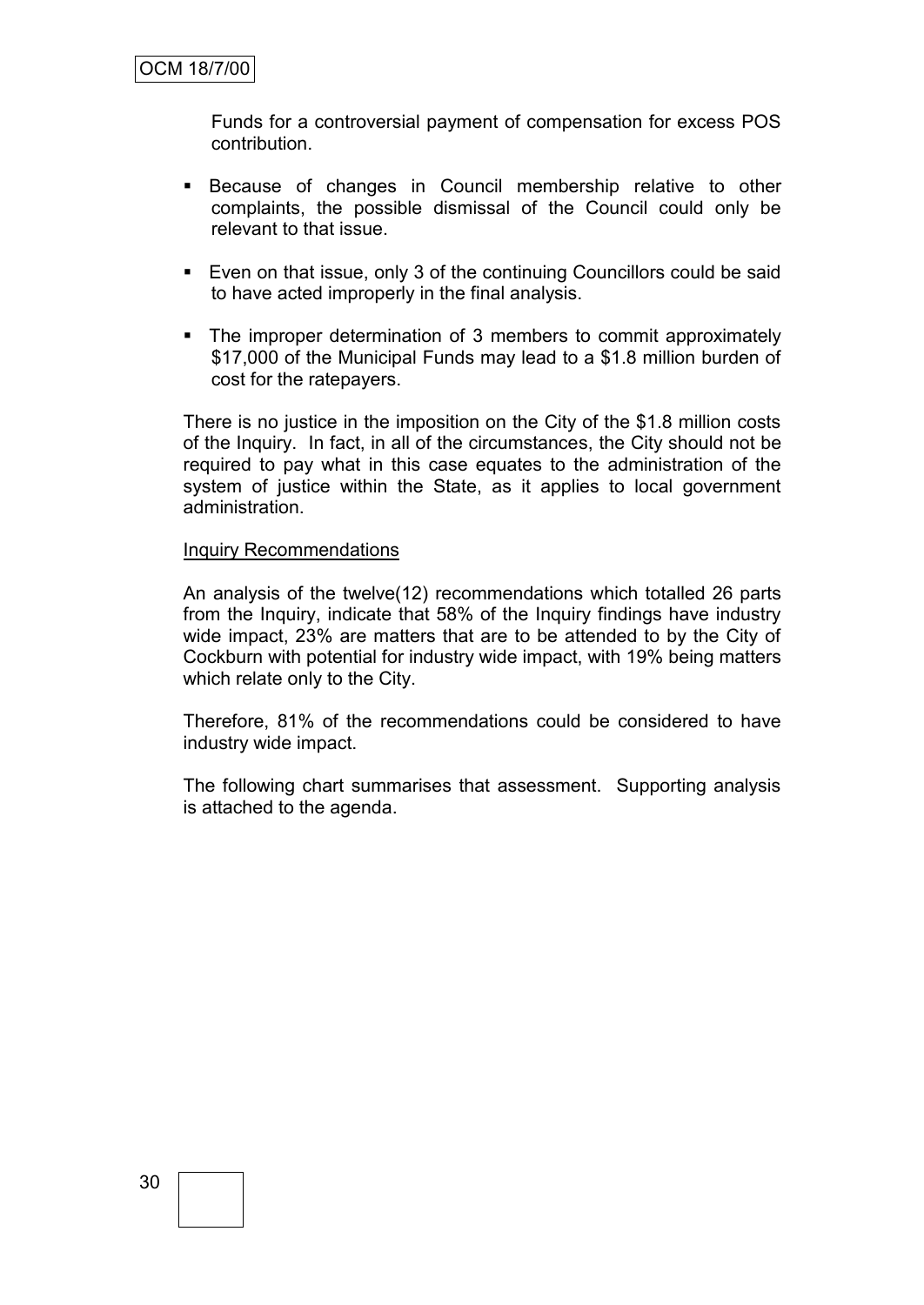Funds for a controversial payment of compensation for excess POS contribution.

- Because of changes in Council membership relative to other complaints, the possible dismissal of the Council could only be relevant to that issue.
- Even on that issue, only 3 of the continuing Councillors could be said to have acted improperly in the final analysis.
- The improper determination of 3 members to commit approximately $17,000 of the Municipal Funds may lead to a $1.8 million burden of cost for the ratepayers.

There is no justice in the imposition on the City of the $1.8 million costs of the Inquiry. In fact, in all of the circumstances, the City should not be required to pay what in this case equates to the administration of the system of justice within the State, as it applies to local government administration.

<u>Inquiry Recommendations</u>

An analysis of the twelve(12) recommendations which totalled 26 parts from the Inquiry, indicate that 58% of the Inquiry findings have industry wide impact, 23% are matters that are to be attended to by the City of Cockburn with potential for industry wide impact, with 19% being matters which relate only to the City.

Therefore, 81% of the recommendations could be considered to have industry wide impact.

The following chart summarises that assessment. Supporting analysis is attached to the agenda.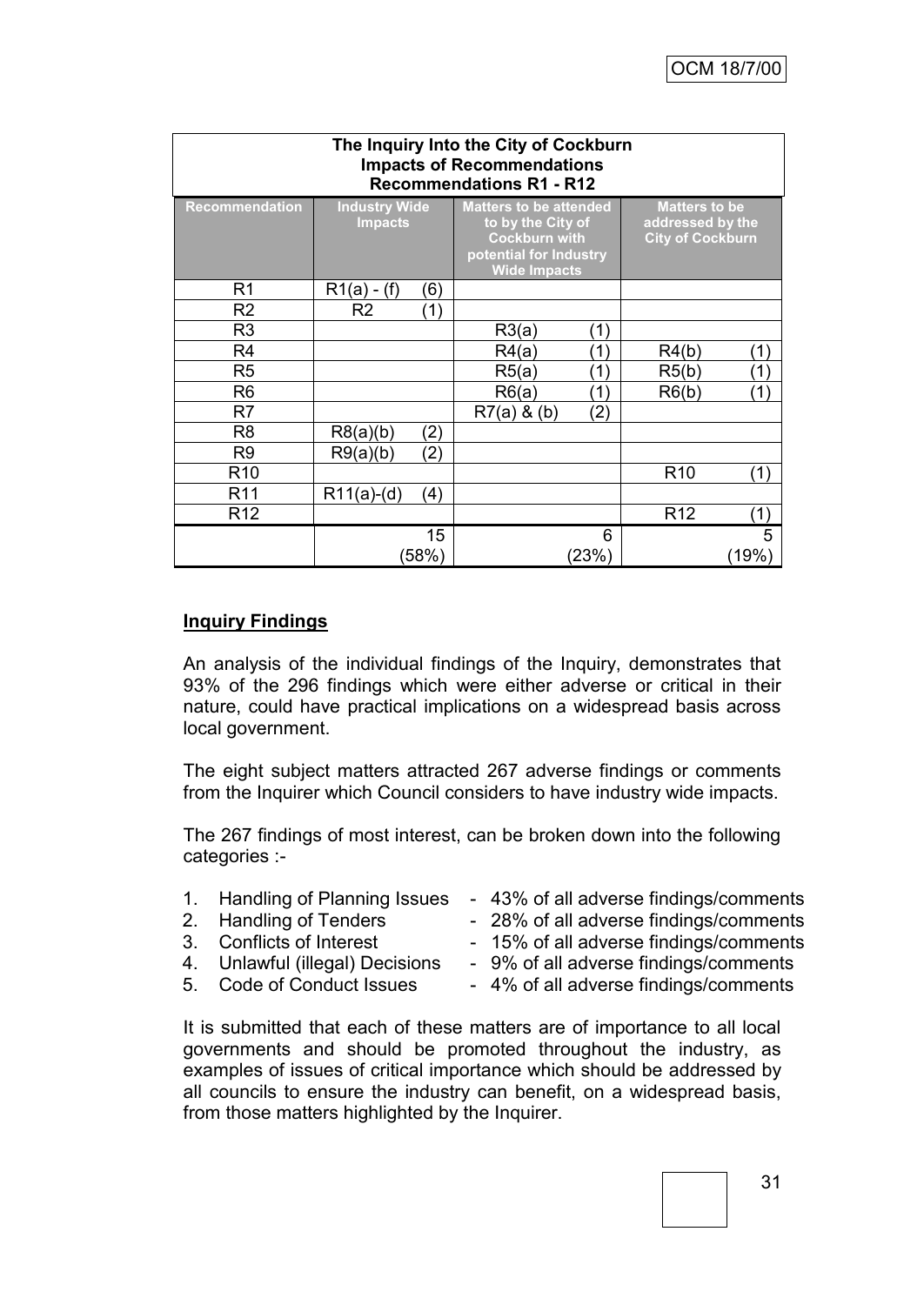| The Inquiry Into the City of Cockburn<br>Impacts of Recommendations<br>Recommendations R1 - R12 | | | |
|---|---|---|---|
| **Recommendation** | **Industry Wide Impacts** | **Matters to be attended to by the City of Cockburn with potential for Industry Wide Impacts** | **Matters to be addressed by the City of Cockburn** |
| R1 | R1(a) - (f) (6) | | |
| R2 | R2 (1) | | |
| R3 | | R3(a) (1) | |
| R4 | | R4(a) (1) | R4(b) (1) |
| R5 | | R5(a) (1) | R5(b) (1) |
| R6 | | R6(a) (1) | R6(b) (1) |
| R7 | | R7(a) & (b) (2) | |
| R8 | R8(a)(b) (2) | | |
| R9 | R9(a)(b) (2) | | |
| R10 | | | R10 (1) |
| R11 | R11(a)-(d) (4) | | |
| R12 | | | R12 (1) |
| | 15 (58%) | 6 (23%) | 5 (19%) |

## **Inquiry Findings**

An analysis of the individual findings of the Inquiry, demonstrates that 93% of the 296 findings which were either adverse or critical in their nature, could have practical implications on a widespread basis across local government.

The eight subject matters attracted 267 adverse findings or comments from the Inquirer which Council considers to have industry wide impacts.

The 267 findings of most interest, can be broken down into the following categories :-

1. Handling of Planning Issues - 43% of all adverse findings/comments
2. Handling of Tenders - 28% of all adverse findings/comments
3. Conflicts of Interest - 15% of all adverse findings/comments
4. Unlawful (illegal) Decisions - 9% of all adverse findings/comments
5. Code of Conduct Issues - 4% of all adverse findings/comments

It is submitted that each of these matters are of importance to all local governments and should be promoted throughout the industry, as examples of issues of critical importance which should be addressed by all councils to ensure the industry can benefit, on a widespread basis, from those matters highlighted by the Inquirer.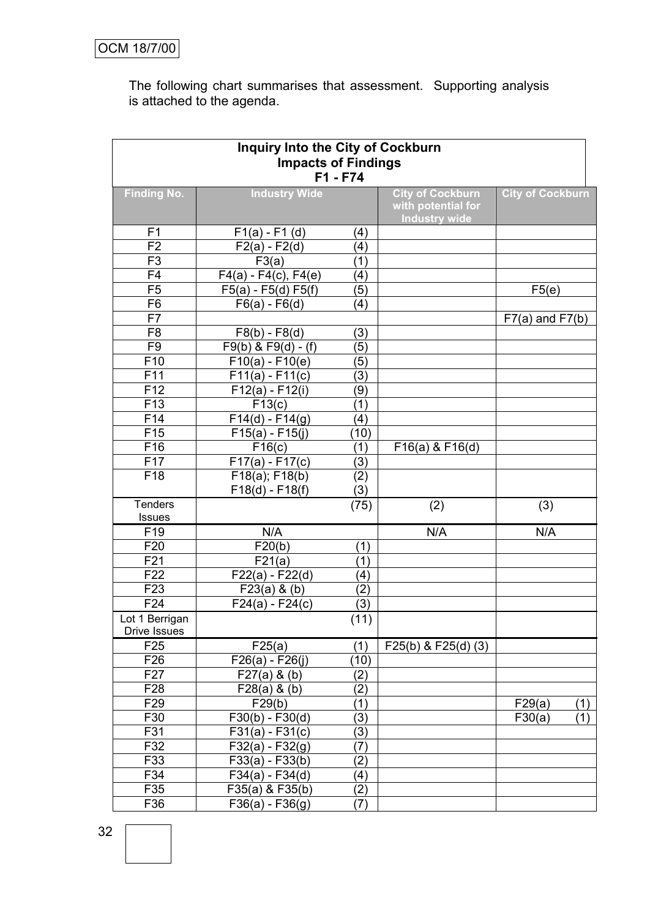The following chart summarises that assessment. Supporting analysis is attached to the agenda.

| Inquiry Into the City of Cockburn<br>Impacts of Findings<br>F1 - F74 | | | |
|---|---|---|---|
| **Finding No.** | **Industry Wide** | **City of Cockburn with potential for Industry wide** | **City of Cockburn** |
| F1 | F1(a) - F1 (d) (4) | | |
| F2 | F2(a) - F2(d) (4) | | |
| F3 | F3(a) (1) | | |
| F4 | F4(a) - F4(c), F4(e) (4) | | |
| F5 | F5(a) - F5(d) F5(f) (5) | | F5(e) |
| F6 | F6(a) - F6(d) (4) | | |
| F7 | | | F7(a) and F7(b) |
| F8 | F8(b) - F8(d) (3) | | |
| F9 | F9(b) & F9(d) - (f) (5) | | |
| F10 | F10(a) - F10(e) (5) | | |
| F11 | F11(a) - F11(c) (3) | | |
| F12 | F12(a) - F12(i) (9) | | |
| F13 | F13(c) (1) | | |
| F14 | F14(d) - F14(g) (4) | | |
| F15 | F15(a) - F15(j) (10) | | |
| F16 | F16(c) (1) | F16(a) & F16(d) | |
| F17 | F17(a) - F17(c) (3) | | |
| F18 | F18(a); F18(b) (2)<br>F18(d) - F18(f) (3) | | |
| Tenders Issues | (75) | (2) | (3) |
| F19 | N/A | N/A | N/A |
| F20 | F20(b) (1) | | |
| F21 | F21(a) (1) | | |
| F22 | F22(a) - F22(d) (4) | | |
| F23 | F23(a) & (b) (2) | | |
| F24 | F24(a) - F24(c) (3) | | |
| Lot 1 Berrigan Drive Issues | (11) | | |
| F25 | F25(a) (1) | F25(b) & F25(d) (3) | |
| F26 | F26(a) - F26(j) (10) | | |
| F27 | F27(a) & (b) (2) | | |
| F28 | F28(a) & (b) (2) | | |
| F29 | F29(b) (1) | | F29(a) (1) |
| F30 | F30(b) - F30(d) (3) | | F30(a) (1) |
| F31 | F31(a) - F31(c) (3) | | |
| F32 | F32(a) - F32(g) (7) | | |
| F33 | F33(a) - F33(b) (2) | | |
| F34 | F34(a) - F34(d) (4) | | |
| F35 | F35(a) & F35(b) (2) | | |
| F36 | F36(a) - F36(g) (7) | | |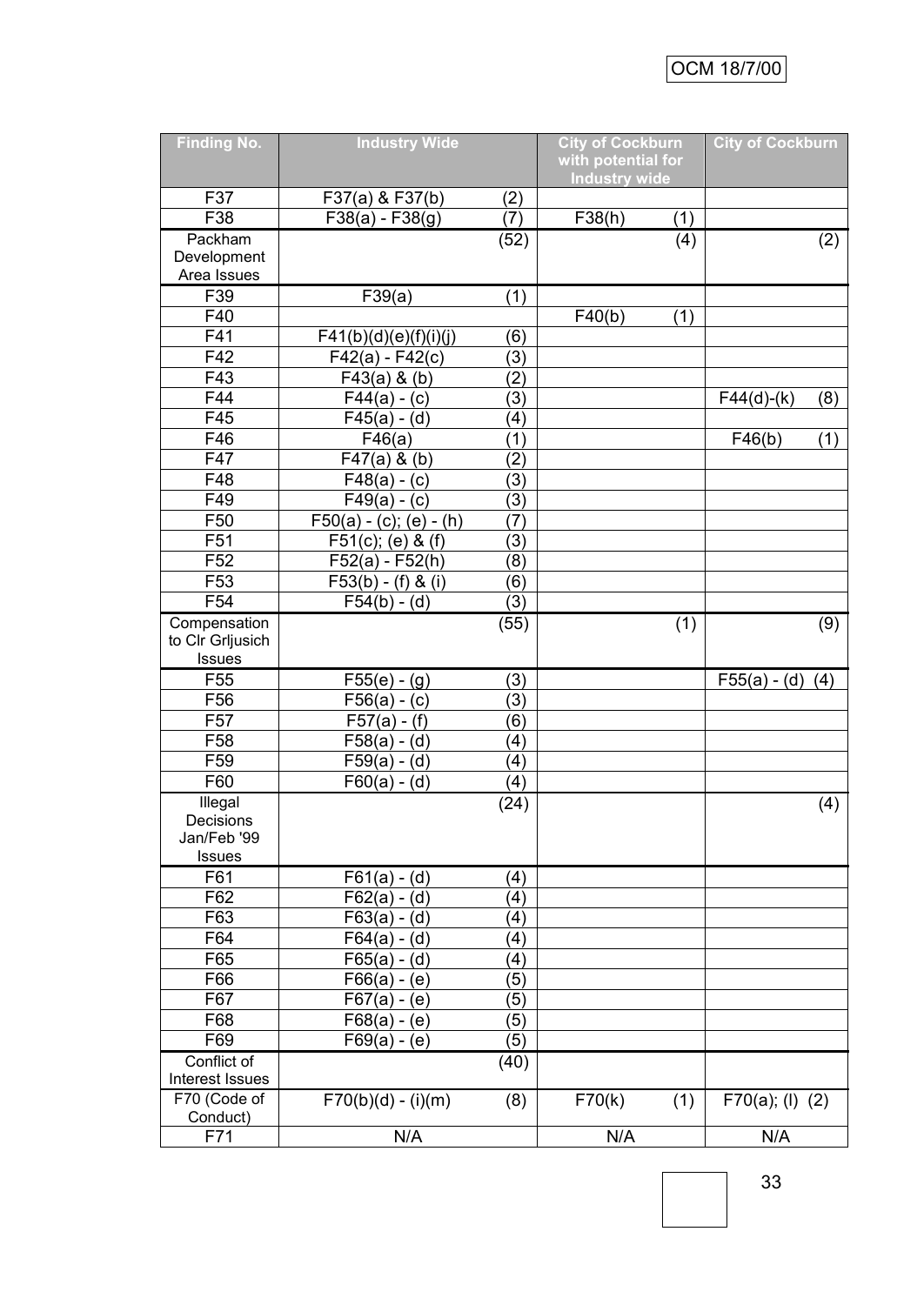| Finding No. | Industry Wide | | City of Cockburn with potential for Industry wide | | City of Cockburn | |
|---|---|---|---|---|---|---|
| F37 | F37(a) & F37(b) | (2) | | | | |
| F38 | F38(a) - F38(g) | (7) | F38(h) | (1) | | |
| Packham Development Area Issues | | (52) | | (4) | | (2) |
| F39 | F39(a) | (1) | | | | |
| F40 | | | F40(b) | (1) | | |
| F41 | F41(b)(d)(e)(f)(i)(j) | (6) | | | | |
| F42 | F42(a) - F42(c) | (3) | | | | |
| F43 | F43(a) & (b) | (2) | | | | |
| F44 | F44(a) - (c) | (3) | | | F44(d)-(k) | (8) |
| F45 | F45(a) - (d) | (4) | | | | |
| F46 | F46(a) | (1) | | | F46(b) | (1) |
| F47 | F47(a) & (b) | (2) | | | | |
| F48 | F48(a) - (c) | (3) | | | | |
| F49 | F49(a) - (c) | (3) | | | | |
| F50 | F50(a) - (c); (e) - (h) | (7) | | | | |
| F51 | F51(c); (e) & (f) | (3) | | | | |
| F52 | F52(a) - F52(h) | (8) | | | | |
| F53 | F53(b) - (f) & (i) | (6) | | | | |
| F54 | F54(b) - (d) | (3) | | | | |
| Compensation to Clr Grljusich Issues | | (55) | | (1) | | (9) |
| F55 | F55(e) - (g) | (3) | | | F55(a) - (d) | (4) |
| F56 | F56(a) - (c) | (3) | | | | |
| F57 | F57(a) - (f) | (6) | | | | |
| F58 | F58(a) - (d) | (4) | | | | |
| F59 | F59(a) - (d) | (4) | | | | |
| F60 | F60(a) - (d) | (4) | | | | |
| Illegal Decisions Jan/Feb '99 Issues | | (24) | | | | (4) |
| F61 | F61(a) - (d) | (4) | | | | |
| F62 | F62(a) - (d) | (4) | | | | |
| F63 | F63(a) - (d) | (4) | | | | |
| F64 | F64(a) - (d) | (4) | | | | |
| F65 | F65(a) - (d) | (4) | | | | |
| F66 | F66(a) - (e) | (5) | | | | |
| F67 | F67(a) - (e) | (5) | | | | |
| F68 | F68(a) - (e) | (5) | | | | |
| F69 | F69(a) - (e) | (5) | | | | |
| Conflict of Interest Issues | | (40) | | | | |
| F70 (Code of Conduct) | F70(b)(d) - (i)(m) | (8) | F70(k) | (1) | F70(a); (l) | (2) |
| F71 | N/A | | N/A | | N/A | |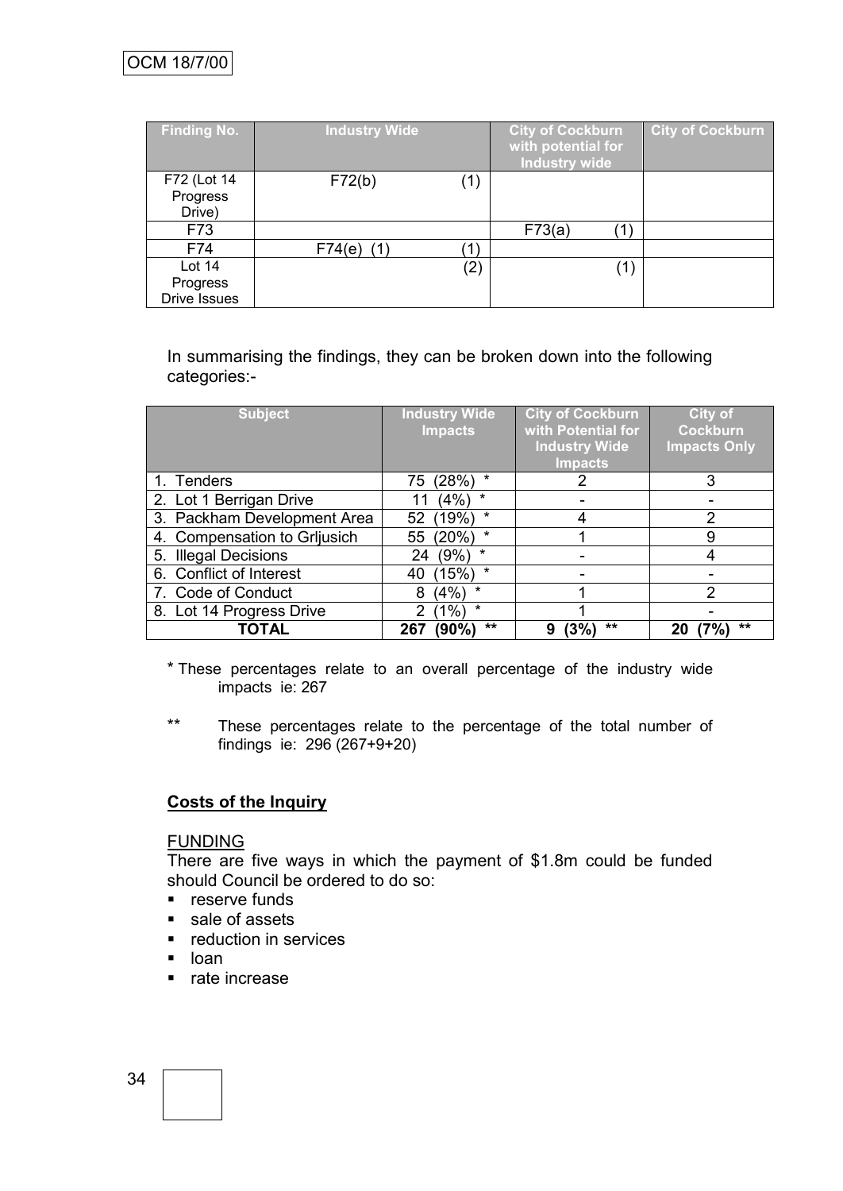| Finding No. | Industry Wide | | City of Cockburn with potential for Industry wide | | City of Cockburn |
|---|---|---|---|---|---|
| F72 (Lot 14 Progress Drive) | F72(b) | (1) | | | |
| F73 | | | F73(a) | (1) | |
| F74 | F74(e) (1) | (1) | | | |
| Lot 14 Progress Drive Issues | | (2) | | (1) | |

In summarising the findings, they can be broken down into the following categories:-

| Subject | Industry Wide Impacts | City of Cockburn with Potential for Industry Wide Impacts | City of Cockburn Impacts Only |
|---|---|---|---|
| 1. Tenders | 75 (28%) * | 2 | 3 |
| 2. Lot 1 Berrigan Drive | 11 (4%) * | - | - |
| 3. Packham Development Area | 52 (19%) * | 4 | 2 |
| 4. Compensation to Grljusich | 55 (20%) * | 1 | 9 |
| 5. Illegal Decisions | 24 (9%) * | - | 4 |
| 6. Conflict of Interest | 40 (15%) * | - | - |
| 7. Code of Conduct | 8 (4%) * | 1 | 2 |
| 8. Lot 14 Progress Drive | 2 (1%) * | 1 | - |
| **TOTAL** | **267 (90%) \*\*** | **9 (3%) \*\*** | **20 (7%) \*\*** |

\* These percentages relate to an overall percentage of the industry wide impacts ie: 267

\*\* These percentages relate to the percentage of the total number of findings ie: 296 (267+9+20)

**Costs of the Inquiry**

FUNDING

There are five ways in which the payment of $1.8m could be funded should Council be ordered to do so:

- reserve funds
- sale of assets
- reduction in services
- loan
- rate increase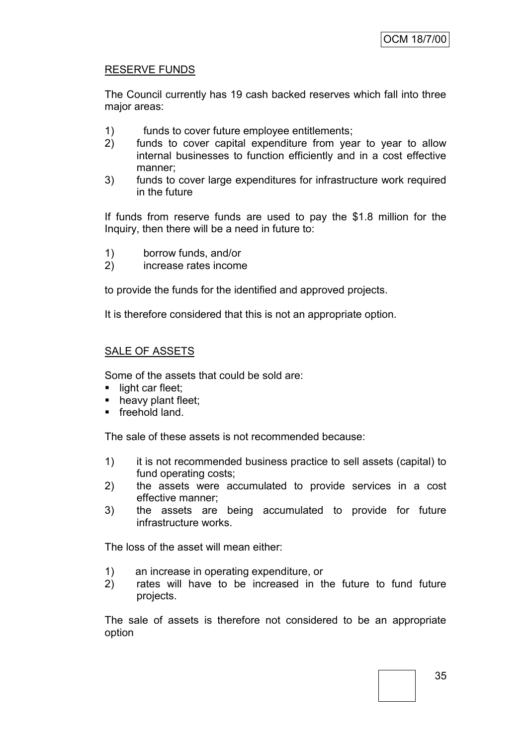RESERVE FUNDS

The Council currently has 19 cash backed reserves which fall into three major areas:

1) funds to cover future employee entitlements;
2) funds to cover capital expenditure from year to year to allow internal businesses to function efficiently and in a cost effective manner;
3) funds to cover large expenditures for infrastructure work required in the future

If funds from reserve funds are used to pay the $1.8 million for the Inquiry, then there will be a need in future to:

1) borrow funds, and/or
2) increase rates income

to provide the funds for the identified and approved projects.

It is therefore considered that this is not an appropriate option.

SALE OF ASSETS

Some of the assets that could be sold are:

- light car fleet;
- heavy plant fleet;
- freehold land.

The sale of these assets is not recommended because:

1) it is not recommended business practice to sell assets (capital) to fund operating costs;
2) the assets were accumulated to provide services in a cost effective manner;
3) the assets are being accumulated to provide for future infrastructure works.

The loss of the asset will mean either:

1) an increase in operating expenditure, or
2) rates will have to be increased in the future to fund future projects.

The sale of assets is therefore not considered to be an appropriate option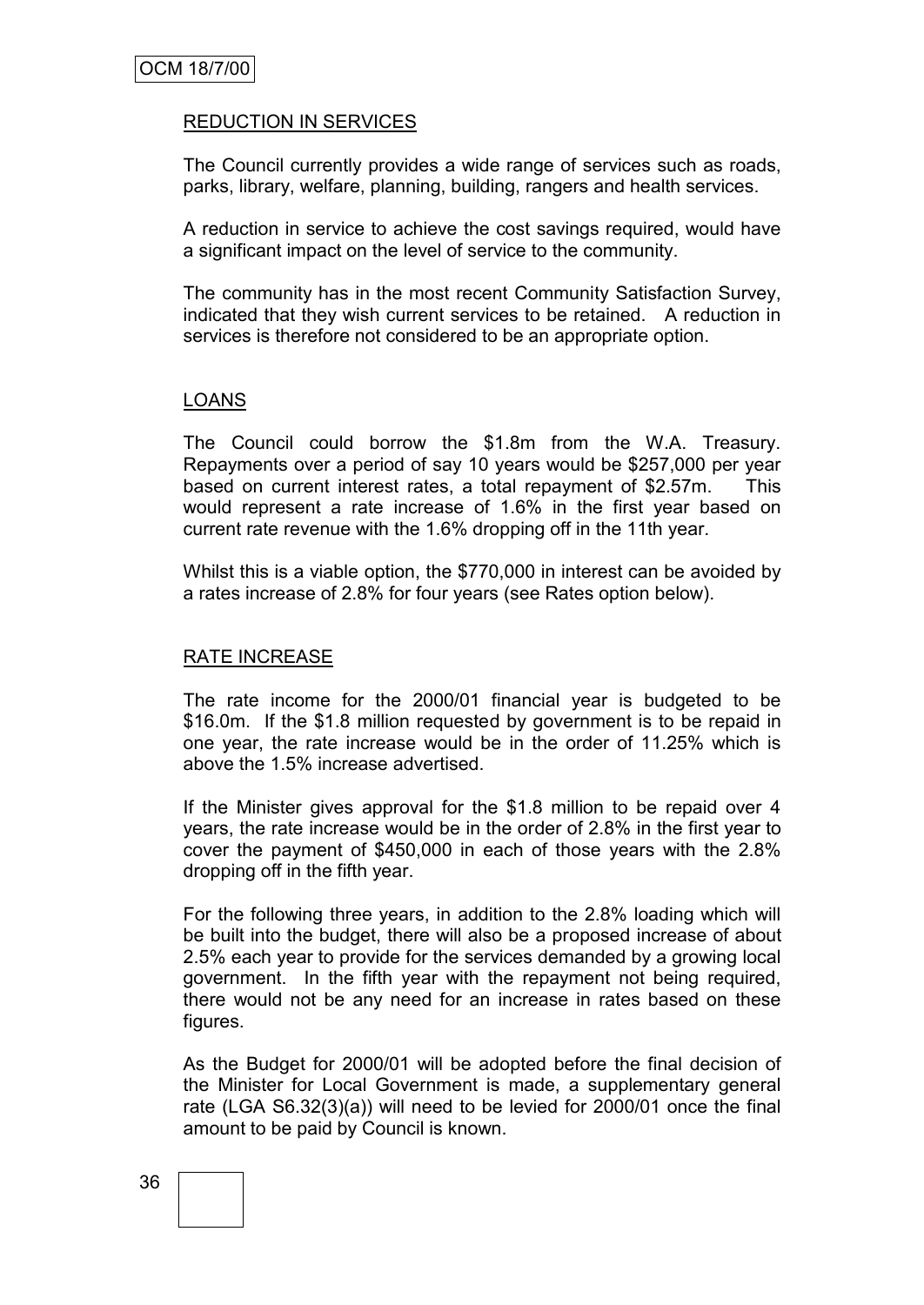## REDUCTION IN SERVICES

The Council currently provides a wide range of services such as roads, parks, library, welfare, planning, building, rangers and health services.

A reduction in service to achieve the cost savings required, would have a significant impact on the level of service to the community.

The community has in the most recent Community Satisfaction Survey, indicated that they wish current services to be retained. A reduction in services is therefore not considered to be an appropriate option.

## LOANS

The Council could borrow the $1.8m from the W.A. Treasury. Repayments over a period of say 10 years would be $257,000 per year based on current interest rates, a total repayment of $2.57m. This would represent a rate increase of 1.6% in the first year based on current rate revenue with the 1.6% dropping off in the 11th year.

Whilst this is a viable option, the $770,000 in interest can be avoided by a rates increase of 2.8% for four years (see Rates option below).

## RATE INCREASE

The rate income for the 2000/01 financial year is budgeted to be $16.0m. If the $1.8 million requested by government is to be repaid in one year, the rate increase would be in the order of 11.25% which is above the 1.5% increase advertised.

If the Minister gives approval for the $1.8 million to be repaid over 4 years, the rate increase would be in the order of 2.8% in the first year to cover the payment of $450,000 in each of those years with the 2.8% dropping off in the fifth year.

For the following three years, in addition to the 2.8% loading which will be built into the budget, there will also be a proposed increase of about 2.5% each year to provide for the services demanded by a growing local government. In the fifth year with the repayment not being required, there would not be any need for an increase in rates based on these figures.

As the Budget for 2000/01 will be adopted before the final decision of the Minister for Local Government is made, a supplementary general rate (LGA S6.32(3)(a)) will need to be levied for 2000/01 once the final amount to be paid by Council is known.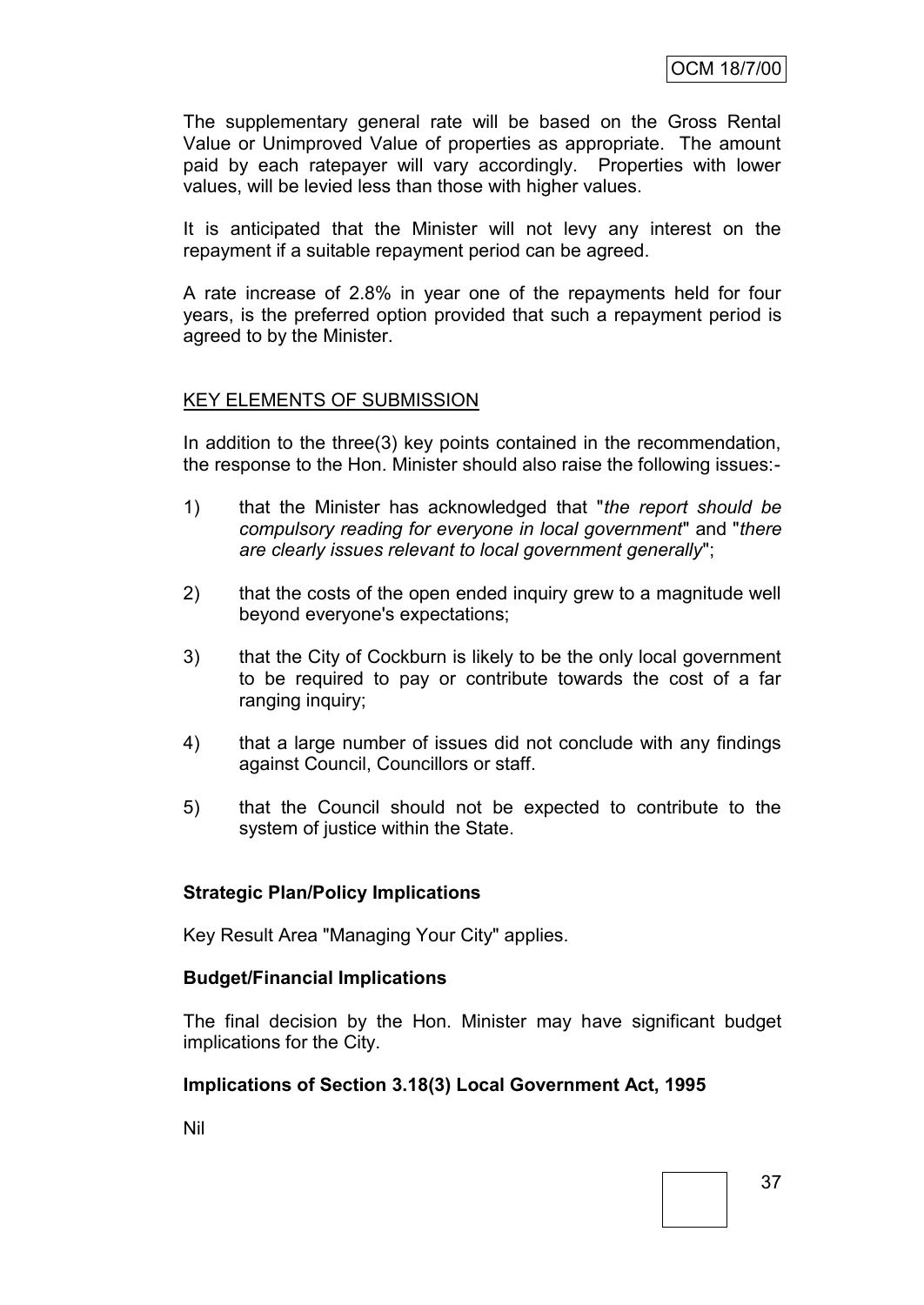The supplementary general rate will be based on the Gross Rental Value or Unimproved Value of properties as appropriate. The amount paid by each ratepayer will vary accordingly. Properties with lower values, will be levied less than those with higher values.

It is anticipated that the Minister will not levy any interest on the repayment if a suitable repayment period can be agreed.

A rate increase of 2.8% in year one of the repayments held for four years, is the preferred option provided that such a repayment period is agreed to by the Minister.

## KEY ELEMENTS OF SUBMISSION

In addition to the three(3) key points contained in the recommendation, the response to the Hon. Minister should also raise the following issues:-

1) that the Minister has acknowledged that "*the report should be compulsory reading for everyone in local government*" and "*there are clearly issues relevant to local government generally*";

2) that the costs of the open ended inquiry grew to a magnitude well beyond everyone's expectations;

3) that the City of Cockburn is likely to be the only local government to be required to pay or contribute towards the cost of a far ranging inquiry;

4) that a large number of issues did not conclude with any findings against Council, Councillors or staff.

5) that the Council should not be expected to contribute to the system of justice within the State.

**Strategic Plan/Policy Implications**

Key Result Area "Managing Your City" applies.

**Budget/Financial Implications**

The final decision by the Hon. Minister may have significant budget implications for the City.

**Implications of Section 3.18(3) Local Government Act, 1995**

Nil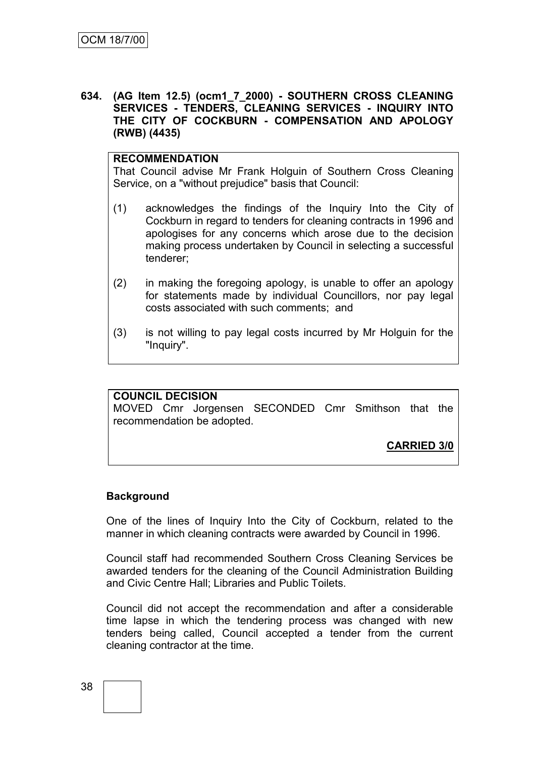**634. (AG Item 12.5) (ocm1_7_2000) - SOUTHERN CROSS CLEANING SERVICES - TENDERS, CLEANING SERVICES - INQUIRY INTO THE CITY OF COCKBURN - COMPENSATION AND APOLOGY (RWB) (4435)**

**RECOMMENDATION**

That Council advise Mr Frank Holguin of Southern Cross Cleaning Service, on a "without prejudice" basis that Council:

(1) acknowledges the findings of the Inquiry Into the City of Cockburn in regard to tenders for cleaning contracts in 1996 and apologises for any concerns which arose due to the decision making process undertaken by Council in selecting a successful tenderer;

(2) in making the foregoing apology, is unable to offer an apology for statements made by individual Councillors, nor pay legal costs associated with such comments; and

(3) is not willing to pay legal costs incurred by Mr Holguin for the "Inquiry".

**COUNCIL DECISION**

MOVED Cmr Jorgensen SECONDED Cmr Smithson that the recommendation be adopted.

**CARRIED 3/0**

**Background**

One of the lines of Inquiry Into the City of Cockburn, related to the manner in which cleaning contracts were awarded by Council in 1996.

Council staff had recommended Southern Cross Cleaning Services be awarded tenders for the cleaning of the Council Administration Building and Civic Centre Hall; Libraries and Public Toilets.

Council did not accept the recommendation and after a considerable time lapse in which the tendering process was changed with new tenders being called, Council accepted a tender from the current cleaning contractor at the time.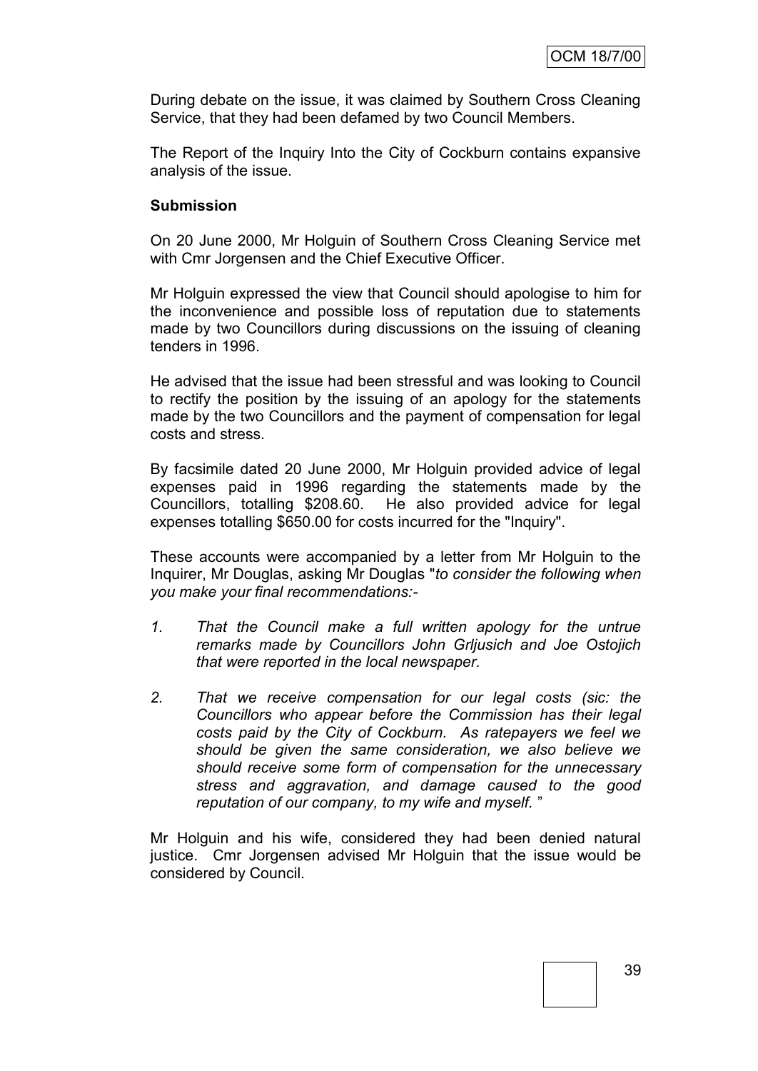During debate on the issue, it was claimed by Southern Cross Cleaning Service, that they had been defamed by two Council Members.

The Report of the Inquiry Into the City of Cockburn contains expansive analysis of the issue.

**Submission**

On 20 June 2000, Mr Holguin of Southern Cross Cleaning Service met with Cmr Jorgensen and the Chief Executive Officer.

Mr Holguin expressed the view that Council should apologise to him for the inconvenience and possible loss of reputation due to statements made by two Councillors during discussions on the issuing of cleaning tenders in 1996.

He advised that the issue had been stressful and was looking to Council to rectify the position by the issuing of an apology for the statements made by the two Councillors and the payment of compensation for legal costs and stress.

By facsimile dated 20 June 2000, Mr Holguin provided advice of legal expenses paid in 1996 regarding the statements made by the Councillors, totalling $208.60. He also provided advice for legal expenses totalling $650.00 for costs incurred for the "Inquiry".

These accounts were accompanied by a letter from Mr Holguin to the Inquirer, Mr Douglas, asking Mr Douglas "*to consider the following when you make your final recommendations:-*

1. *That the Council make a full written apology for the untrue remarks made by Councillors John Grljusich and Joe Ostojich that were reported in the local newspaper.*

2. *That we receive compensation for our legal costs (sic: the Councillors who appear before the Commission has their legal costs paid by the City of Cockburn. As ratepayers we feel we should be given the same consideration, we also believe we should receive some form of compensation for the unnecessary stress and aggravation, and damage caused to the good reputation of our company, to my wife and myself.* "

Mr Holguin and his wife, considered they had been denied natural justice. Cmr Jorgensen advised Mr Holguin that the issue would be considered by Council.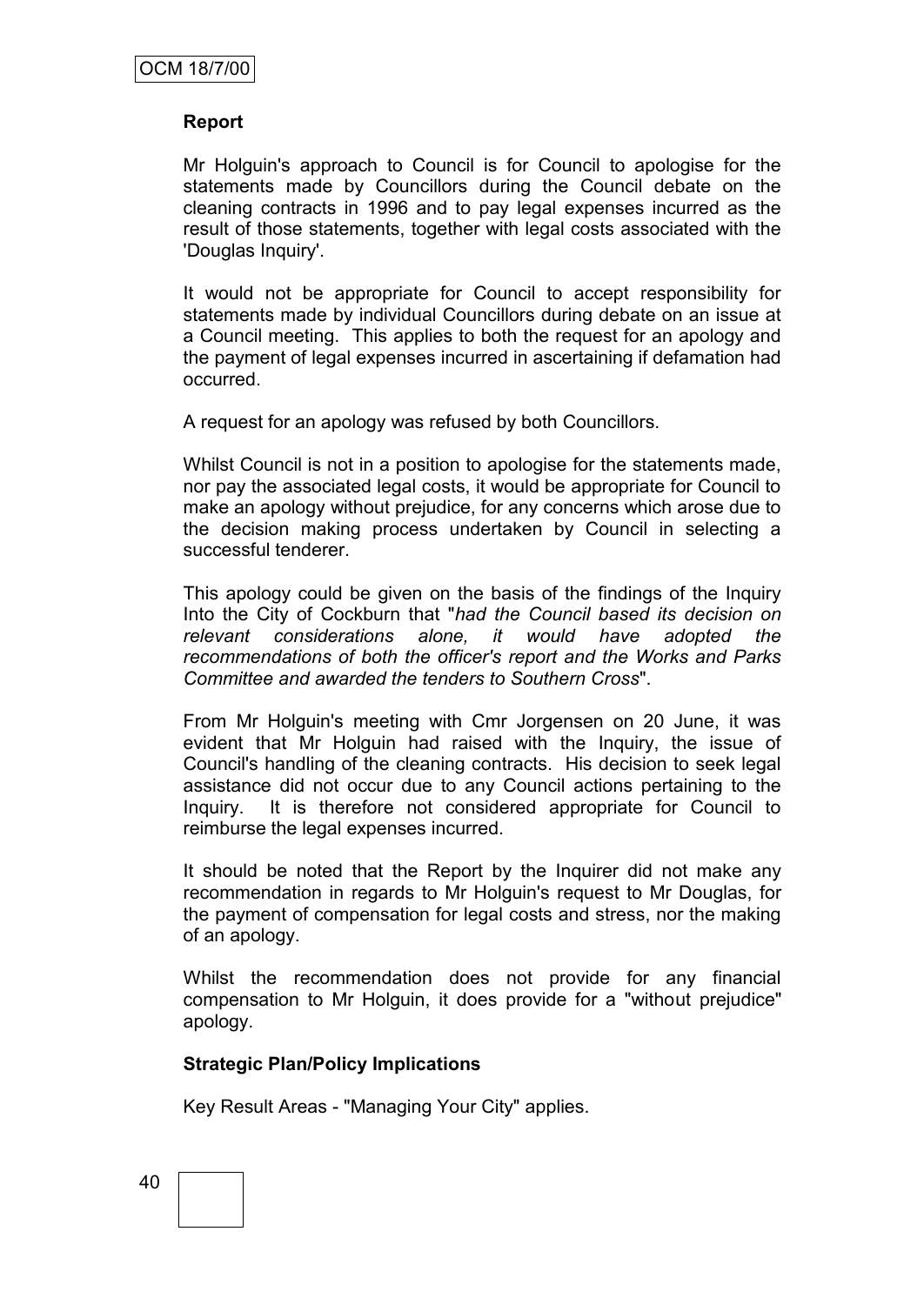**Report**

Mr Holguin's approach to Council is for Council to apologise for the statements made by Councillors during the Council debate on the cleaning contracts in 1996 and to pay legal expenses incurred as the result of those statements, together with legal costs associated with the 'Douglas Inquiry'.

It would not be appropriate for Council to accept responsibility for statements made by individual Councillors during debate on an issue at a Council meeting. This applies to both the request for an apology and the payment of legal expenses incurred in ascertaining if defamation had occurred.

A request for an apology was refused by both Councillors.

Whilst Council is not in a position to apologise for the statements made, nor pay the associated legal costs, it would be appropriate for Council to make an apology without prejudice, for any concerns which arose due to the decision making process undertaken by Council in selecting a successful tenderer.

This apology could be given on the basis of the findings of the Inquiry Into the City of Cockburn that "*had the Council based its decision on relevant considerations alone, it would have adopted the recommendations of both the officer's report and the Works and Parks Committee and awarded the tenders to Southern Cross*".

From Mr Holguin's meeting with Cmr Jorgensen on 20 June, it was evident that Mr Holguin had raised with the Inquiry, the issue of Council's handling of the cleaning contracts. His decision to seek legal assistance did not occur due to any Council actions pertaining to the Inquiry. It is therefore not considered appropriate for Council to reimburse the legal expenses incurred.

It should be noted that the Report by the Inquirer did not make any recommendation in regards to Mr Holguin's request to Mr Douglas, for the payment of compensation for legal costs and stress, nor the making of an apology.

Whilst the recommendation does not provide for any financial compensation to Mr Holguin, it does provide for a "without prejudice" apology.

**Strategic Plan/Policy Implications**

Key Result Areas - "Managing Your City" applies.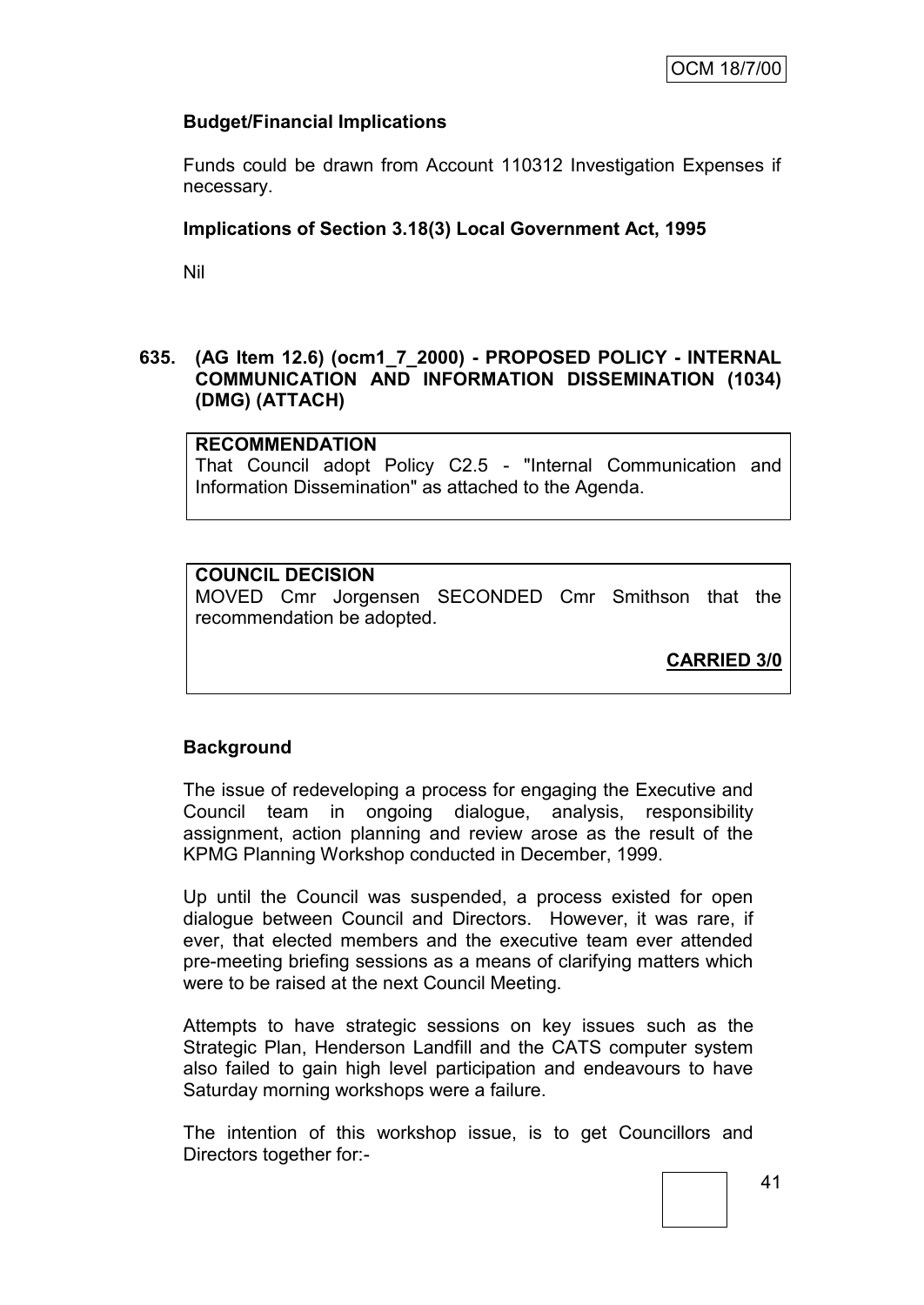**Budget/Financial Implications**

Funds could be drawn from Account 110312 Investigation Expenses if necessary.

**Implications of Section 3.18(3) Local Government Act, 1995**

Nil

**635. (AG Item 12.6) (ocm1_7_2000) - PROPOSED POLICY - INTERNAL COMMUNICATION AND INFORMATION DISSEMINATION (1034) (DMG) (ATTACH)**

**RECOMMENDATION**

That Council adopt Policy C2.5 - "Internal Communication and Information Dissemination" as attached to the Agenda.

**COUNCIL DECISION**

MOVED Cmr Jorgensen SECONDED Cmr Smithson that the recommendation be adopted.

**CARRIED 3/0**

**Background**

The issue of redeveloping a process for engaging the Executive and Council team in ongoing dialogue, analysis, responsibility assignment, action planning and review arose as the result of the KPMG Planning Workshop conducted in December, 1999.

Up until the Council was suspended, a process existed for open dialogue between Council and Directors. However, it was rare, if ever, that elected members and the executive team ever attended pre-meeting briefing sessions as a means of clarifying matters which were to be raised at the next Council Meeting.

Attempts to have strategic sessions on key issues such as the Strategic Plan, Henderson Landfill and the CATS computer system also failed to gain high level participation and endeavours to have Saturday morning workshops were a failure.

The intention of this workshop issue, is to get Councillors and Directors together for:-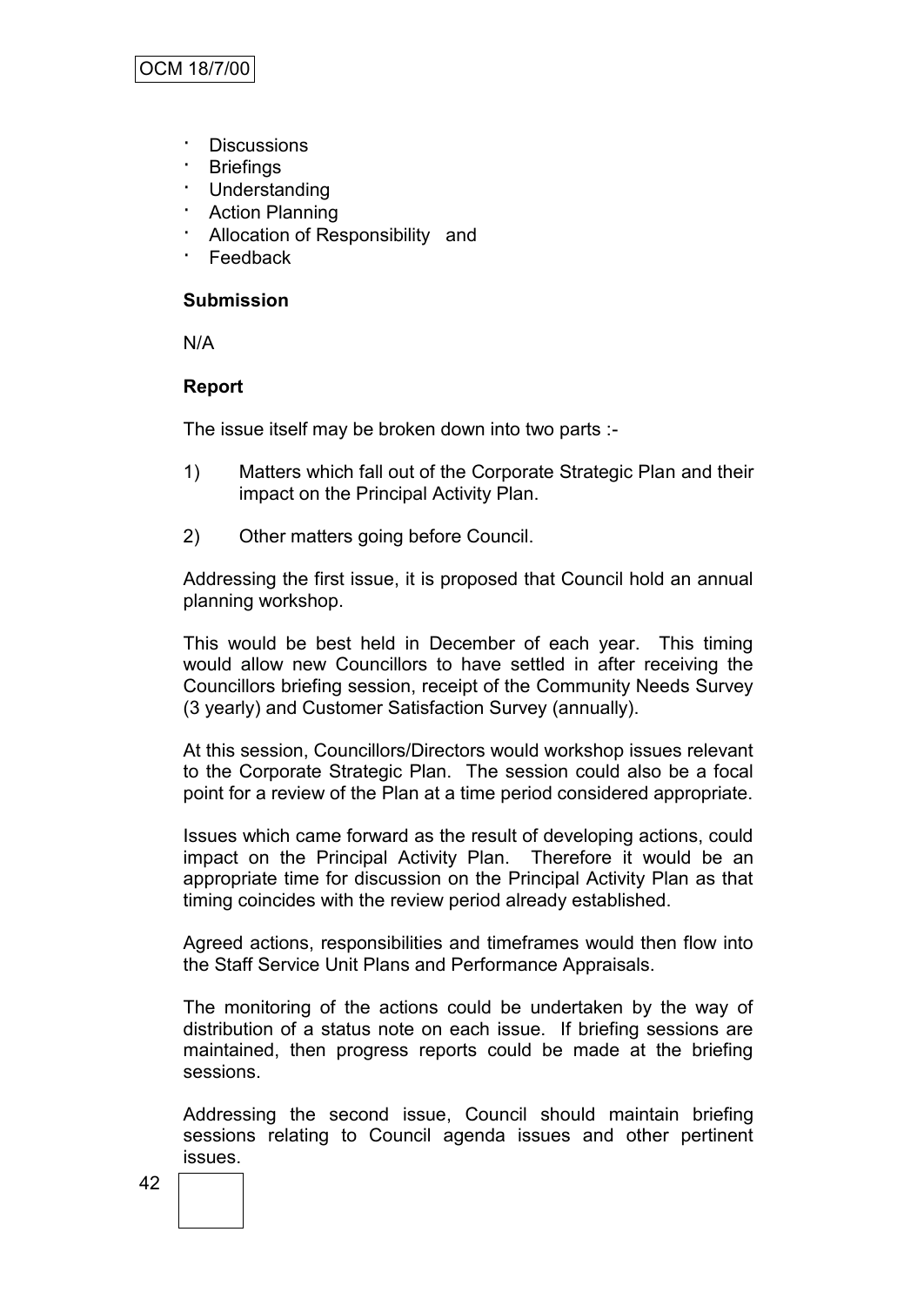- Discussions
- Briefings
- Understanding
- Action Planning
- Allocation of Responsibility and
- Feedback

**Submission**

N/A

**Report**

The issue itself may be broken down into two parts :-

1) Matters which fall out of the Corporate Strategic Plan and their impact on the Principal Activity Plan.

2) Other matters going before Council.

Addressing the first issue, it is proposed that Council hold an annual planning workshop.

This would be best held in December of each year. This timing would allow new Councillors to have settled in after receiving the Councillors briefing session, receipt of the Community Needs Survey (3 yearly) and Customer Satisfaction Survey (annually).

At this session, Councillors/Directors would workshop issues relevant to the Corporate Strategic Plan. The session could also be a focal point for a review of the Plan at a time period considered appropriate.

Issues which came forward as the result of developing actions, could impact on the Principal Activity Plan. Therefore it would be an appropriate time for discussion on the Principal Activity Plan as that timing coincides with the review period already established.

Agreed actions, responsibilities and timeframes would then flow into the Staff Service Unit Plans and Performance Appraisals.

The monitoring of the actions could be undertaken by the way of distribution of a status note on each issue. If briefing sessions are maintained, then progress reports could be made at the briefing sessions.

Addressing the second issue, Council should maintain briefing sessions relating to Council agenda issues and other pertinent issues.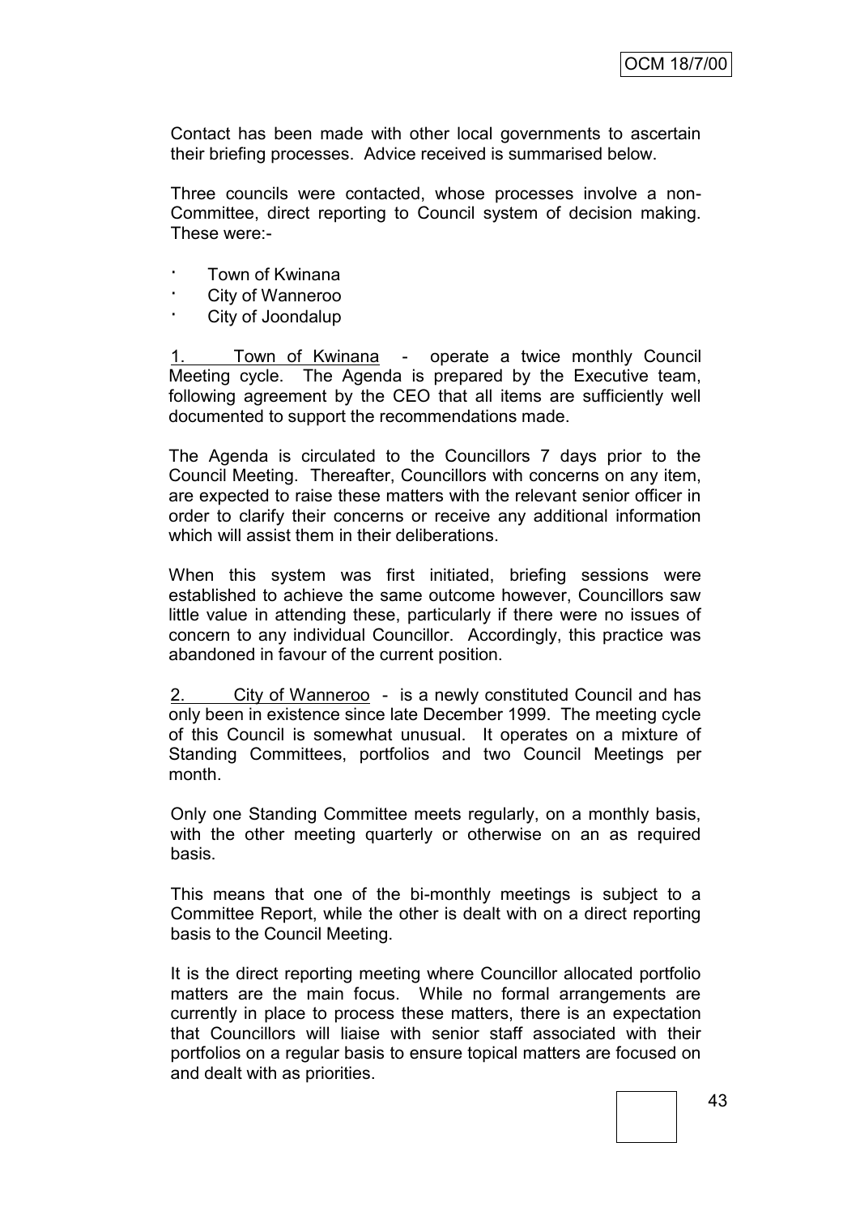Contact has been made with other local governments to ascertain their briefing processes. Advice received is summarised below.

Three councils were contacted, whose processes involve a non-Committee, direct reporting to Council system of decision making. These were:-

- Town of Kwinana
- City of Wanneroo
- City of Joondalup

1. Town of Kwinana - operate a twice monthly Council Meeting cycle. The Agenda is prepared by the Executive team, following agreement by the CEO that all items are sufficiently well documented to support the recommendations made.

The Agenda is circulated to the Councillors 7 days prior to the Council Meeting. Thereafter, Councillors with concerns on any item, are expected to raise these matters with the relevant senior officer in order to clarify their concerns or receive any additional information which will assist them in their deliberations.

When this system was first initiated, briefing sessions were established to achieve the same outcome however, Councillors saw little value in attending these, particularly if there were no issues of concern to any individual Councillor. Accordingly, this practice was abandoned in favour of the current position.

2. City of Wanneroo - is a newly constituted Council and has only been in existence since late December 1999. The meeting cycle of this Council is somewhat unusual. It operates on a mixture of Standing Committees, portfolios and two Council Meetings per month.

Only one Standing Committee meets regularly, on a monthly basis, with the other meeting quarterly or otherwise on an as required basis.

This means that one of the bi-monthly meetings is subject to a Committee Report, while the other is dealt with on a direct reporting basis to the Council Meeting.

It is the direct reporting meeting where Councillor allocated portfolio matters are the main focus. While no formal arrangements are currently in place to process these matters, there is an expectation that Councillors will liaise with senior staff associated with their portfolios on a regular basis to ensure topical matters are focused on and dealt with as priorities.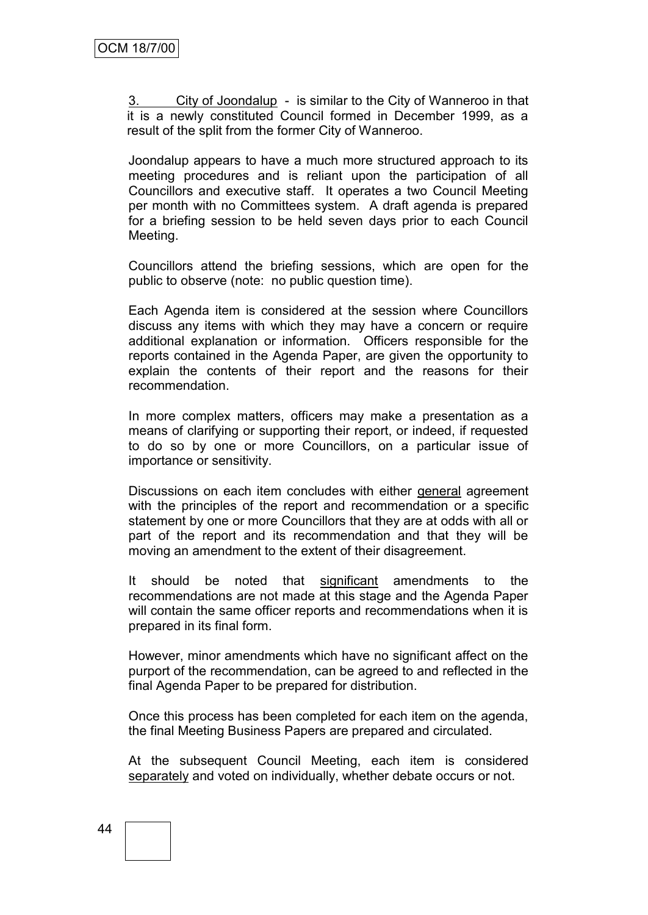3. City of Joondalup - is similar to the City of Wanneroo in that it is a newly constituted Council formed in December 1999, as a result of the split from the former City of Wanneroo.

Joondalup appears to have a much more structured approach to its meeting procedures and is reliant upon the participation of all Councillors and executive staff. It operates a two Council Meeting per month with no Committees system. A draft agenda is prepared for a briefing session to be held seven days prior to each Council Meeting.

Councillors attend the briefing sessions, which are open for the public to observe (note: no public question time).

Each Agenda item is considered at the session where Councillors discuss any items with which they may have a concern or require additional explanation or information. Officers responsible for the reports contained in the Agenda Paper, are given the opportunity to explain the contents of their report and the reasons for their recommendation.

In more complex matters, officers may make a presentation as a means of clarifying or supporting their report, or indeed, if requested to do so by one or more Councillors, on a particular issue of importance or sensitivity.

Discussions on each item concludes with either <u>general</u> agreement with the principles of the report and recommendation or a specific statement by one or more Councillors that they are at odds with all or part of the report and its recommendation and that they will be moving an amendment to the extent of their disagreement.

It should be noted that <u>significant</u> amendments to the recommendations are not made at this stage and the Agenda Paper will contain the same officer reports and recommendations when it is prepared in its final form.

However, minor amendments which have no significant affect on the purport of the recommendation, can be agreed to and reflected in the final Agenda Paper to be prepared for distribution.

Once this process has been completed for each item on the agenda, the final Meeting Business Papers are prepared and circulated.

At the subsequent Council Meeting, each item is considered <u>separately</u> and voted on individually, whether debate occurs or not.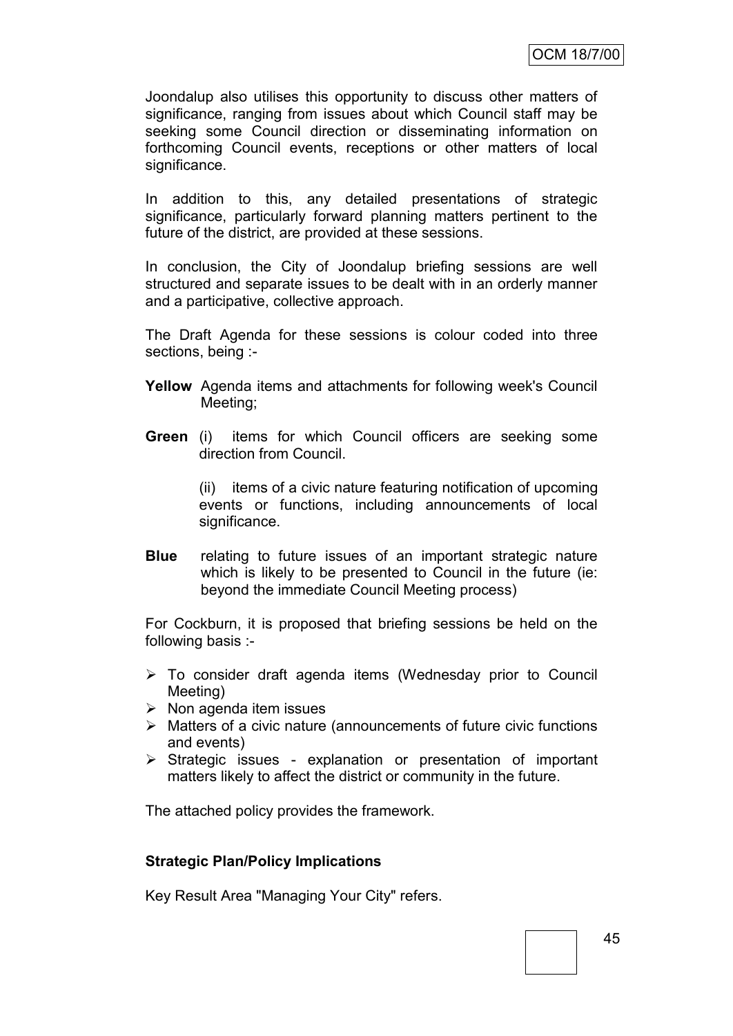Joondalup also utilises this opportunity to discuss other matters of significance, ranging from issues about which Council staff may be seeking some Council direction or disseminating information on forthcoming Council events, receptions or other matters of local significance.

In addition to this, any detailed presentations of strategic significance, particularly forward planning matters pertinent to the future of the district, are provided at these sessions.

In conclusion, the City of Joondalup briefing sessions are well structured and separate issues to be dealt with in an orderly manner and a participative, collective approach.

The Draft Agenda for these sessions is colour coded into three sections, being :-

**Yellow** Agenda items and attachments for following week's Council Meeting;

**Green** (i) items for which Council officers are seeking some direction from Council.

(ii) items of a civic nature featuring notification of upcoming events or functions, including announcements of local significance.

**Blue** relating to future issues of an important strategic nature which is likely to be presented to Council in the future (ie: beyond the immediate Council Meeting process)

For Cockburn, it is proposed that briefing sessions be held on the following basis :-

- To consider draft agenda items (Wednesday prior to Council Meeting)
- Non agenda item issues
- Matters of a civic nature (announcements of future civic functions and events)
- Strategic issues - explanation or presentation of important matters likely to affect the district or community in the future.

The attached policy provides the framework.

**Strategic Plan/Policy Implications**

Key Result Area "Managing Your City" refers.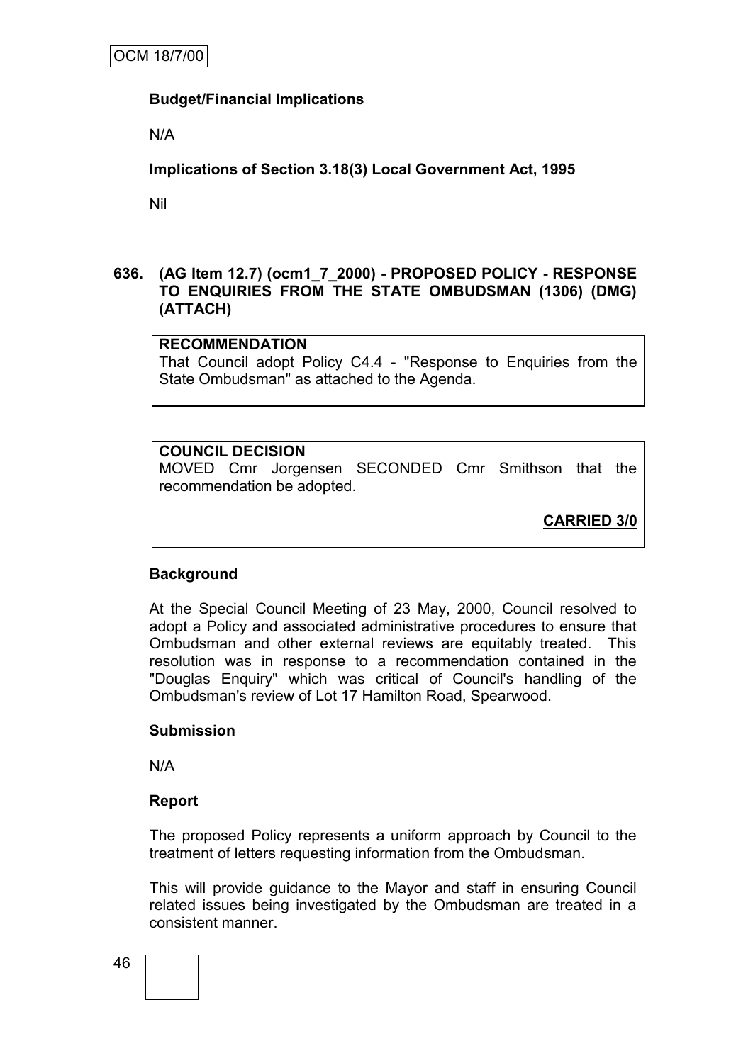**Budget/Financial Implications**

N/A

**Implications of Section 3.18(3) Local Government Act, 1995**

Nil

### 636. (AG Item 12.7) (ocm1_7_2000) - PROPOSED POLICY - RESPONSE TO ENQUIRIES FROM THE STATE OMBUDSMAN (1306) (DMG) (ATTACH)

**RECOMMENDATION**

That Council adopt Policy C4.4 - "Response to Enquiries from the State Ombudsman" as attached to the Agenda.

**COUNCIL DECISION**

MOVED Cmr Jorgensen SECONDED Cmr Smithson that the recommendation be adopted.

**CARRIED 3/0**

**Background**

At the Special Council Meeting of 23 May, 2000, Council resolved to adopt a Policy and associated administrative procedures to ensure that Ombudsman and other external reviews are equitably treated. This resolution was in response to a recommendation contained in the "Douglas Enquiry" which was critical of Council's handling of the Ombudsman's review of Lot 17 Hamilton Road, Spearwood.

**Submission**

N/A

**Report**

The proposed Policy represents a uniform approach by Council to the treatment of letters requesting information from the Ombudsman.

This will provide guidance to the Mayor and staff in ensuring Council related issues being investigated by the Ombudsman are treated in a consistent manner.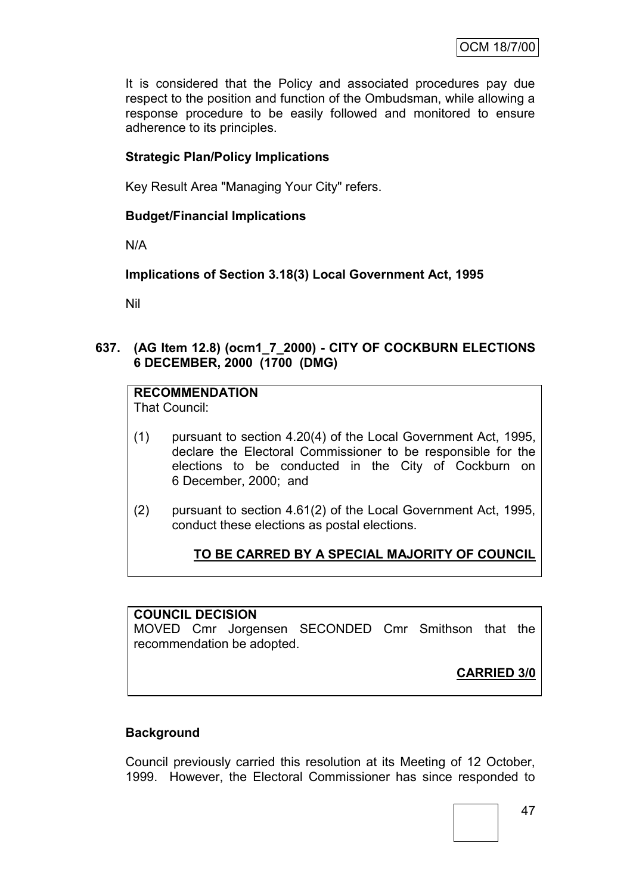It is considered that the Policy and associated procedures pay due respect to the position and function of the Ombudsman, while allowing a response procedure to be easily followed and monitored to ensure adherence to its principles.

**Strategic Plan/Policy Implications**

Key Result Area "Managing Your City" refers.

**Budget/Financial Implications**

N/A

**Implications of Section 3.18(3) Local Government Act, 1995**

Nil

**637. (AG Item 12.8) (ocm1_7_2000) - CITY OF COCKBURN ELECTIONS 6 DECEMBER, 2000 (1700 (DMG)**

**RECOMMENDATION**
That Council:

(1) pursuant to section 4.20(4) of the Local Government Act, 1995, declare the Electoral Commissioner to be responsible for the elections to be conducted in the City of Cockburn on 6 December, 2000; and

(2) pursuant to section 4.61(2) of the Local Government Act, 1995, conduct these elections as postal elections.

**TO BE CARRED BY A SPECIAL MAJORITY OF COUNCIL**

**COUNCIL DECISION**
MOVED Cmr Jorgensen SECONDED Cmr Smithson that the recommendation be adopted.

**CARRIED 3/0**

**Background**

Council previously carried this resolution at its Meeting of 12 October, 1999. However, the Electoral Commissioner has since responded to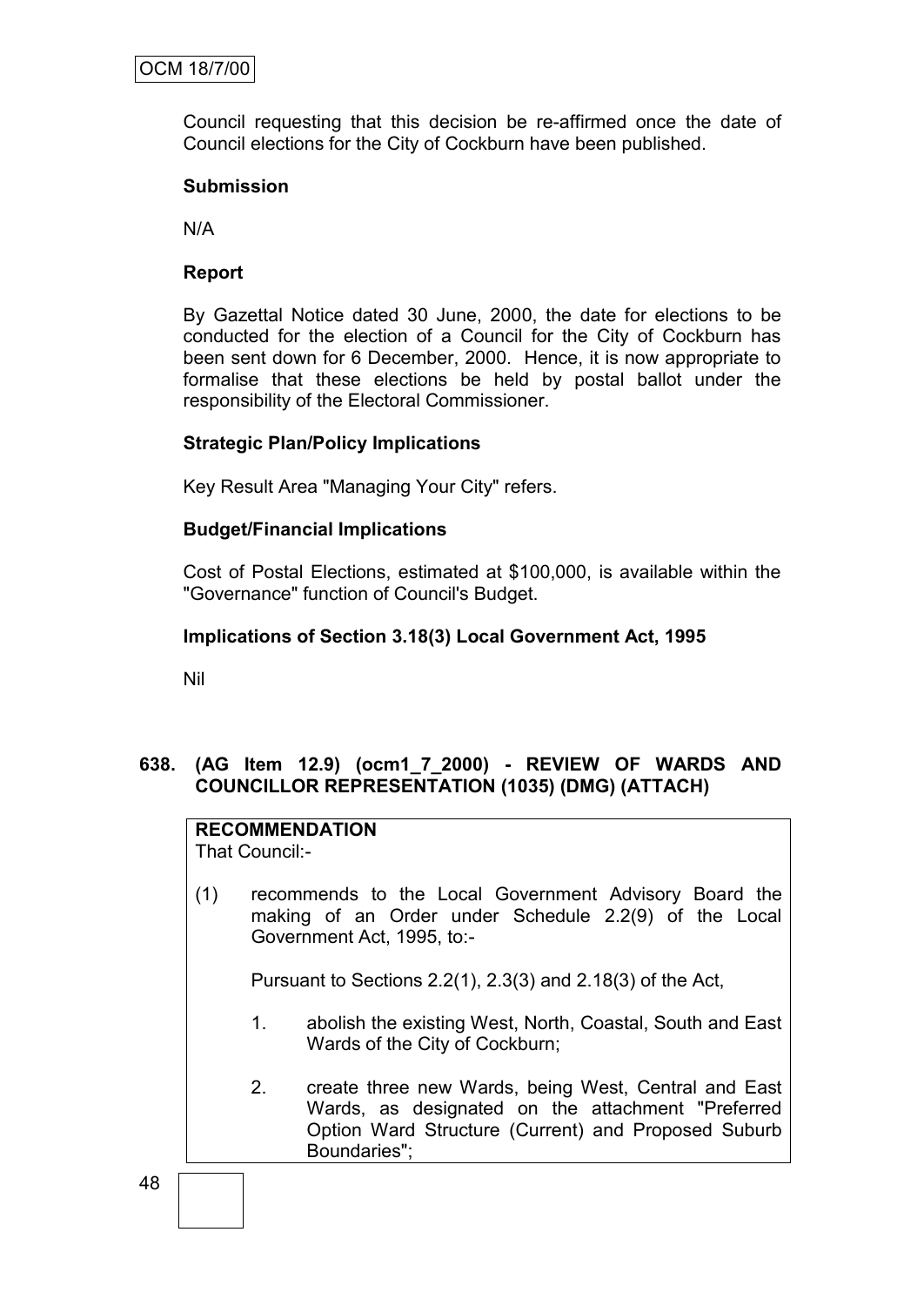Council requesting that this decision be re-affirmed once the date of Council elections for the City of Cockburn have been published.

**Submission**

N/A

**Report**

By Gazettal Notice dated 30 June, 2000, the date for elections to be conducted for the election of a Council for the City of Cockburn has been sent down for 6 December, 2000. Hence, it is now appropriate to formalise that these elections be held by postal ballot under the responsibility of the Electoral Commissioner.

**Strategic Plan/Policy Implications**

Key Result Area "Managing Your City" refers.

**Budget/Financial Implications**

Cost of Postal Elections, estimated at $100,000, is available within the "Governance" function of Council's Budget.

**Implications of Section 3.18(3) Local Government Act, 1995**

Nil

**638. (AG Item 12.9) (ocm1_7_2000) - REVIEW OF WARDS AND COUNCILLOR REPRESENTATION (1035) (DMG) (ATTACH)**

**RECOMMENDATION**
That Council:-

(1) recommends to the Local Government Advisory Board the making of an Order under Schedule 2.2(9) of the Local Government Act, 1995, to:-

Pursuant to Sections 2.2(1), 2.3(3) and 2.18(3) of the Act,

1. abolish the existing West, North, Coastal, South and East Wards of the City of Cockburn;

2. create three new Wards, being West, Central and East Wards, as designated on the attachment "Preferred Option Ward Structure (Current) and Proposed Suburb Boundaries";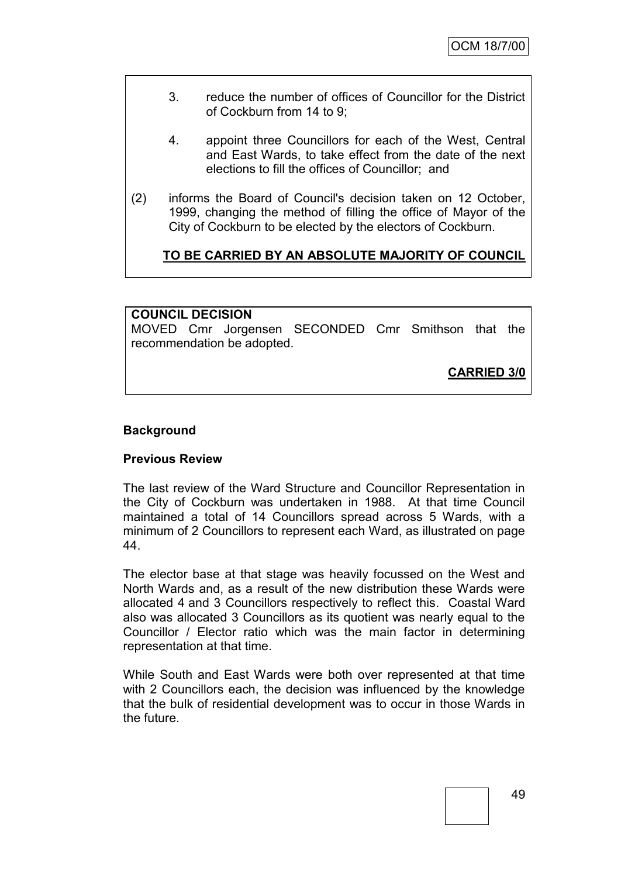3. reduce the number of offices of Councillor for the District of Cockburn from 14 to 9;

4. appoint three Councillors for each of the West, Central and East Wards, to take effect from the date of the next elections to fill the offices of Councillor; and

(2) informs the Board of Council's decision taken on 12 October, 1999, changing the method of filling the office of Mayor of the City of Cockburn to be elected by the electors of Cockburn.

**TO BE CARRIED BY AN ABSOLUTE MAJORITY OF COUNCIL**

**COUNCIL DECISION**
MOVED Cmr Jorgensen SECONDED Cmr Smithson that the recommendation be adopted.

**CARRIED 3/0**

**Background**

**Previous Review**

The last review of the Ward Structure and Councillor Representation in the City of Cockburn was undertaken in 1988. At that time Council maintained a total of 14 Councillors spread across 5 Wards, with a minimum of 2 Councillors to represent each Ward, as illustrated on page 44.

The elector base at that stage was heavily focussed on the West and North Wards and, as a result of the new distribution these Wards were allocated 4 and 3 Councillors respectively to reflect this. Coastal Ward also was allocated 3 Councillors as its quotient was nearly equal to the Councillor / Elector ratio which was the main factor in determining representation at that time.

While South and East Wards were both over represented at that time with 2 Councillors each, the decision was influenced by the knowledge that the bulk of residential development was to occur in those Wards in the future.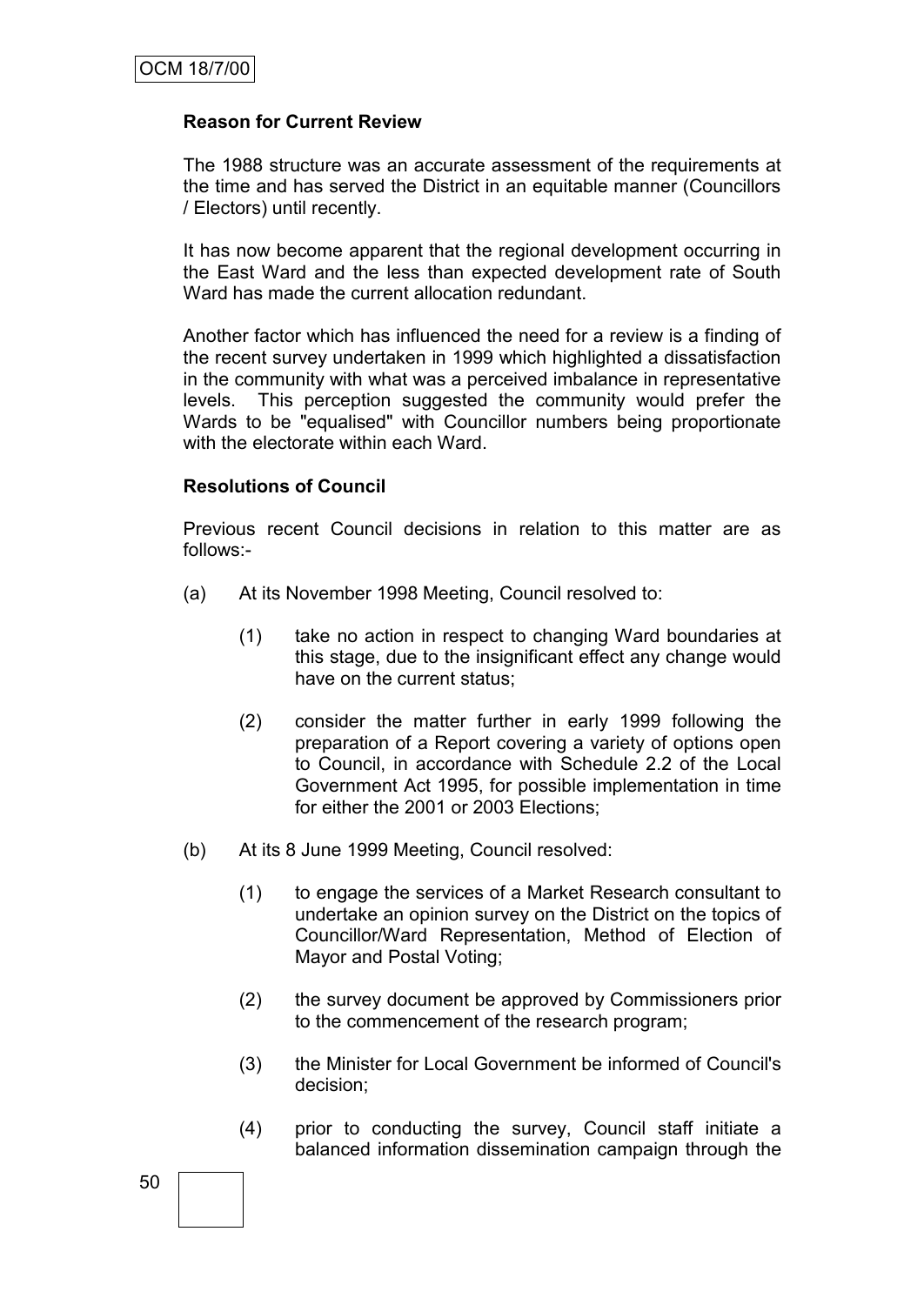**Reason for Current Review**

The 1988 structure was an accurate assessment of the requirements at the time and has served the District in an equitable manner (Councillors / Electors) until recently.

It has now become apparent that the regional development occurring in the East Ward and the less than expected development rate of South Ward has made the current allocation redundant.

Another factor which has influenced the need for a review is a finding of the recent survey undertaken in 1999 which highlighted a dissatisfaction in the community with what was a perceived imbalance in representative levels. This perception suggested the community would prefer the Wards to be "equalised" with Councillor numbers being proportionate with the electorate within each Ward.

**Resolutions of Council**

Previous recent Council decisions in relation to this matter are as follows:-

(a) At its November 1998 Meeting, Council resolved to:

  (1) take no action in respect to changing Ward boundaries at this stage, due to the insignificant effect any change would have on the current status;

  (2) consider the matter further in early 1999 following the preparation of a Report covering a variety of options open to Council, in accordance with Schedule 2.2 of the Local Government Act 1995, for possible implementation in time for either the 2001 or 2003 Elections;

(b) At its 8 June 1999 Meeting, Council resolved:

  (1) to engage the services of a Market Research consultant to undertake an opinion survey on the District on the topics of Councillor/Ward Representation, Method of Election of Mayor and Postal Voting;

  (2) the survey document be approved by Commissioners prior to the commencement of the research program;

  (3) the Minister for Local Government be informed of Council's decision;

  (4) prior to conducting the survey, Council staff initiate a balanced information dissemination campaign through the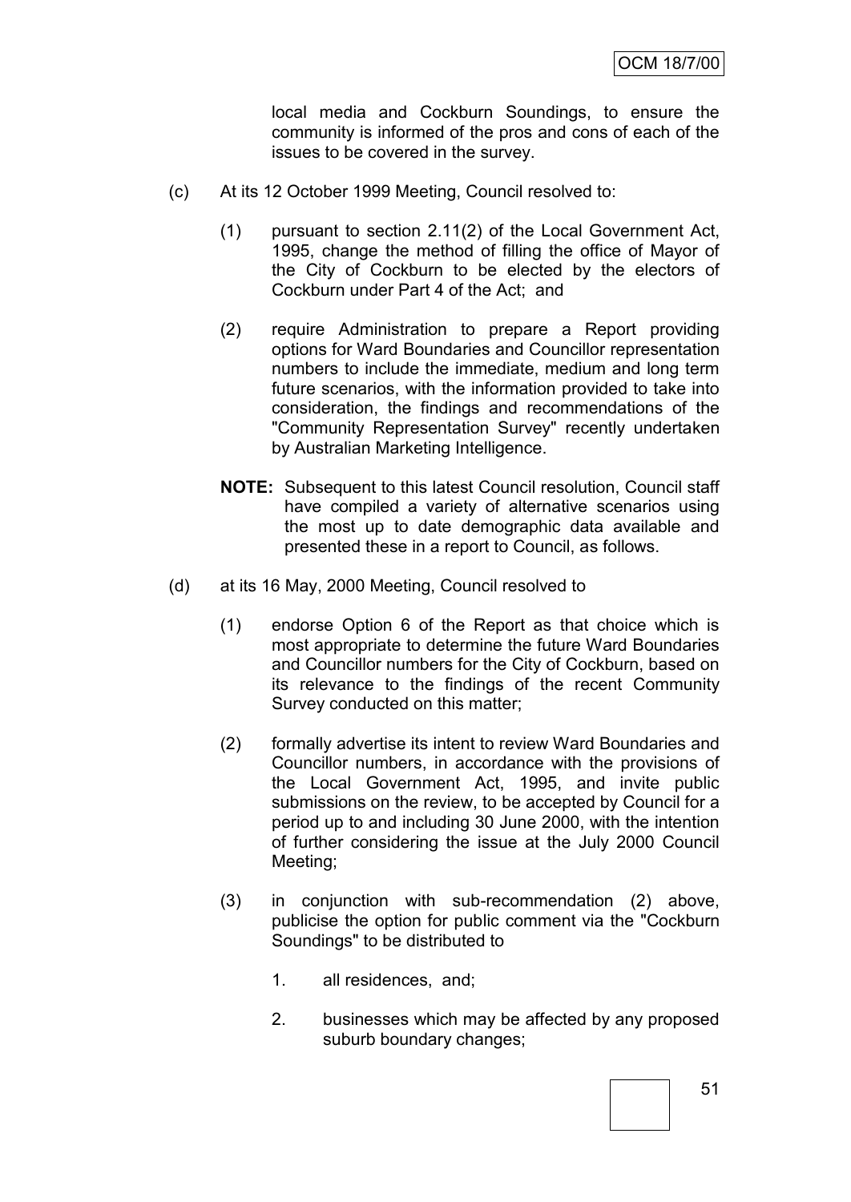local media and Cockburn Soundings, to ensure the community is informed of the pros and cons of each of the issues to be covered in the survey.

(c) At its 12 October 1999 Meeting, Council resolved to:

(1) pursuant to section 2.11(2) of the Local Government Act, 1995, change the method of filling the office of Mayor of the City of Cockburn to be elected by the electors of Cockburn under Part 4 of the Act; and

(2) require Administration to prepare a Report providing options for Ward Boundaries and Councillor representation numbers to include the immediate, medium and long term future scenarios, with the information provided to take into consideration, the findings and recommendations of the "Community Representation Survey" recently undertaken by Australian Marketing Intelligence.

**NOTE:** Subsequent to this latest Council resolution, Council staff have compiled a variety of alternative scenarios using the most up to date demographic data available and presented these in a report to Council, as follows.

(d) at its 16 May, 2000 Meeting, Council resolved to

(1) endorse Option 6 of the Report as that choice which is most appropriate to determine the future Ward Boundaries and Councillor numbers for the City of Cockburn, based on its relevance to the findings of the recent Community Survey conducted on this matter;

(2) formally advertise its intent to review Ward Boundaries and Councillor numbers, in accordance with the provisions of the Local Government Act, 1995, and invite public submissions on the review, to be accepted by Council for a period up to and including 30 June 2000, with the intention of further considering the issue at the July 2000 Council Meeting;

(3) in conjunction with sub-recommendation (2) above, publicise the option for public comment via the "Cockburn Soundings" to be distributed to

1. all residences, and;

2. businesses which may be affected by any proposed suburb boundary changes;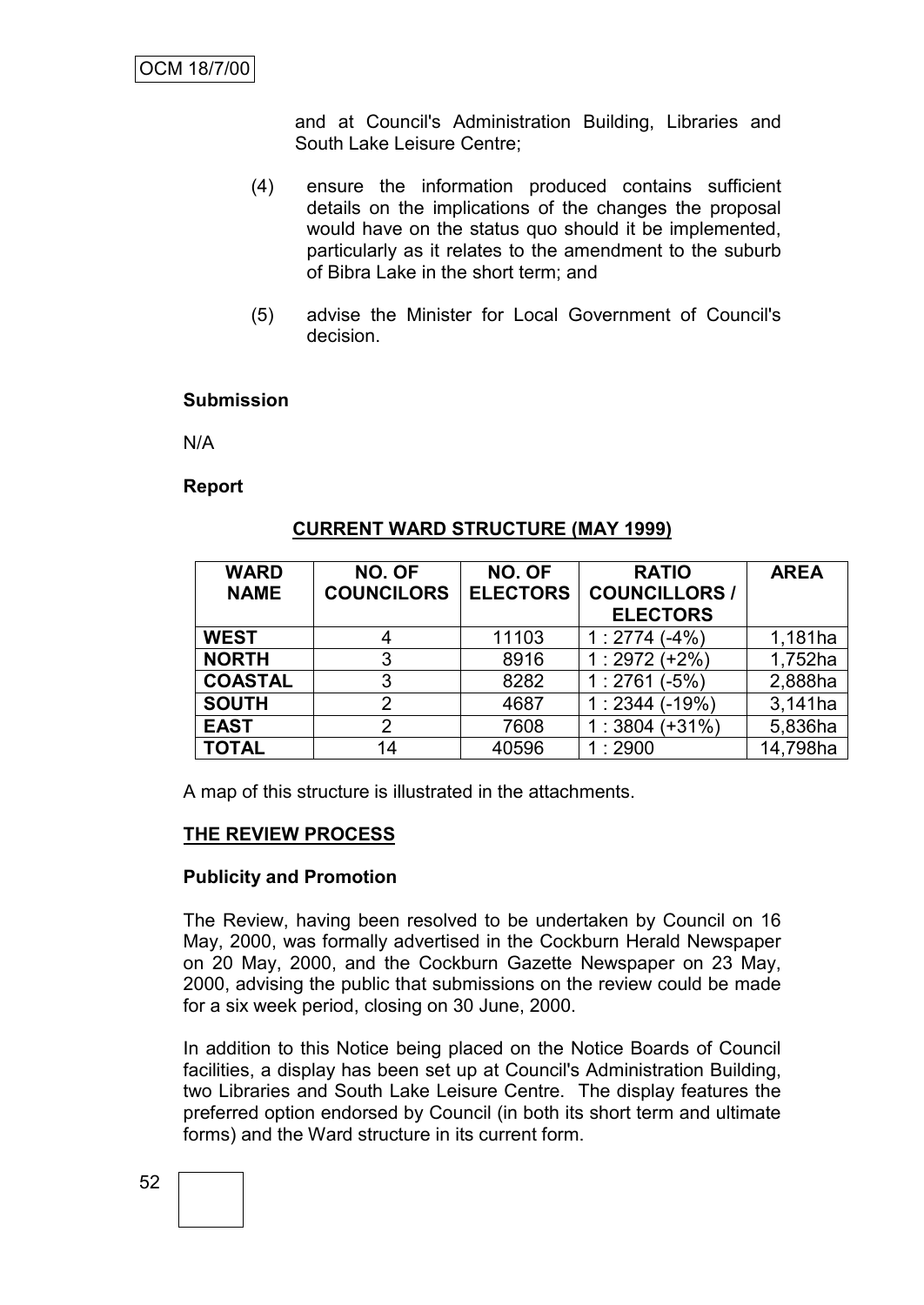and at Council's Administration Building, Libraries and South Lake Leisure Centre;

(4) ensure the information produced contains sufficient details on the implications of the changes the proposal would have on the status quo should it be implemented, particularly as it relates to the amendment to the suburb of Bibra Lake in the short term; and

(5) advise the Minister for Local Government of Council's decision.

**Submission**

N/A

**Report**

**CURRENT WARD STRUCTURE (MAY 1999)**

| WARD NAME | NO. OF COUNCILORS | NO. OF ELECTORS | RATIO COUNCILLORS / ELECTORS | AREA |
|---|---|---|---|---|
| **WEST** | 4 | 11103 | 1 : 2774 (-4%) | 1,181ha |
| **NORTH** | 3 | 8916 | 1 : 2972 (+2%) | 1,752ha |
| **COASTAL** | 3 | 8282 | 1 : 2761 (-5%) | 2,888ha |
| **SOUTH** | 2 | 4687 | 1 : 2344 (-19%) | 3,141ha |
| **EAST** | 2 | 7608 | 1 : 3804 (+31%) | 5,836ha |
| **TOTAL** | 14 | 40596 | 1 : 2900 | 14,798ha |

A map of this structure is illustrated in the attachments.

**THE REVIEW PROCESS**

**Publicity and Promotion**

The Review, having been resolved to be undertaken by Council on 16 May, 2000, was formally advertised in the Cockburn Herald Newspaper on 20 May, 2000, and the Cockburn Gazette Newspaper on 23 May, 2000, advising the public that submissions on the review could be made for a six week period, closing on 30 June, 2000.

In addition to this Notice being placed on the Notice Boards of Council facilities, a display has been set up at Council's Administration Building, two Libraries and South Lake Leisure Centre. The display features the preferred option endorsed by Council (in both its short term and ultimate forms) and the Ward structure in its current form.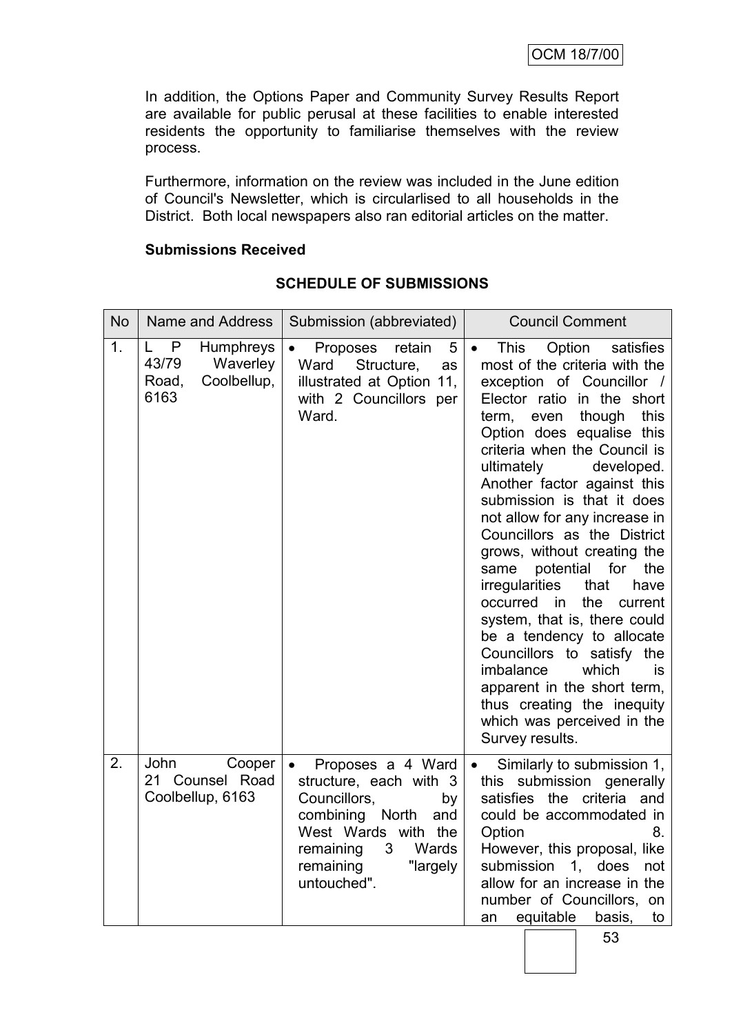In addition, the Options Paper and Community Survey Results Report are available for public perusal at these facilities to enable interested residents the opportunity to familiarise themselves with the review process.

Furthermore, information on the review was included in the June edition of Council's Newsletter, which is circularlised to all households in the District. Both local newspapers also ran editorial articles on the matter.

**Submissions Received**

**SCHEDULE OF SUBMISSIONS**

| No | Name and Address | Submission (abbreviated) | Council Comment |
|---|---|---|---|
| 1. | L P Humphreys 43/79 Waverley Road, Coolbellup, 6163 | • Proposes retain 5 Ward Structure, as illustrated at Option 11, with 2 Councillors per Ward. | • This Option satisfies most of the criteria with the exception of Councillor / Elector ratio in the short term, even though this Option does equalise this criteria when the Council is ultimately developed. Another factor against this submission is that it does not allow for any increase in Councillors as the District grows, without creating the same potential for the irregularities that have occurred in the current system, that is, there could be a tendency to allocate Councillors to satisfy the imbalance which is apparent in the short term, thus creating the inequity which was perceived in the Survey results. |
| 2. | John Cooper 21 Counsel Road Coolbellup, 6163 | • Proposes a 4 Ward structure, each with 3 Councillors, by combining North and West Wards with the remaining 3 Wards remaining "largely untouched". | • Similarly to submission 1, this submission generally satisfies the criteria and could be accommodated in Option 8. However, this proposal, like submission 1, does not allow for an increase in the number of Councillors, on an equitable basis, to |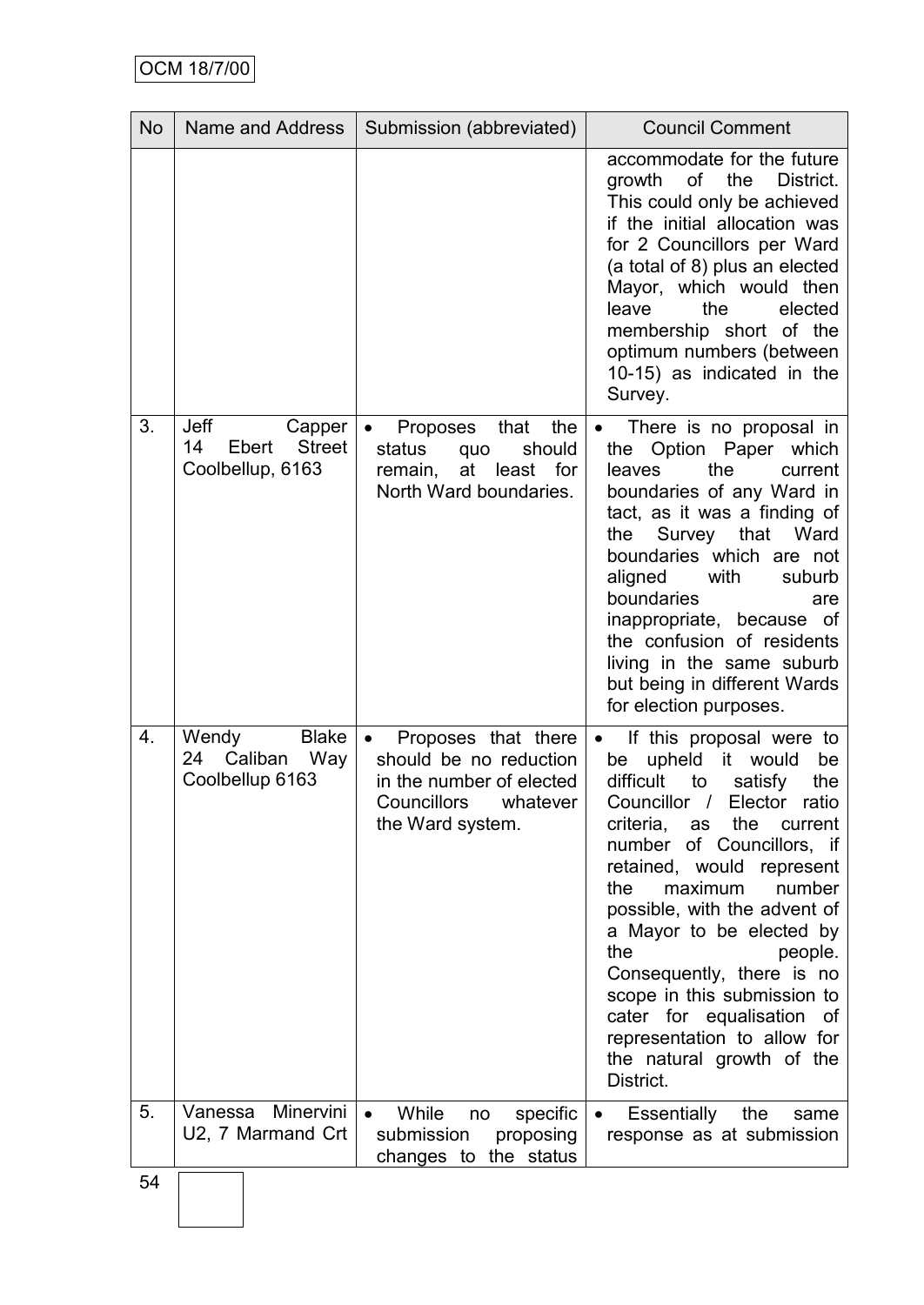| No | Name and Address | Submission (abbreviated) | Council Comment |
|---|---|---|---|
| | | | accommodate for the future growth of the District. This could only be achieved if the initial allocation was for 2 Councillors per Ward (a total of 8) plus an elected Mayor, which would then leave the elected membership short of the optimum numbers (between 10-15) as indicated in the Survey. |
| 3. | Jeff Capper 14 Ebert Street Coolbellup, 6163 | • Proposes that the status quo should remain, at least for North Ward boundaries. | • There is no proposal in the Option Paper which leaves the current boundaries of any Ward in tact, as it was a finding of the Survey that Ward boundaries which are not aligned with suburb boundaries are inappropriate, because of the confusion of residents living in the same suburb but being in different Wards for election purposes. |
| 4. | Wendy Blake 24 Caliban Way Coolbellup 6163 | • Proposes that there should be no reduction in the number of elected Councillors whatever the Ward system. | • If this proposal were to be upheld it would be difficult to satisfy the Councillor / Elector ratio criteria, as the current number of Councillors, if retained, would represent the maximum number possible, with the advent of a Mayor to be elected by the people. Consequently, there is no scope in this submission to cater for equalisation of representation to allow for the natural growth of the District. |
| 5. | Vanessa Minervini U2, 7 Marmand Crt | • While no specific submission proposing changes to the status | • Essentially the same response as at submission |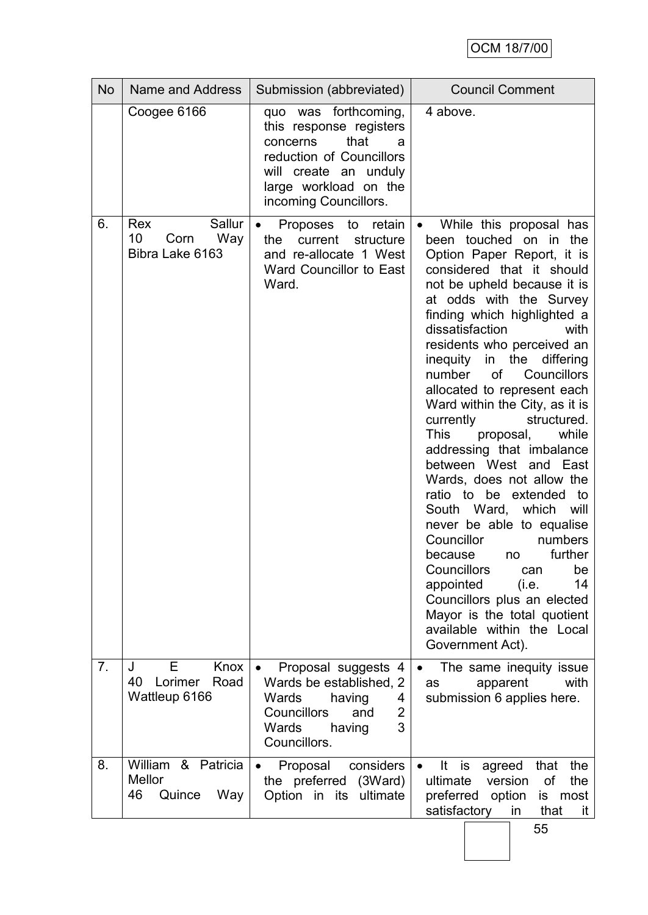| No | Name and Address | Submission (abbreviated) | Council Comment |
|---|---|---|---|
| | Coogee 6166 | quo was forthcoming, this response registers concerns that a reduction of Councillors will create an unduly large workload on the incoming Councillors. | 4 above. |
| 6. | Rex Sallur<br>10 Corn Way<br>Bibra Lake 6163 | • Proposes to retain the current structure and re-allocate 1 West Ward Councillor to East Ward. | • While this proposal has been touched on in the Option Paper Report, it is considered that it should not be upheld because it is at odds with the Survey finding which highlighted a dissatisfaction with residents who perceived an inequity in the differing number of Councillors allocated to represent each Ward within the City, as it is currently structured. This proposal, while addressing that imbalance between West and East Wards, does not allow the ratio to be extended to South Ward, which will never be able to equalise Councillor numbers because no further Councillors can be appointed (i.e. 14 Councillors plus an elected Mayor is the total quotient available within the Local Government Act). |
| 7. | J E Knox<br>40 Lorimer Road<br>Wattleup 6166 | • Proposal suggests 4 Wards be established, 2 Wards having 4 Councillors and 2 Wards having 3 Councillors. | • The same inequity issue as apparent with submission 6 applies here. |
| 8. | William & Patricia Mellor<br>46 Quince Way | • Proposal considers the preferred (3Ward) Option in its ultimate | • It is agreed that the ultimate version of the preferred option is most satisfactory in that it |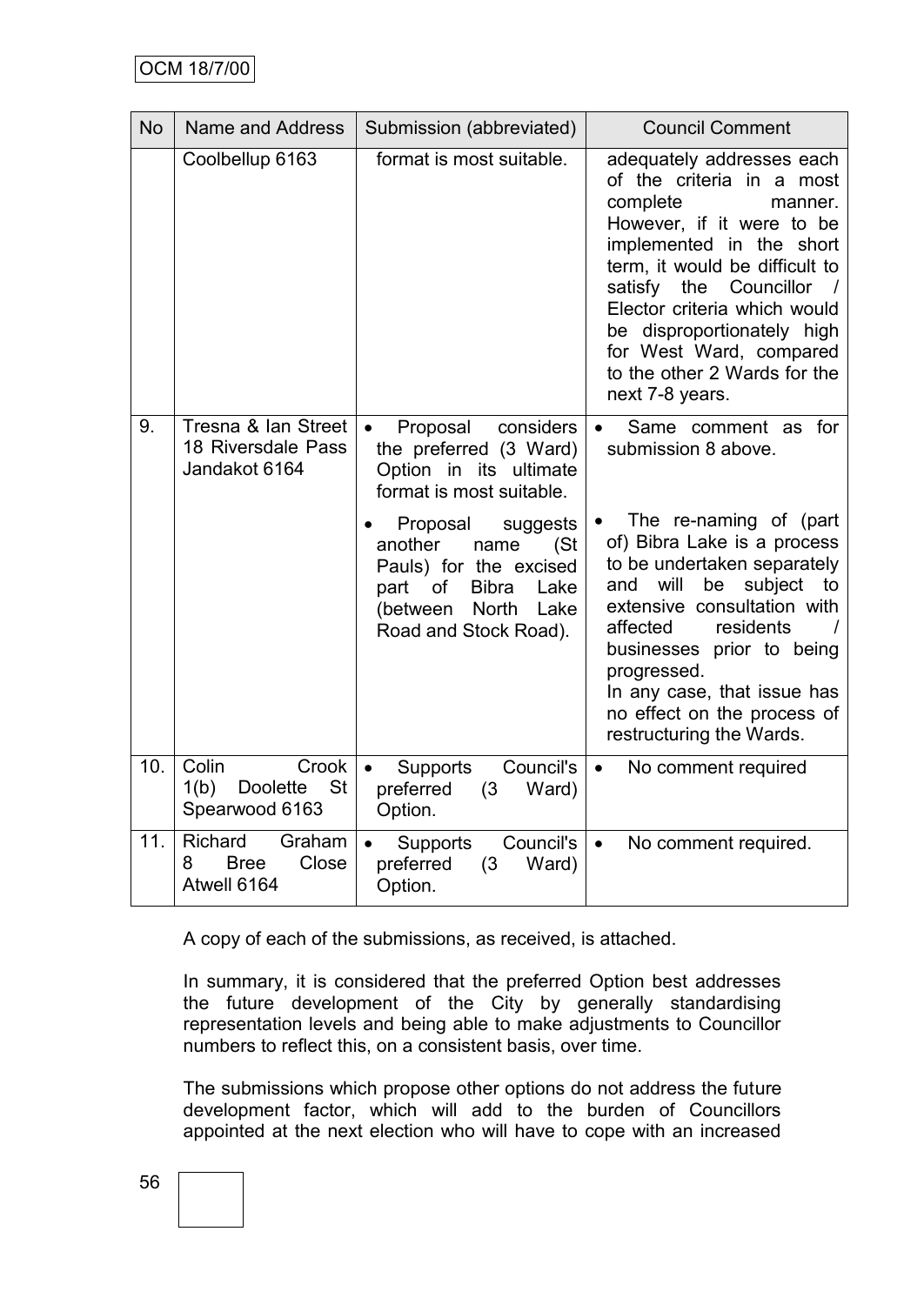| No | Name and Address | Submission (abbreviated) | Council Comment |
|---|---|---|---|
| | Coolbellup 6163 | format is most suitable. | adequately addresses each of the criteria in a most complete manner. However, if it were to be implemented in the short term, it would be difficult to satisfy the Councillor / Elector criteria which would be disproportionately high for West Ward, compared to the other 2 Wards for the next 7-8 years. |
| 9. | Tresna & Ian Street 18 Riversdale Pass Jandakot 6164 | • Proposal considers the preferred (3 Ward) Option in its ultimate format is most suitable.<br><br>• Proposal suggests another name (St Pauls) for the excised part of Bibra Lake (between North Lake Road and Stock Road). | • Same comment as for submission 8 above.<br><br>• The re-naming of (part of) Bibra Lake is a process to be undertaken separately and will be subject to extensive consultation with affected residents / businesses prior to being progressed.<br>In any case, that issue has no effect on the process of restructuring the Wards. |
| 10. | Colin Crook 1(b) Doolette St Spearwood 6163 | • Supports Council's preferred (3 Ward) Option. | • No comment required |
| 11. | Richard Graham 8 Bree Close Atwell 6164 | • Supports Council's preferred (3 Ward) Option. | • No comment required. |

A copy of each of the submissions, as received, is attached.

In summary, it is considered that the preferred Option best addresses the future development of the City by generally standardising representation levels and being able to make adjustments to Councillor numbers to reflect this, on a consistent basis, over time.

The submissions which propose other options do not address the future development factor, which will add to the burden of Councillors appointed at the next election who will have to cope with an increased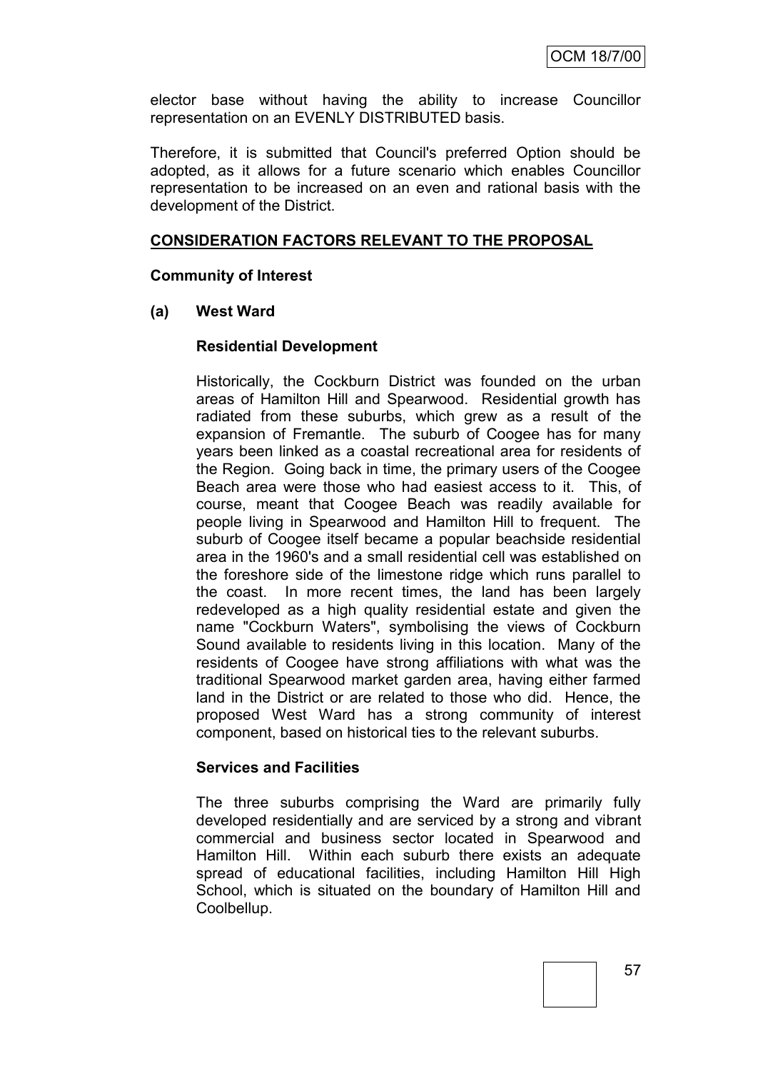elector base without having the ability to increase Councillor representation on an EVENLY DISTRIBUTED basis.

Therefore, it is submitted that Council's preferred Option should be adopted, as it allows for a future scenario which enables Councillor representation to be increased on an even and rational basis with the development of the District.

**CONSIDERATION FACTORS RELEVANT TO THE PROPOSAL**

**Community of Interest**

**(a) West Ward**

**Residential Development**

Historically, the Cockburn District was founded on the urban areas of Hamilton Hill and Spearwood. Residential growth has radiated from these suburbs, which grew as a result of the expansion of Fremantle. The suburb of Coogee has for many years been linked as a coastal recreational area for residents of the Region. Going back in time, the primary users of the Coogee Beach area were those who had easiest access to it. This, of course, meant that Coogee Beach was readily available for people living in Spearwood and Hamilton Hill to frequent. The suburb of Coogee itself became a popular beachside residential area in the 1960's and a small residential cell was established on the foreshore side of the limestone ridge which runs parallel to the coast. In more recent times, the land has been largely redeveloped as a high quality residential estate and given the name "Cockburn Waters", symbolising the views of Cockburn Sound available to residents living in this location. Many of the residents of Coogee have strong affiliations with what was the traditional Spearwood market garden area, having either farmed land in the District or are related to those who did. Hence, the proposed West Ward has a strong community of interest component, based on historical ties to the relevant suburbs.

**Services and Facilities**

The three suburbs comprising the Ward are primarily fully developed residentially and are serviced by a strong and vibrant commercial and business sector located in Spearwood and Hamilton Hill. Within each suburb there exists an adequate spread of educational facilities, including Hamilton Hill High School, which is situated on the boundary of Hamilton Hill and Coolbellup.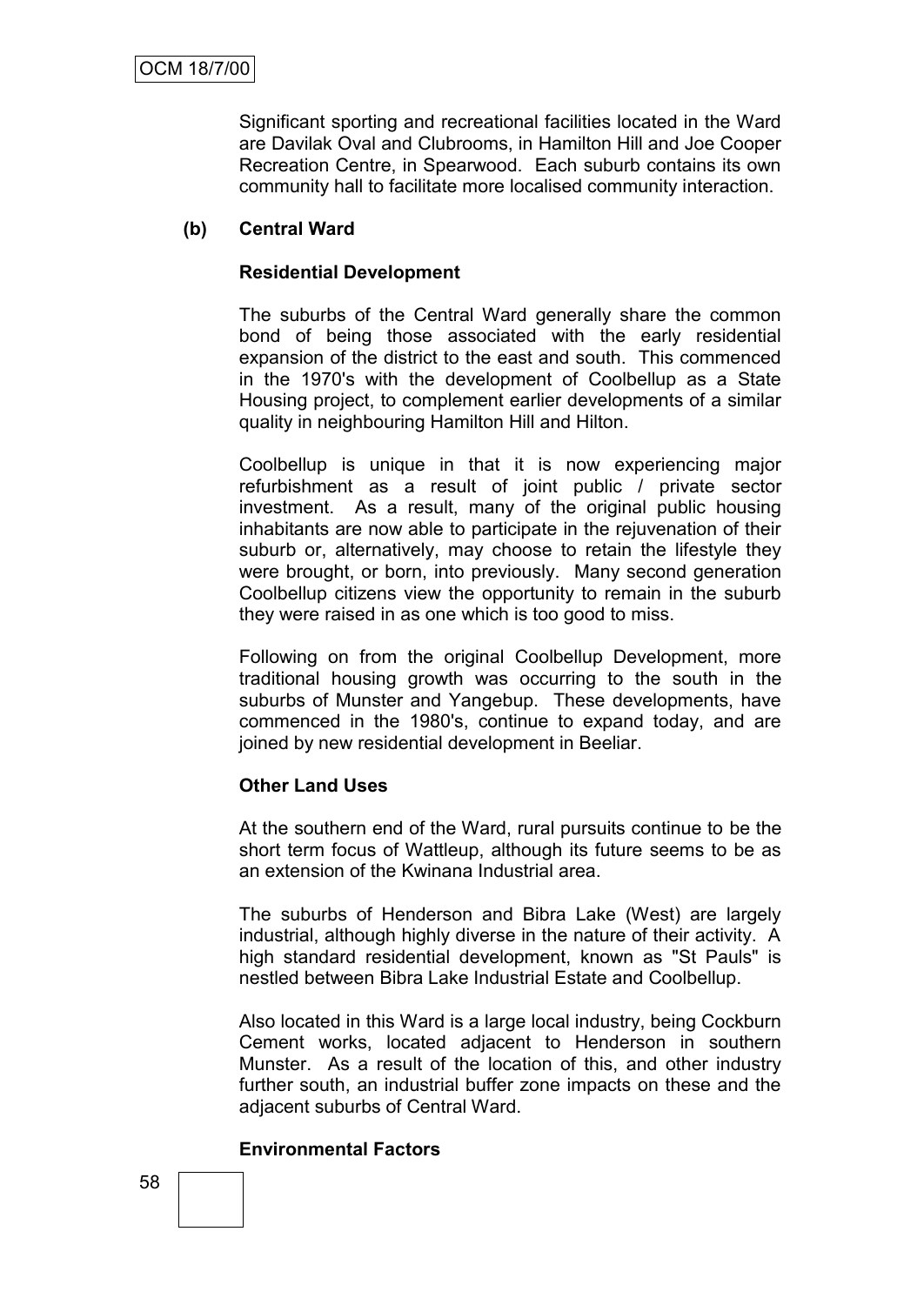Significant sporting and recreational facilities located in the Ward are Davilak Oval and Clubrooms, in Hamilton Hill and Joe Cooper Recreation Centre, in Spearwood. Each suburb contains its own community hall to facilitate more localised community interaction.

**(b) Central Ward**

**Residential Development**

The suburbs of the Central Ward generally share the common bond of being those associated with the early residential expansion of the district to the east and south. This commenced in the 1970's with the development of Coolbellup as a State Housing project, to complement earlier developments of a similar quality in neighbouring Hamilton Hill and Hilton.

Coolbellup is unique in that it is now experiencing major refurbishment as a result of joint public / private sector investment. As a result, many of the original public housing inhabitants are now able to participate in the rejuvenation of their suburb or, alternatively, may choose to retain the lifestyle they were brought, or born, into previously. Many second generation Coolbellup citizens view the opportunity to remain in the suburb they were raised in as one which is too good to miss.

Following on from the original Coolbellup Development, more traditional housing growth was occurring to the south in the suburbs of Munster and Yangebup. These developments, have commenced in the 1980's, continue to expand today, and are joined by new residential development in Beeliar.

**Other Land Uses**

At the southern end of the Ward, rural pursuits continue to be the short term focus of Wattleup, although its future seems to be as an extension of the Kwinana Industrial area.

The suburbs of Henderson and Bibra Lake (West) are largely industrial, although highly diverse in the nature of their activity. A high standard residential development, known as "St Pauls" is nestled between Bibra Lake Industrial Estate and Coolbellup.

Also located in this Ward is a large local industry, being Cockburn Cement works, located adjacent to Henderson in southern Munster. As a result of the location of this, and other industry further south, an industrial buffer zone impacts on these and the adjacent suburbs of Central Ward.

**Environmental Factors**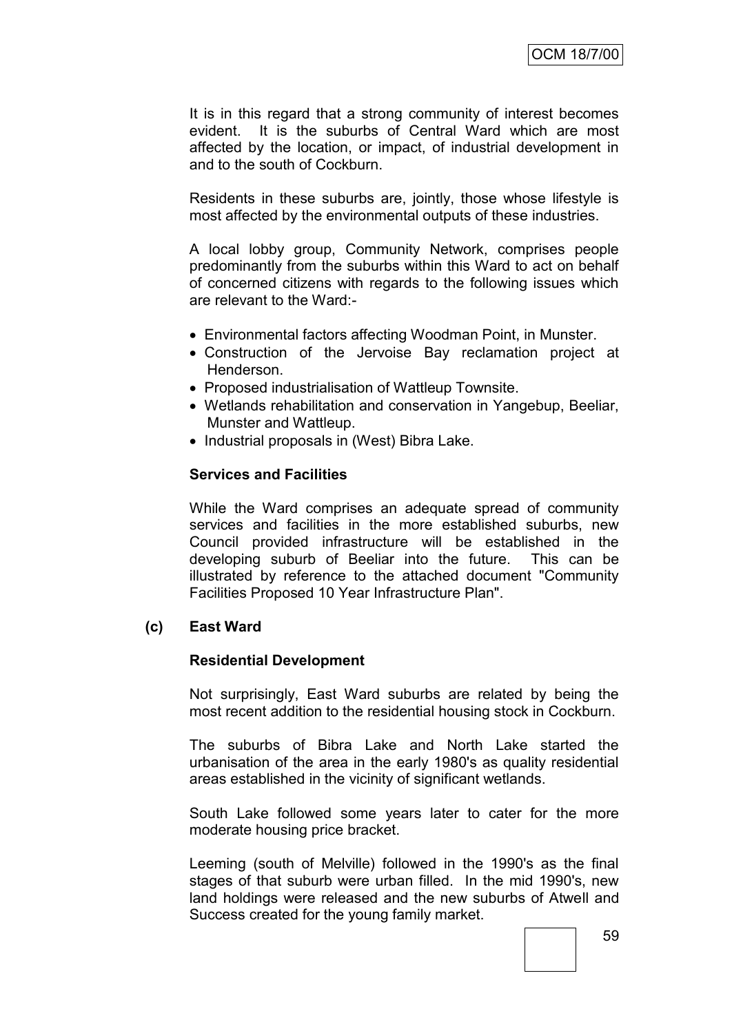It is in this regard that a strong community of interest becomes evident. It is the suburbs of Central Ward which are most affected by the location, or impact, of industrial development in and to the south of Cockburn.

Residents in these suburbs are, jointly, those whose lifestyle is most affected by the environmental outputs of these industries.

A local lobby group, Community Network, comprises people predominantly from the suburbs within this Ward to act on behalf of concerned citizens with regards to the following issues which are relevant to the Ward:-

- Environmental factors affecting Woodman Point, in Munster.
- Construction of the Jervoise Bay reclamation project at Henderson.
- Proposed industrialisation of Wattleup Townsite.
- Wetlands rehabilitation and conservation in Yangebup, Beeliar, Munster and Wattleup.
- Industrial proposals in (West) Bibra Lake.

**Services and Facilities**

While the Ward comprises an adequate spread of community services and facilities in the more established suburbs, new Council provided infrastructure will be established in the developing suburb of Beeliar into the future. This can be illustrated by reference to the attached document "Community Facilities Proposed 10 Year Infrastructure Plan".

**(c) East Ward**

**Residential Development**

Not surprisingly, East Ward suburbs are related by being the most recent addition to the residential housing stock in Cockburn.

The suburbs of Bibra Lake and North Lake started the urbanisation of the area in the early 1980's as quality residential areas established in the vicinity of significant wetlands.

South Lake followed some years later to cater for the more moderate housing price bracket.

Leeming (south of Melville) followed in the 1990's as the final stages of that suburb were urban filled. In the mid 1990's, new land holdings were released and the new suburbs of Atwell and Success created for the young family market.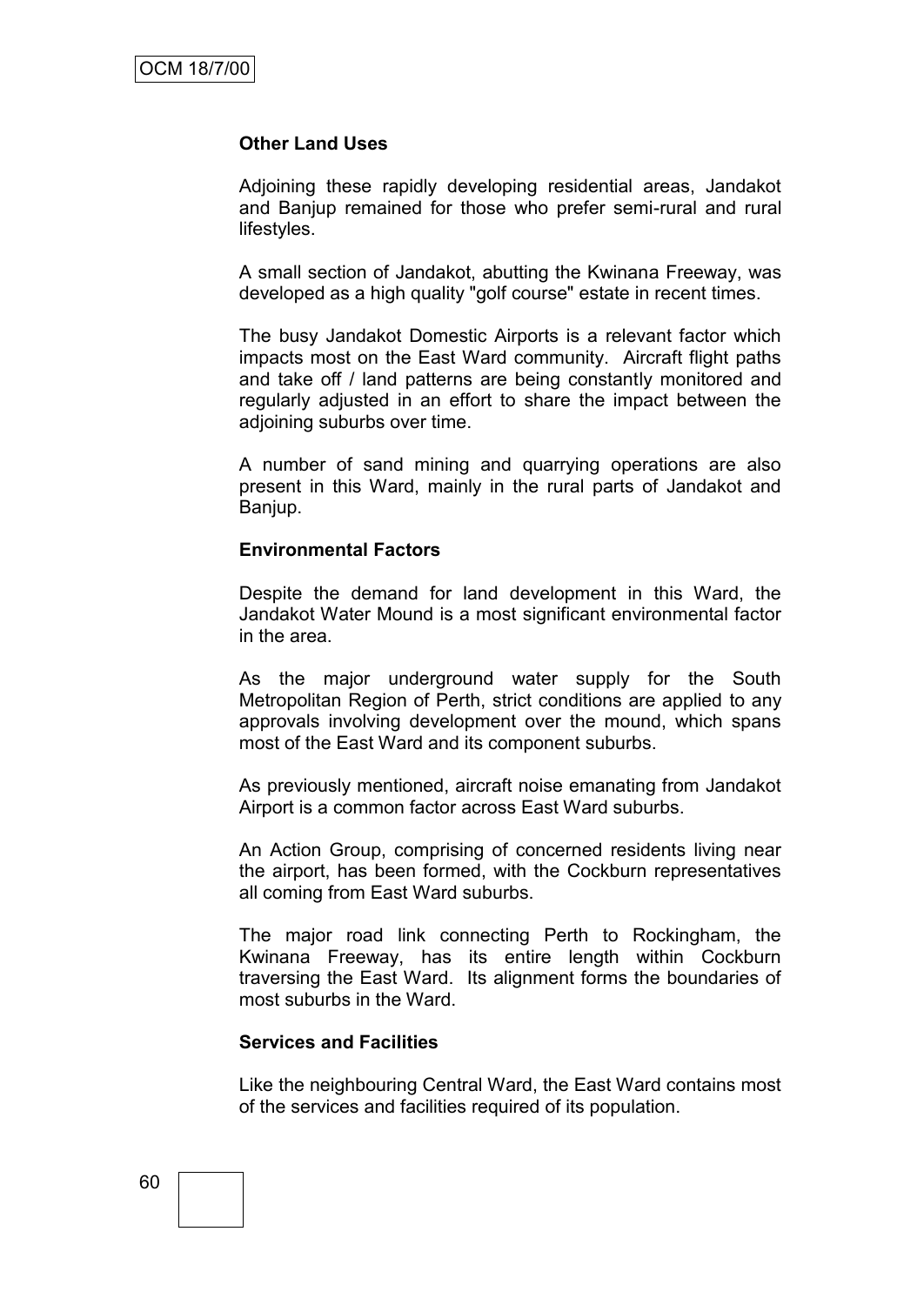**Other Land Uses**

Adjoining these rapidly developing residential areas, Jandakot and Banjup remained for those who prefer semi-rural and rural lifestyles.

A small section of Jandakot, abutting the Kwinana Freeway, was developed as a high quality "golf course" estate in recent times.

The busy Jandakot Domestic Airports is a relevant factor which impacts most on the East Ward community. Aircraft flight paths and take off / land patterns are being constantly monitored and regularly adjusted in an effort to share the impact between the adjoining suburbs over time.

A number of sand mining and quarrying operations are also present in this Ward, mainly in the rural parts of Jandakot and Banjup.

**Environmental Factors**

Despite the demand for land development in this Ward, the Jandakot Water Mound is a most significant environmental factor in the area.

As the major underground water supply for the South Metropolitan Region of Perth, strict conditions are applied to any approvals involving development over the mound, which spans most of the East Ward and its component suburbs.

As previously mentioned, aircraft noise emanating from Jandakot Airport is a common factor across East Ward suburbs.

An Action Group, comprising of concerned residents living near the airport, has been formed, with the Cockburn representatives all coming from East Ward suburbs.

The major road link connecting Perth to Rockingham, the Kwinana Freeway, has its entire length within Cockburn traversing the East Ward. Its alignment forms the boundaries of most suburbs in the Ward.

**Services and Facilities**

Like the neighbouring Central Ward, the East Ward contains most of the services and facilities required of its population.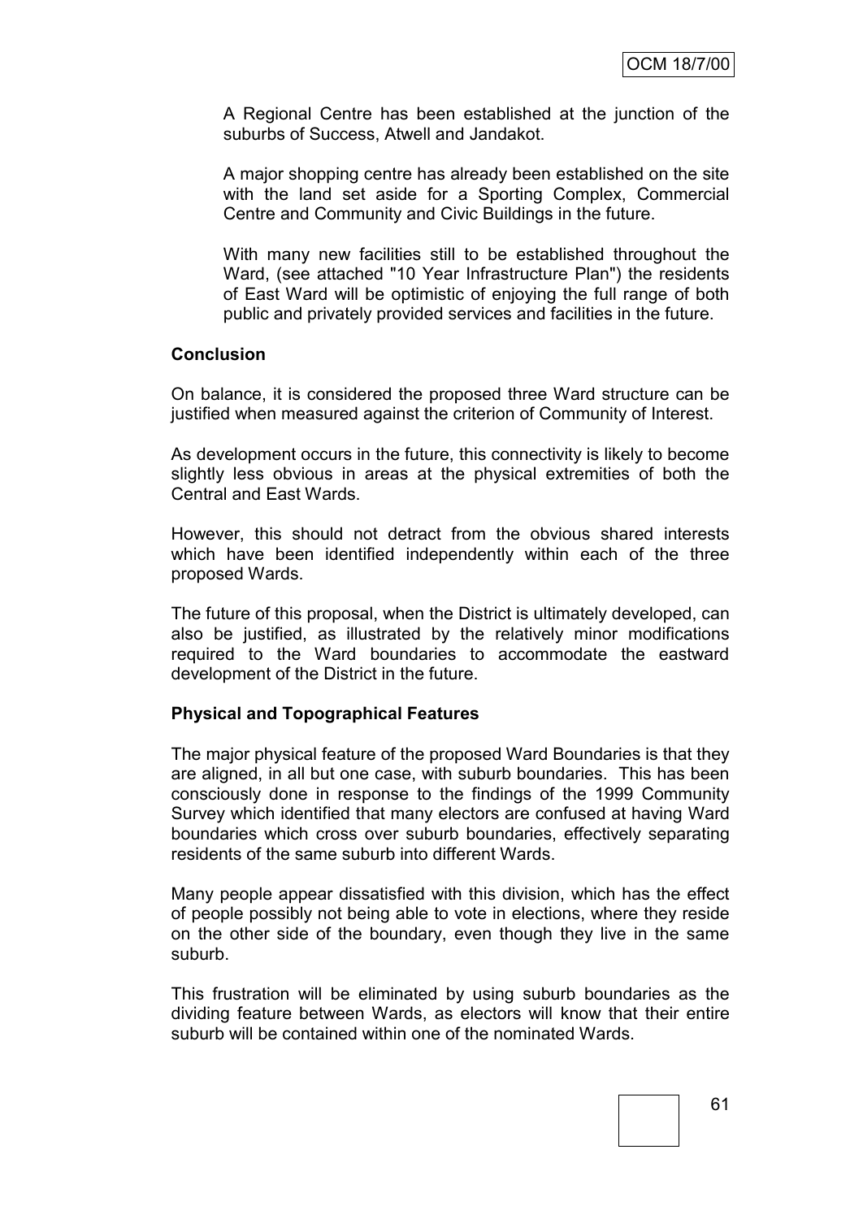A Regional Centre has been established at the junction of the suburbs of Success, Atwell and Jandakot.

A major shopping centre has already been established on the site with the land set aside for a Sporting Complex, Commercial Centre and Community and Civic Buildings in the future.

With many new facilities still to be established throughout the Ward, (see attached "10 Year Infrastructure Plan") the residents of East Ward will be optimistic of enjoying the full range of both public and privately provided services and facilities in the future.

**Conclusion**

On balance, it is considered the proposed three Ward structure can be justified when measured against the criterion of Community of Interest.

As development occurs in the future, this connectivity is likely to become slightly less obvious in areas at the physical extremities of both the Central and East Wards.

However, this should not detract from the obvious shared interests which have been identified independently within each of the three proposed Wards.

The future of this proposal, when the District is ultimately developed, can also be justified, as illustrated by the relatively minor modifications required to the Ward boundaries to accommodate the eastward development of the District in the future.

**Physical and Topographical Features**

The major physical feature of the proposed Ward Boundaries is that they are aligned, in all but one case, with suburb boundaries. This has been consciously done in response to the findings of the 1999 Community Survey which identified that many electors are confused at having Ward boundaries which cross over suburb boundaries, effectively separating residents of the same suburb into different Wards.

Many people appear dissatisfied with this division, which has the effect of people possibly not being able to vote in elections, where they reside on the other side of the boundary, even though they live in the same suburb.

This frustration will be eliminated by using suburb boundaries as the dividing feature between Wards, as electors will know that their entire suburb will be contained within one of the nominated Wards.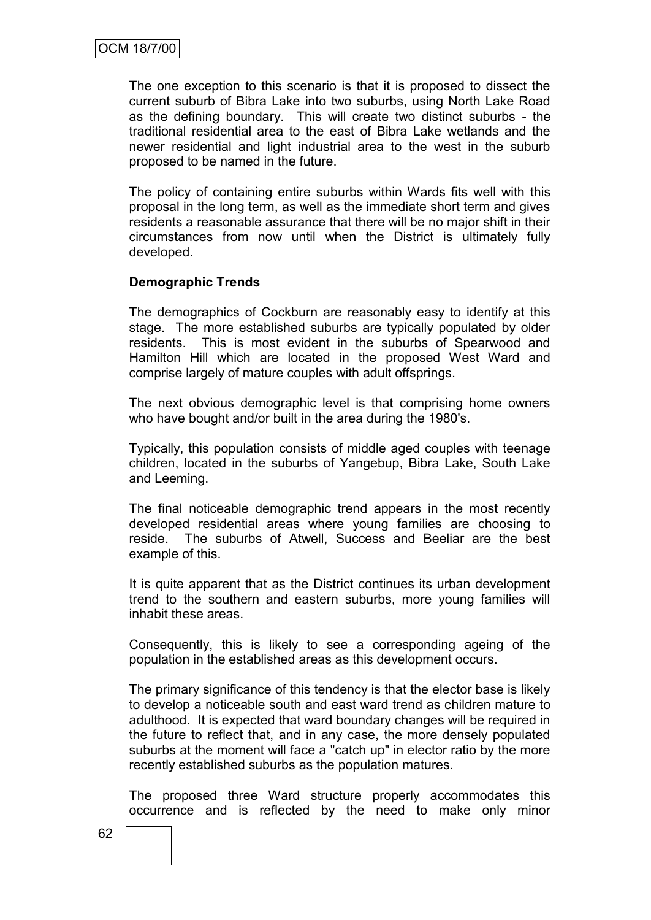The one exception to this scenario is that it is proposed to dissect the current suburb of Bibra Lake into two suburbs, using North Lake Road as the defining boundary. This will create two distinct suburbs - the traditional residential area to the east of Bibra Lake wetlands and the newer residential and light industrial area to the west in the suburb proposed to be named in the future.

The policy of containing entire suburbs within Wards fits well with this proposal in the long term, as well as the immediate short term and gives residents a reasonable assurance that there will be no major shift in their circumstances from now until when the District is ultimately fully developed.

**Demographic Trends**

The demographics of Cockburn are reasonably easy to identify at this stage. The more established suburbs are typically populated by older residents. This is most evident in the suburbs of Spearwood and Hamilton Hill which are located in the proposed West Ward and comprise largely of mature couples with adult offsprings.

The next obvious demographic level is that comprising home owners who have bought and/or built in the area during the 1980's.

Typically, this population consists of middle aged couples with teenage children, located in the suburbs of Yangebup, Bibra Lake, South Lake and Leeming.

The final noticeable demographic trend appears in the most recently developed residential areas where young families are choosing to reside. The suburbs of Atwell, Success and Beeliar are the best example of this.

It is quite apparent that as the District continues its urban development trend to the southern and eastern suburbs, more young families will inhabit these areas.

Consequently, this is likely to see a corresponding ageing of the population in the established areas as this development occurs.

The primary significance of this tendency is that the elector base is likely to develop a noticeable south and east ward trend as children mature to adulthood. It is expected that ward boundary changes will be required in the future to reflect that, and in any case, the more densely populated suburbs at the moment will face a "catch up" in elector ratio by the more recently established suburbs as the population matures.

The proposed three Ward structure properly accommodates this occurrence and is reflected by the need to make only minor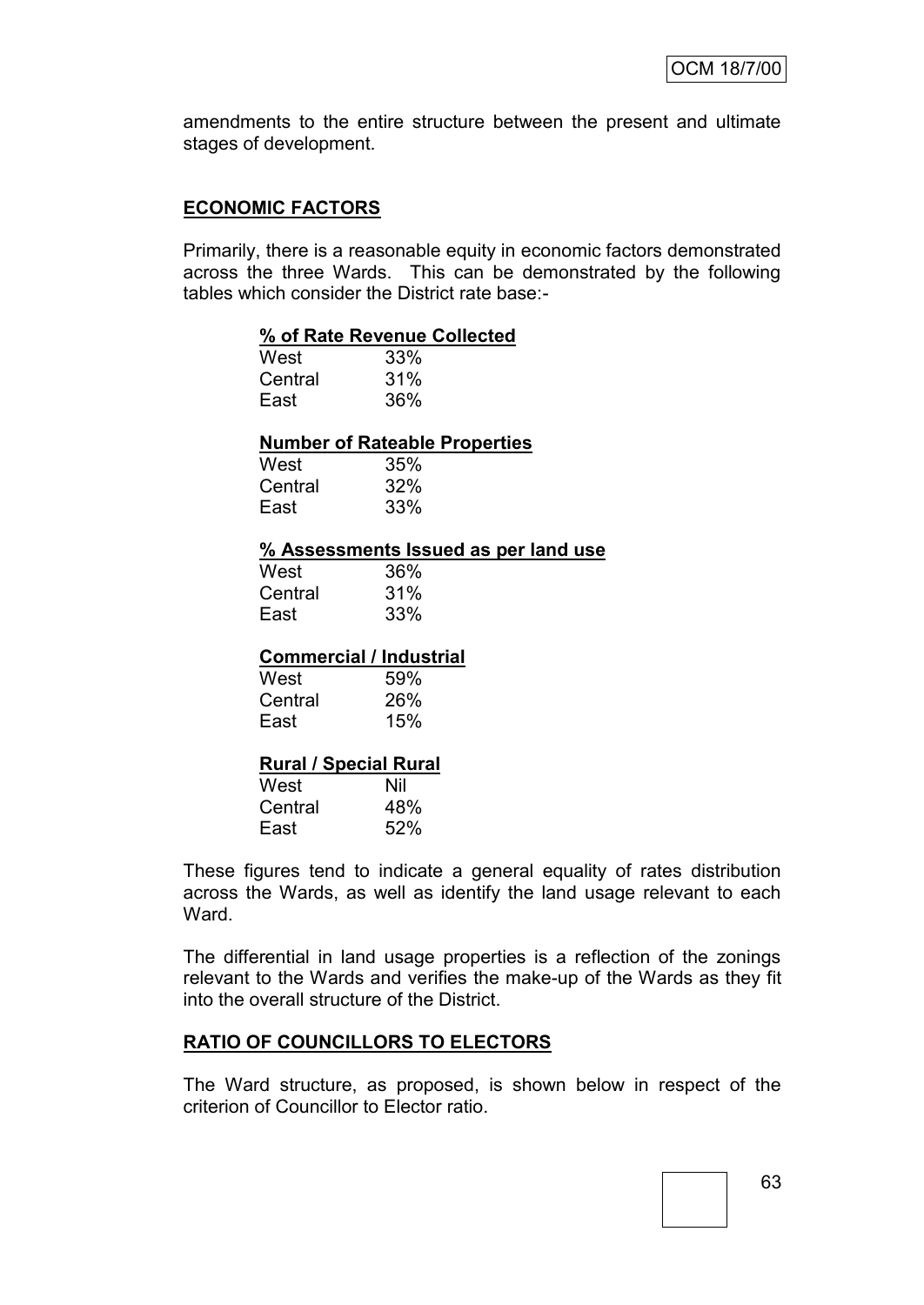amendments to the entire structure between the present and ultimate stages of development.

**ECONOMIC FACTORS**

Primarily, there is a reasonable equity in economic factors demonstrated across the three Wards. This can be demonstrated by the following tables which consider the District rate base:-

**% of Rate Revenue Collected**

| | |
|---|---|
| West | 33% |
| Central | 31% |
| East | 36% |

**Number of Rateable Properties**

| | |
|---|---|
| West | 35% |
| Central | 32% |
| East | 33% |

**% Assessments Issued as per land use**

| | |
|---|---|
| West | 36% |
| Central | 31% |
| East | 33% |

**Commercial / Industrial**

| | |
|---|---|
| West | 59% |
| Central | 26% |
| East | 15% |

**Rural / Special Rural**

| | |
|---|---|
| West | Nil |
| Central | 48% |
| East | 52% |

These figures tend to indicate a general equality of rates distribution across the Wards, as well as identify the land usage relevant to each Ward.

The differential in land usage properties is a reflection of the zonings relevant to the Wards and verifies the make-up of the Wards as they fit into the overall structure of the District.

**RATIO OF COUNCILLORS TO ELECTORS**

The Ward structure, as proposed, is shown below in respect of the criterion of Councillor to Elector ratio.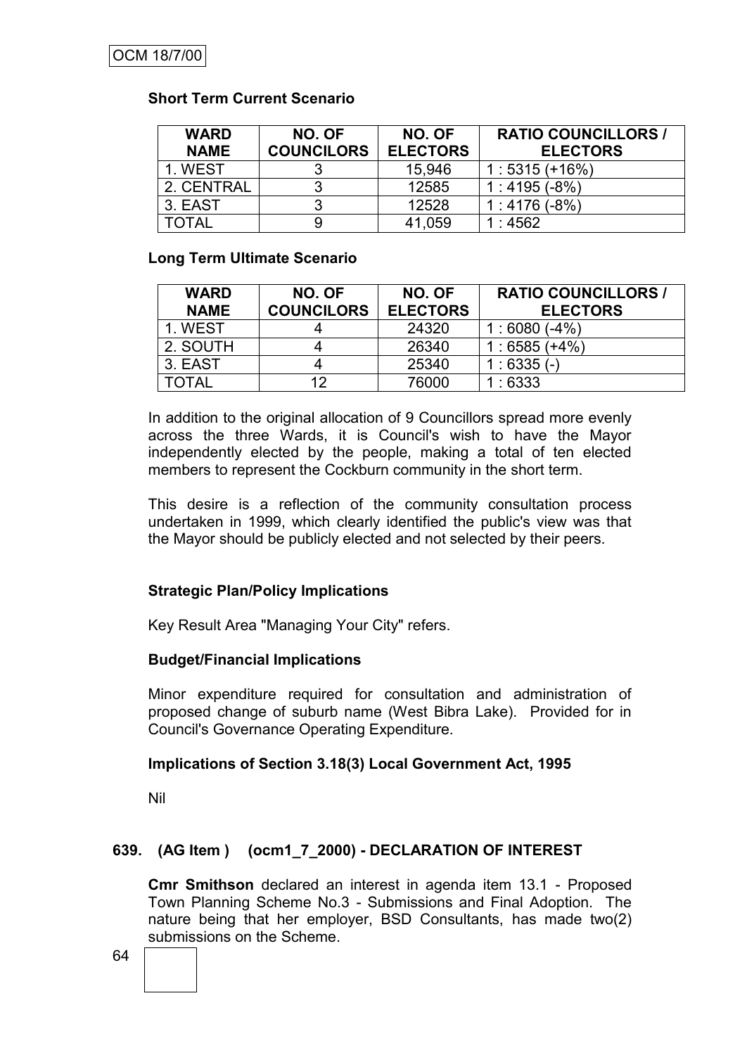### Short Term Current Scenario

| WARD NAME | NO. OF COUNCILORS | NO. OF ELECTORS | RATIO COUNCILLORS / ELECTORS |
|---|---|---|---|
| 1. WEST | 3 | 15,946 | 1 : 5315 (+16%) |
| 2. CENTRAL | 3 | 12585 | 1 : 4195 (-8%) |
| 3. EAST | 3 | 12528 | 1 : 4176 (-8%) |
| TOTAL | 9 | 41,059 | 1 : 4562 |

### Long Term Ultimate Scenario

| WARD NAME | NO. OF COUNCILORS | NO. OF ELECTORS | RATIO COUNCILLORS / ELECTORS |
|---|---|---|---|
| 1. WEST | 4 | 24320 | 1 : 6080 (-4%) |
| 2. SOUTH | 4 | 26340 | 1 : 6585 (+4%) |
| 3. EAST | 4 | 25340 | 1 : 6335 (-) |
| TOTAL | 12 | 76000 | 1 : 6333 |

In addition to the original allocation of 9 Councillors spread more evenly across the three Wards, it is Council's wish to have the Mayor independently elected by the people, making a total of ten elected members to represent the Cockburn community in the short term.

This desire is a reflection of the community consultation process undertaken in 1999, which clearly identified the public's view was that the Mayor should be publicly elected and not selected by their peers.

### Strategic Plan/Policy Implications

Key Result Area "Managing Your City" refers.

### Budget/Financial Implications

Minor expenditure required for consultation and administration of proposed change of suburb name (West Bibra Lake). Provided for in Council's Governance Operating Expenditure.

### Implications of Section 3.18(3) Local Government Act, 1995

Nil

## 639. (AG Item ) (ocm1_7_2000) - DECLARATION OF INTEREST

**Cmr Smithson** declared an interest in agenda item 13.1 - Proposed Town Planning Scheme No.3 - Submissions and Final Adoption. The nature being that her employer, BSD Consultants, has made two(2) submissions on the Scheme.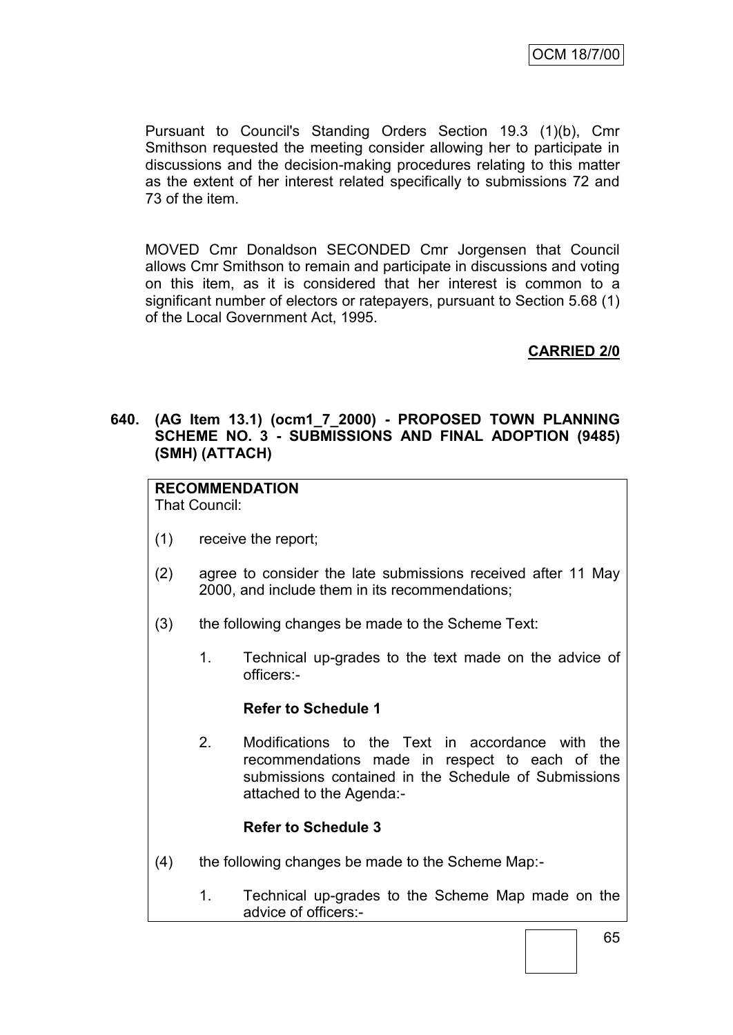Pursuant to Council's Standing Orders Section 19.3 (1)(b), Cmr Smithson requested the meeting consider allowing her to participate in discussions and the decision-making procedures relating to this matter as the extent of her interest related specifically to submissions 72 and 73 of the item.

MOVED Cmr Donaldson SECONDED Cmr Jorgensen that Council allows Cmr Smithson to remain and participate in discussions and voting on this item, as it is considered that her interest is common to a significant number of electors or ratepayers, pursuant to Section 5.68 (1) of the Local Government Act, 1995.

**CARRIED 2/0**

**640. (AG Item 13.1) (ocm1_7_2000) - PROPOSED TOWN PLANNING SCHEME NO. 3 - SUBMISSIONS AND FINAL ADOPTION (9485) (SMH) (ATTACH)**

**RECOMMENDATION**
That Council:

(1) receive the report;

(2) agree to consider the late submissions received after 11 May 2000, and include them in its recommendations;

(3) the following changes be made to the Scheme Text:

1. Technical up-grades to the text made on the advice of officers:-

   **Refer to Schedule 1**

2. Modifications to the Text in accordance with the recommendations made in respect to each of the submissions contained in the Schedule of Submissions attached to the Agenda:-

   **Refer to Schedule 3**

(4) the following changes be made to the Scheme Map:-

1. Technical up-grades to the Scheme Map made on the advice of officers:-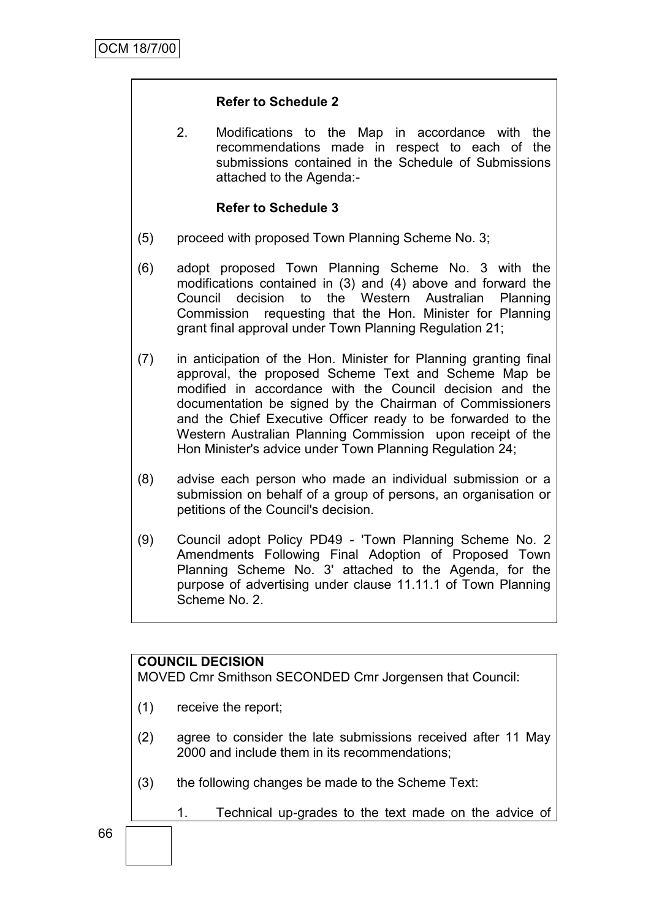**Refer to Schedule 2**

2. Modifications to the Map in accordance with the recommendations made in respect to each of the submissions contained in the Schedule of Submissions attached to the Agenda:-

**Refer to Schedule 3**

(5) proceed with proposed Town Planning Scheme No. 3;

(6) adopt proposed Town Planning Scheme No. 3 with the modifications contained in (3) and (4) above and forward the Council decision to the Western Australian Planning Commission requesting that the Hon. Minister for Planning grant final approval under Town Planning Regulation 21;

(7) in anticipation of the Hon. Minister for Planning granting final approval, the proposed Scheme Text and Scheme Map be modified in accordance with the Council decision and the documentation be signed by the Chairman of Commissioners and the Chief Executive Officer ready to be forwarded to the Western Australian Planning Commission upon receipt of the Hon Minister's advice under Town Planning Regulation 24;

(8) advise each person who made an individual submission or a submission on behalf of a group of persons, an organisation or petitions of the Council's decision.

(9) Council adopt Policy PD49 - 'Town Planning Scheme No. 2 Amendments Following Final Adoption of Proposed Town Planning Scheme No. 3' attached to the Agenda, for the purpose of advertising under clause 11.11.1 of Town Planning Scheme No. 2.

**COUNCIL DECISION**

MOVED Cmr Smithson SECONDED Cmr Jorgensen that Council:

(1) receive the report;

(2) agree to consider the late submissions received after 11 May 2000 and include them in its recommendations;

(3) the following changes be made to the Scheme Text:

1. Technical up-grades to the text made on the advice of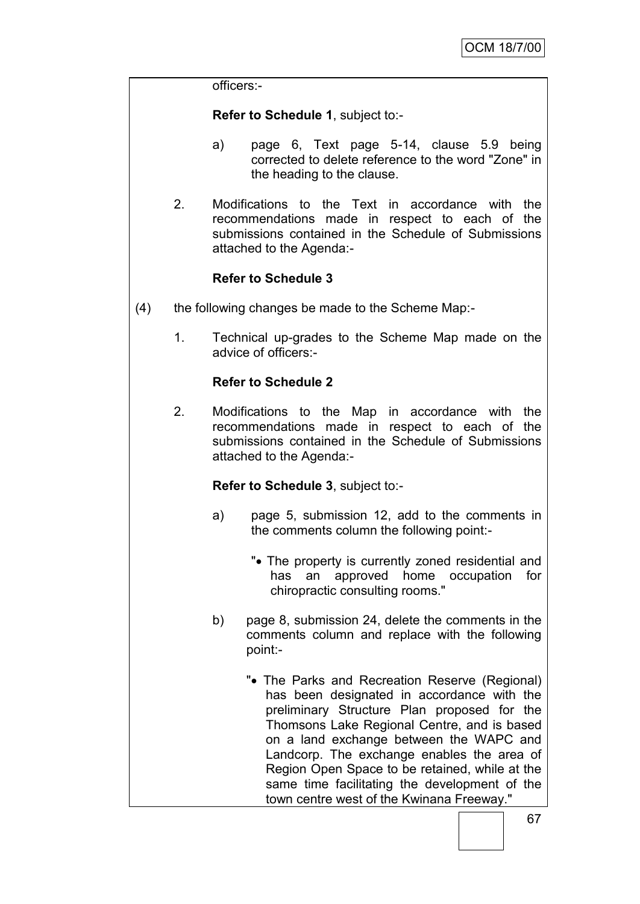officers:-

**Refer to Schedule 1**, subject to:-

a) page 6, Text page 5-14, clause 5.9 being corrected to delete reference to the word "Zone" in the heading to the clause.

2. Modifications to the Text in accordance with the recommendations made in respect to each of the submissions contained in the Schedule of Submissions attached to the Agenda:-

   **Refer to Schedule 3**

(4) the following changes be made to the Scheme Map:-

1. Technical up-grades to the Scheme Map made on the advice of officers:-

   **Refer to Schedule 2**

2. Modifications to the Map in accordance with the recommendations made in respect to each of the submissions contained in the Schedule of Submissions attached to the Agenda:-

   **Refer to Schedule 3**, subject to:-

   a) page 5, submission 12, add to the comments in the comments column the following point:-

      "• The property is currently zoned residential and has an approved home occupation for chiropractic consulting rooms."

   b) page 8, submission 24, delete the comments in the comments column and replace with the following point:-

      "• The Parks and Recreation Reserve (Regional) has been designated in accordance with the preliminary Structure Plan proposed for the Thomsons Lake Regional Centre, and is based on a land exchange between the WAPC and Landcorp. The exchange enables the area of Region Open Space to be retained, while at the same time facilitating the development of the town centre west of the Kwinana Freeway."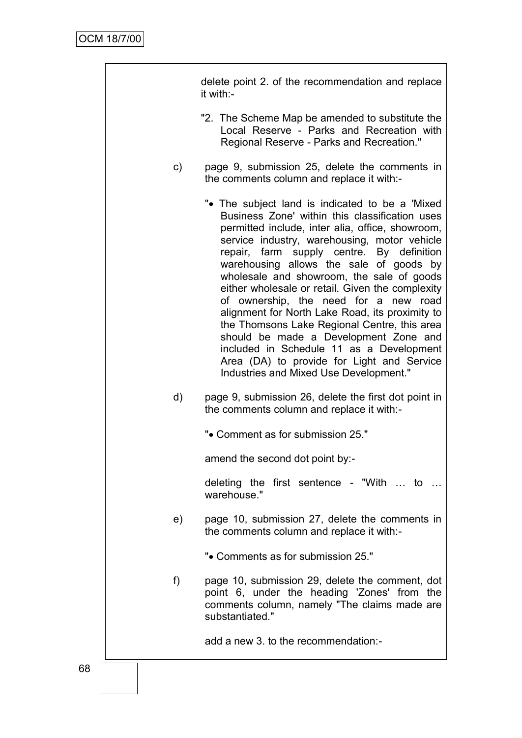delete point 2. of the recommendation and replace it with:-

"2. The Scheme Map be amended to substitute the Local Reserve - Parks and Recreation with Regional Reserve - Parks and Recreation."

c) page 9, submission 25, delete the comments in the comments column and replace it with:-

"• The subject land is indicated to be a 'Mixed Business Zone' within this classification uses permitted include, inter alia, office, showroom, service industry, warehousing, motor vehicle repair, farm supply centre. By definition warehousing allows the sale of goods by wholesale and showroom, the sale of goods either wholesale or retail. Given the complexity of ownership, the need for a new road alignment for North Lake Road, its proximity to the Thomsons Lake Regional Centre, this area should be made a Development Zone and included in Schedule 11 as a Development Area (DA) to provide for Light and Service Industries and Mixed Use Development."

d) page 9, submission 26, delete the first dot point in the comments column and replace it with:-

"• Comment as for submission 25."

amend the second dot point by:-

deleting the first sentence - "With … to … warehouse."

e) page 10, submission 27, delete the comments in the comments column and replace it with:-

"• Comments as for submission 25."

f) page 10, submission 29, delete the comment, dot point 6, under the heading 'Zones' from the comments column, namely "The claims made are substantiated."

add a new 3. to the recommendation:-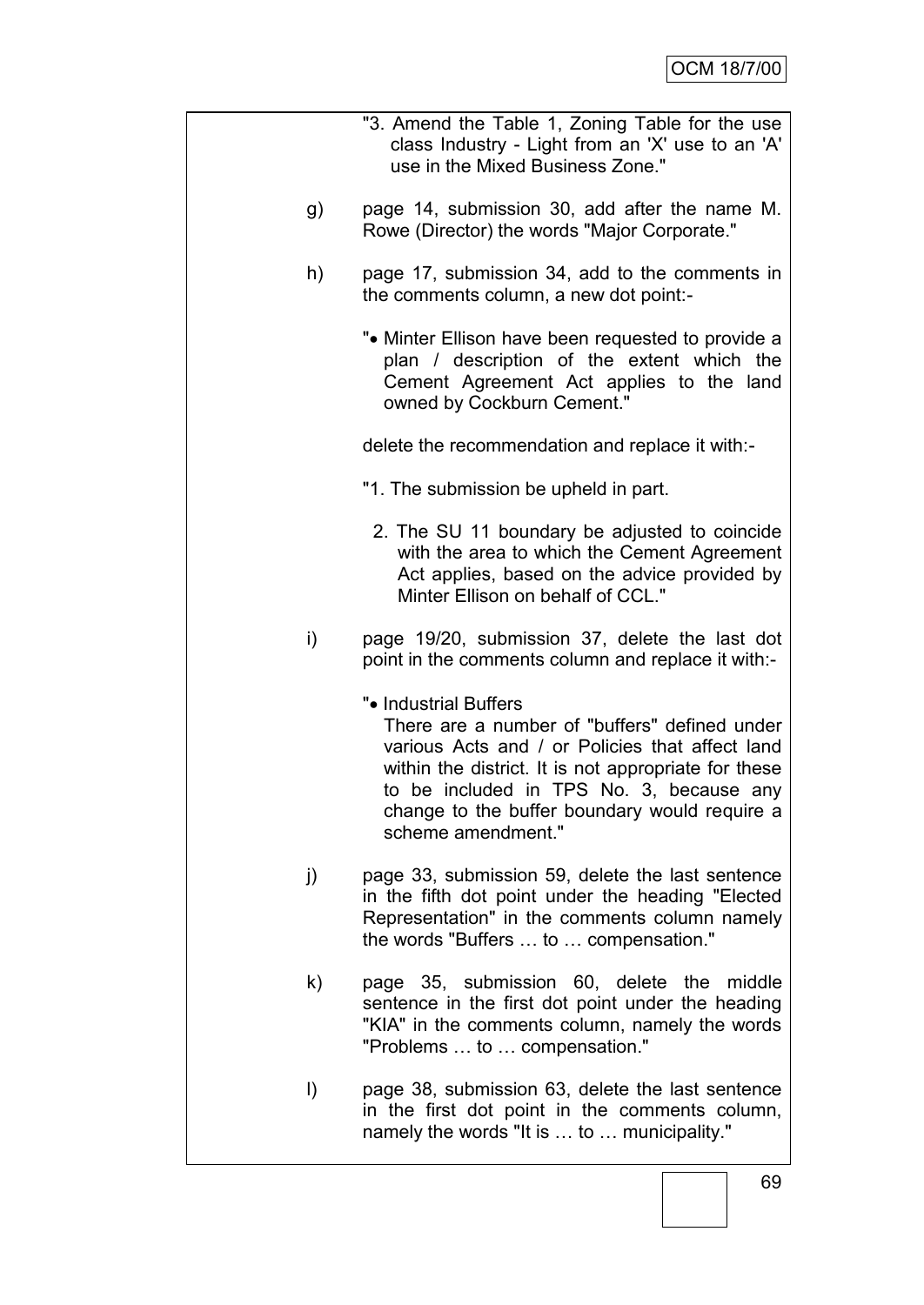"3. Amend the Table 1, Zoning Table for the use class Industry - Light from an 'X' use to an 'A' use in the Mixed Business Zone."

g) page 14, submission 30, add after the name M. Rowe (Director) the words "Major Corporate."

h) page 17, submission 34, add to the comments in the comments column, a new dot point:-

"• Minter Ellison have been requested to provide a plan / description of the extent which the Cement Agreement Act applies to the land owned by Cockburn Cement."

delete the recommendation and replace it with:-

"1. The submission be upheld in part.

2. The SU 11 boundary be adjusted to coincide with the area to which the Cement Agreement Act applies, based on the advice provided by Minter Ellison on behalf of CCL."

i) page 19/20, submission 37, delete the last dot point in the comments column and replace it with:-

"• Industrial Buffers
There are a number of "buffers" defined under various Acts and / or Policies that affect land within the district. It is not appropriate for these to be included in TPS No. 3, because any change to the buffer boundary would require a scheme amendment."

j) page 33, submission 59, delete the last sentence in the fifth dot point under the heading "Elected Representation" in the comments column namely the words "Buffers … to … compensation."

k) page 35, submission 60, delete the middle sentence in the first dot point under the heading "KIA" in the comments column, namely the words "Problems … to … compensation."

l) page 38, submission 63, delete the last sentence in the first dot point in the comments column, namely the words "It is … to … municipality."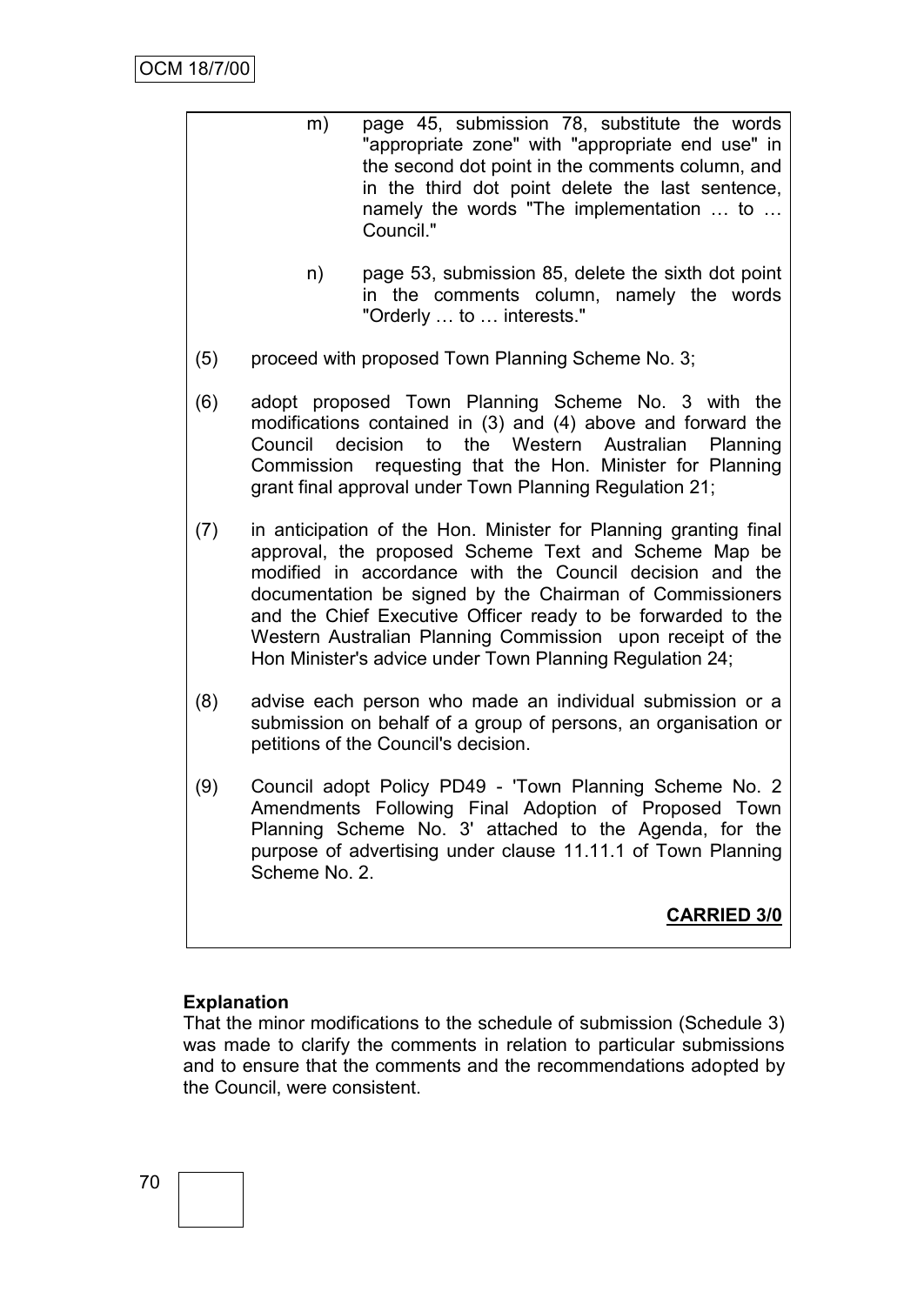m) page 45, submission 78, substitute the words "appropriate zone" with "appropriate end use" in the second dot point in the comments column, and in the third dot point delete the last sentence, namely the words "The implementation … to … Council."

n) page 53, submission 85, delete the sixth dot point in the comments column, namely the words "Orderly … to … interests."

(5) proceed with proposed Town Planning Scheme No. 3;

(6) adopt proposed Town Planning Scheme No. 3 with the modifications contained in (3) and (4) above and forward the Council decision to the Western Australian Planning Commission requesting that the Hon. Minister for Planning grant final approval under Town Planning Regulation 21;

(7) in anticipation of the Hon. Minister for Planning granting final approval, the proposed Scheme Text and Scheme Map be modified in accordance with the Council decision and the documentation be signed by the Chairman of Commissioners and the Chief Executive Officer ready to be forwarded to the Western Australian Planning Commission upon receipt of the Hon Minister's advice under Town Planning Regulation 24;

(8) advise each person who made an individual submission or a submission on behalf of a group of persons, an organisation or petitions of the Council's decision.

(9) Council adopt Policy PD49 - 'Town Planning Scheme No. 2 Amendments Following Final Adoption of Proposed Town Planning Scheme No. 3' attached to the Agenda, for the purpose of advertising under clause 11.11.1 of Town Planning Scheme No. 2.

**CARRIED 3/0**

**Explanation**

That the minor modifications to the schedule of submission (Schedule 3) was made to clarify the comments in relation to particular submissions and to ensure that the comments and the recommendations adopted by the Council, were consistent.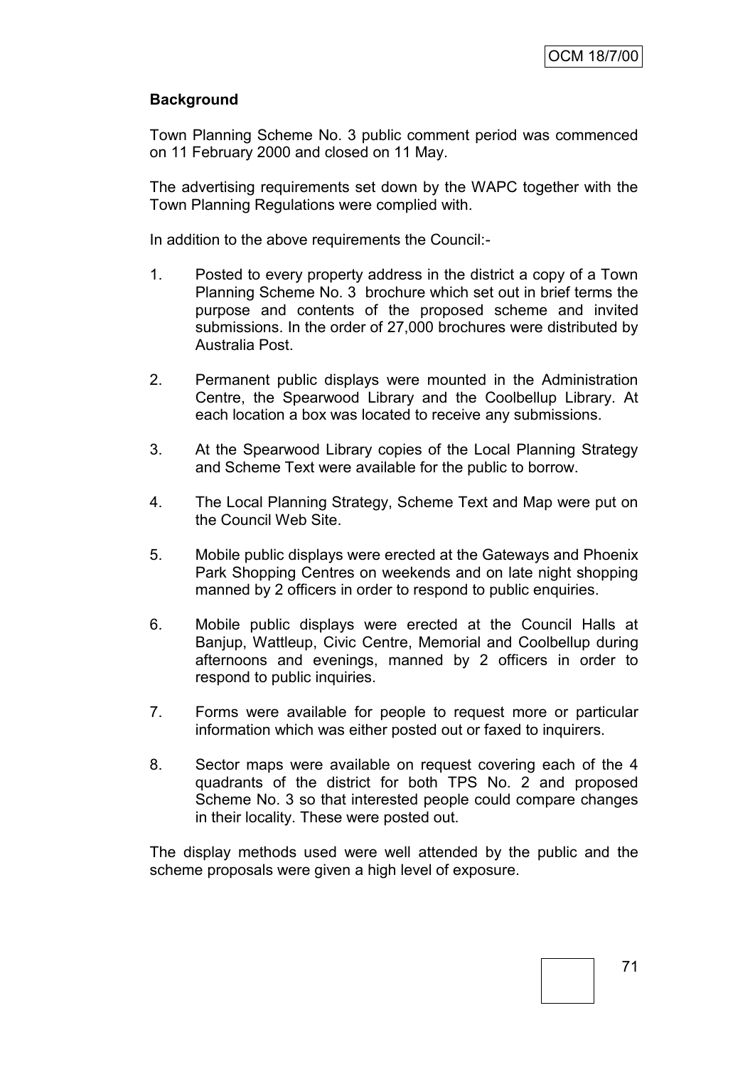## Background

Town Planning Scheme No. 3 public comment period was commenced on 11 February 2000 and closed on 11 May.

The advertising requirements set down by the WAPC together with the Town Planning Regulations were complied with.

In addition to the above requirements the Council:-

1. Posted to every property address in the district a copy of a Town Planning Scheme No. 3 brochure which set out in brief terms the purpose and contents of the proposed scheme and invited submissions. In the order of 27,000 brochures were distributed by Australia Post.

2. Permanent public displays were mounted in the Administration Centre, the Spearwood Library and the Coolbellup Library. At each location a box was located to receive any submissions.

3. At the Spearwood Library copies of the Local Planning Strategy and Scheme Text were available for the public to borrow.

4. The Local Planning Strategy, Scheme Text and Map were put on the Council Web Site.

5. Mobile public displays were erected at the Gateways and Phoenix Park Shopping Centres on weekends and on late night shopping manned by 2 officers in order to respond to public enquiries.

6. Mobile public displays were erected at the Council Halls at Banjup, Wattleup, Civic Centre, Memorial and Coolbellup during afternoons and evenings, manned by 2 officers in order to respond to public inquiries.

7. Forms were available for people to request more or particular information which was either posted out or faxed to inquirers.

8. Sector maps were available on request covering each of the 4 quadrants of the district for both TPS No. 2 and proposed Scheme No. 3 so that interested people could compare changes in their locality. These were posted out.

The display methods used were well attended by the public and the scheme proposals were given a high level of exposure.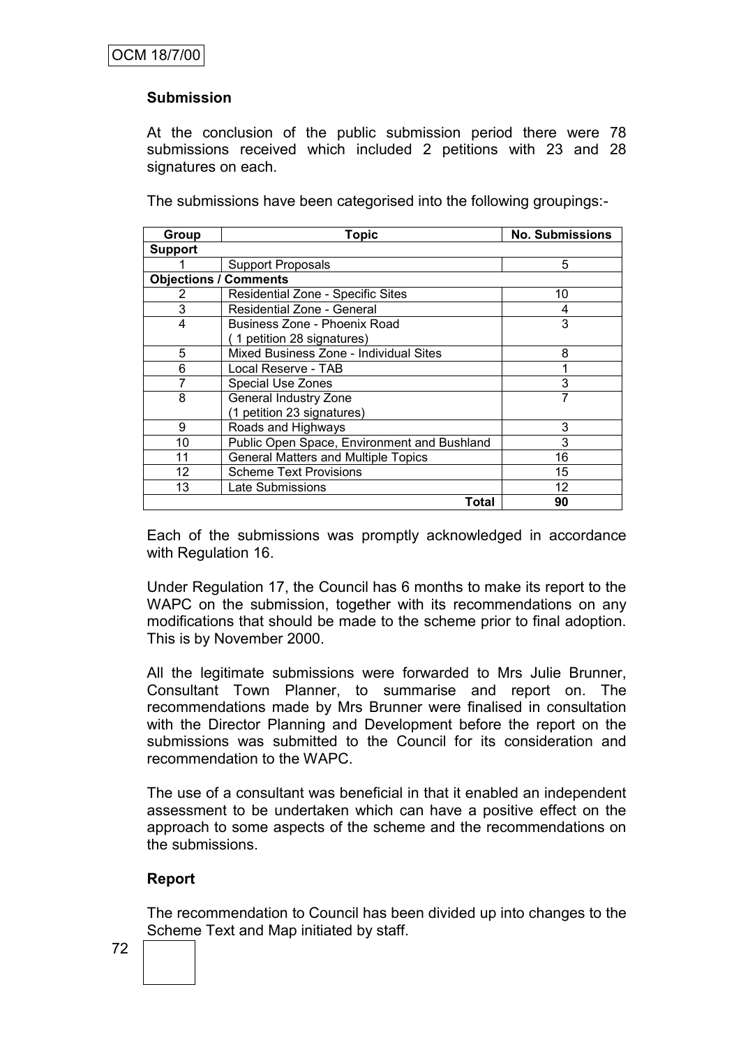### Submission

At the conclusion of the public submission period there were 78 submissions received which included 2 petitions with 23 and 28 signatures on each.

The submissions have been categorised into the following groupings:-

| Group | Topic | No. Submissions |
|---|---|---|
| **Support** | | |
| 1 | Support Proposals | 5 |
| **Objections / Comments** | | |
| 2 | Residential Zone - Specific Sites | 10 |
| 3 | Residential Zone - General | 4 |
| 4 | Business Zone - Phoenix Road<br>( 1 petition 28 signatures) | 3 |
| 5 | Mixed Business Zone - Individual Sites | 8 |
| 6 | Local Reserve - TAB | 1 |
| 7 | Special Use Zones | 3 |
| 8 | General Industry Zone<br>(1 petition 23 signatures) | 7 |
| 9 | Roads and Highways | 3 |
| 10 | Public Open Space, Environment and Bushland | 3 |
| 11 | General Matters and Multiple Topics | 16 |
| 12 | Scheme Text Provisions | 15 |
| 13 | Late Submissions | 12 |
| | **Total** | **90** |

Each of the submissions was promptly acknowledged in accordance with Regulation 16.

Under Regulation 17, the Council has 6 months to make its report to the WAPC on the submission, together with its recommendations on any modifications that should be made to the scheme prior to final adoption. This is by November 2000.

All the legitimate submissions were forwarded to Mrs Julie Brunner, Consultant Town Planner, to summarise and report on. The recommendations made by Mrs Brunner were finalised in consultation with the Director Planning and Development before the report on the submissions was submitted to the Council for its consideration and recommendation to the WAPC.

The use of a consultant was beneficial in that it enabled an independent assessment to be undertaken which can have a positive effect on the approach to some aspects of the scheme and the recommendations on the submissions.

### Report

The recommendation to Council has been divided up into changes to the Scheme Text and Map initiated by staff.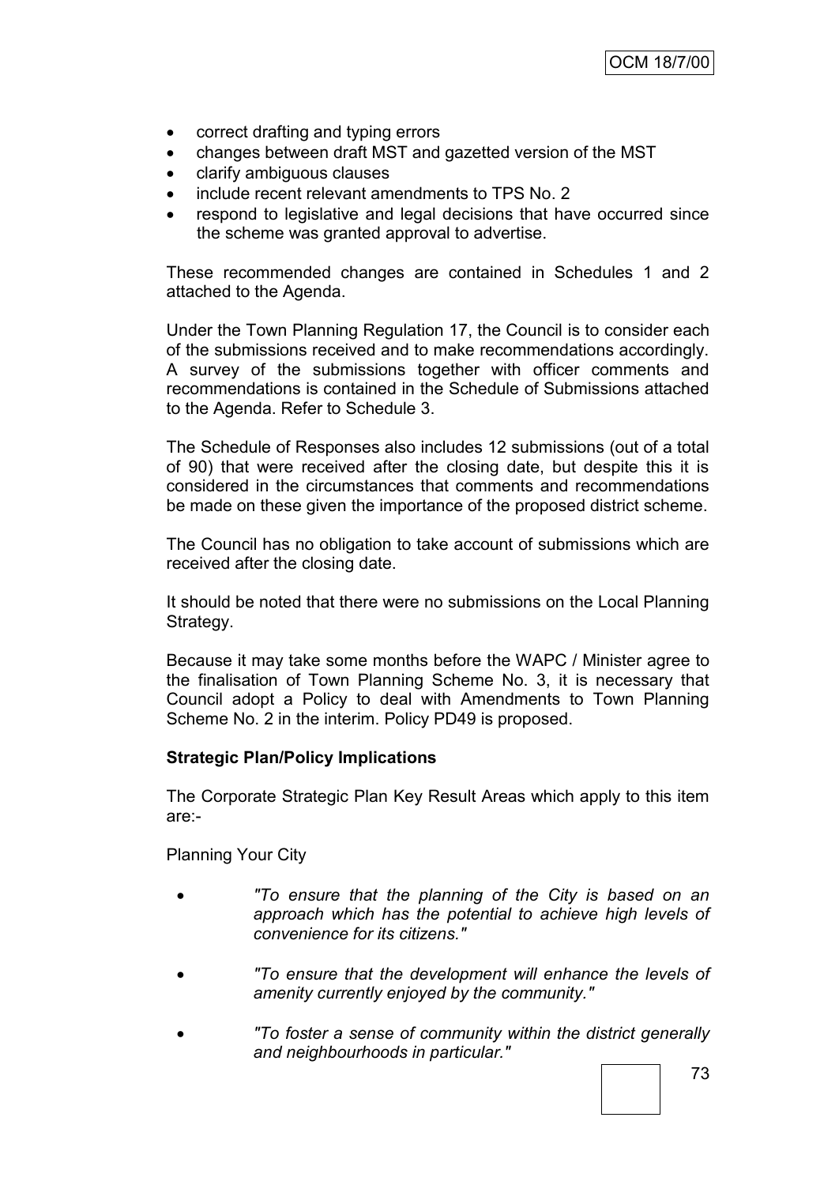- correct drafting and typing errors
- changes between draft MST and gazetted version of the MST
- clarify ambiguous clauses
- include recent relevant amendments to TPS No. 2
- respond to legislative and legal decisions that have occurred since the scheme was granted approval to advertise.

These recommended changes are contained in Schedules 1 and 2 attached to the Agenda.

Under the Town Planning Regulation 17, the Council is to consider each of the submissions received and to make recommendations accordingly. A survey of the submissions together with officer comments and recommendations is contained in the Schedule of Submissions attached to the Agenda. Refer to Schedule 3.

The Schedule of Responses also includes 12 submissions (out of a total of 90) that were received after the closing date, but despite this it is considered in the circumstances that comments and recommendations be made on these given the importance of the proposed district scheme.

The Council has no obligation to take account of submissions which are received after the closing date.

It should be noted that there were no submissions on the Local Planning Strategy.

Because it may take some months before the WAPC / Minister agree to the finalisation of Town Planning Scheme No. 3, it is necessary that Council adopt a Policy to deal with Amendments to Town Planning Scheme No. 2 in the interim. Policy PD49 is proposed.

**Strategic Plan/Policy Implications**

The Corporate Strategic Plan Key Result Areas which apply to this item are:-

Planning Your City

- *"To ensure that the planning of the City is based on an approach which has the potential to achieve high levels of convenience for its citizens."*
- *"To ensure that the development will enhance the levels of amenity currently enjoyed by the community."*
- *"To foster a sense of community within the district generally and neighbourhoods in particular."*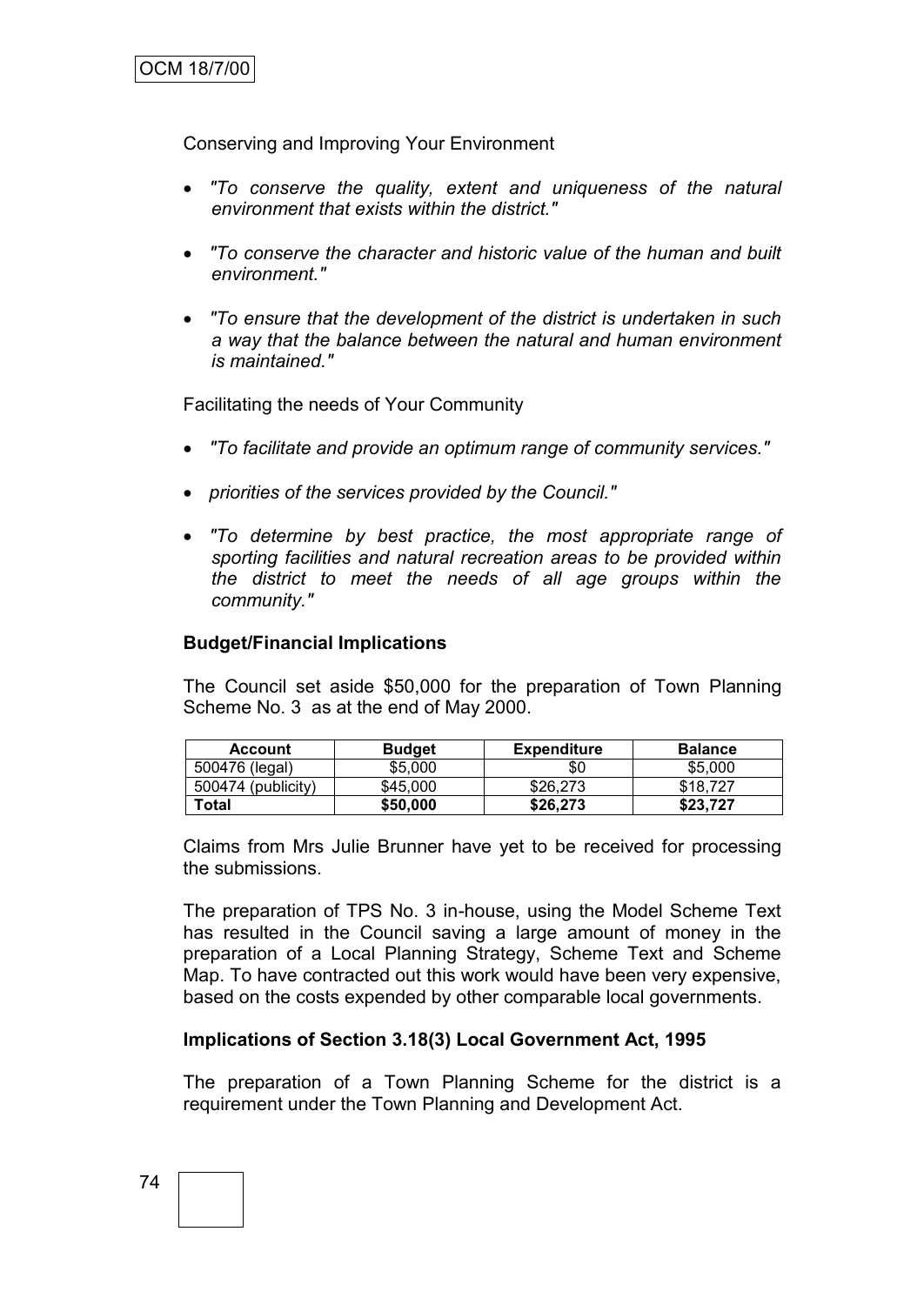Conserving and Improving Your Environment

- *"To conserve the quality, extent and uniqueness of the natural environment that exists within the district."*
- *"To conserve the character and historic value of the human and built environment."*
- *"To ensure that the development of the district is undertaken in such a way that the balance between the natural and human environment is maintained."*

Facilitating the needs of Your Community

- *"To facilitate and provide an optimum range of community services."*
- *priorities of the services provided by the Council."*
- *"To determine by best practice, the most appropriate range of sporting facilities and natural recreation areas to be provided within the district to meet the needs of all age groups within the community."*

**Budget/Financial Implications**

The Council set aside $50,000 for the preparation of Town Planning Scheme No. 3 as at the end of May 2000.

| Account | Budget | Expenditure | Balance |
|---|---|---|---|
| 500476 (legal) | $5,000 | $0 | $5,000 |
| 500474 (publicity) | $45,000 | $26,273 | $18,727 |
| **Total** | **$50,000** | **$26,273** | **$23,727** |

Claims from Mrs Julie Brunner have yet to be received for processing the submissions.

The preparation of TPS No. 3 in-house, using the Model Scheme Text has resulted in the Council saving a large amount of money in the preparation of a Local Planning Strategy, Scheme Text and Scheme Map. To have contracted out this work would have been very expensive, based on the costs expended by other comparable local governments.

**Implications of Section 3.18(3) Local Government Act, 1995**

The preparation of a Town Planning Scheme for the district is a requirement under the Town Planning and Development Act.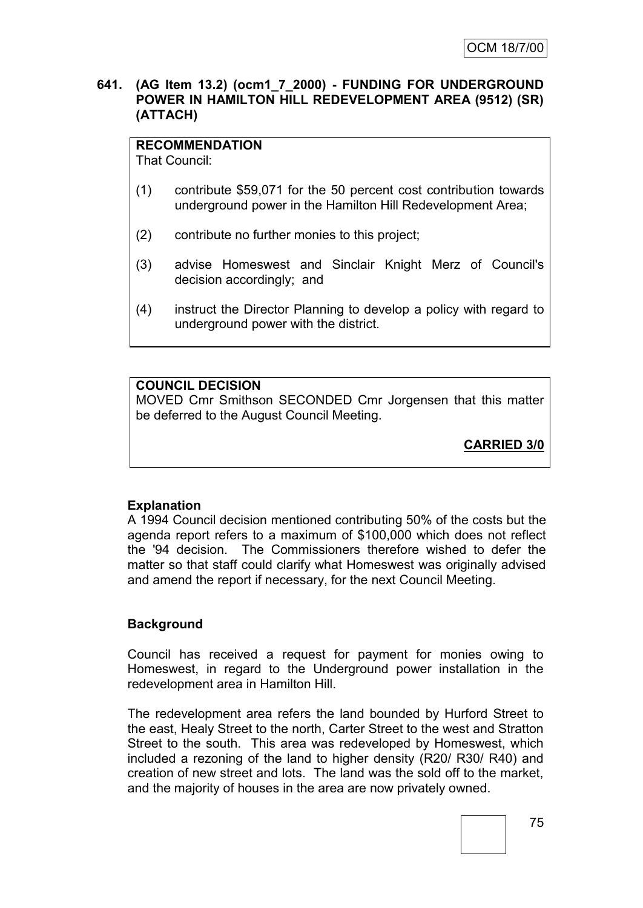**641. (AG Item 13.2) (ocm1_7_2000) - FUNDING FOR UNDERGROUND POWER IN HAMILTON HILL REDEVELOPMENT AREA (9512) (SR) (ATTACH)**

**RECOMMENDATION**
That Council:

(1) contribute $59,071 for the 50 percent cost contribution towards underground power in the Hamilton Hill Redevelopment Area;

(2) contribute no further monies to this project;

(3) advise Homeswest and Sinclair Knight Merz of Council's decision accordingly; and

(4) instruct the Director Planning to develop a policy with regard to underground power with the district.

**COUNCIL DECISION**
MOVED Cmr Smithson SECONDED Cmr Jorgensen that this matter be deferred to the August Council Meeting.

**CARRIED 3/0**

**Explanation**
A 1994 Council decision mentioned contributing 50% of the costs but the agenda report refers to a maximum of $100,000 which does not reflect the '94 decision. The Commissioners therefore wished to defer the matter so that staff could clarify what Homeswest was originally advised and amend the report if necessary, for the next Council Meeting.

**Background**

Council has received a request for payment for monies owing to Homeswest, in regard to the Underground power installation in the redevelopment area in Hamilton Hill.

The redevelopment area refers the land bounded by Hurford Street to the east, Healy Street to the north, Carter Street to the west and Stratton Street to the south. This area was redeveloped by Homeswest, which included a rezoning of the land to higher density (R20/ R30/ R40) and creation of new street and lots. The land was the sold off to the market, and the majority of houses in the area are now privately owned.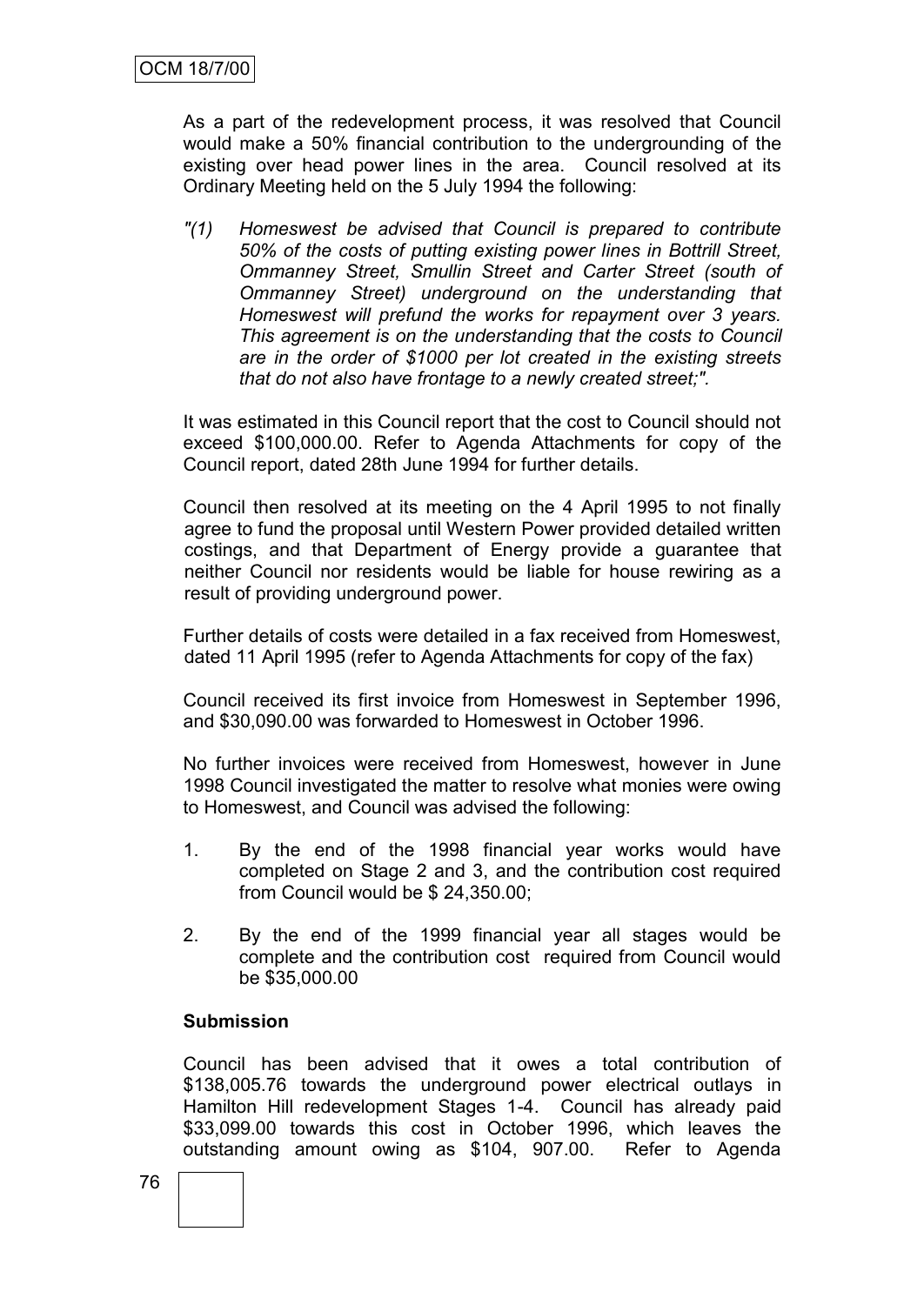As a part of the redevelopment process, it was resolved that Council would make a 50% financial contribution to the undergrounding of the existing over head power lines in the area. Council resolved at its Ordinary Meeting held on the 5 July 1994 the following:

*"(1) Homeswest be advised that Council is prepared to contribute 50% of the costs of putting existing power lines in Bottrill Street, Ommanney Street, Smullin Street and Carter Street (south of Ommanney Street) underground on the understanding that Homeswest will prefund the works for repayment over 3 years. This agreement is on the understanding that the costs to Council are in the order of $1000 per lot created in the existing streets that do not also have frontage to a newly created street;".*

It was estimated in this Council report that the cost to Council should not exceed $100,000.00. Refer to Agenda Attachments for copy of the Council report, dated 28th June 1994 for further details.

Council then resolved at its meeting on the 4 April 1995 to not finally agree to fund the proposal until Western Power provided detailed written costings, and that Department of Energy provide a guarantee that neither Council nor residents would be liable for house rewiring as a result of providing underground power.

Further details of costs were detailed in a fax received from Homeswest, dated 11 April 1995 (refer to Agenda Attachments for copy of the fax)

Council received its first invoice from Homeswest in September 1996, and $30,090.00 was forwarded to Homeswest in October 1996.

No further invoices were received from Homeswest, however in June 1998 Council investigated the matter to resolve what monies were owing to Homeswest, and Council was advised the following:

1. By the end of the 1998 financial year works would have completed on Stage 2 and 3, and the contribution cost required from Council would be $ 24,350.00;
2. By the end of the 1999 financial year all stages would be complete and the contribution cost required from Council would be $35,000.00

**Submission**

Council has been advised that it owes a total contribution of $138,005.76 towards the underground power electrical outlays in Hamilton Hill redevelopment Stages 1-4. Council has already paid $33,099.00 towards this cost in October 1996, which leaves the outstanding amount owing as $104, 907.00. Refer to Agenda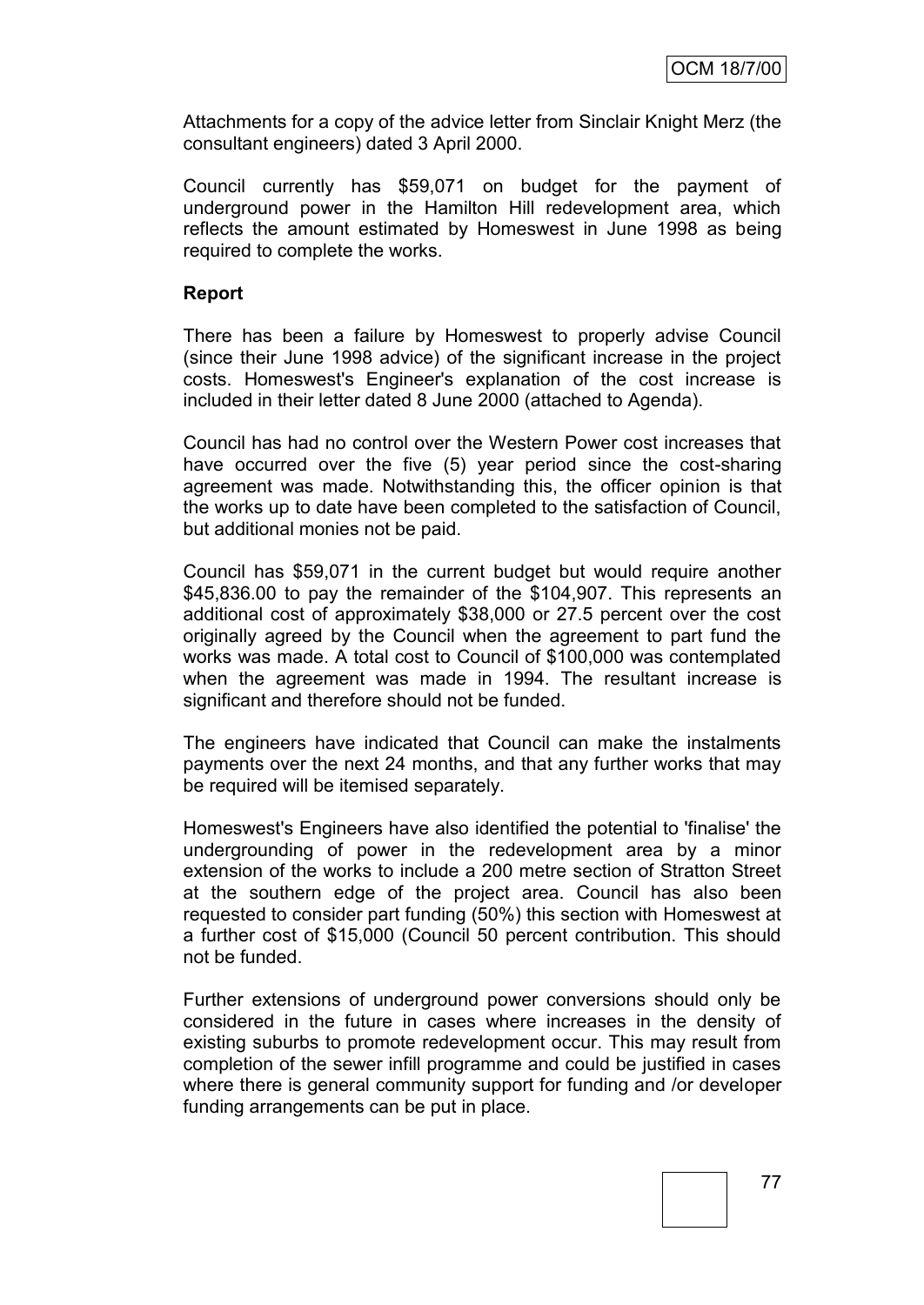Attachments for a copy of the advice letter from Sinclair Knight Merz (the consultant engineers) dated 3 April 2000.

Council currently has $59,071 on budget for the payment of underground power in the Hamilton Hill redevelopment area, which reflects the amount estimated by Homeswest in June 1998 as being required to complete the works.

**Report**

There has been a failure by Homeswest to properly advise Council (since their June 1998 advice) of the significant increase in the project costs. Homeswest's Engineer's explanation of the cost increase is included in their letter dated 8 June 2000 (attached to Agenda).

Council has had no control over the Western Power cost increases that have occurred over the five (5) year period since the cost-sharing agreement was made. Notwithstanding this, the officer opinion is that the works up to date have been completed to the satisfaction of Council, but additional monies not be paid.

Council has $59,071 in the current budget but would require another $45,836.00 to pay the remainder of the $104,907. This represents an additional cost of approximately $38,000 or 27.5 percent over the cost originally agreed by the Council when the agreement to part fund the works was made. A total cost to Council of $100,000 was contemplated when the agreement was made in 1994. The resultant increase is significant and therefore should not be funded.

The engineers have indicated that Council can make the instalments payments over the next 24 months, and that any further works that may be required will be itemised separately.

Homeswest's Engineers have also identified the potential to 'finalise' the undergrounding of power in the redevelopment area by a minor extension of the works to include a 200 metre section of Stratton Street at the southern edge of the project area. Council has also been requested to consider part funding (50%) this section with Homeswest at a further cost of $15,000 (Council 50 percent contribution. This should not be funded.

Further extensions of underground power conversions should only be considered in the future in cases where increases in the density of existing suburbs to promote redevelopment occur. This may result from completion of the sewer infill programme and could be justified in cases where there is general community support for funding and /or developer funding arrangements can be put in place.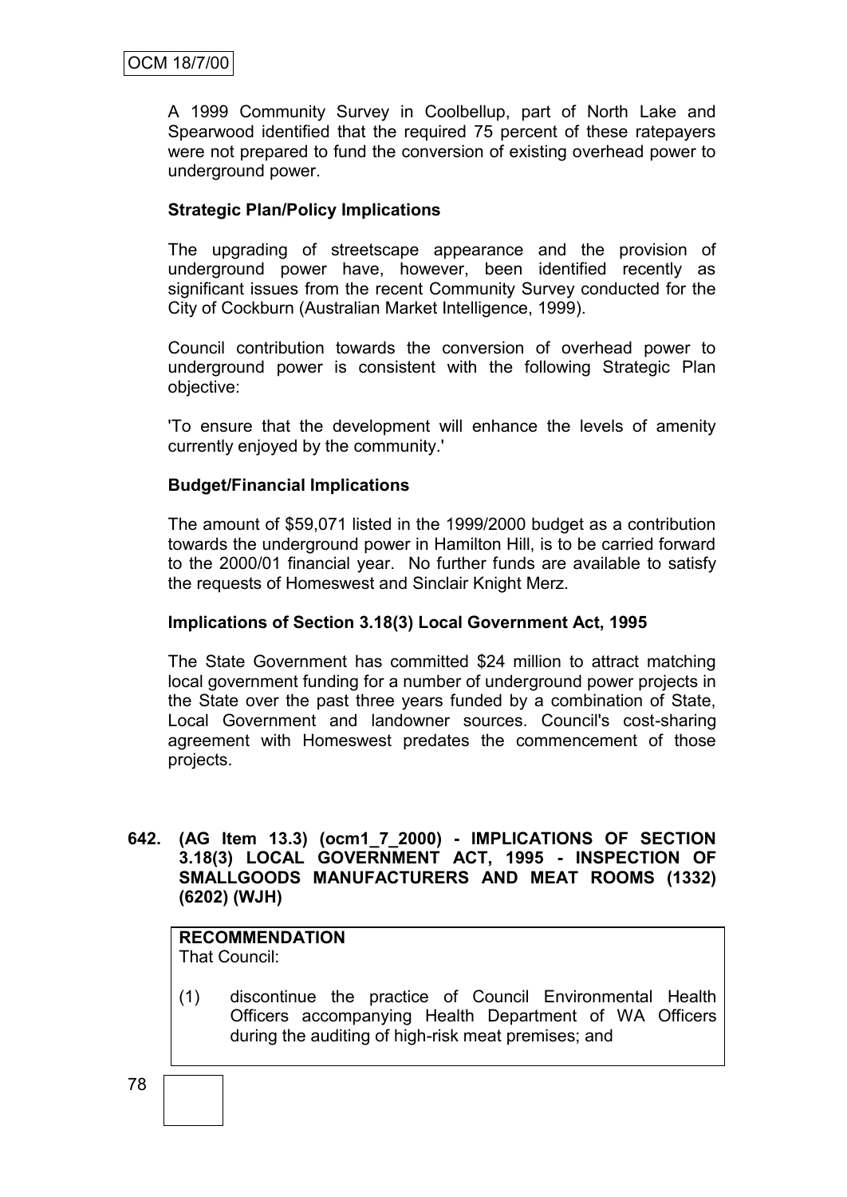A 1999 Community Survey in Coolbellup, part of North Lake and Spearwood identified that the required 75 percent of these ratepayers were not prepared to fund the conversion of existing overhead power to underground power.

**Strategic Plan/Policy Implications**

The upgrading of streetscape appearance and the provision of underground power have, however, been identified recently as significant issues from the recent Community Survey conducted for the City of Cockburn (Australian Market Intelligence, 1999).

Council contribution towards the conversion of overhead power to underground power is consistent with the following Strategic Plan objective:

'To ensure that the development will enhance the levels of amenity currently enjoyed by the community.'

**Budget/Financial Implications**

The amount of $59,071 listed in the 1999/2000 budget as a contribution towards the underground power in Hamilton Hill, is to be carried forward to the 2000/01 financial year. No further funds are available to satisfy the requests of Homeswest and Sinclair Knight Merz.

**Implications of Section 3.18(3) Local Government Act, 1995**

The State Government has committed $24 million to attract matching local government funding for a number of underground power projects in the State over the past three years funded by a combination of State, Local Government and landowner sources. Council's cost-sharing agreement with Homeswest predates the commencement of those projects.

**642. (AG Item 13.3) (ocm1_7_2000) - IMPLICATIONS OF SECTION 3.18(3) LOCAL GOVERNMENT ACT, 1995 - INSPECTION OF SMALLGOODS MANUFACTURERS AND MEAT ROOMS (1332) (6202) (WJH)**

**RECOMMENDATION**
That Council:

(1) discontinue the practice of Council Environmental Health Officers accompanying Health Department of WA Officers during the auditing of high-risk meat premises; and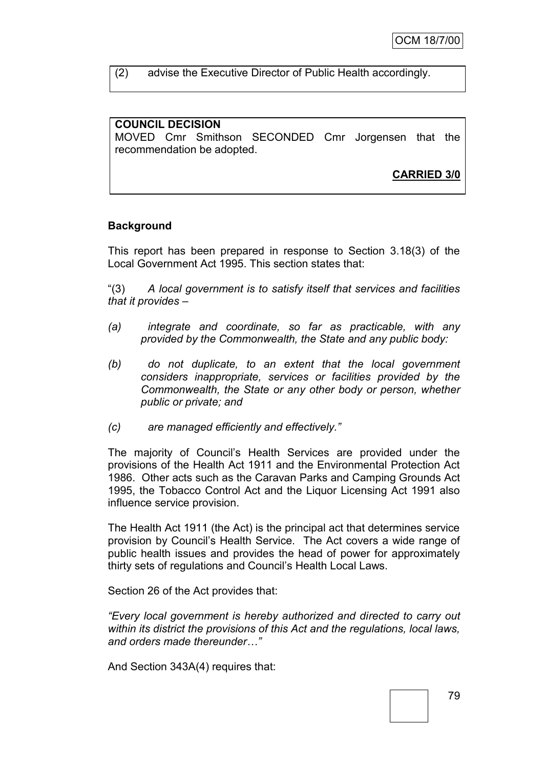(2) advise the Executive Director of Public Health accordingly.

**COUNCIL DECISION**

MOVED Cmr Smithson SECONDED Cmr Jorgensen that the recommendation be adopted.

**CARRIED 3/0**

**Background**

This report has been prepared in response to Section 3.18(3) of the Local Government Act 1995. This section states that:

"(3) *A local government is to satisfy itself that services and facilities that it provides –*

*(a) integrate and coordinate, so far as practicable, with any provided by the Commonwealth, the State and any public body:*

*(b) do not duplicate, to an extent that the local government considers inappropriate, services or facilities provided by the Commonwealth, the State or any other body or person, whether public or private; and*

*(c) are managed efficiently and effectively."*

The majority of Council's Health Services are provided under the provisions of the Health Act 1911 and the Environmental Protection Act 1986. Other acts such as the Caravan Parks and Camping Grounds Act 1995, the Tobacco Control Act and the Liquor Licensing Act 1991 also influence service provision.

The Health Act 1911 (the Act) is the principal act that determines service provision by Council's Health Service. The Act covers a wide range of public health issues and provides the head of power for approximately thirty sets of regulations and Council's Health Local Laws.

Section 26 of the Act provides that:

*"Every local government is hereby authorized and directed to carry out within its district the provisions of this Act and the regulations, local laws, and orders made thereunder…"*

And Section 343A(4) requires that: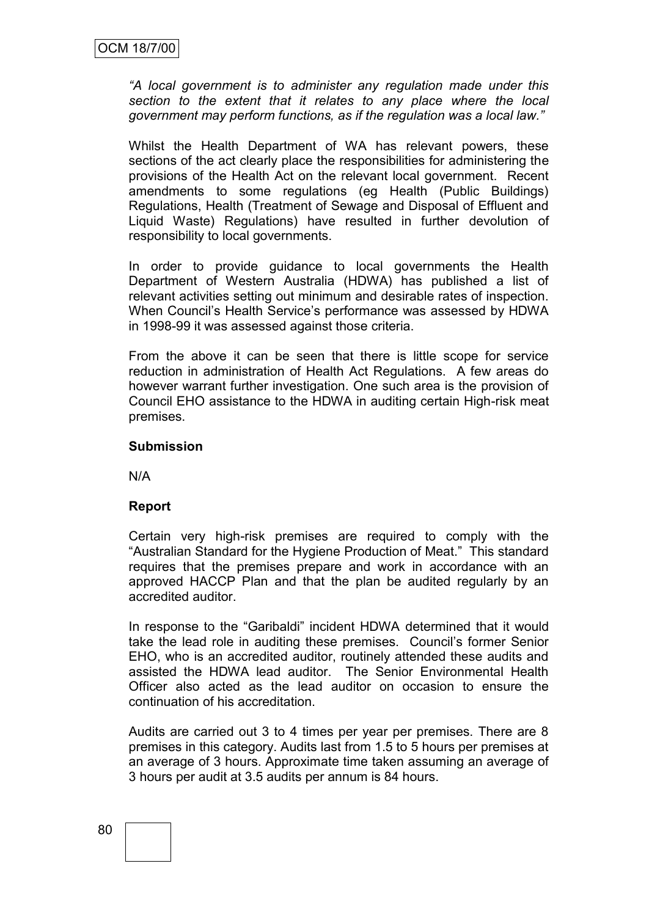*"A local government is to administer any regulation made under this section to the extent that it relates to any place where the local government may perform functions, as if the regulation was a local law."*

Whilst the Health Department of WA has relevant powers, these sections of the act clearly place the responsibilities for administering the provisions of the Health Act on the relevant local government. Recent amendments to some regulations (eg Health (Public Buildings) Regulations, Health (Treatment of Sewage and Disposal of Effluent and Liquid Waste) Regulations) have resulted in further devolution of responsibility to local governments.

In order to provide guidance to local governments the Health Department of Western Australia (HDWA) has published a list of relevant activities setting out minimum and desirable rates of inspection. When Council's Health Service's performance was assessed by HDWA in 1998-99 it was assessed against those criteria.

From the above it can be seen that there is little scope for service reduction in administration of Health Act Regulations. A few areas do however warrant further investigation. One such area is the provision of Council EHO assistance to the HDWA in auditing certain High-risk meat premises.

**Submission**

N/A

**Report**

Certain very high-risk premises are required to comply with the "Australian Standard for the Hygiene Production of Meat." This standard requires that the premises prepare and work in accordance with an approved HACCP Plan and that the plan be audited regularly by an accredited auditor.

In response to the "Garibaldi" incident HDWA determined that it would take the lead role in auditing these premises. Council's former Senior EHO, who is an accredited auditor, routinely attended these audits and assisted the HDWA lead auditor. The Senior Environmental Health Officer also acted as the lead auditor on occasion to ensure the continuation of his accreditation.

Audits are carried out 3 to 4 times per year per premises. There are 8 premises in this category. Audits last from 1.5 to 5 hours per premises at an average of 3 hours. Approximate time taken assuming an average of 3 hours per audit at 3.5 audits per annum is 84 hours.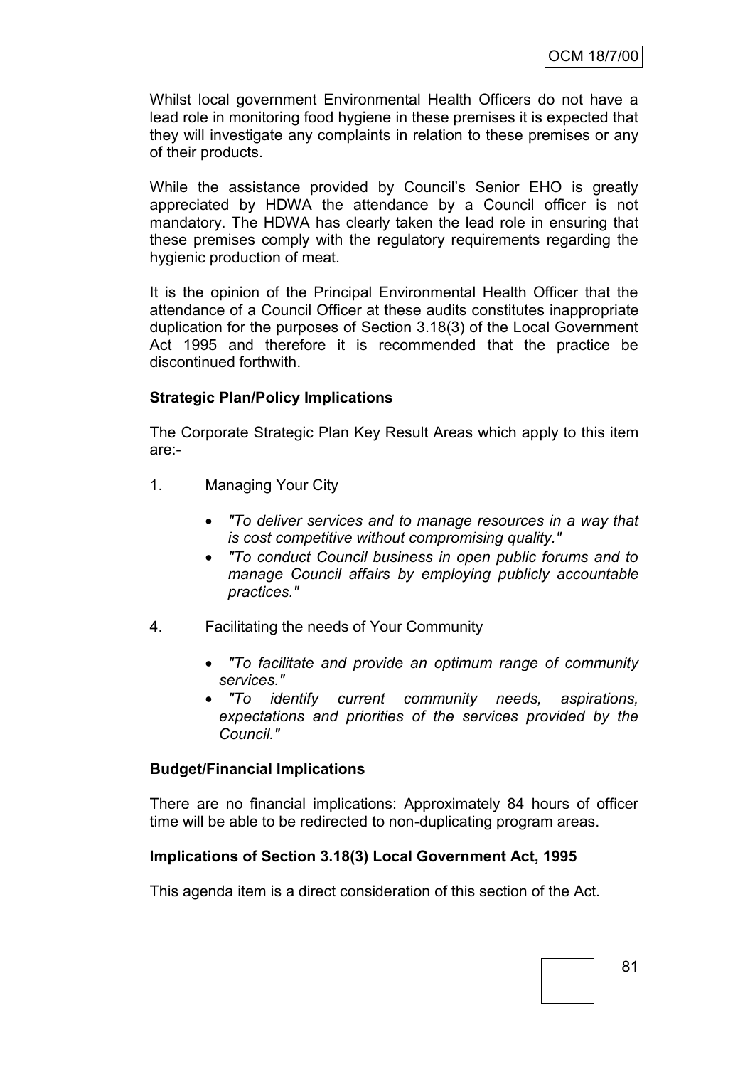Whilst local government Environmental Health Officers do not have a lead role in monitoring food hygiene in these premises it is expected that they will investigate any complaints in relation to these premises or any of their products.

While the assistance provided by Council's Senior EHO is greatly appreciated by HDWA the attendance by a Council officer is not mandatory. The HDWA has clearly taken the lead role in ensuring that these premises comply with the regulatory requirements regarding the hygienic production of meat.

It is the opinion of the Principal Environmental Health Officer that the attendance of a Council Officer at these audits constitutes inappropriate duplication for the purposes of Section 3.18(3) of the Local Government Act 1995 and therefore it is recommended that the practice be discontinued forthwith.

**Strategic Plan/Policy Implications**

The Corporate Strategic Plan Key Result Areas which apply to this item are:-

1. Managing Your City

   - *"To deliver services and to manage resources in a way that is cost competitive without compromising quality."*
   - *"To conduct Council business in open public forums and to manage Council affairs by employing publicly accountable practices."*

4. Facilitating the needs of Your Community

   - *"To facilitate and provide an optimum range of community services."*
   - *"To identify current community needs, aspirations, expectations and priorities of the services provided by the Council."*

**Budget/Financial Implications**

There are no financial implications: Approximately 84 hours of officer time will be able to be redirected to non-duplicating program areas.

**Implications of Section 3.18(3) Local Government Act, 1995**

This agenda item is a direct consideration of this section of the Act.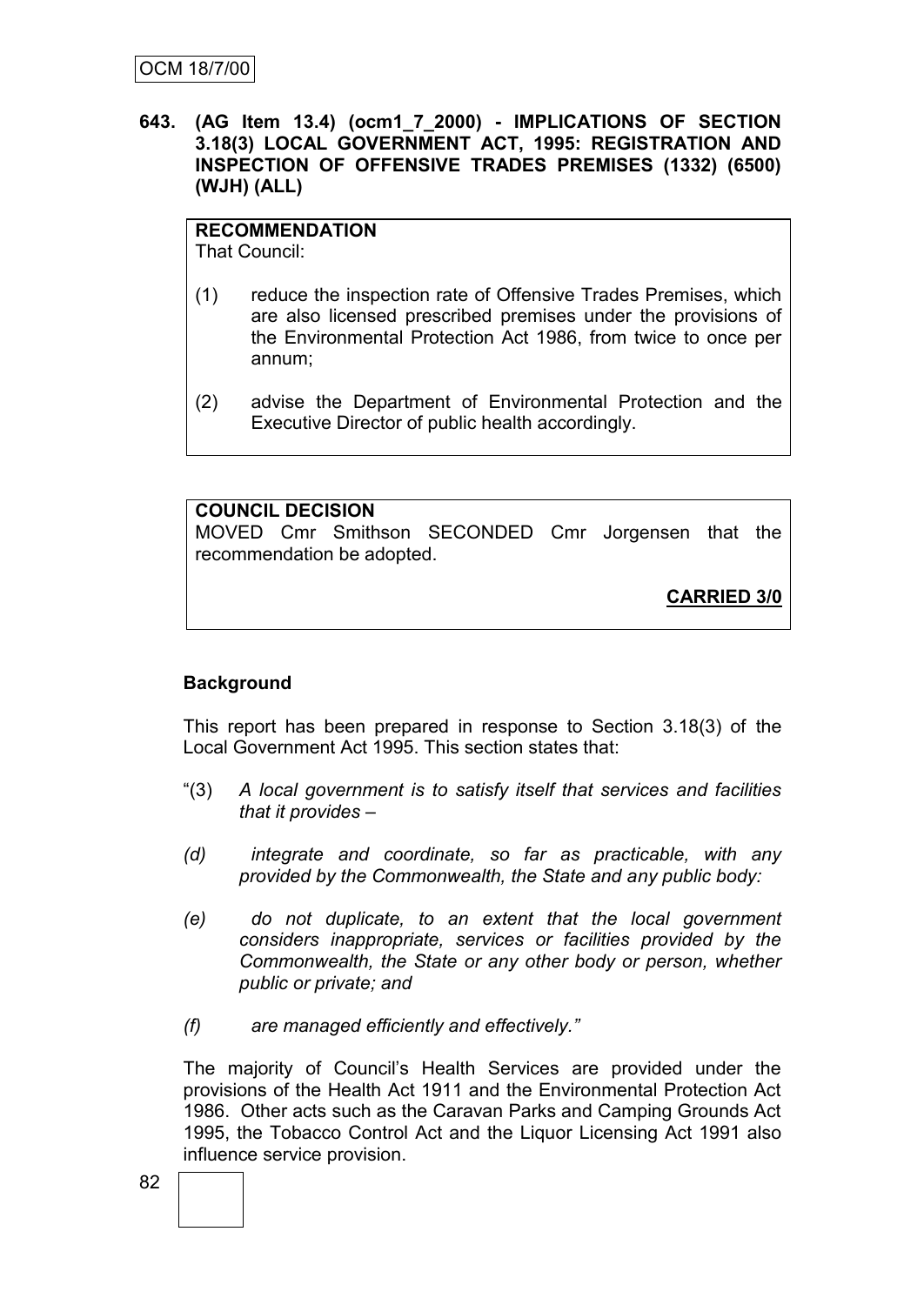**643. (AG Item 13.4) (ocm1_7_2000) - IMPLICATIONS OF SECTION 3.18(3) LOCAL GOVERNMENT ACT, 1995: REGISTRATION AND INSPECTION OF OFFENSIVE TRADES PREMISES (1332) (6500) (WJH) (ALL)**

**RECOMMENDATION**
That Council:

(1) reduce the inspection rate of Offensive Trades Premises, which are also licensed prescribed premises under the provisions of the Environmental Protection Act 1986, from twice to once per annum;

(2) advise the Department of Environmental Protection and the Executive Director of public health accordingly.

**COUNCIL DECISION**
MOVED Cmr Smithson SECONDED Cmr Jorgensen that the recommendation be adopted.

**CARRIED 3/0**

**Background**

This report has been prepared in response to Section 3.18(3) of the Local Government Act 1995. This section states that:

"(3) *A local government is to satisfy itself that services and facilities that it provides –*

*(d) integrate and coordinate, so far as practicable, with any provided by the Commonwealth, the State and any public body:*

*(e) do not duplicate, to an extent that the local government considers inappropriate, services or facilities provided by the Commonwealth, the State or any other body or person, whether public or private; and*

*(f) are managed efficiently and effectively."*

The majority of Council's Health Services are provided under the provisions of the Health Act 1911 and the Environmental Protection Act 1986. Other acts such as the Caravan Parks and Camping Grounds Act 1995, the Tobacco Control Act and the Liquor Licensing Act 1991 also influence service provision.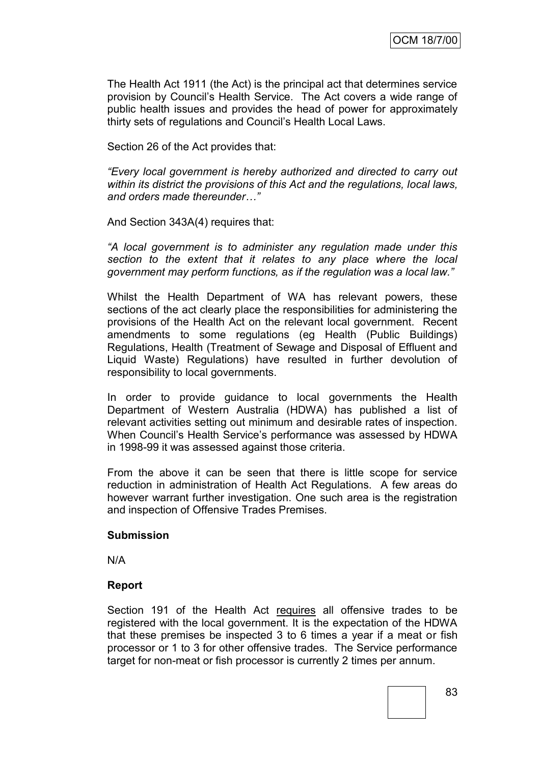The Health Act 1911 (the Act) is the principal act that determines service provision by Council's Health Service. The Act covers a wide range of public health issues and provides the head of power for approximately thirty sets of regulations and Council's Health Local Laws.

Section 26 of the Act provides that:

*"Every local government is hereby authorized and directed to carry out within its district the provisions of this Act and the regulations, local laws, and orders made thereunder…"*

And Section 343A(4) requires that:

*"A local government is to administer any regulation made under this section to the extent that it relates to any place where the local government may perform functions, as if the regulation was a local law."*

Whilst the Health Department of WA has relevant powers, these sections of the act clearly place the responsibilities for administering the provisions of the Health Act on the relevant local government. Recent amendments to some regulations (eg Health (Public Buildings) Regulations, Health (Treatment of Sewage and Disposal of Effluent and Liquid Waste) Regulations) have resulted in further devolution of responsibility to local governments.

In order to provide guidance to local governments the Health Department of Western Australia (HDWA) has published a list of relevant activities setting out minimum and desirable rates of inspection. When Council's Health Service's performance was assessed by HDWA in 1998-99 it was assessed against those criteria.

From the above it can be seen that there is little scope for service reduction in administration of Health Act Regulations. A few areas do however warrant further investigation. One such area is the registration and inspection of Offensive Trades Premises.

**Submission**

N/A

**Report**

Section 191 of the Health Act requires all offensive trades to be registered with the local government. It is the expectation of the HDWA that these premises be inspected 3 to 6 times a year if a meat or fish processor or 1 to 3 for other offensive trades. The Service performance target for non-meat or fish processor is currently 2 times per annum.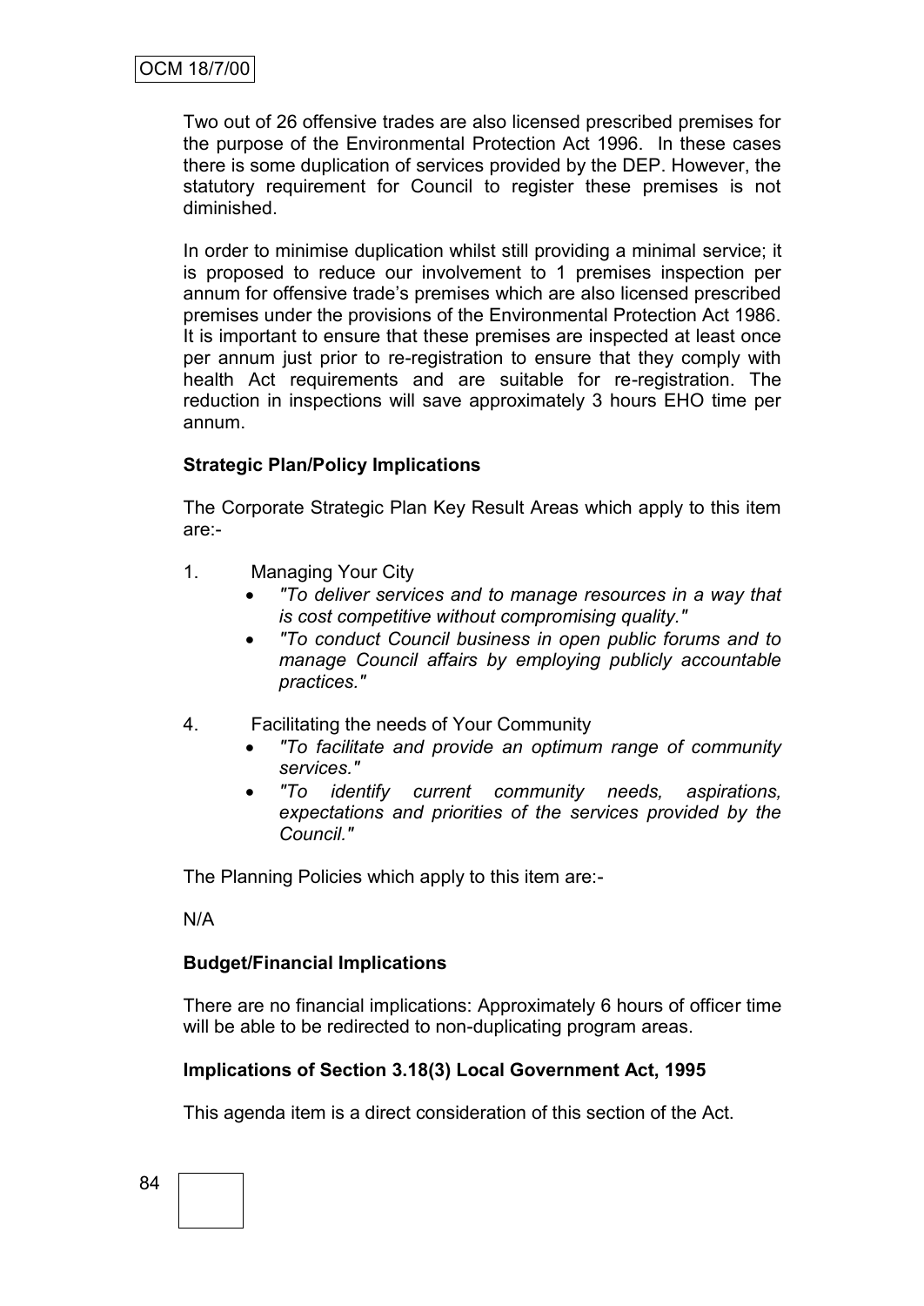Two out of 26 offensive trades are also licensed prescribed premises for the purpose of the Environmental Protection Act 1996. In these cases there is some duplication of services provided by the DEP. However, the statutory requirement for Council to register these premises is not diminished.

In order to minimise duplication whilst still providing a minimal service; it is proposed to reduce our involvement to 1 premises inspection per annum for offensive trade's premises which are also licensed prescribed premises under the provisions of the Environmental Protection Act 1986. It is important to ensure that these premises are inspected at least once per annum just prior to re-registration to ensure that they comply with health Act requirements and are suitable for re-registration. The reduction in inspections will save approximately 3 hours EHO time per annum.

**Strategic Plan/Policy Implications**

The Corporate Strategic Plan Key Result Areas which apply to this item are:-

1. Managing Your City
    - *"To deliver services and to manage resources in a way that is cost competitive without compromising quality."*
    - *"To conduct Council business in open public forums and to manage Council affairs by employing publicly accountable practices."*

4. Facilitating the needs of Your Community
    - *"To facilitate and provide an optimum range of community services."*
    - *"To identify current community needs, aspirations, expectations and priorities of the services provided by the Council."*

The Planning Policies which apply to this item are:-

N/A

**Budget/Financial Implications**

There are no financial implications: Approximately 6 hours of officer time will be able to be redirected to non-duplicating program areas.

**Implications of Section 3.18(3) Local Government Act, 1995**

This agenda item is a direct consideration of this section of the Act.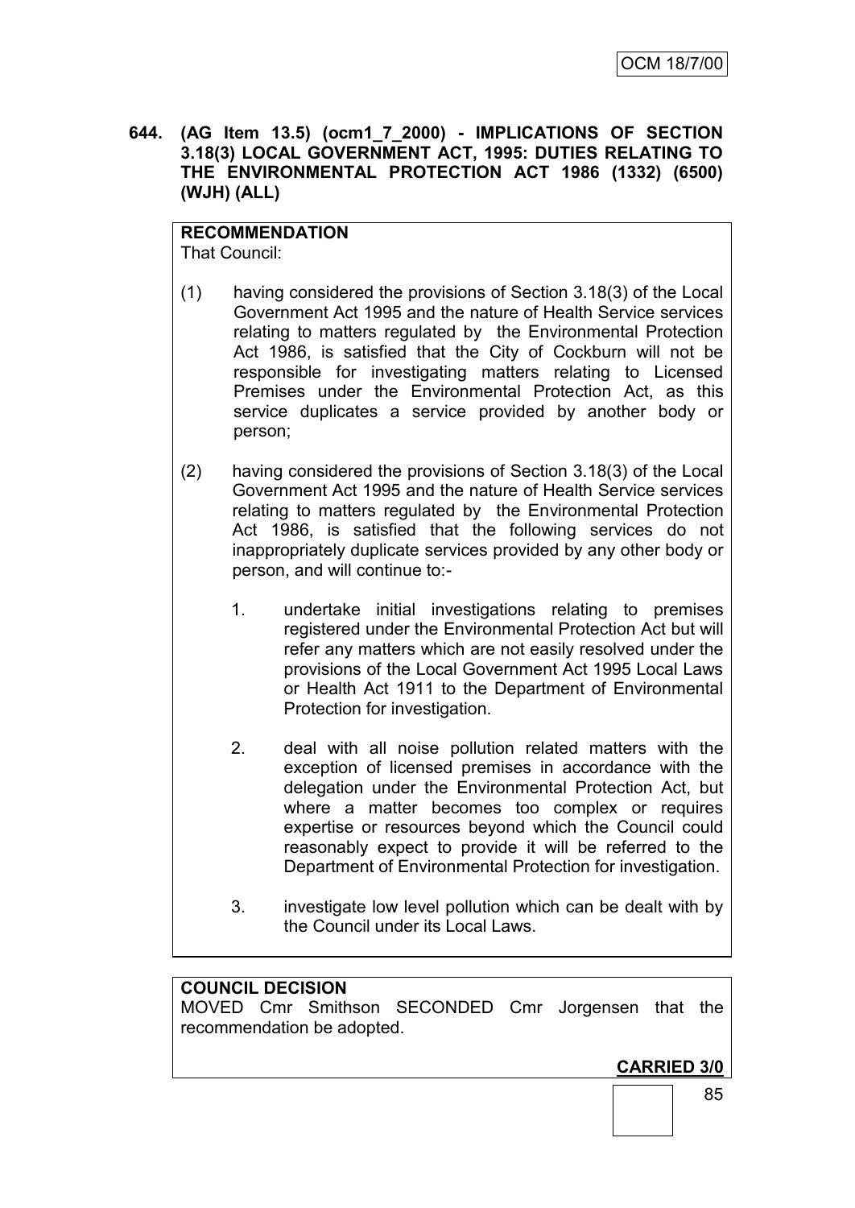**644. (AG Item 13.5) (ocm1_7_2000) - IMPLICATIONS OF SECTION 3.18(3) LOCAL GOVERNMENT ACT, 1995: DUTIES RELATING TO THE ENVIRONMENTAL PROTECTION ACT 1986 (1332) (6500) (WJH) (ALL)**

**RECOMMENDATION**

That Council:

(1) having considered the provisions of Section 3.18(3) of the Local Government Act 1995 and the nature of Health Service services relating to matters regulated by the Environmental Protection Act 1986, is satisfied that the City of Cockburn will not be responsible for investigating matters relating to Licensed Premises under the Environmental Protection Act, as this service duplicates a service provided by another body or person;

(2) having considered the provisions of Section 3.18(3) of the Local Government Act 1995 and the nature of Health Service services relating to matters regulated by the Environmental Protection Act 1986, is satisfied that the following services do not inappropriately duplicate services provided by any other body or person, and will continue to:-

1. undertake initial investigations relating to premises registered under the Environmental Protection Act but will refer any matters which are not easily resolved under the provisions of the Local Government Act 1995 Local Laws or Health Act 1911 to the Department of Environmental Protection for investigation.

2. deal with all noise pollution related matters with the exception of licensed premises in accordance with the delegation under the Environmental Protection Act, but where a matter becomes too complex or requires expertise or resources beyond which the Council could reasonably expect to provide it will be referred to the Department of Environmental Protection for investigation.

3. investigate low level pollution which can be dealt with by the Council under its Local Laws.

**COUNCIL DECISION**

MOVED Cmr Smithson SECONDED Cmr Jorgensen that the recommendation be adopted.

**CARRIED 3/0**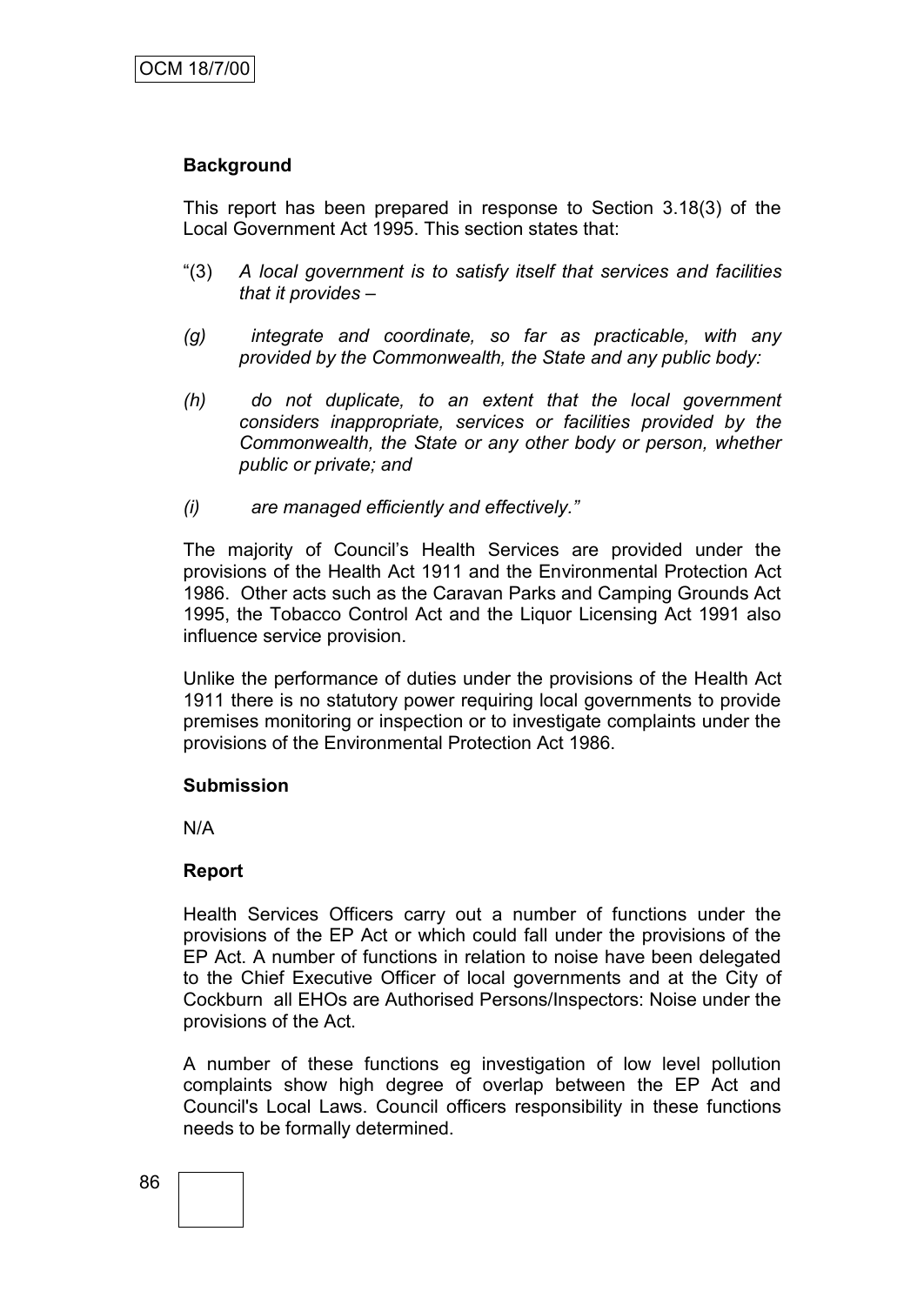**Background**

This report has been prepared in response to Section 3.18(3) of the Local Government Act 1995. This section states that:

"(3) *A local government is to satisfy itself that services and facilities that it provides –*

*(g) integrate and coordinate, so far as practicable, with any provided by the Commonwealth, the State and any public body:*

*(h) do not duplicate, to an extent that the local government considers inappropriate, services or facilities provided by the Commonwealth, the State or any other body or person, whether public or private; and*

*(i) are managed efficiently and effectively."*

The majority of Council's Health Services are provided under the provisions of the Health Act 1911 and the Environmental Protection Act 1986. Other acts such as the Caravan Parks and Camping Grounds Act 1995, the Tobacco Control Act and the Liquor Licensing Act 1991 also influence service provision.

Unlike the performance of duties under the provisions of the Health Act 1911 there is no statutory power requiring local governments to provide premises monitoring or inspection or to investigate complaints under the provisions of the Environmental Protection Act 1986.

**Submission**

N/A

**Report**

Health Services Officers carry out a number of functions under the provisions of the EP Act or which could fall under the provisions of the EP Act. A number of functions in relation to noise have been delegated to the Chief Executive Officer of local governments and at the City of Cockburn all EHOs are Authorised Persons/Inspectors: Noise under the provisions of the Act.

A number of these functions eg investigation of low level pollution complaints show high degree of overlap between the EP Act and Council's Local Laws. Council officers responsibility in these functions needs to be formally determined.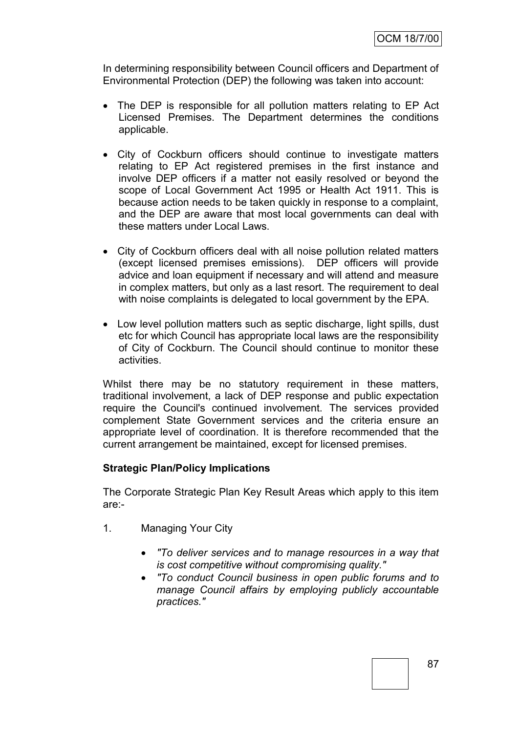In determining responsibility between Council officers and Department of Environmental Protection (DEP) the following was taken into account:

- The DEP is responsible for all pollution matters relating to EP Act Licensed Premises. The Department determines the conditions applicable.

- City of Cockburn officers should continue to investigate matters relating to EP Act registered premises in the first instance and involve DEP officers if a matter not easily resolved or beyond the scope of Local Government Act 1995 or Health Act 1911. This is because action needs to be taken quickly in response to a complaint, and the DEP are aware that most local governments can deal with these matters under Local Laws.

- City of Cockburn officers deal with all noise pollution related matters (except licensed premises emissions). DEP officers will provide advice and loan equipment if necessary and will attend and measure in complex matters, but only as a last resort. The requirement to deal with noise complaints is delegated to local government by the EPA.

- Low level pollution matters such as septic discharge, light spills, dust etc for which Council has appropriate local laws are the responsibility of City of Cockburn. The Council should continue to monitor these activities.

Whilst there may be no statutory requirement in these matters, traditional involvement, a lack of DEP response and public expectation require the Council's continued involvement. The services provided complement State Government services and the criteria ensure an appropriate level of coordination. It is therefore recommended that the current arrangement be maintained, except for licensed premises.

**Strategic Plan/Policy Implications**

The Corporate Strategic Plan Key Result Areas which apply to this item are:-

1. Managing Your City

    - *"To deliver services and to manage resources in a way that is cost competitive without compromising quality."*
    - *"To conduct Council business in open public forums and to manage Council affairs by employing publicly accountable practices."*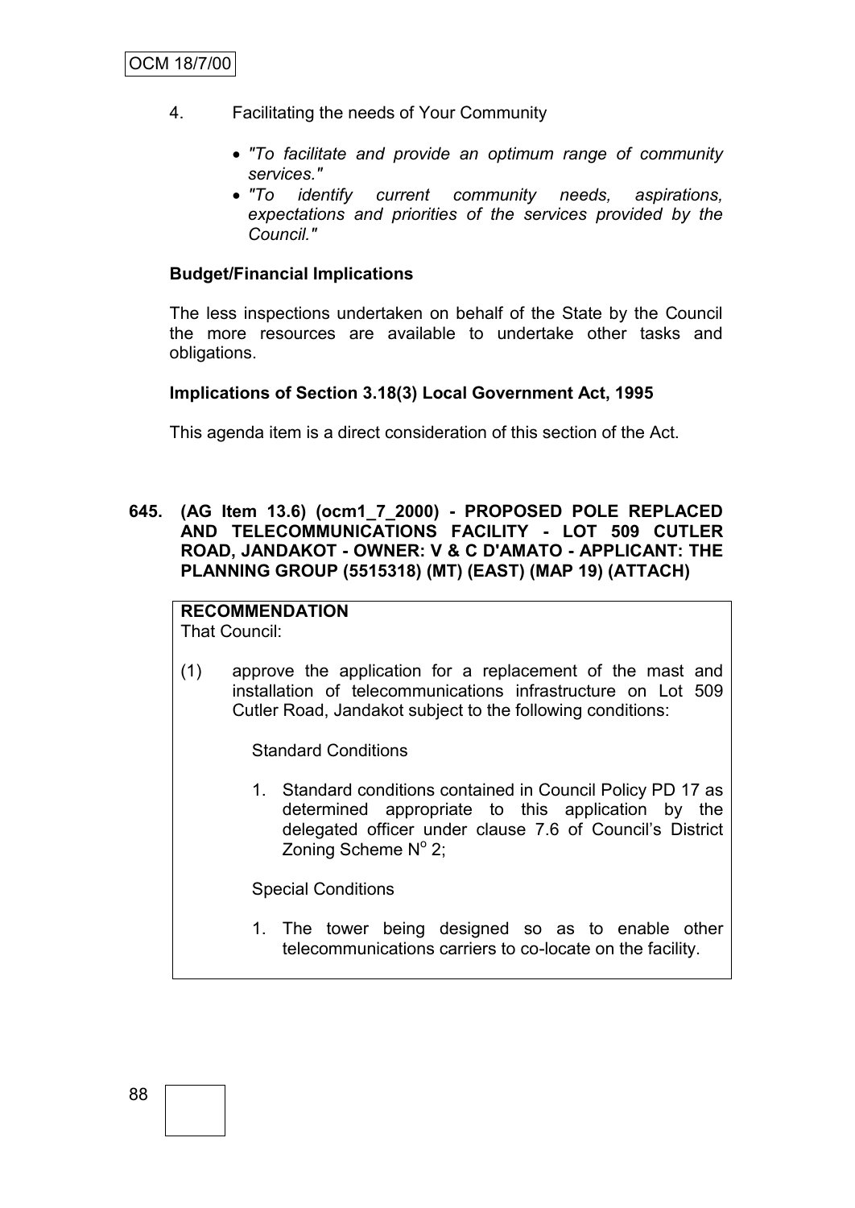4. Facilitating the needs of Your Community

   - *"To facilitate and provide an optimum range of community services."*
   - *"To identify current community needs, aspirations, expectations and priorities of the services provided by the Council."*

**Budget/Financial Implications**

The less inspections undertaken on behalf of the State by the Council the more resources are available to undertake other tasks and obligations.

**Implications of Section 3.18(3) Local Government Act, 1995**

This agenda item is a direct consideration of this section of the Act.

**645. (AG Item 13.6) (ocm1_7_2000) - PROPOSED POLE REPLACED AND TELECOMMUNICATIONS FACILITY - LOT 509 CUTLER ROAD, JANDAKOT - OWNER: V & C D'AMATO - APPLICANT: THE PLANNING GROUP (5515318) (MT) (EAST) (MAP 19) (ATTACH)**

**RECOMMENDATION**
That Council:

(1) approve the application for a replacement of the mast and installation of telecommunications infrastructure on Lot 509 Cutler Road, Jandakot subject to the following conditions:

Standard Conditions

1. Standard conditions contained in Council Policy PD 17 as determined appropriate to this application by the delegated officer under clause 7.6 of Council's District Zoning Scheme N$^{o}$ 2;

Special Conditions

1. The tower being designed so as to enable other telecommunications carriers to co-locate on the facility.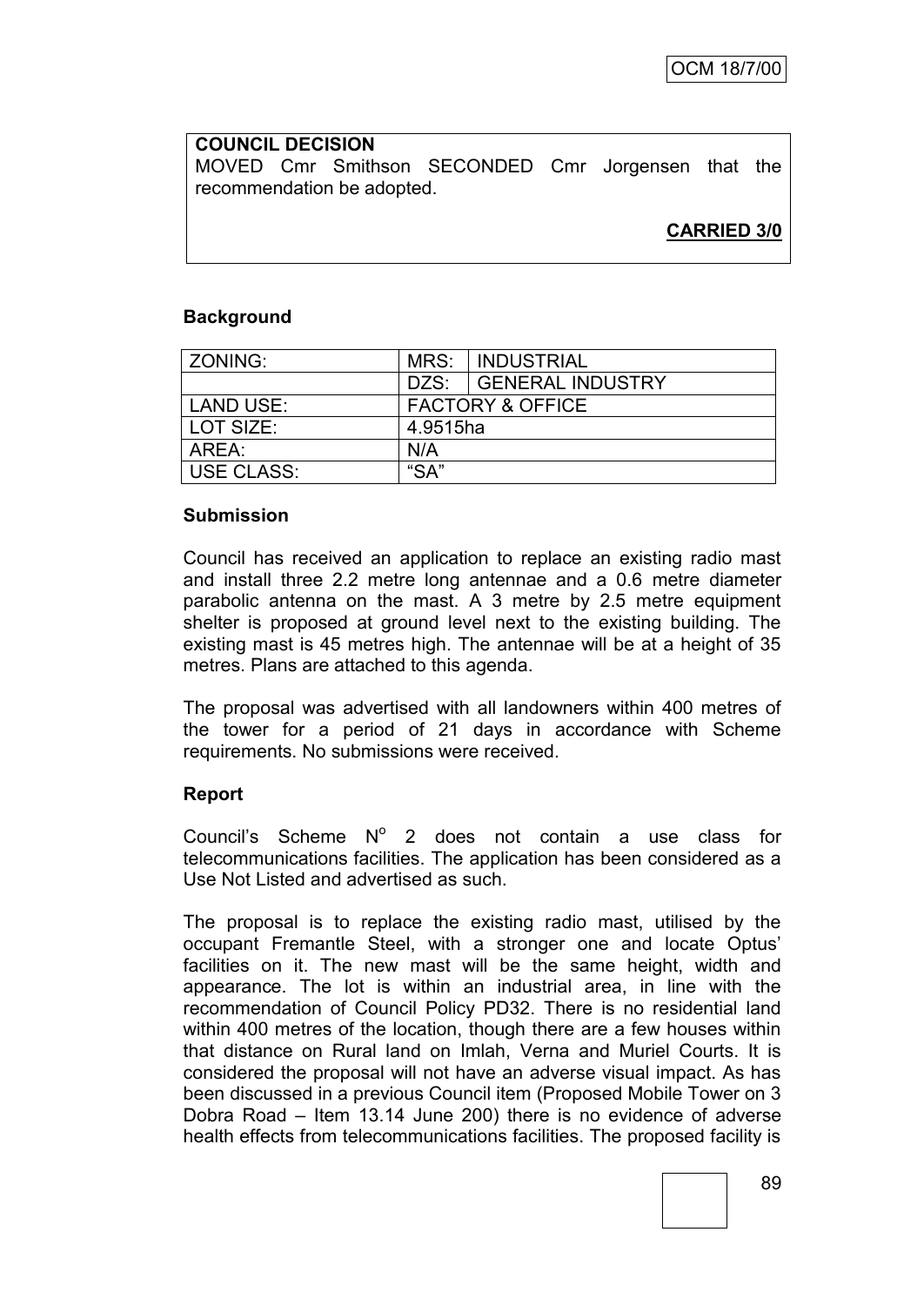**COUNCIL DECISION**

MOVED Cmr Smithson SECONDED Cmr Jorgensen that the recommendation be adopted.

**CARRIED 3/0**

**Background**

| ZONING: | MRS: | INDUSTRIAL |
|---|---|---|
| | DZS: | GENERAL INDUSTRY |
| LAND USE: | FACTORY & OFFICE | |
| LOT SIZE: | 4.9515ha | |
| AREA: | N/A | |
| USE CLASS: | "SA" | |

**Submission**

Council has received an application to replace an existing radio mast and install three 2.2 metre long antennae and a 0.6 metre diameter parabolic antenna on the mast. A 3 metre by 2.5 metre equipment shelter is proposed at ground level next to the existing building. The existing mast is 45 metres high. The antennae will be at a height of 35 metres. Plans are attached to this agenda.

The proposal was advertised with all landowners within 400 metres of the tower for a period of 21 days in accordance with Scheme requirements. No submissions were received.

**Report**

Council's Scheme N$^{o}$ 2 does not contain a use class for telecommunications facilities. The application has been considered as a Use Not Listed and advertised as such.

The proposal is to replace the existing radio mast, utilised by the occupant Fremantle Steel, with a stronger one and locate Optus' facilities on it. The new mast will be the same height, width and appearance. The lot is within an industrial area, in line with the recommendation of Council Policy PD32. There is no residential land within 400 metres of the location, though there are a few houses within that distance on Rural land on Imlah, Verna and Muriel Courts. It is considered the proposal will not have an adverse visual impact. As has been discussed in a previous Council item (Proposed Mobile Tower on 3 Dobra Road – Item 13.14 June 200) there is no evidence of adverse health effects from telecommunications facilities. The proposed facility is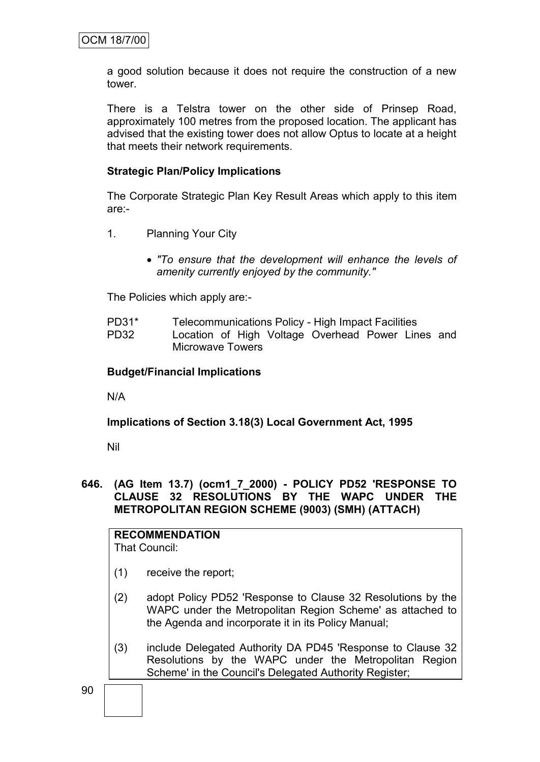a good solution because it does not require the construction of a new tower.

There is a Telstra tower on the other side of Prinsep Road, approximately 100 metres from the proposed location. The applicant has advised that the existing tower does not allow Optus to locate at a height that meets their network requirements.

**Strategic Plan/Policy Implications**

The Corporate Strategic Plan Key Result Areas which apply to this item are:-

1. Planning Your City

   - *"To ensure that the development will enhance the levels of amenity currently enjoyed by the community."*

The Policies which apply are:-

PD31* Telecommunications Policy - High Impact Facilities
PD32 Location of High Voltage Overhead Power Lines and Microwave Towers

**Budget/Financial Implications**

N/A

**Implications of Section 3.18(3) Local Government Act, 1995**

Nil

### 646. (AG Item 13.7) (ocm1_7_2000) - POLICY PD52 'RESPONSE TO CLAUSE 32 RESOLUTIONS BY THE WAPC UNDER THE METROPOLITAN REGION SCHEME (9003) (SMH) (ATTACH)

**RECOMMENDATION**
That Council:

(1) receive the report;

(2) adopt Policy PD52 'Response to Clause 32 Resolutions by the WAPC under the Metropolitan Region Scheme' as attached to the Agenda and incorporate it in its Policy Manual;

(3) include Delegated Authority DA PD45 'Response to Clause 32 Resolutions by the WAPC under the Metropolitan Region Scheme' in the Council's Delegated Authority Register;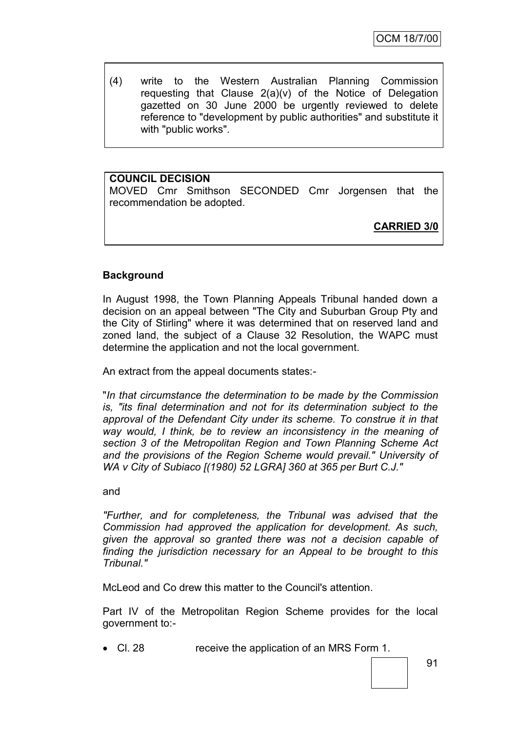(4) write to the Western Australian Planning Commission requesting that Clause 2(a)(v) of the Notice of Delegation gazetted on 30 June 2000 be urgently reviewed to delete reference to "development by public authorities" and substitute it with "public works".

**COUNCIL DECISION**

MOVED Cmr Smithson SECONDED Cmr Jorgensen that the recommendation be adopted.

**CARRIED 3/0**

**Background**

In August 1998, the Town Planning Appeals Tribunal handed down a decision on an appeal between "The City and Suburban Group Pty and the City of Stirling" where it was determined that on reserved land and zoned land, the subject of a Clause 32 Resolution, the WAPC must determine the application and not the local government.

An extract from the appeal documents states:-

"*In that circumstance the determination to be made by the Commission is, "its final determination and not for its determination subject to the approval of the Defendant City under its scheme. To construe it in that way would, I think, be to review an inconsistency in the meaning of section 3 of the Metropolitan Region and Town Planning Scheme Act and the provisions of the Region Scheme would prevail." University of WA v City of Subiaco [(1980) 52 LGRA] 360 at 365 per Burt C.J."*

and

*"Further, and for completeness, the Tribunal was advised that the Commission had approved the application for development. As such, given the approval so granted there was not a decision capable of finding the jurisdiction necessary for an Appeal to be brought to this Tribunal."*

McLeod and Co drew this matter to the Council's attention.

Part IV of the Metropolitan Region Scheme provides for the local government to:-

- Cl. 28 receive the application of an MRS Form 1.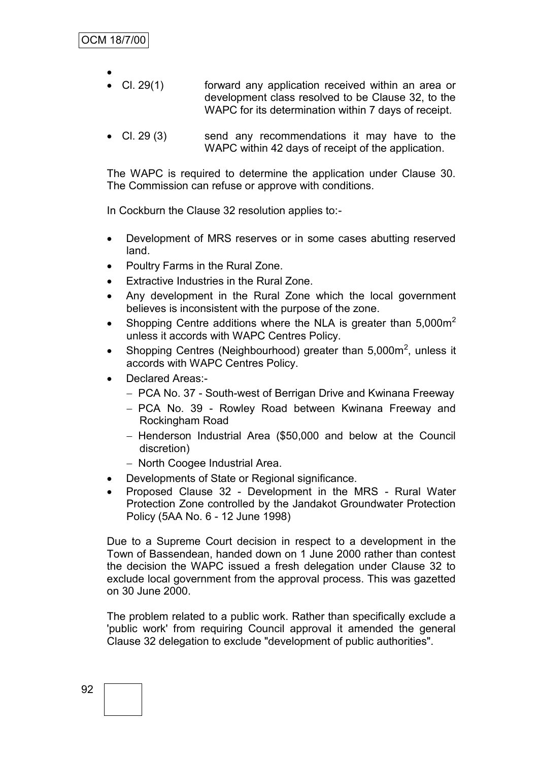- 
- Cl. 29(1) forward any application received within an area or development class resolved to be Clause 32, to the WAPC for its determination within 7 days of receipt.

- Cl. 29 (3) send any recommendations it may have to the WAPC within 42 days of receipt of the application.

The WAPC is required to determine the application under Clause 30. The Commission can refuse or approve with conditions.

In Cockburn the Clause 32 resolution applies to:-

- Development of MRS reserves or in some cases abutting reserved land.
- Poultry Farms in the Rural Zone.
- Extractive Industries in the Rural Zone.
- Any development in the Rural Zone which the local government believes is inconsistent with the purpose of the zone.
- Shopping Centre additions where the NLA is greater than 5,000m$^2$ unless it accords with WAPC Centres Policy.
- Shopping Centres (Neighbourhood) greater than 5,000m$^2$, unless it accords with WAPC Centres Policy.
- Declared Areas:-
  - PCA No. 37 - South-west of Berrigan Drive and Kwinana Freeway
  - PCA No. 39 - Rowley Road between Kwinana Freeway and Rockingham Road
  - Henderson Industrial Area ($50,000 and below at the Council discretion)
  - North Coogee Industrial Area.
- Developments of State or Regional significance.
- Proposed Clause 32 - Development in the MRS - Rural Water Protection Zone controlled by the Jandakot Groundwater Protection Policy (5AA No. 6 - 12 June 1998)

Due to a Supreme Court decision in respect to a development in the Town of Bassendean, handed down on 1 June 2000 rather than contest the decision the WAPC issued a fresh delegation under Clause 32 to exclude local government from the approval process. This was gazetted on 30 June 2000.

The problem related to a public work. Rather than specifically exclude a 'public work' from requiring Council approval it amended the general Clause 32 delegation to exclude "development of public authorities".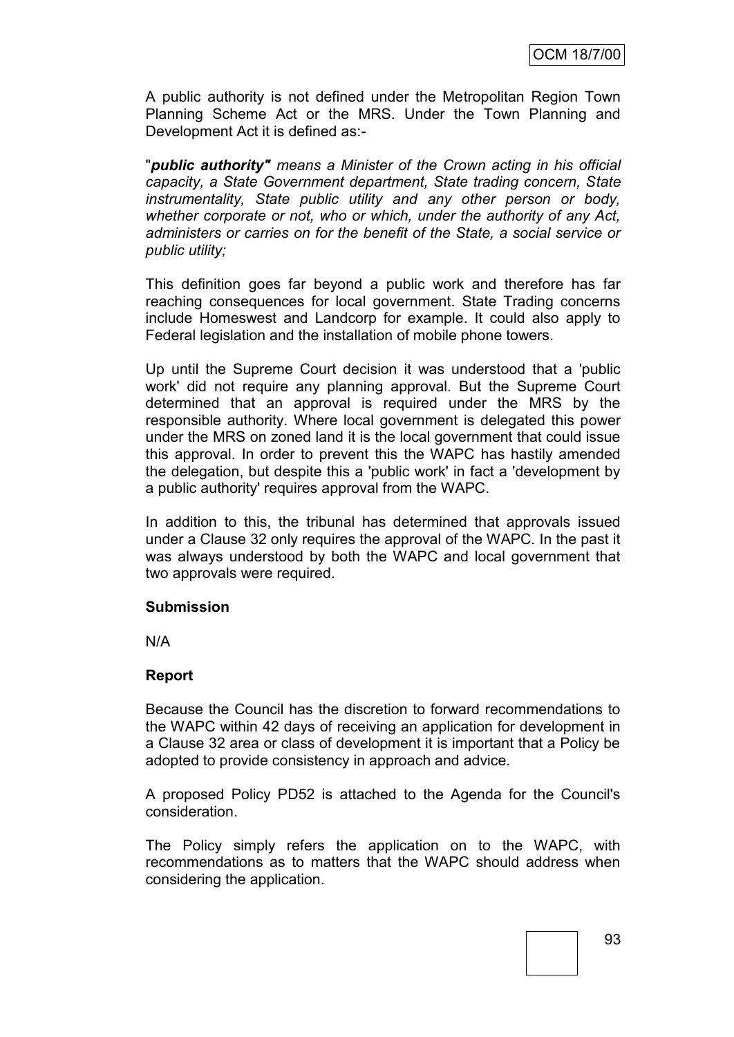A public authority is not defined under the Metropolitan Region Town Planning Scheme Act or the MRS. Under the Town Planning and Development Act it is defined as:-

"***public authority"*** *means a Minister of the Crown acting in his official capacity, a State Government department, State trading concern, State instrumentality, State public utility and any other person or body, whether corporate or not, who or which, under the authority of any Act, administers or carries on for the benefit of the State, a social service or public utility;*

This definition goes far beyond a public work and therefore has far reaching consequences for local government. State Trading concerns include Homeswest and Landcorp for example. It could also apply to Federal legislation and the installation of mobile phone towers.

Up until the Supreme Court decision it was understood that a 'public work' did not require any planning approval. But the Supreme Court determined that an approval is required under the MRS by the responsible authority. Where local government is delegated this power under the MRS on zoned land it is the local government that could issue this approval. In order to prevent this the WAPC has hastily amended the delegation, but despite this a 'public work' in fact a 'development by a public authority' requires approval from the WAPC.

In addition to this, the tribunal has determined that approvals issued under a Clause 32 only requires the approval of the WAPC. In the past it was always understood by both the WAPC and local government that two approvals were required.

**Submission**

N/A

**Report**

Because the Council has the discretion to forward recommendations to the WAPC within 42 days of receiving an application for development in a Clause 32 area or class of development it is important that a Policy be adopted to provide consistency in approach and advice.

A proposed Policy PD52 is attached to the Agenda for the Council's consideration.

The Policy simply refers the application on to the WAPC, with recommendations as to matters that the WAPC should address when considering the application.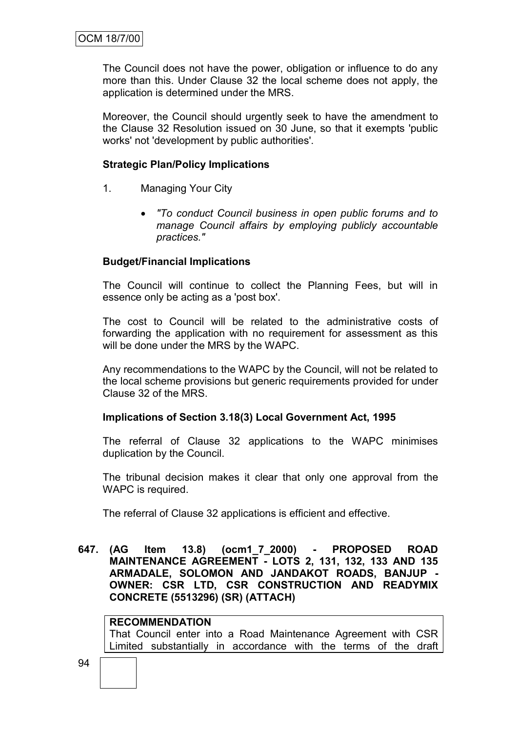The Council does not have the power, obligation or influence to do any more than this. Under Clause 32 the local scheme does not apply, the application is determined under the MRS.

Moreover, the Council should urgently seek to have the amendment to the Clause 32 Resolution issued on 30 June, so that it exempts 'public works' not 'development by public authorities'.

**Strategic Plan/Policy Implications**

1. Managing Your City

   - *"To conduct Council business in open public forums and to manage Council affairs by employing publicly accountable practices."*

**Budget/Financial Implications**

The Council will continue to collect the Planning Fees, but will in essence only be acting as a 'post box'.

The cost to Council will be related to the administrative costs of forwarding the application with no requirement for assessment as this will be done under the MRS by the WAPC.

Any recommendations to the WAPC by the Council, will not be related to the local scheme provisions but generic requirements provided for under Clause 32 of the MRS.

**Implications of Section 3.18(3) Local Government Act, 1995**

The referral of Clause 32 applications to the WAPC minimises duplication by the Council.

The tribunal decision makes it clear that only one approval from the WAPC is required.

The referral of Clause 32 applications is efficient and effective.

**647. (AG Item 13.8) (ocm1_7_2000) - PROPOSED ROAD MAINTENANCE AGREEMENT - LOTS 2, 131, 132, 133 AND 135 ARMADALE, SOLOMON AND JANDAKOT ROADS, BANJUP - OWNER: CSR LTD, CSR CONSTRUCTION AND READYMIX CONCRETE (5513296) (SR) (ATTACH)**

**RECOMMENDATION**
That Council enter into a Road Maintenance Agreement with CSR Limited substantially in accordance with the terms of the draft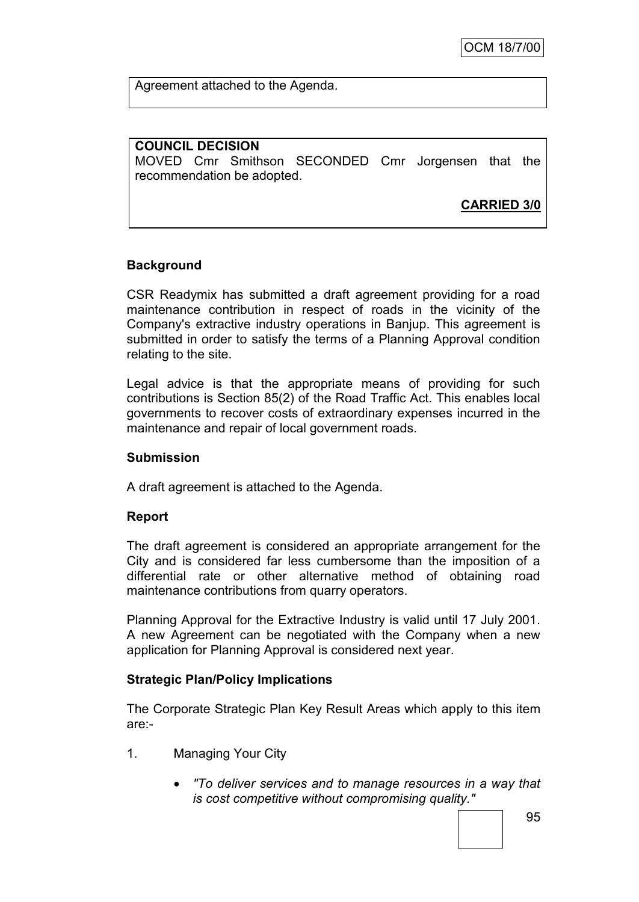Agreement attached to the Agenda.

**COUNCIL DECISION**
MOVED Cmr Smithson SECONDED Cmr Jorgensen that the recommendation be adopted.

**CARRIED 3/0**

**Background**

CSR Readymix has submitted a draft agreement providing for a road maintenance contribution in respect of roads in the vicinity of the Company's extractive industry operations in Banjup. This agreement is submitted in order to satisfy the terms of a Planning Approval condition relating to the site.

Legal advice is that the appropriate means of providing for such contributions is Section 85(2) of the Road Traffic Act. This enables local governments to recover costs of extraordinary expenses incurred in the maintenance and repair of local government roads.

**Submission**

A draft agreement is attached to the Agenda.

**Report**

The draft agreement is considered an appropriate arrangement for the City and is considered far less cumbersome than the imposition of a differential rate or other alternative method of obtaining road maintenance contributions from quarry operators.

Planning Approval for the Extractive Industry is valid until 17 July 2001. A new Agreement can be negotiated with the Company when a new application for Planning Approval is considered next year.

**Strategic Plan/Policy Implications**

The Corporate Strategic Plan Key Result Areas which apply to this item are:-

1. Managing Your City

    - *"To deliver services and to manage resources in a way that is cost competitive without compromising quality."*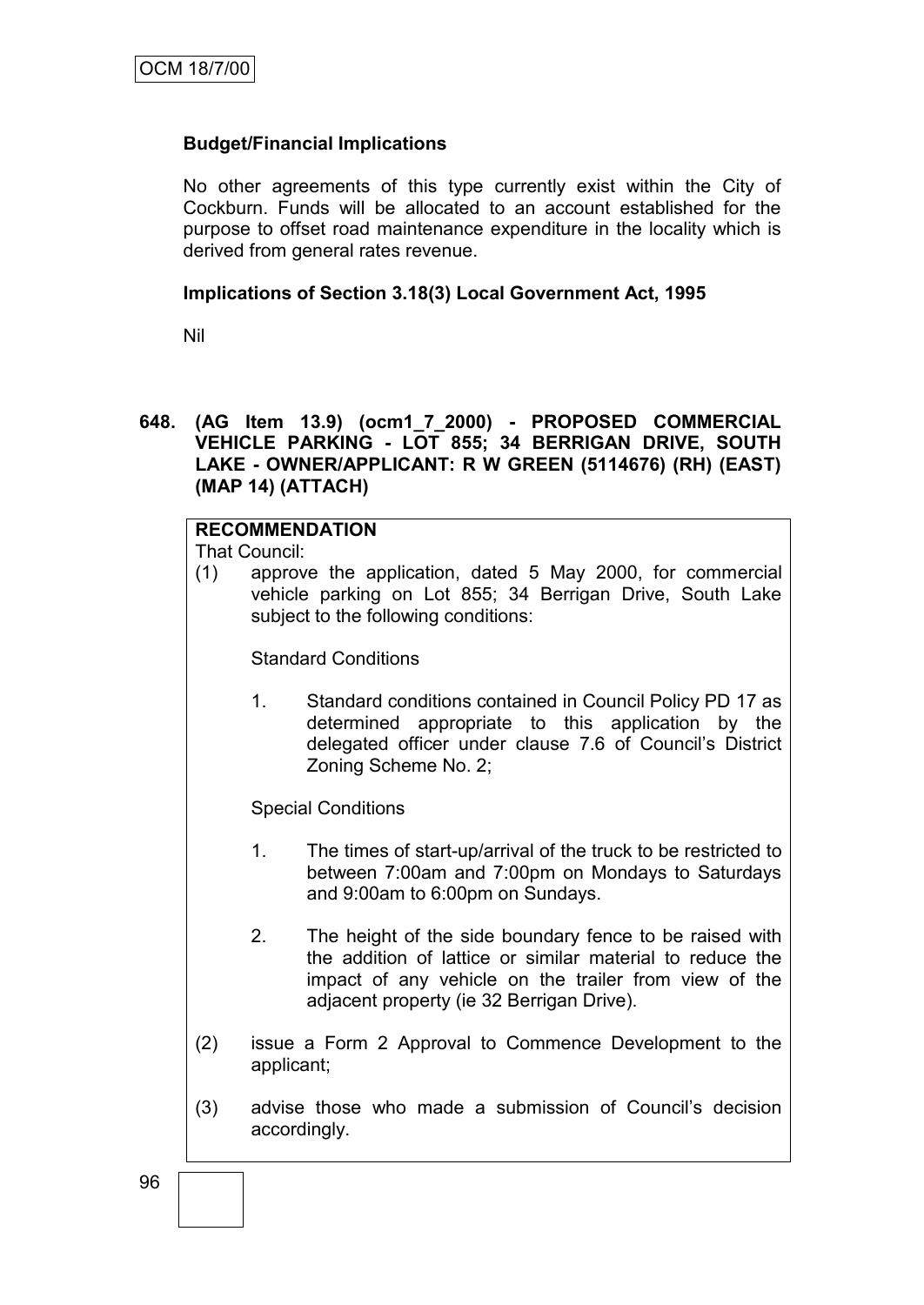**Budget/Financial Implications**

No other agreements of this type currently exist within the City of Cockburn. Funds will be allocated to an account established for the purpose to offset road maintenance expenditure in the locality which is derived from general rates revenue.

**Implications of Section 3.18(3) Local Government Act, 1995**

Nil

**648. (AG Item 13.9) (ocm1_7_2000) - PROPOSED COMMERCIAL VEHICLE PARKING - LOT 855; 34 BERRIGAN DRIVE, SOUTH LAKE - OWNER/APPLICANT: R W GREEN (5114676) (RH) (EAST) (MAP 14) (ATTACH)**

**RECOMMENDATION**

That Council:

(1) approve the application, dated 5 May 2000, for commercial vehicle parking on Lot 855; 34 Berrigan Drive, South Lake subject to the following conditions:

Standard Conditions

1. Standard conditions contained in Council Policy PD 17 as determined appropriate to this application by the delegated officer under clause 7.6 of Council's District Zoning Scheme No. 2;

Special Conditions

1. The times of start-up/arrival of the truck to be restricted to between 7:00am and 7:00pm on Mondays to Saturdays and 9:00am to 6:00pm on Sundays.

2. The height of the side boundary fence to be raised with the addition of lattice or similar material to reduce the impact of any vehicle on the trailer from view of the adjacent property (ie 32 Berrigan Drive).

(2) issue a Form 2 Approval to Commence Development to the applicant;

(3) advise those who made a submission of Council's decision accordingly.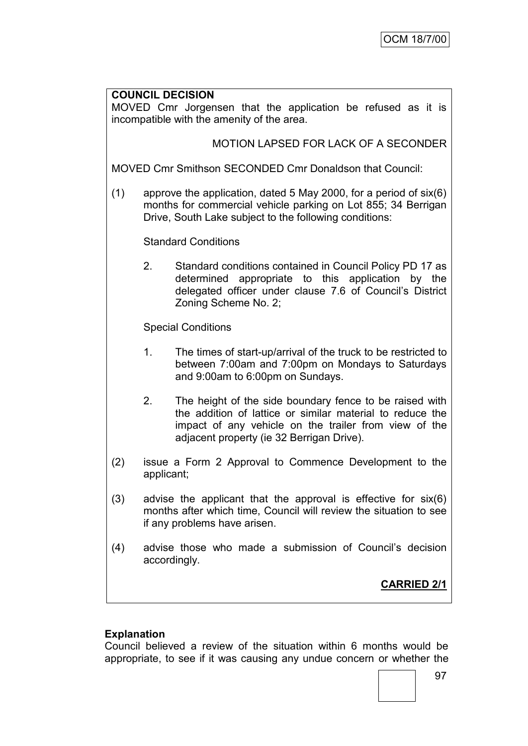**COUNCIL DECISION**

MOVED Cmr Jorgensen that the application be refused as it is incompatible with the amenity of the area.

MOTION LAPSED FOR LACK OF A SECONDER

MOVED Cmr Smithson SECONDED Cmr Donaldson that Council:

(1) approve the application, dated 5 May 2000, for a period of six(6) months for commercial vehicle parking on Lot 855; 34 Berrigan Drive, South Lake subject to the following conditions:

Standard Conditions

2. Standard conditions contained in Council Policy PD 17 as determined appropriate to this application by the delegated officer under clause 7.6 of Council's District Zoning Scheme No. 2;

Special Conditions

1. The times of start-up/arrival of the truck to be restricted to between 7:00am and 7:00pm on Mondays to Saturdays and 9:00am to 6:00pm on Sundays.

2. The height of the side boundary fence to be raised with the addition of lattice or similar material to reduce the impact of any vehicle on the trailer from view of the adjacent property (ie 32 Berrigan Drive).

(2) issue a Form 2 Approval to Commence Development to the applicant;

(3) advise the applicant that the approval is effective for six(6) months after which time, Council will review the situation to see if any problems have arisen.

(4) advise those who made a submission of Council's decision accordingly.

**CARRIED 2/1**

**Explanation**

Council believed a review of the situation within 6 months would be appropriate, to see if it was causing any undue concern or whether the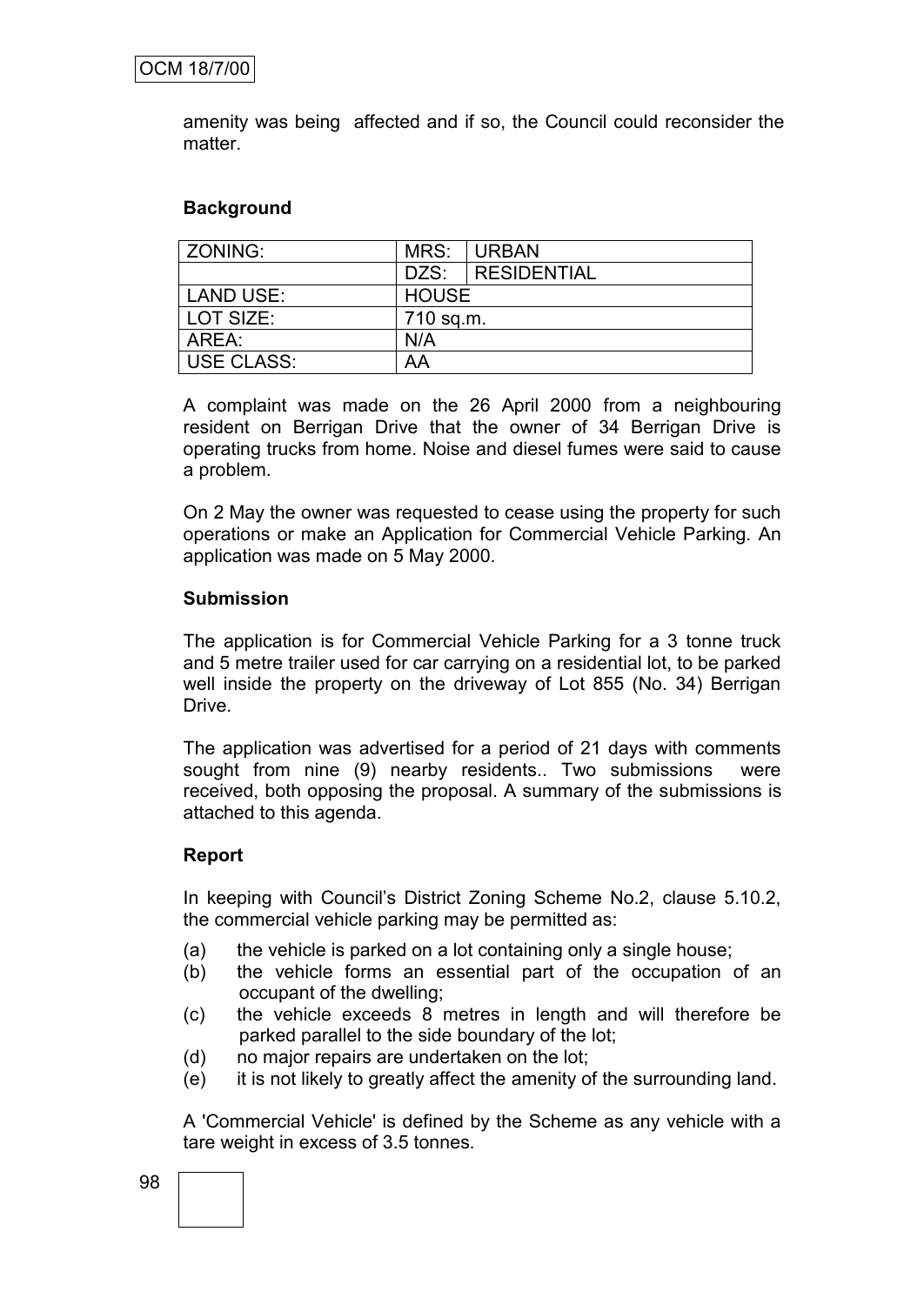amenity was being affected and if so, the Council could reconsider the matter.

**Background**

| ZONING: | MRS: | URBAN |
|---|---|---|
| | DZS: | RESIDENTIAL |
| LAND USE: | HOUSE | |
| LOT SIZE: | 710 sq.m. | |
| AREA: | N/A | |
| USE CLASS: | AA | |

A complaint was made on the 26 April 2000 from a neighbouring resident on Berrigan Drive that the owner of 34 Berrigan Drive is operating trucks from home. Noise and diesel fumes were said to cause a problem.

On 2 May the owner was requested to cease using the property for such operations or make an Application for Commercial Vehicle Parking. An application was made on 5 May 2000.

**Submission**

The application is for Commercial Vehicle Parking for a 3 tonne truck and 5 metre trailer used for car carrying on a residential lot, to be parked well inside the property on the driveway of Lot 855 (No. 34) Berrigan Drive.

The application was advertised for a period of 21 days with comments sought from nine (9) nearby residents.. Two submissions were received, both opposing the proposal. A summary of the submissions is attached to this agenda.

**Report**

In keeping with Council's District Zoning Scheme No.2, clause 5.10.2, the commercial vehicle parking may be permitted as:

(a) the vehicle is parked on a lot containing only a single house;
(b) the vehicle forms an essential part of the occupation of an occupant of the dwelling;
(c) the vehicle exceeds 8 metres in length and will therefore be parked parallel to the side boundary of the lot;
(d) no major repairs are undertaken on the lot;
(e) it is not likely to greatly affect the amenity of the surrounding land.

A 'Commercial Vehicle' is defined by the Scheme as any vehicle with a tare weight in excess of 3.5 tonnes.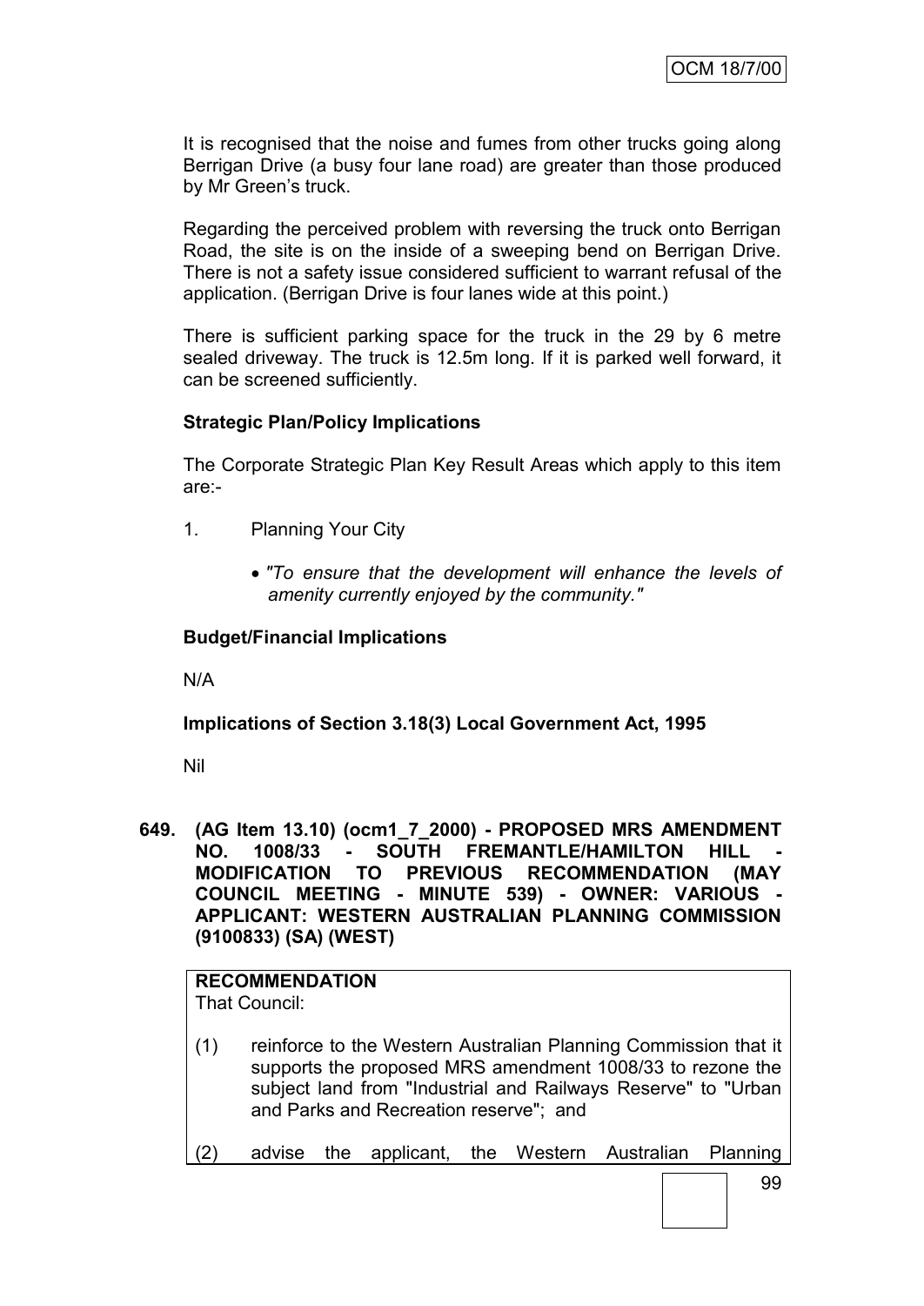It is recognised that the noise and fumes from other trucks going along Berrigan Drive (a busy four lane road) are greater than those produced by Mr Green's truck.

Regarding the perceived problem with reversing the truck onto Berrigan Road, the site is on the inside of a sweeping bend on Berrigan Drive. There is not a safety issue considered sufficient to warrant refusal of the application. (Berrigan Drive is four lanes wide at this point.)

There is sufficient parking space for the truck in the 29 by 6 metre sealed driveway. The truck is 12.5m long. If it is parked well forward, it can be screened sufficiently.

**Strategic Plan/Policy Implications**

The Corporate Strategic Plan Key Result Areas which apply to this item are:-

1. Planning Your City

   - *"To ensure that the development will enhance the levels of amenity currently enjoyed by the community."*

**Budget/Financial Implications**

N/A

**Implications of Section 3.18(3) Local Government Act, 1995**

Nil

**649. (AG Item 13.10) (ocm1_7_2000) - PROPOSED MRS AMENDMENT NO. 1008/33 - SOUTH FREMANTLE/HAMILTON HILL - MODIFICATION TO PREVIOUS RECOMMENDATION (MAY COUNCIL MEETING - MINUTE 539) - OWNER: VARIOUS - APPLICANT: WESTERN AUSTRALIAN PLANNING COMMISSION (9100833) (SA) (WEST)**

**RECOMMENDATION**
That Council:

(1) reinforce to the Western Australian Planning Commission that it supports the proposed MRS amendment 1008/33 to rezone the subject land from "Industrial and Railways Reserve" to "Urban and Parks and Recreation reserve"; and

(2) advise the applicant, the Western Australian Planning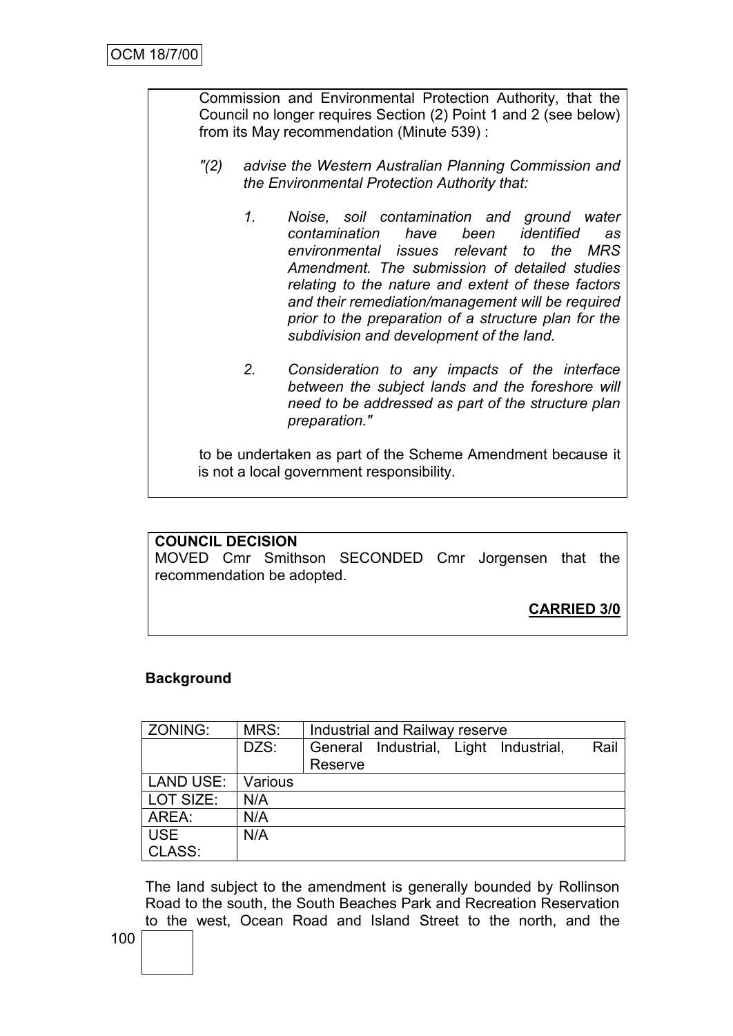Commission and Environmental Protection Authority, that the Council no longer requires Section (2) Point 1 and 2 (see below) from its May recommendation (Minute 539) :

*"(2) advise the Western Australian Planning Commission and the Environmental Protection Authority that:*

> *1. Noise, soil contamination and ground water contamination have been identified as environmental issues relevant to the MRS Amendment. The submission of detailed studies relating to the nature and extent of these factors and their remediation/management will be required prior to the preparation of a structure plan for the subdivision and development of the land.*
>
> *2. Consideration to any impacts of the interface between the subject lands and the foreshore will need to be addressed as part of the structure plan preparation."*

to be undertaken as part of the Scheme Amendment because it is not a local government responsibility.

**COUNCIL DECISION**

MOVED Cmr Smithson SECONDED Cmr Jorgensen that the recommendation be adopted.

**CARRIED 3/0**

**Background**

| ZONING: | MRS: | Industrial and Railway reserve |
|---|---|---|
| | DZS: | General Industrial, Light Industrial, Rail Reserve |
| LAND USE: | Various | |
| LOT SIZE: | N/A | |
| AREA: | N/A | |
| USE CLASS: | N/A | |

The land subject to the amendment is generally bounded by Rollinson Road to the south, the South Beaches Park and Recreation Reservation to the west, Ocean Road and Island Street to the north, and the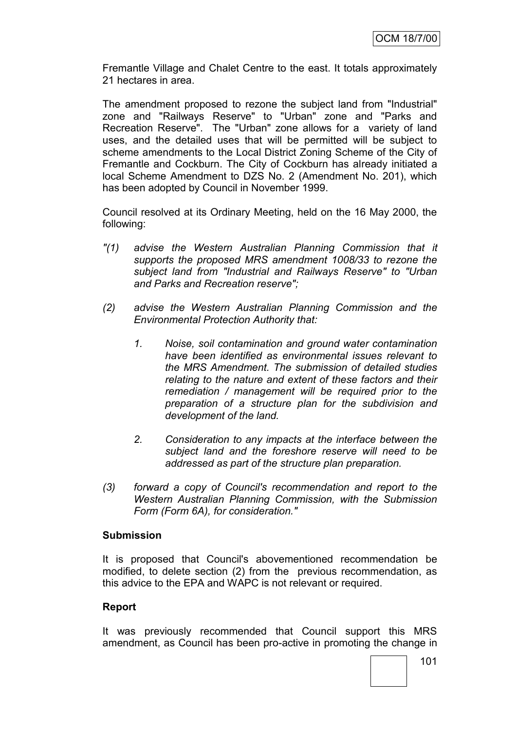Fremantle Village and Chalet Centre to the east. It totals approximately 21 hectares in area.

The amendment proposed to rezone the subject land from "Industrial" zone and "Railways Reserve" to "Urban" zone and "Parks and Recreation Reserve". The "Urban" zone allows for a variety of land uses, and the detailed uses that will be permitted will be subject to scheme amendments to the Local District Zoning Scheme of the City of Fremantle and Cockburn. The City of Cockburn has already initiated a local Scheme Amendment to DZS No. 2 (Amendment No. 201), which has been adopted by Council in November 1999.

Council resolved at its Ordinary Meeting, held on the 16 May 2000, the following:

*"(1) advise the Western Australian Planning Commission that it supports the proposed MRS amendment 1008/33 to rezone the subject land from "Industrial and Railways Reserve" to "Urban and Parks and Recreation reserve";*

*(2) advise the Western Australian Planning Commission and the Environmental Protection Authority that:*

*1. Noise, soil contamination and ground water contamination have been identified as environmental issues relevant to the MRS Amendment. The submission of detailed studies relating to the nature and extent of these factors and their remediation / management will be required prior to the preparation of a structure plan for the subdivision and development of the land.*

*2. Consideration to any impacts at the interface between the subject land and the foreshore reserve will need to be addressed as part of the structure plan preparation.*

*(3) forward a copy of Council's recommendation and report to the Western Australian Planning Commission, with the Submission Form (Form 6A), for consideration."*

**Submission**

It is proposed that Council's abovementioned recommendation be modified, to delete section (2) from the previous recommendation, as this advice to the EPA and WAPC is not relevant or required.

**Report**

It was previously recommended that Council support this MRS amendment, as Council has been pro-active in promoting the change in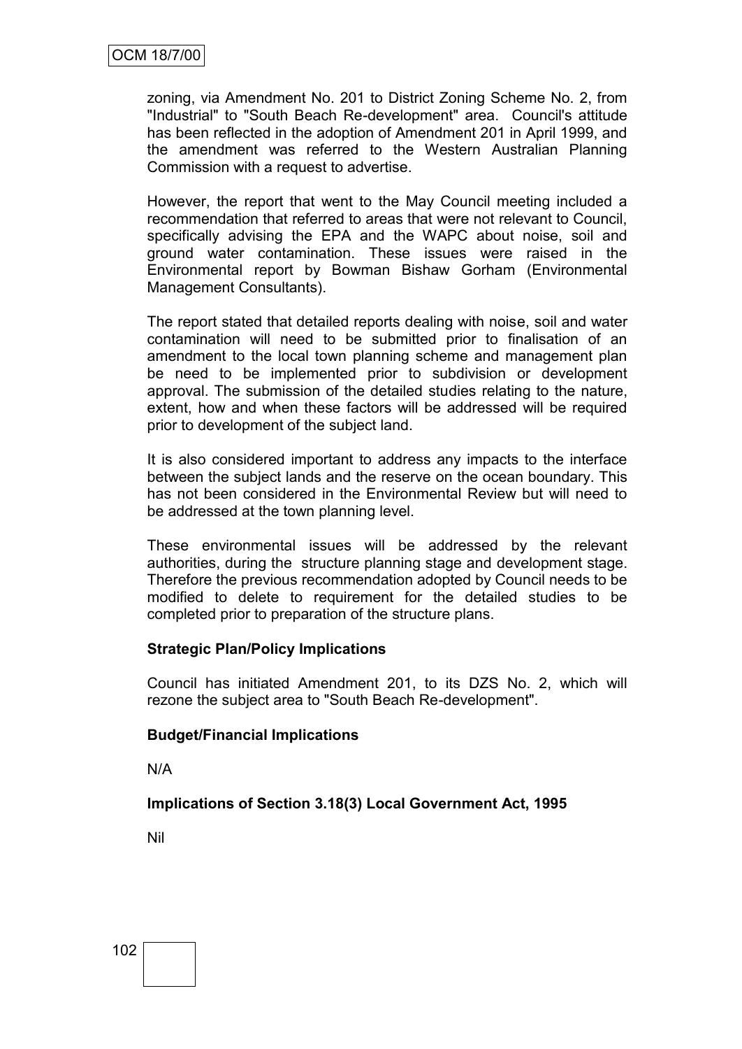zoning, via Amendment No. 201 to District Zoning Scheme No. 2, from "Industrial" to "South Beach Re-development" area. Council's attitude has been reflected in the adoption of Amendment 201 in April 1999, and the amendment was referred to the Western Australian Planning Commission with a request to advertise.

However, the report that went to the May Council meeting included a recommendation that referred to areas that were not relevant to Council, specifically advising the EPA and the WAPC about noise, soil and ground water contamination. These issues were raised in the Environmental report by Bowman Bishaw Gorham (Environmental Management Consultants).

The report stated that detailed reports dealing with noise, soil and water contamination will need to be submitted prior to finalisation of an amendment to the local town planning scheme and management plan be need to be implemented prior to subdivision or development approval. The submission of the detailed studies relating to the nature, extent, how and when these factors will be addressed will be required prior to development of the subject land.

It is also considered important to address any impacts to the interface between the subject lands and the reserve on the ocean boundary. This has not been considered in the Environmental Review but will need to be addressed at the town planning level.

These environmental issues will be addressed by the relevant authorities, during the structure planning stage and development stage. Therefore the previous recommendation adopted by Council needs to be modified to delete to requirement for the detailed studies to be completed prior to preparation of the structure plans.

**Strategic Plan/Policy Implications**

Council has initiated Amendment 201, to its DZS No. 2, which will rezone the subject area to "South Beach Re-development".

**Budget/Financial Implications**

N/A

**Implications of Section 3.18(3) Local Government Act, 1995**

Nil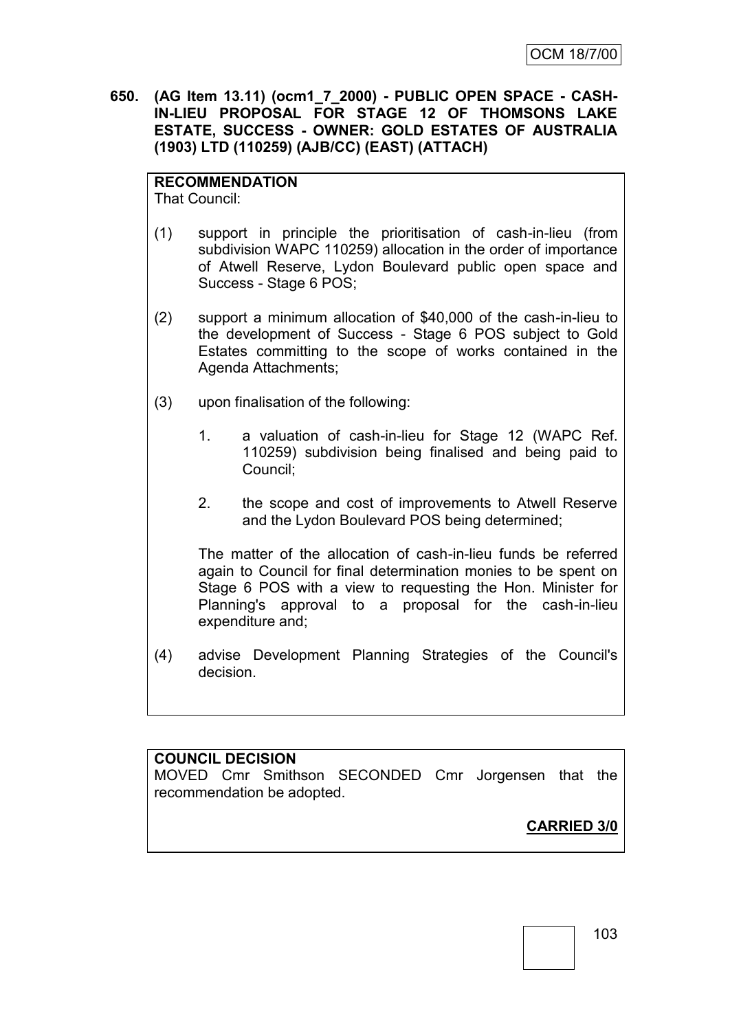**650. (AG Item 13.11) (ocm1_7_2000) - PUBLIC OPEN SPACE - CASH-IN-LIEU PROPOSAL FOR STAGE 12 OF THOMSONS LAKE ESTATE, SUCCESS - OWNER: GOLD ESTATES OF AUSTRALIA (1903) LTD (110259) (AJB/CC) (EAST) (ATTACH)**

**RECOMMENDATION**
That Council:

(1) support in principle the prioritisation of cash-in-lieu (from subdivision WAPC 110259) allocation in the order of importance of Atwell Reserve, Lydon Boulevard public open space and Success - Stage 6 POS;

(2) support a minimum allocation of $40,000 of the cash-in-lieu to the development of Success - Stage 6 POS subject to Gold Estates committing to the scope of works contained in the Agenda Attachments;

(3) upon finalisation of the following:

   1. a valuation of cash-in-lieu for Stage 12 (WAPC Ref. 110259) subdivision being finalised and being paid to Council;

   2. the scope and cost of improvements to Atwell Reserve and the Lydon Boulevard POS being determined;

   The matter of the allocation of cash-in-lieu funds be referred again to Council for final determination monies to be spent on Stage 6 POS with a view to requesting the Hon. Minister for Planning's approval to a proposal for the cash-in-lieu expenditure and;

(4) advise Development Planning Strategies of the Council's decision.

**COUNCIL DECISION**
MOVED Cmr Smithson SECONDED Cmr Jorgensen that the recommendation be adopted.

**CARRIED 3/0**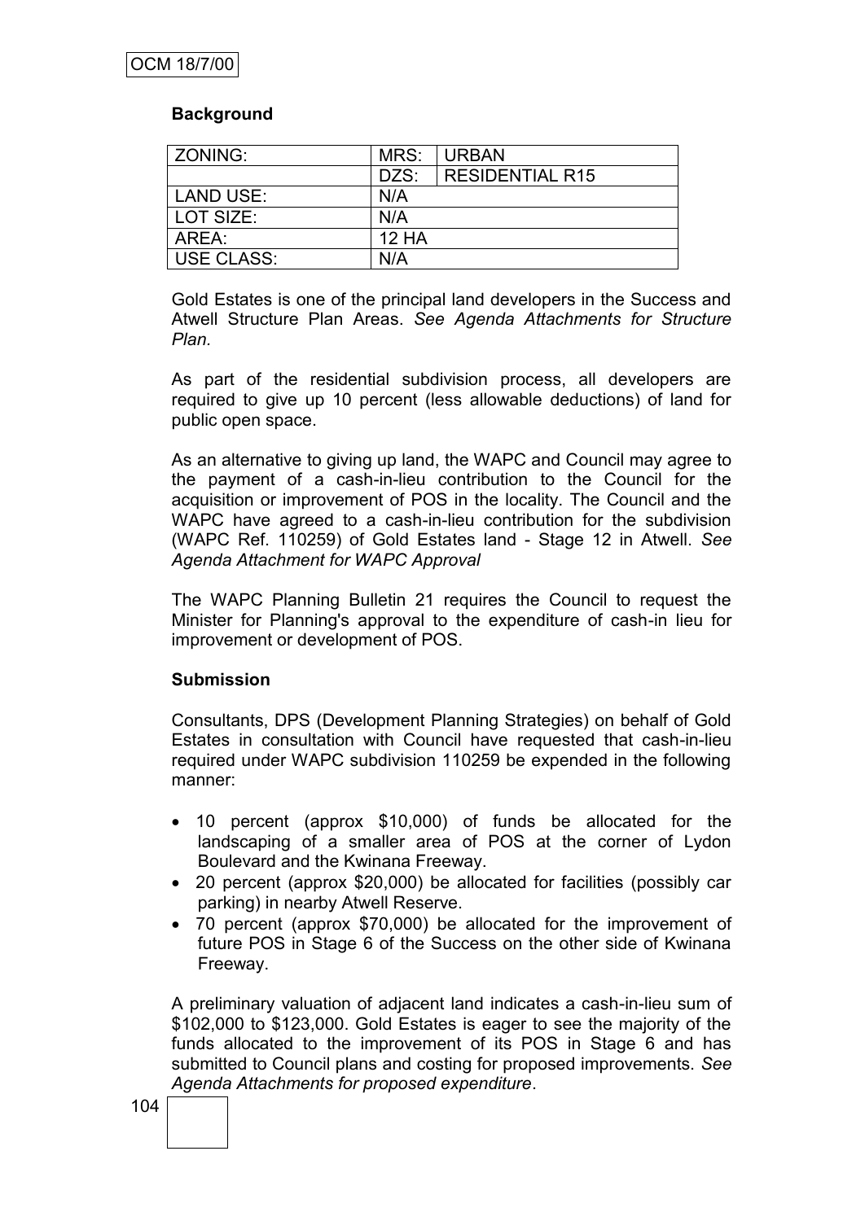**Background**

| ZONING: | MRS: | URBAN |
|---|---|---|
| | DZS: | RESIDENTIAL R15 |
| LAND USE: | N/A | |
| LOT SIZE: | N/A | |
| AREA: | 12 HA | |
| USE CLASS: | N/A | |

Gold Estates is one of the principal land developers in the Success and Atwell Structure Plan Areas. *See Agenda Attachments for Structure Plan.*

As part of the residential subdivision process, all developers are required to give up 10 percent (less allowable deductions) of land for public open space.

As an alternative to giving up land, the WAPC and Council may agree to the payment of a cash-in-lieu contribution to the Council for the acquisition or improvement of POS in the locality. The Council and the WAPC have agreed to a cash-in-lieu contribution for the subdivision (WAPC Ref. 110259) of Gold Estates land - Stage 12 in Atwell. *See Agenda Attachment for WAPC Approval*

The WAPC Planning Bulletin 21 requires the Council to request the Minister for Planning's approval to the expenditure of cash-in lieu for improvement or development of POS.

**Submission**

Consultants, DPS (Development Planning Strategies) on behalf of Gold Estates in consultation with Council have requested that cash-in-lieu required under WAPC subdivision 110259 be expended in the following manner:

- 10 percent (approx $10,000) of funds be allocated for the landscaping of a smaller area of POS at the corner of Lydon Boulevard and the Kwinana Freeway.
- 20 percent (approx $20,000) be allocated for facilities (possibly car parking) in nearby Atwell Reserve.
- 70 percent (approx $70,000) be allocated for the improvement of future POS in Stage 6 of the Success on the other side of Kwinana Freeway.

A preliminary valuation of adjacent land indicates a cash-in-lieu sum of $102,000 to $123,000. Gold Estates is eager to see the majority of the funds allocated to the improvement of its POS in Stage 6 and has submitted to Council plans and costing for proposed improvements. *See Agenda Attachments for proposed expenditure*.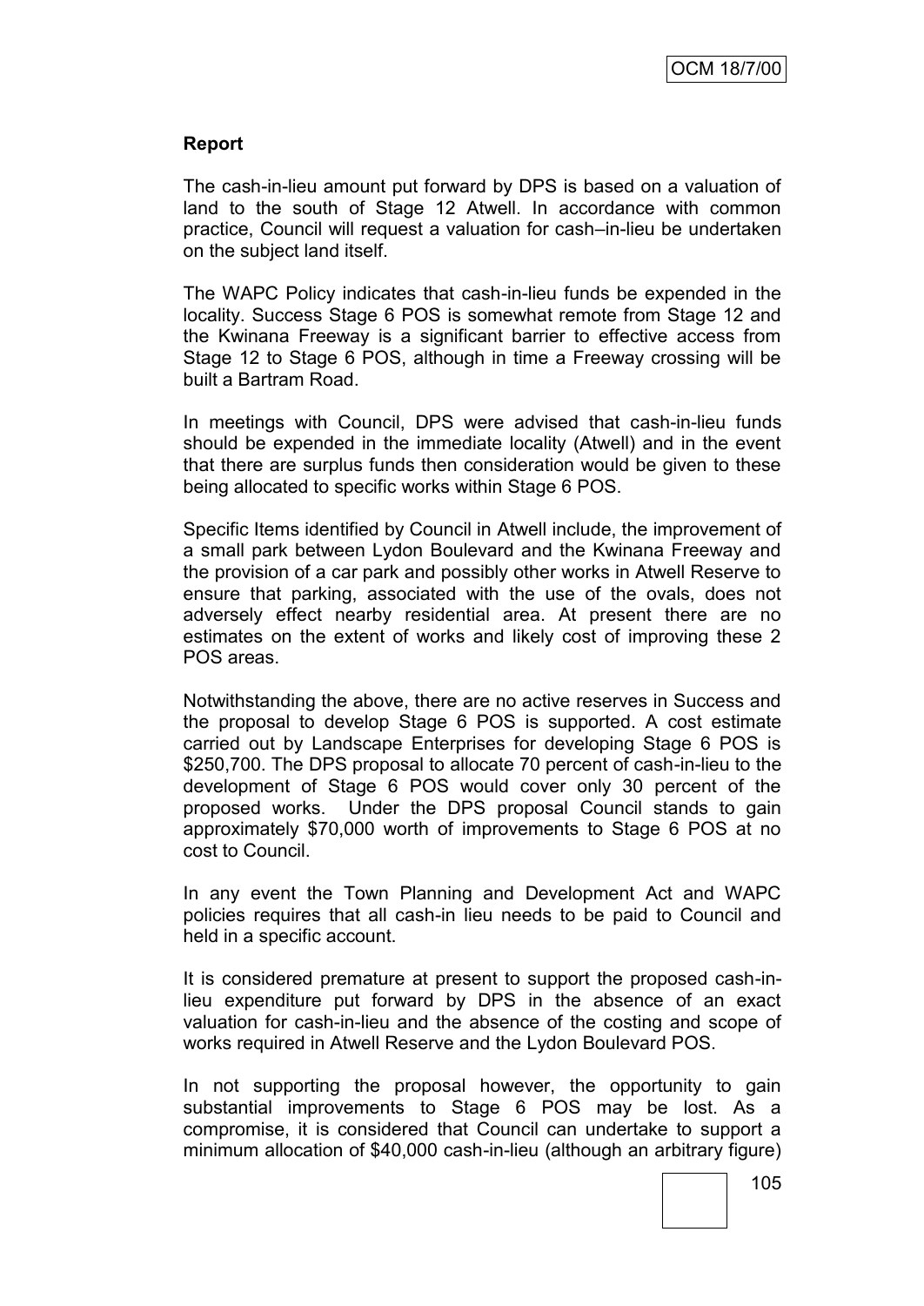**Report**

The cash-in-lieu amount put forward by DPS is based on a valuation of land to the south of Stage 12 Atwell. In accordance with common practice, Council will request a valuation for cash–in-lieu be undertaken on the subject land itself.

The WAPC Policy indicates that cash-in-lieu funds be expended in the locality. Success Stage 6 POS is somewhat remote from Stage 12 and the Kwinana Freeway is a significant barrier to effective access from Stage 12 to Stage 6 POS, although in time a Freeway crossing will be built a Bartram Road.

In meetings with Council, DPS were advised that cash-in-lieu funds should be expended in the immediate locality (Atwell) and in the event that there are surplus funds then consideration would be given to these being allocated to specific works within Stage 6 POS.

Specific Items identified by Council in Atwell include, the improvement of a small park between Lydon Boulevard and the Kwinana Freeway and the provision of a car park and possibly other works in Atwell Reserve to ensure that parking, associated with the use of the ovals, does not adversely effect nearby residential area. At present there are no estimates on the extent of works and likely cost of improving these 2 POS areas.

Notwithstanding the above, there are no active reserves in Success and the proposal to develop Stage 6 POS is supported. A cost estimate carried out by Landscape Enterprises for developing Stage 6 POS is $250,700. The DPS proposal to allocate 70 percent of cash-in-lieu to the development of Stage 6 POS would cover only 30 percent of the proposed works. Under the DPS proposal Council stands to gain approximately $70,000 worth of improvements to Stage 6 POS at no cost to Council.

In any event the Town Planning and Development Act and WAPC policies requires that all cash-in lieu needs to be paid to Council and held in a specific account.

It is considered premature at present to support the proposed cash-in-lieu expenditure put forward by DPS in the absence of an exact valuation for cash-in-lieu and the absence of the costing and scope of works required in Atwell Reserve and the Lydon Boulevard POS.

In not supporting the proposal however, the opportunity to gain substantial improvements to Stage 6 POS may be lost. As a compromise, it is considered that Council can undertake to support a minimum allocation of $40,000 cash-in-lieu (although an arbitrary figure)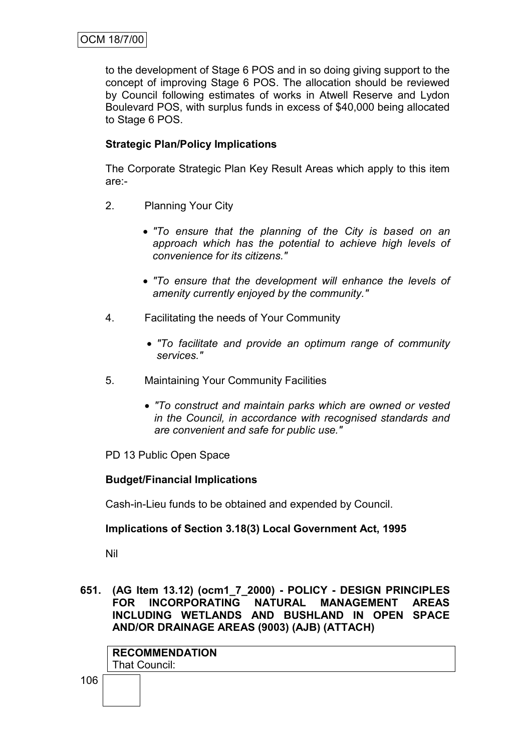to the development of Stage 6 POS and in so doing giving support to the concept of improving Stage 6 POS. The allocation should be reviewed by Council following estimates of works in Atwell Reserve and Lydon Boulevard POS, with surplus funds in excess of $40,000 being allocated to Stage 6 POS.

**Strategic Plan/Policy Implications**

The Corporate Strategic Plan Key Result Areas which apply to this item are:-

2. Planning Your City

   - *"To ensure that the planning of the City is based on an approach which has the potential to achieve high levels of convenience for its citizens."*

   - *"To ensure that the development will enhance the levels of amenity currently enjoyed by the community."*

4. Facilitating the needs of Your Community

   - *"To facilitate and provide an optimum range of community services."*

5. Maintaining Your Community Facilities

   - *"To construct and maintain parks which are owned or vested in the Council, in accordance with recognised standards and are convenient and safe for public use."*

PD 13 Public Open Space

**Budget/Financial Implications**

Cash-in-Lieu funds to be obtained and expended by Council.

**Implications of Section 3.18(3) Local Government Act, 1995**

Nil

**651. (AG Item 13.12) (ocm1_7_2000) - POLICY - DESIGN PRINCIPLES FOR INCORPORATING NATURAL MANAGEMENT AREAS INCLUDING WETLANDS AND BUSHLAND IN OPEN SPACE AND/OR DRAINAGE AREAS (9003) (AJB) (ATTACH)**

**RECOMMENDATION**
That Council: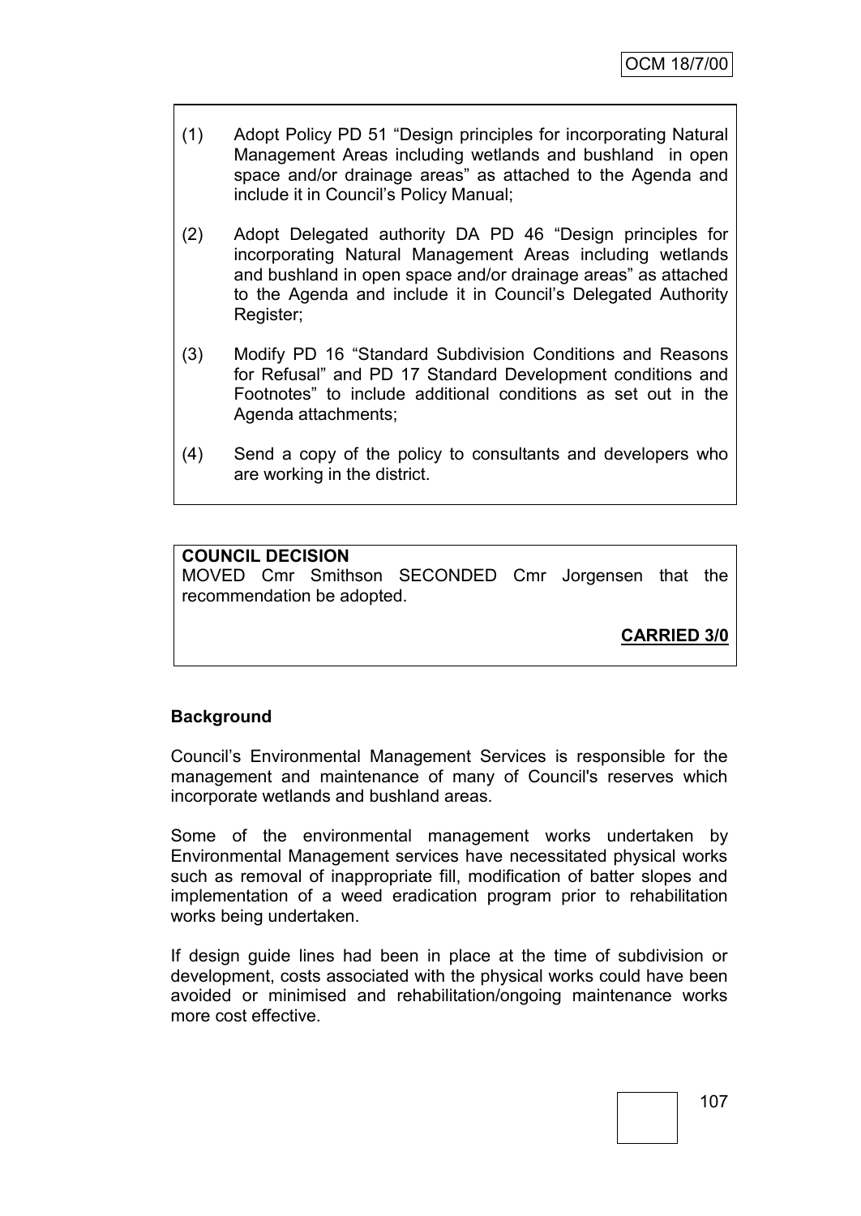(1) Adopt Policy PD 51 “Design principles for incorporating Natural Management Areas including wetlands and bushland in open space and/or drainage areas” as attached to the Agenda and include it in Council’s Policy Manual;

(2) Adopt Delegated authority DA PD 46 “Design principles for incorporating Natural Management Areas including wetlands and bushland in open space and/or drainage areas” as attached to the Agenda and include it in Council’s Delegated Authority Register;

(3) Modify PD 16 “Standard Subdivision Conditions and Reasons for Refusal” and PD 17 Standard Development conditions and Footnotes” to include additional conditions as set out in the Agenda attachments;

(4) Send a copy of the policy to consultants and developers who are working in the district.

**COUNCIL DECISION**
MOVED Cmr Smithson SECONDED Cmr Jorgensen that the recommendation be adopted.

**CARRIED 3/0**

## Background

Council’s Environmental Management Services is responsible for the management and maintenance of many of Council's reserves which incorporate wetlands and bushland areas.

Some of the environmental management works undertaken by Environmental Management services have necessitated physical works such as removal of inappropriate fill, modification of batter slopes and implementation of a weed eradication program prior to rehabilitation works being undertaken.

If design guide lines had been in place at the time of subdivision or development, costs associated with the physical works could have been avoided or minimised and rehabilitation/ongoing maintenance works more cost effective.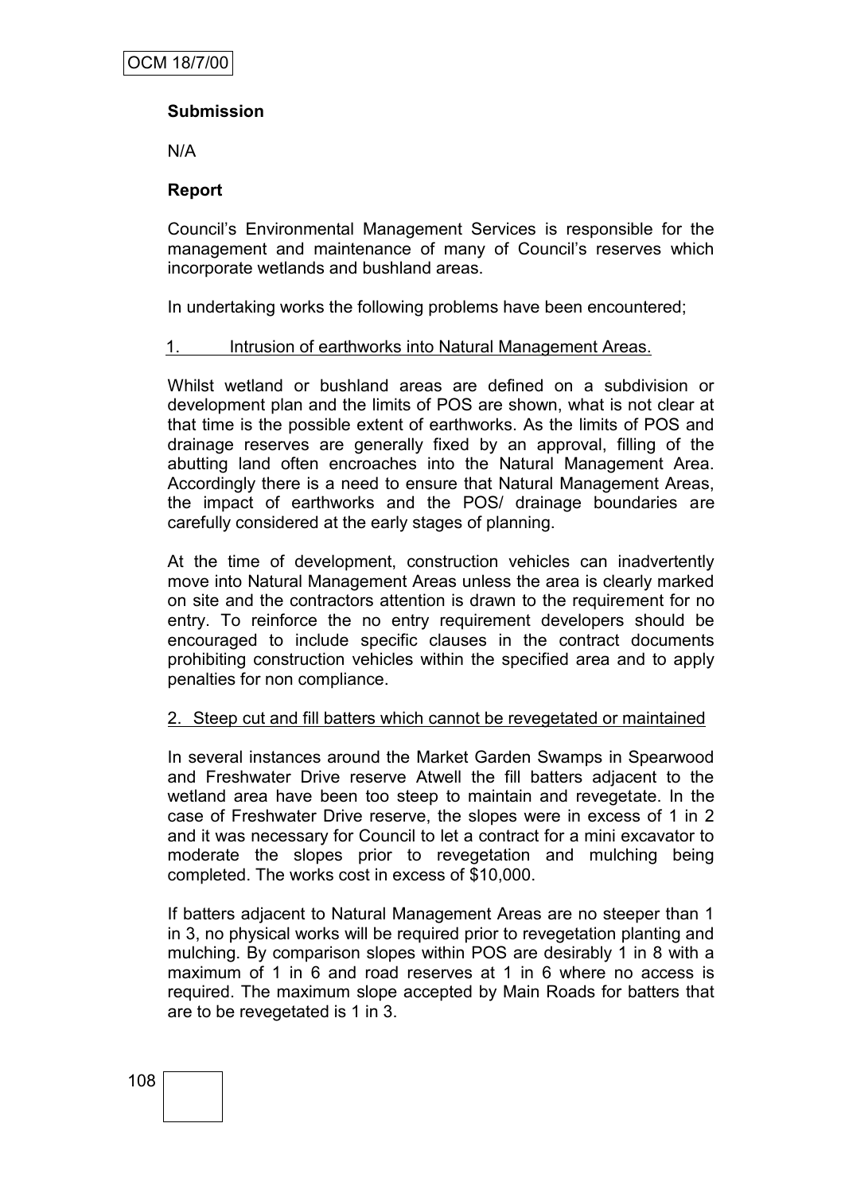**Submission**

N/A

**Report**

Council's Environmental Management Services is responsible for the management and maintenance of many of Council's reserves which incorporate wetlands and bushland areas.

In undertaking works the following problems have been encountered;

1. Intrusion of earthworks into Natural Management Areas.

Whilst wetland or bushland areas are defined on a subdivision or development plan and the limits of POS are shown, what is not clear at that time is the possible extent of earthworks. As the limits of POS and drainage reserves are generally fixed by an approval, filling of the abutting land often encroaches into the Natural Management Area. Accordingly there is a need to ensure that Natural Management Areas, the impact of earthworks and the POS/ drainage boundaries are carefully considered at the early stages of planning.

At the time of development, construction vehicles can inadvertently move into Natural Management Areas unless the area is clearly marked on site and the contractors attention is drawn to the requirement for no entry. To reinforce the no entry requirement developers should be encouraged to include specific clauses in the contract documents prohibiting construction vehicles within the specified area and to apply penalties for non compliance.

2. Steep cut and fill batters which cannot be revegetated or maintained

In several instances around the Market Garden Swamps in Spearwood and Freshwater Drive reserve Atwell the fill batters adjacent to the wetland area have been too steep to maintain and revegetate. In the case of Freshwater Drive reserve, the slopes were in excess of 1 in 2 and it was necessary for Council to let a contract for a mini excavator to moderate the slopes prior to revegetation and mulching being completed. The works cost in excess of $10,000.

If batters adjacent to Natural Management Areas are no steeper than 1 in 3, no physical works will be required prior to revegetation planting and mulching. By comparison slopes within POS are desirably 1 in 8 with a maximum of 1 in 6 and road reserves at 1 in 6 where no access is required. The maximum slope accepted by Main Roads for batters that are to be revegetated is 1 in 3.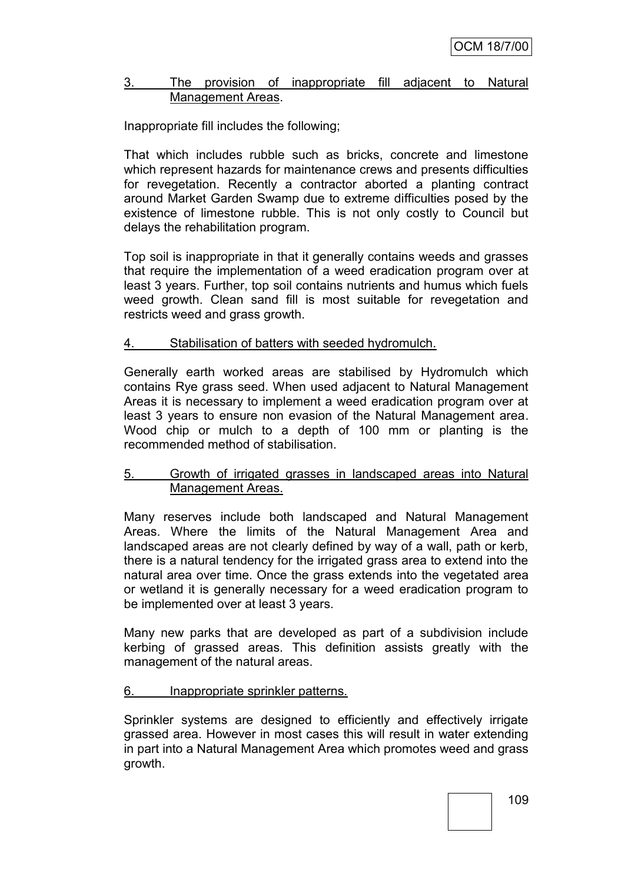3. <u>The provision of inappropriate fill adjacent to Natural Management Areas</u>.

Inappropriate fill includes the following;

That which includes rubble such as bricks, concrete and limestone which represent hazards for maintenance crews and presents difficulties for revegetation. Recently a contractor aborted a planting contract around Market Garden Swamp due to extreme difficulties posed by the existence of limestone rubble. This is not only costly to Council but delays the rehabilitation program.

Top soil is inappropriate in that it generally contains weeds and grasses that require the implementation of a weed eradication program over at least 3 years. Further, top soil contains nutrients and humus which fuels weed growth. Clean sand fill is most suitable for revegetation and restricts weed and grass growth.

4. <u>Stabilisation of batters with seeded hydromulch.</u>

Generally earth worked areas are stabilised by Hydromulch which contains Rye grass seed. When used adjacent to Natural Management Areas it is necessary to implement a weed eradication program over at least 3 years to ensure non evasion of the Natural Management area. Wood chip or mulch to a depth of 100 mm or planting is the recommended method of stabilisation.

5. <u>Growth of irrigated grasses in landscaped areas into Natural Management Areas.</u>

Many reserves include both landscaped and Natural Management Areas. Where the limits of the Natural Management Area and landscaped areas are not clearly defined by way of a wall, path or kerb, there is a natural tendency for the irrigated grass area to extend into the natural area over time. Once the grass extends into the vegetated area or wetland it is generally necessary for a weed eradication program to be implemented over at least 3 years.

Many new parks that are developed as part of a subdivision include kerbing of grassed areas. This definition assists greatly with the management of the natural areas.

6. <u>Inappropriate sprinkler patterns.</u>

Sprinkler systems are designed to efficiently and effectively irrigate grassed area. However in most cases this will result in water extending in part into a Natural Management Area which promotes weed and grass growth.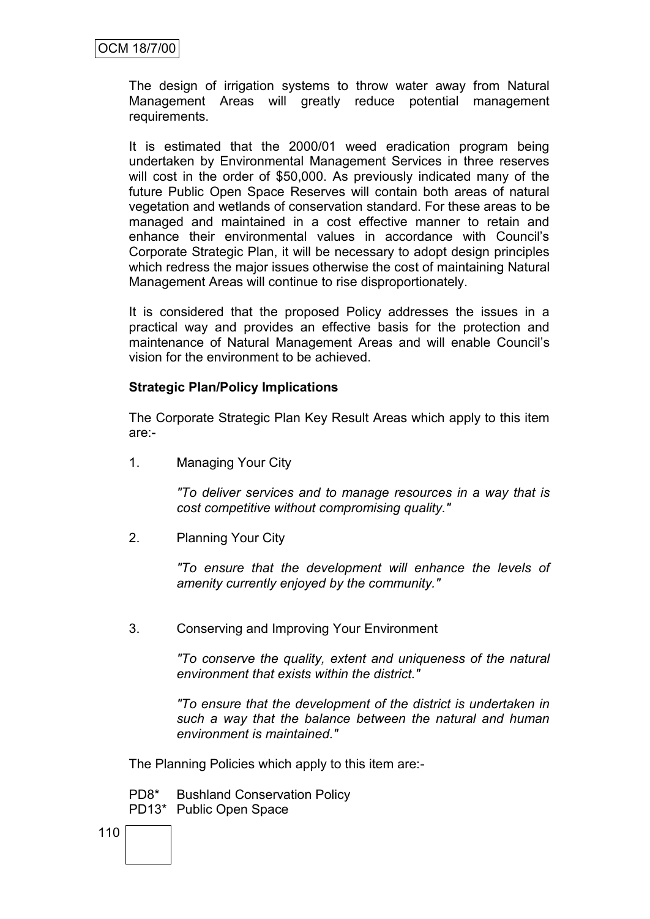The design of irrigation systems to throw water away from Natural Management Areas will greatly reduce potential management requirements.

It is estimated that the 2000/01 weed eradication program being undertaken by Environmental Management Services in three reserves will cost in the order of $50,000. As previously indicated many of the future Public Open Space Reserves will contain both areas of natural vegetation and wetlands of conservation standard. For these areas to be managed and maintained in a cost effective manner to retain and enhance their environmental values in accordance with Council's Corporate Strategic Plan, it will be necessary to adopt design principles which redress the major issues otherwise the cost of maintaining Natural Management Areas will continue to rise disproportionately.

It is considered that the proposed Policy addresses the issues in a practical way and provides an effective basis for the protection and maintenance of Natural Management Areas and will enable Council's vision for the environment to be achieved.

**Strategic Plan/Policy Implications**

The Corporate Strategic Plan Key Result Areas which apply to this item are:-

1. Managing Your City

   *"To deliver services and to manage resources in a way that is cost competitive without compromising quality."*

2. Planning Your City

   *"To ensure that the development will enhance the levels of amenity currently enjoyed by the community."*

3. Conserving and Improving Your Environment

   *"To conserve the quality, extent and uniqueness of the natural environment that exists within the district."*

   *"To ensure that the development of the district is undertaken in such a way that the balance between the natural and human environment is maintained."*

The Planning Policies which apply to this item are:-

PD8* Bushland Conservation Policy
PD13* Public Open Space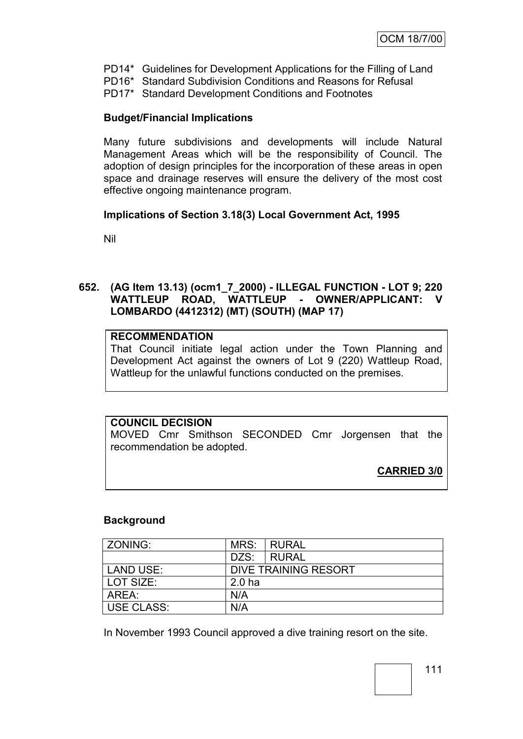PD14* Guidelines for Development Applications for the Filling of Land
PD16* Standard Subdivision Conditions and Reasons for Refusal
PD17* Standard Development Conditions and Footnotes

**Budget/Financial Implications**

Many future subdivisions and developments will include Natural Management Areas which will be the responsibility of Council. The adoption of design principles for the incorporation of these areas in open space and drainage reserves will ensure the delivery of the most cost effective ongoing maintenance program.

**Implications of Section 3.18(3) Local Government Act, 1995**

Nil

**652. (AG Item 13.13) (ocm1_7_2000) - ILLEGAL FUNCTION - LOT 9; 220 WATTLEUP ROAD, WATTLEUP - OWNER/APPLICANT: V LOMBARDO (4412312) (MT) (SOUTH) (MAP 17)**

**RECOMMENDATION**
That Council initiate legal action under the Town Planning and Development Act against the owners of Lot 9 (220) Wattleup Road, Wattleup for the unlawful functions conducted on the premises.

**COUNCIL DECISION**
MOVED Cmr Smithson SECONDED Cmr Jorgensen that the recommendation be adopted.

**CARRIED 3/0**

**Background**

| ZONING: | MRS: | RURAL |
|---|---|---|
| | DZS: | RURAL |
| LAND USE: | DIVE TRAINING RESORT | |
| LOT SIZE: | 2.0 ha | |
| AREA: | N/A | |
| USE CLASS: | N/A | |

In November 1993 Council approved a dive training resort on the site.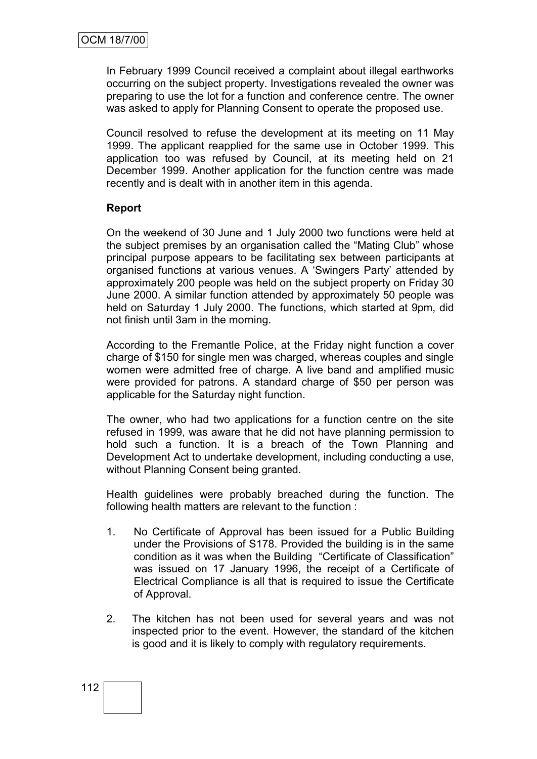In February 1999 Council received a complaint about illegal earthworks occurring on the subject property. Investigations revealed the owner was preparing to use the lot for a function and conference centre. The owner was asked to apply for Planning Consent to operate the proposed use.

Council resolved to refuse the development at its meeting on 11 May 1999. The applicant reapplied for the same use in October 1999. This application too was refused by Council, at its meeting held on 21 December 1999. Another application for the function centre was made recently and is dealt with in another item in this agenda.

**Report**

On the weekend of 30 June and 1 July 2000 two functions were held at the subject premises by an organisation called the "Mating Club" whose principal purpose appears to be facilitating sex between participants at organised functions at various venues. A 'Swingers Party' attended by approximately 200 people was held on the subject property on Friday 30 June 2000. A similar function attended by approximately 50 people was held on Saturday 1 July 2000. The functions, which started at 9pm, did not finish until 3am in the morning.

According to the Fremantle Police, at the Friday night function a cover charge of $150 for single men was charged, whereas couples and single women were admitted free of charge. A live band and amplified music were provided for patrons. A standard charge of $50 per person was applicable for the Saturday night function.

The owner, who had two applications for a function centre on the site refused in 1999, was aware that he did not have planning permission to hold such a function. It is a breach of the Town Planning and Development Act to undertake development, including conducting a use, without Planning Consent being granted.

Health guidelines were probably breached during the function. The following health matters are relevant to the function :

1. No Certificate of Approval has been issued for a Public Building under the Provisions of S178. Provided the building is in the same condition as it was when the Building "Certificate of Classification" was issued on 17 January 1996, the receipt of a Certificate of Electrical Compliance is all that is required to issue the Certificate of Approval.

2. The kitchen has not been used for several years and was not inspected prior to the event. However, the standard of the kitchen is good and it is likely to comply with regulatory requirements.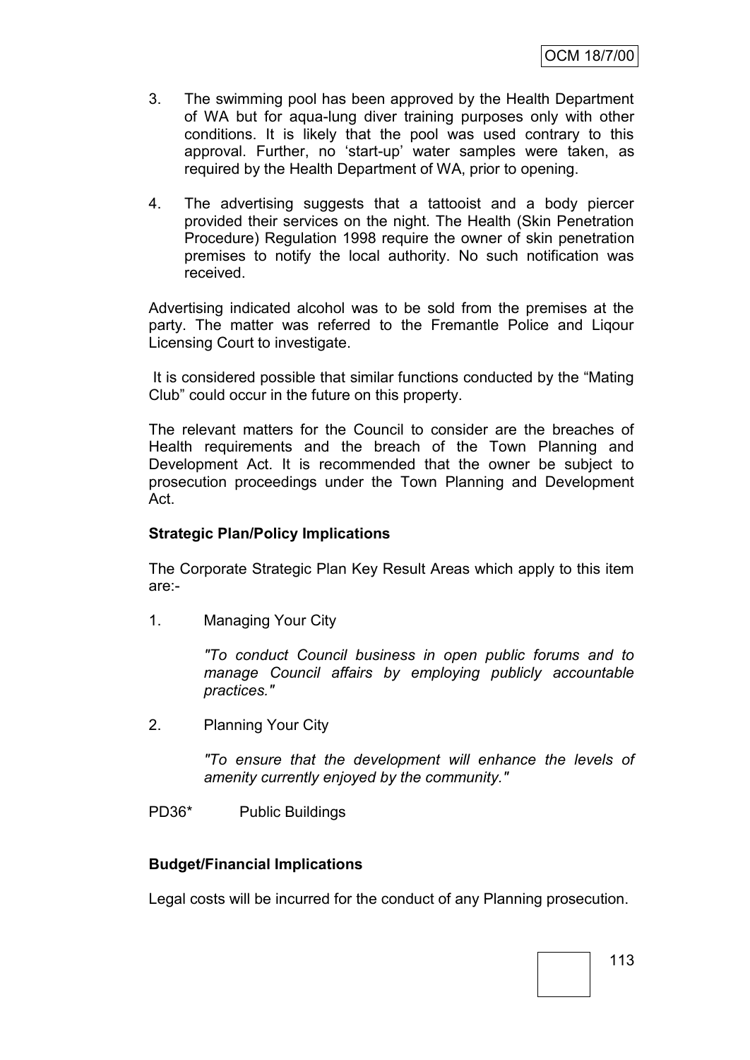3. The swimming pool has been approved by the Health Department of WA but for aqua-lung diver training purposes only with other conditions. It is likely that the pool was used contrary to this approval. Further, no 'start-up' water samples were taken, as required by the Health Department of WA, prior to opening.

4. The advertising suggests that a tattooist and a body piercer provided their services on the night. The Health (Skin Penetration Procedure) Regulation 1998 require the owner of skin penetration premises to notify the local authority. No such notification was received.

Advertising indicated alcohol was to be sold from the premises at the party. The matter was referred to the Fremantle Police and Liqour Licensing Court to investigate.

It is considered possible that similar functions conducted by the "Mating Club" could occur in the future on this property.

The relevant matters for the Council to consider are the breaches of Health requirements and the breach of the Town Planning and Development Act. It is recommended that the owner be subject to prosecution proceedings under the Town Planning and Development Act.

**Strategic Plan/Policy Implications**

The Corporate Strategic Plan Key Result Areas which apply to this item are:-

1. Managing Your City

   *"To conduct Council business in open public forums and to manage Council affairs by employing publicly accountable practices."*

2. Planning Your City

   *"To ensure that the development will enhance the levels of amenity currently enjoyed by the community."*

PD36* Public Buildings

**Budget/Financial Implications**

Legal costs will be incurred for the conduct of any Planning prosecution.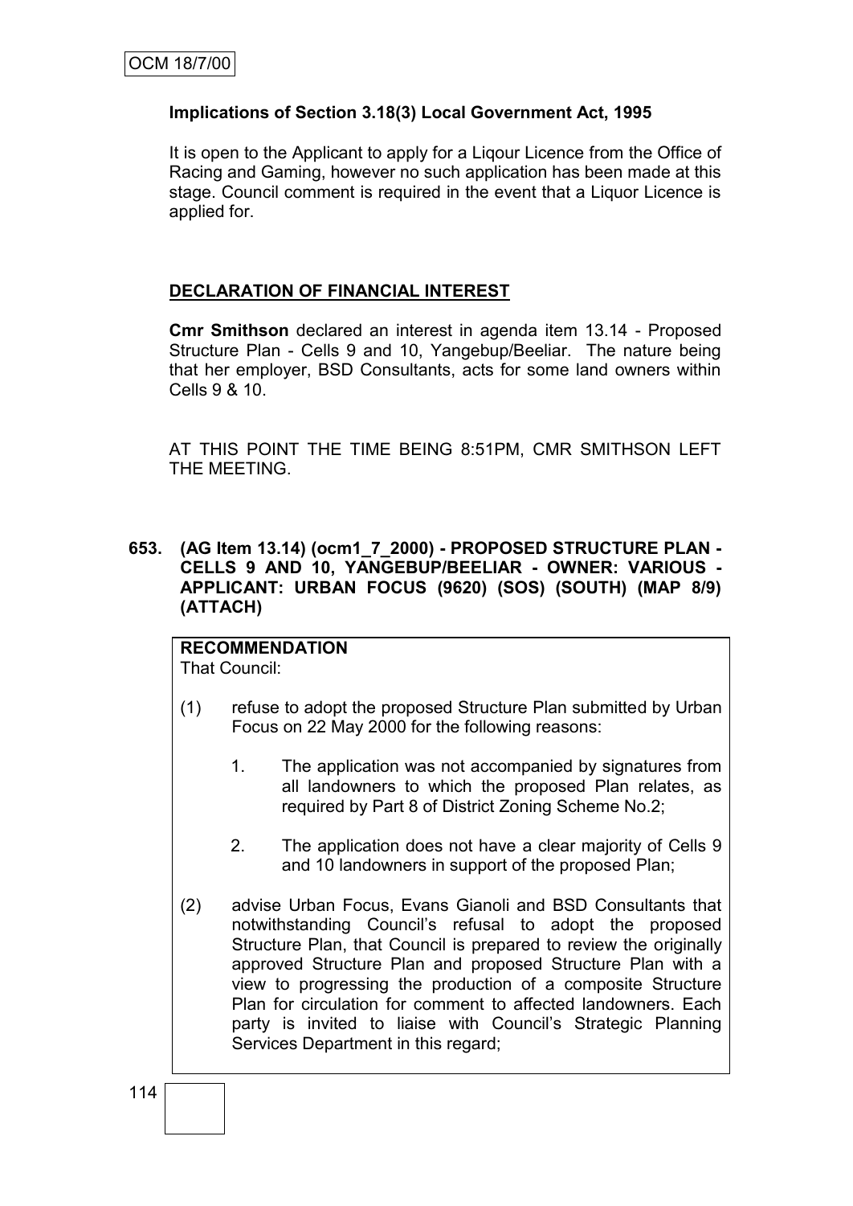**Implications of Section 3.18(3) Local Government Act, 1995**

It is open to the Applicant to apply for a Liqour Licence from the Office of Racing and Gaming, however no such application has been made at this stage. Council comment is required in the event that a Liquor Licence is applied for.

**DECLARATION OF FINANCIAL INTEREST**

**Cmr Smithson** declared an interest in agenda item 13.14 - Proposed Structure Plan - Cells 9 and 10, Yangebup/Beeliar. The nature being that her employer, BSD Consultants, acts for some land owners within Cells 9 & 10.

AT THIS POINT THE TIME BEING 8:51PM, CMR SMITHSON LEFT THE MEETING.

**653. (AG Item 13.14) (ocm1_7_2000) - PROPOSED STRUCTURE PLAN - CELLS 9 AND 10, YANGEBUP/BEELIAR - OWNER: VARIOUS - APPLICANT: URBAN FOCUS (9620) (SOS) (SOUTH) (MAP 8/9) (ATTACH)**

**RECOMMENDATION**

That Council:

(1) refuse to adopt the proposed Structure Plan submitted by Urban Focus on 22 May 2000 for the following reasons:

1. The application was not accompanied by signatures from all landowners to which the proposed Plan relates, as required by Part 8 of District Zoning Scheme No.2;

2. The application does not have a clear majority of Cells 9 and 10 landowners in support of the proposed Plan;

(2) advise Urban Focus, Evans Gianoli and BSD Consultants that notwithstanding Council's refusal to adopt the proposed Structure Plan, that Council is prepared to review the originally approved Structure Plan and proposed Structure Plan with a view to progressing the production of a composite Structure Plan for circulation for comment to affected landowners. Each party is invited to liaise with Council's Strategic Planning Services Department in this regard;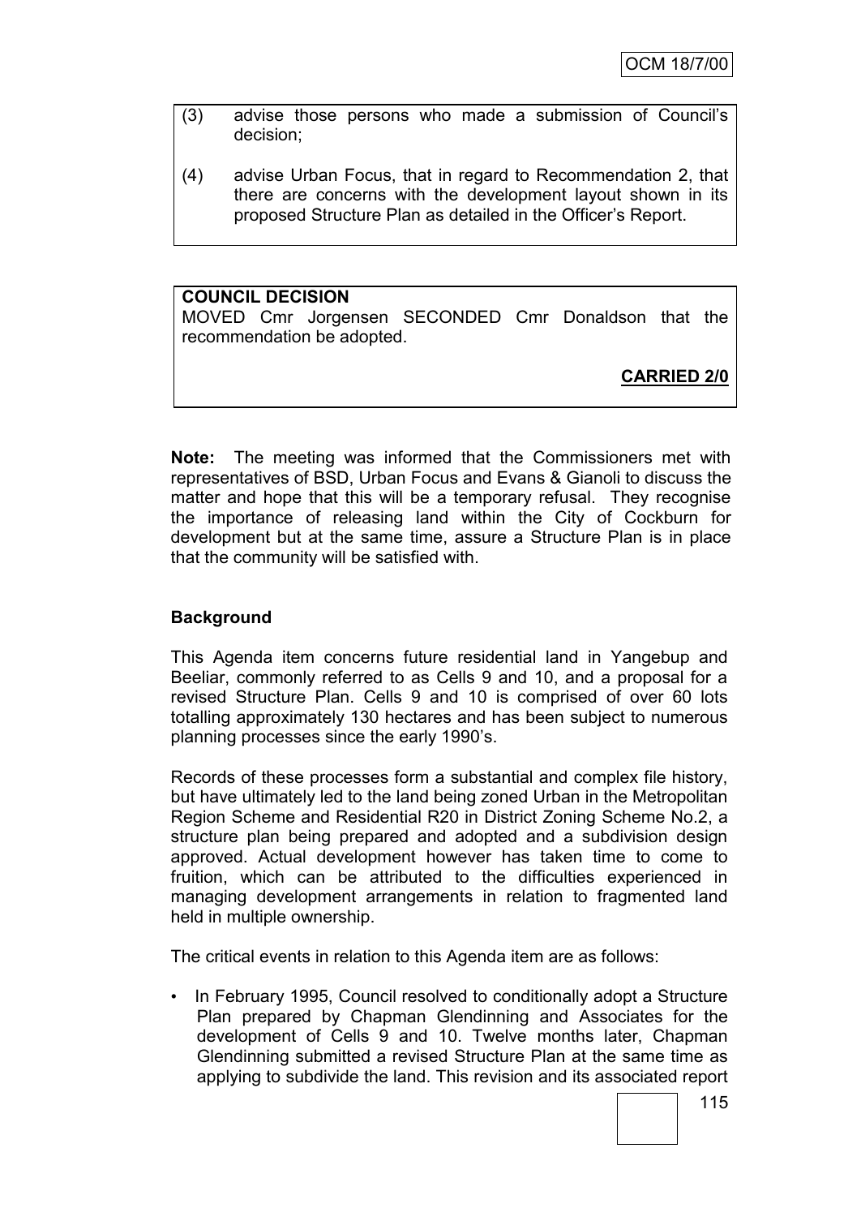(3) advise those persons who made a submission of Council's decision;

(4) advise Urban Focus, that in regard to Recommendation 2, that there are concerns with the development layout shown in its proposed Structure Plan as detailed in the Officer's Report.

**COUNCIL DECISION**

MOVED Cmr Jorgensen SECONDED Cmr Donaldson that the recommendation be adopted.

**CARRIED 2/0**

**Note:** The meeting was informed that the Commissioners met with representatives of BSD, Urban Focus and Evans & Gianoli to discuss the matter and hope that this will be a temporary refusal. They recognise the importance of releasing land within the City of Cockburn for development but at the same time, assure a Structure Plan is in place that the community will be satisfied with.

**Background**

This Agenda item concerns future residential land in Yangebup and Beeliar, commonly referred to as Cells 9 and 10, and a proposal for a revised Structure Plan. Cells 9 and 10 is comprised of over 60 lots totalling approximately 130 hectares and has been subject to numerous planning processes since the early 1990's.

Records of these processes form a substantial and complex file history, but have ultimately led to the land being zoned Urban in the Metropolitan Region Scheme and Residential R20 in District Zoning Scheme No.2, a structure plan being prepared and adopted and a subdivision design approved. Actual development however has taken time to come to fruition, which can be attributed to the difficulties experienced in managing development arrangements in relation to fragmented land held in multiple ownership.

The critical events in relation to this Agenda item are as follows:

- In February 1995, Council resolved to conditionally adopt a Structure Plan prepared by Chapman Glendinning and Associates for the development of Cells 9 and 10. Twelve months later, Chapman Glendinning submitted a revised Structure Plan at the same time as applying to subdivide the land. This revision and its associated report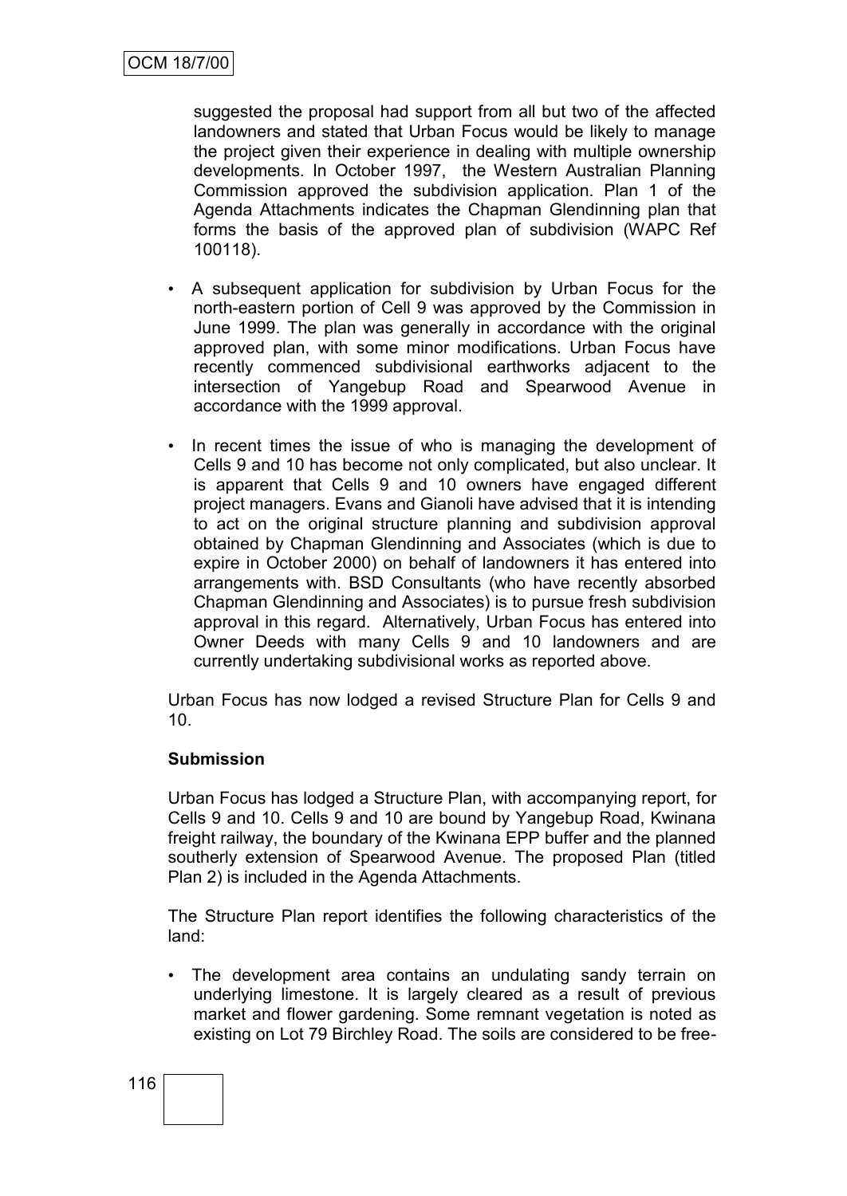suggested the proposal had support from all but two of the affected landowners and stated that Urban Focus would be likely to manage the project given their experience in dealing with multiple ownership developments. In October 1997, the Western Australian Planning Commission approved the subdivision application. Plan 1 of the Agenda Attachments indicates the Chapman Glendinning plan that forms the basis of the approved plan of subdivision (WAPC Ref 100118).

- A subsequent application for subdivision by Urban Focus for the north-eastern portion of Cell 9 was approved by the Commission in June 1999. The plan was generally in accordance with the original approved plan, with some minor modifications. Urban Focus have recently commenced subdivisional earthworks adjacent to the intersection of Yangebup Road and Spearwood Avenue in accordance with the 1999 approval.
- In recent times the issue of who is managing the development of Cells 9 and 10 has become not only complicated, but also unclear. It is apparent that Cells 9 and 10 owners have engaged different project managers. Evans and Gianoli have advised that it is intending to act on the original structure planning and subdivision approval obtained by Chapman Glendinning and Associates (which is due to expire in October 2000) on behalf of landowners it has entered into arrangements with. BSD Consultants (who have recently absorbed Chapman Glendinning and Associates) is to pursue fresh subdivision approval in this regard. Alternatively, Urban Focus has entered into Owner Deeds with many Cells 9 and 10 landowners and are currently undertaking subdivisional works as reported above.

Urban Focus has now lodged a revised Structure Plan for Cells 9 and 10.

**Submission**

Urban Focus has lodged a Structure Plan, with accompanying report, for Cells 9 and 10. Cells 9 and 10 are bound by Yangebup Road, Kwinana freight railway, the boundary of the Kwinana EPP buffer and the planned southerly extension of Spearwood Avenue. The proposed Plan (titled Plan 2) is included in the Agenda Attachments.

The Structure Plan report identifies the following characteristics of the land:

- The development area contains an undulating sandy terrain on underlying limestone. It is largely cleared as a result of previous market and flower gardening. Some remnant vegetation is noted as existing on Lot 79 Birchley Road. The soils are considered to be free-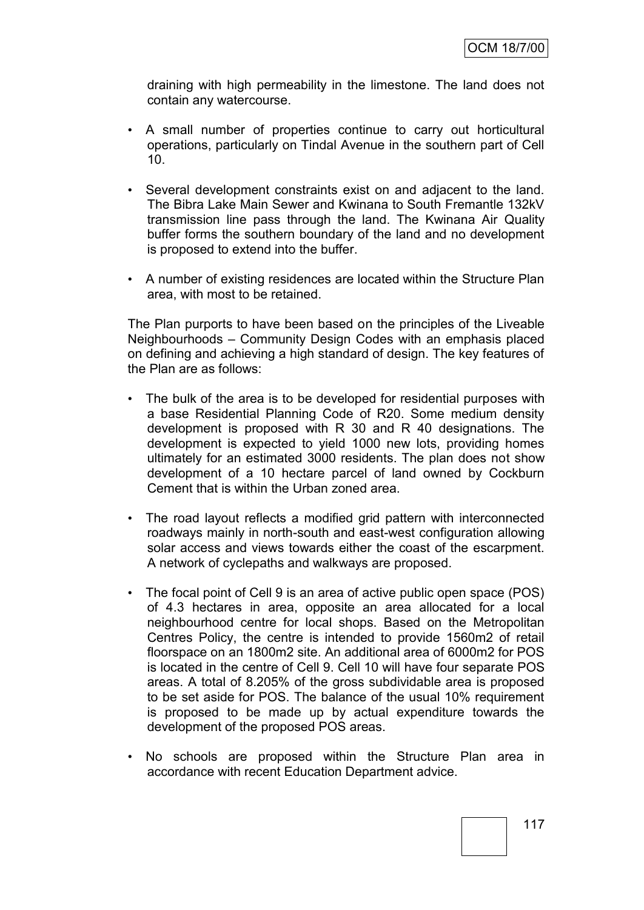draining with high permeability in the limestone. The land does not contain any watercourse.

- A small number of properties continue to carry out horticultural operations, particularly on Tindal Avenue in the southern part of Cell 10.

- Several development constraints exist on and adjacent to the land. The Bibra Lake Main Sewer and Kwinana to South Fremantle 132kV transmission line pass through the land. The Kwinana Air Quality buffer forms the southern boundary of the land and no development is proposed to extend into the buffer.

- A number of existing residences are located within the Structure Plan area, with most to be retained.

The Plan purports to have been based on the principles of the Liveable Neighbourhoods – Community Design Codes with an emphasis placed on defining and achieving a high standard of design. The key features of the Plan are as follows:

- The bulk of the area is to be developed for residential purposes with a base Residential Planning Code of R20. Some medium density development is proposed with R 30 and R 40 designations. The development is expected to yield 1000 new lots, providing homes ultimately for an estimated 3000 residents. The plan does not show development of a 10 hectare parcel of land owned by Cockburn Cement that is within the Urban zoned area.

- The road layout reflects a modified grid pattern with interconnected roadways mainly in north-south and east-west configuration allowing solar access and views towards either the coast of the escarpment. A network of cyclepaths and walkways are proposed.

- The focal point of Cell 9 is an area of active public open space (POS) of 4.3 hectares in area, opposite an area allocated for a local neighbourhood centre for local shops. Based on the Metropolitan Centres Policy, the centre is intended to provide 1560m2 of retail floorspace on an 1800m2 site. An additional area of 6000m2 for POS is located in the centre of Cell 9. Cell 10 will have four separate POS areas. A total of 8.205% of the gross subdividable area is proposed to be set aside for POS. The balance of the usual 10% requirement is proposed to be made up by actual expenditure towards the development of the proposed POS areas.

- No schools are proposed within the Structure Plan area in accordance with recent Education Department advice.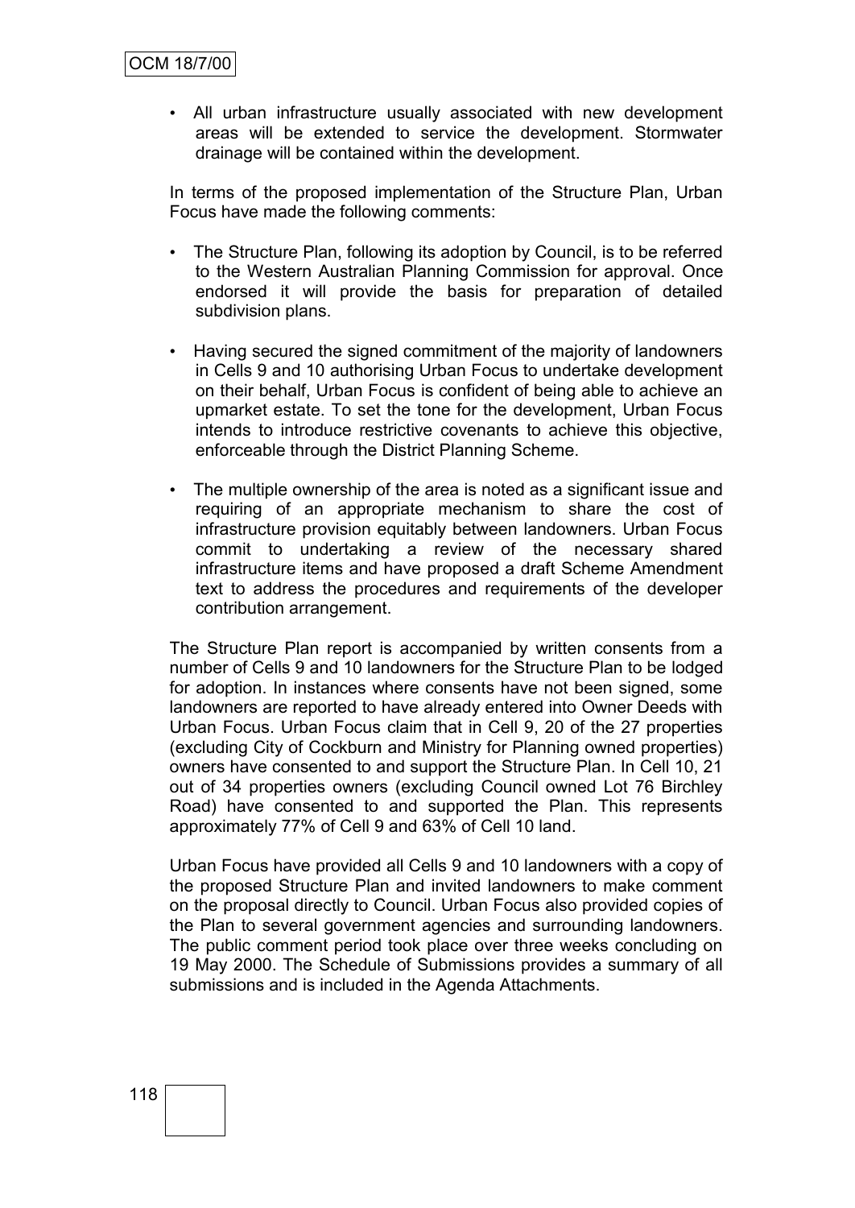- All urban infrastructure usually associated with new development areas will be extended to service the development. Stormwater drainage will be contained within the development.

In terms of the proposed implementation of the Structure Plan, Urban Focus have made the following comments:

- The Structure Plan, following its adoption by Council, is to be referred to the Western Australian Planning Commission for approval. Once endorsed it will provide the basis for preparation of detailed subdivision plans.

- Having secured the signed commitment of the majority of landowners in Cells 9 and 10 authorising Urban Focus to undertake development on their behalf, Urban Focus is confident of being able to achieve an upmarket estate. To set the tone for the development, Urban Focus intends to introduce restrictive covenants to achieve this objective, enforceable through the District Planning Scheme.

- The multiple ownership of the area is noted as a significant issue and requiring of an appropriate mechanism to share the cost of infrastructure provision equitably between landowners. Urban Focus commit to undertaking a review of the necessary shared infrastructure items and have proposed a draft Scheme Amendment text to address the procedures and requirements of the developer contribution arrangement.

The Structure Plan report is accompanied by written consents from a number of Cells 9 and 10 landowners for the Structure Plan to be lodged for adoption. In instances where consents have not been signed, some landowners are reported to have already entered into Owner Deeds with Urban Focus. Urban Focus claim that in Cell 9, 20 of the 27 properties (excluding City of Cockburn and Ministry for Planning owned properties) owners have consented to and support the Structure Plan. In Cell 10, 21 out of 34 properties owners (excluding Council owned Lot 76 Birchley Road) have consented to and supported the Plan. This represents approximately 77% of Cell 9 and 63% of Cell 10 land.

Urban Focus have provided all Cells 9 and 10 landowners with a copy of the proposed Structure Plan and invited landowners to make comment on the proposal directly to Council. Urban Focus also provided copies of the Plan to several government agencies and surrounding landowners. The public comment period took place over three weeks concluding on 19 May 2000. The Schedule of Submissions provides a summary of all submissions and is included in the Agenda Attachments.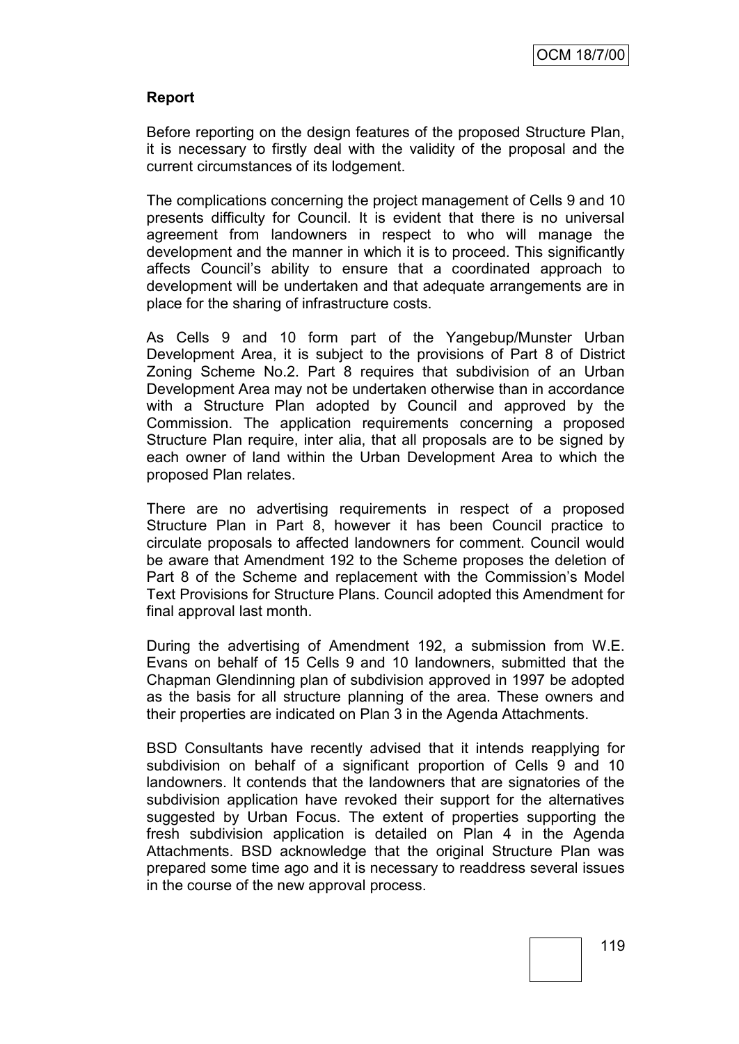**Report**

Before reporting on the design features of the proposed Structure Plan, it is necessary to firstly deal with the validity of the proposal and the current circumstances of its lodgement.

The complications concerning the project management of Cells 9 and 10 presents difficulty for Council. It is evident that there is no universal agreement from landowners in respect to who will manage the development and the manner in which it is to proceed. This significantly affects Council's ability to ensure that a coordinated approach to development will be undertaken and that adequate arrangements are in place for the sharing of infrastructure costs.

As Cells 9 and 10 form part of the Yangebup/Munster Urban Development Area, it is subject to the provisions of Part 8 of District Zoning Scheme No.2. Part 8 requires that subdivision of an Urban Development Area may not be undertaken otherwise than in accordance with a Structure Plan adopted by Council and approved by the Commission. The application requirements concerning a proposed Structure Plan require, inter alia, that all proposals are to be signed by each owner of land within the Urban Development Area to which the proposed Plan relates.

There are no advertising requirements in respect of a proposed Structure Plan in Part 8, however it has been Council practice to circulate proposals to affected landowners for comment. Council would be aware that Amendment 192 to the Scheme proposes the deletion of Part 8 of the Scheme and replacement with the Commission's Model Text Provisions for Structure Plans. Council adopted this Amendment for final approval last month.

During the advertising of Amendment 192, a submission from W.E. Evans on behalf of 15 Cells 9 and 10 landowners, submitted that the Chapman Glendinning plan of subdivision approved in 1997 be adopted as the basis for all structure planning of the area. These owners and their properties are indicated on Plan 3 in the Agenda Attachments.

BSD Consultants have recently advised that it intends reapplying for subdivision on behalf of a significant proportion of Cells 9 and 10 landowners. It contends that the landowners that are signatories of the subdivision application have revoked their support for the alternatives suggested by Urban Focus. The extent of properties supporting the fresh subdivision application is detailed on Plan 4 in the Agenda Attachments. BSD acknowledge that the original Structure Plan was prepared some time ago and it is necessary to readdress several issues in the course of the new approval process.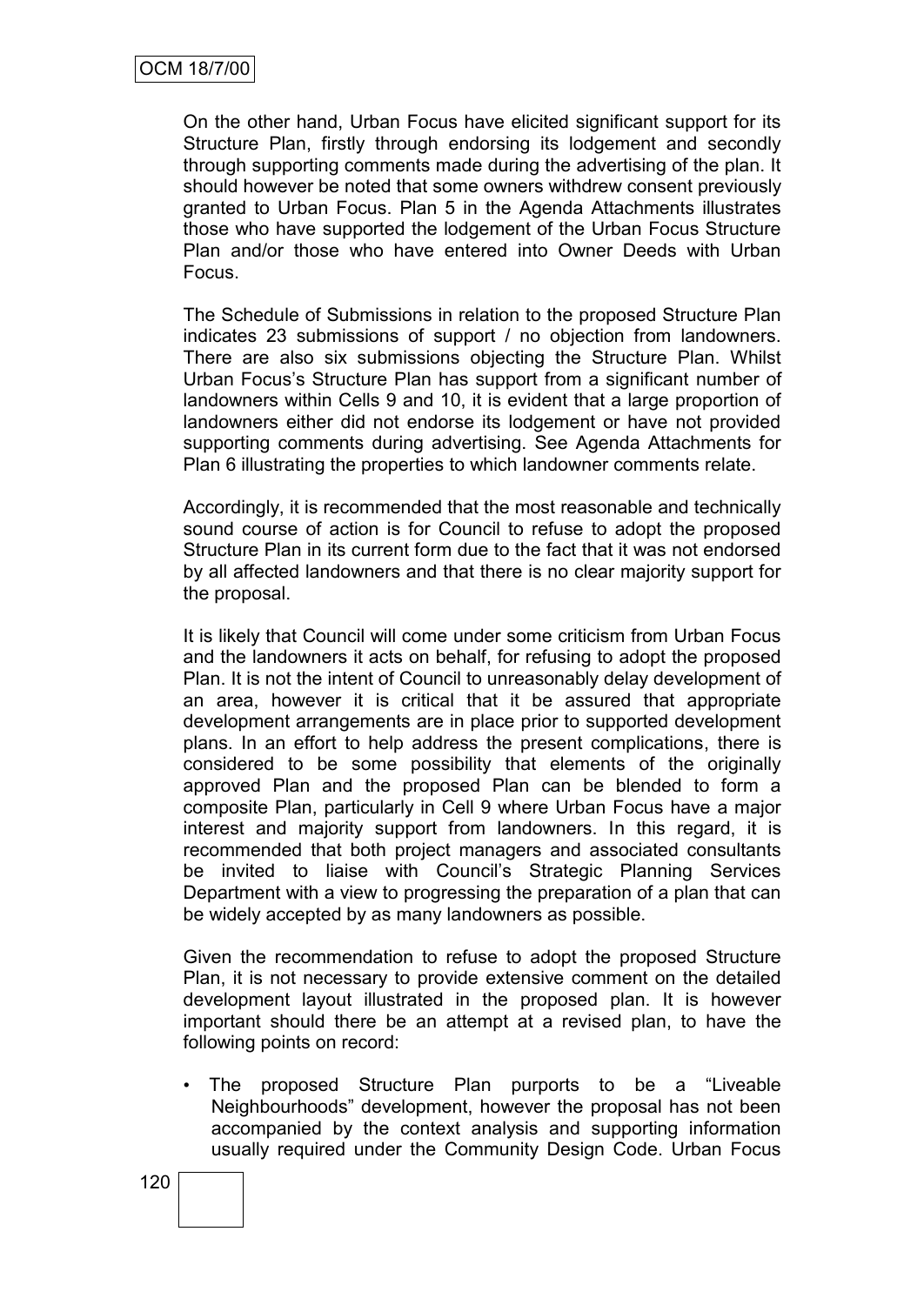On the other hand, Urban Focus have elicited significant support for its Structure Plan, firstly through endorsing its lodgement and secondly through supporting comments made during the advertising of the plan. It should however be noted that some owners withdrew consent previously granted to Urban Focus. Plan 5 in the Agenda Attachments illustrates those who have supported the lodgement of the Urban Focus Structure Plan and/or those who have entered into Owner Deeds with Urban Focus.

The Schedule of Submissions in relation to the proposed Structure Plan indicates 23 submissions of support / no objection from landowners. There are also six submissions objecting the Structure Plan. Whilst Urban Focus's Structure Plan has support from a significant number of landowners within Cells 9 and 10, it is evident that a large proportion of landowners either did not endorse its lodgement or have not provided supporting comments during advertising. See Agenda Attachments for Plan 6 illustrating the properties to which landowner comments relate.

Accordingly, it is recommended that the most reasonable and technically sound course of action is for Council to refuse to adopt the proposed Structure Plan in its current form due to the fact that it was not endorsed by all affected landowners and that there is no clear majority support for the proposal.

It is likely that Council will come under some criticism from Urban Focus and the landowners it acts on behalf, for refusing to adopt the proposed Plan. It is not the intent of Council to unreasonably delay development of an area, however it is critical that it be assured that appropriate development arrangements are in place prior to supported development plans. In an effort to help address the present complications, there is considered to be some possibility that elements of the originally approved Plan and the proposed Plan can be blended to form a composite Plan, particularly in Cell 9 where Urban Focus have a major interest and majority support from landowners. In this regard, it is recommended that both project managers and associated consultants be invited to liaise with Council's Strategic Planning Services Department with a view to progressing the preparation of a plan that can be widely accepted by as many landowners as possible.

Given the recommendation to refuse to adopt the proposed Structure Plan, it is not necessary to provide extensive comment on the detailed development layout illustrated in the proposed plan. It is however important should there be an attempt at a revised plan, to have the following points on record:

- The proposed Structure Plan purports to be a "Liveable Neighbourhoods" development, however the proposal has not been accompanied by the context analysis and supporting information usually required under the Community Design Code. Urban Focus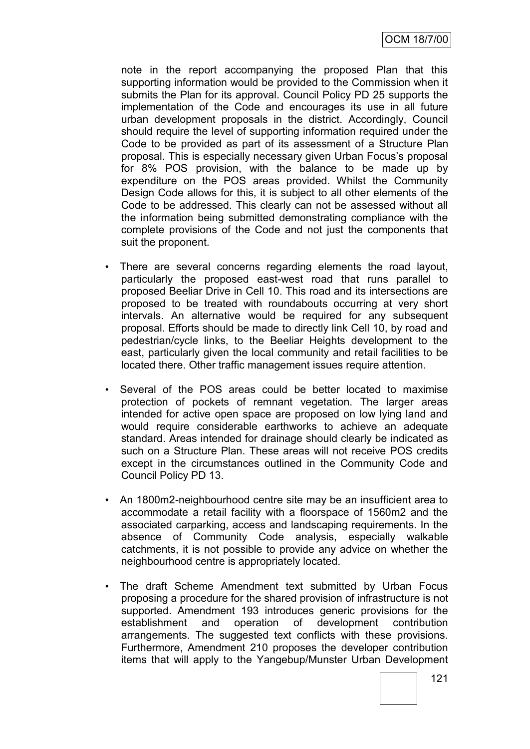note in the report accompanying the proposed Plan that this supporting information would be provided to the Commission when it submits the Plan for its approval. Council Policy PD 25 supports the implementation of the Code and encourages its use in all future urban development proposals in the district. Accordingly, Council should require the level of supporting information required under the Code to be provided as part of its assessment of a Structure Plan proposal. This is especially necessary given Urban Focus's proposal for 8% POS provision, with the balance to be made up by expenditure on the POS areas provided. Whilst the Community Design Code allows for this, it is subject to all other elements of the Code to be addressed. This clearly can not be assessed without all the information being submitted demonstrating compliance with the complete provisions of the Code and not just the components that suit the proponent.

- There are several concerns regarding elements the road layout, particularly the proposed east-west road that runs parallel to proposed Beeliar Drive in Cell 10. This road and its intersections are proposed to be treated with roundabouts occurring at very short intervals. An alternative would be required for any subsequent proposal. Efforts should be made to directly link Cell 10, by road and pedestrian/cycle links, to the Beeliar Heights development to the east, particularly given the local community and retail facilities to be located there. Other traffic management issues require attention.

- Several of the POS areas could be better located to maximise protection of pockets of remnant vegetation. The larger areas intended for active open space are proposed on low lying land and would require considerable earthworks to achieve an adequate standard. Areas intended for drainage should clearly be indicated as such on a Structure Plan. These areas will not receive POS credits except in the circumstances outlined in the Community Code and Council Policy PD 13.

- An 1800m2-neighbourhood centre site may be an insufficient area to accommodate a retail facility with a floorspace of 1560m2 and the associated carparking, access and landscaping requirements. In the absence of Community Code analysis, especially walkable catchments, it is not possible to provide any advice on whether the neighbourhood centre is appropriately located.

- The draft Scheme Amendment text submitted by Urban Focus proposing a procedure for the shared provision of infrastructure is not supported. Amendment 193 introduces generic provisions for the establishment and operation of development contribution arrangements. The suggested text conflicts with these provisions. Furthermore, Amendment 210 proposes the developer contribution items that will apply to the Yangebup/Munster Urban Development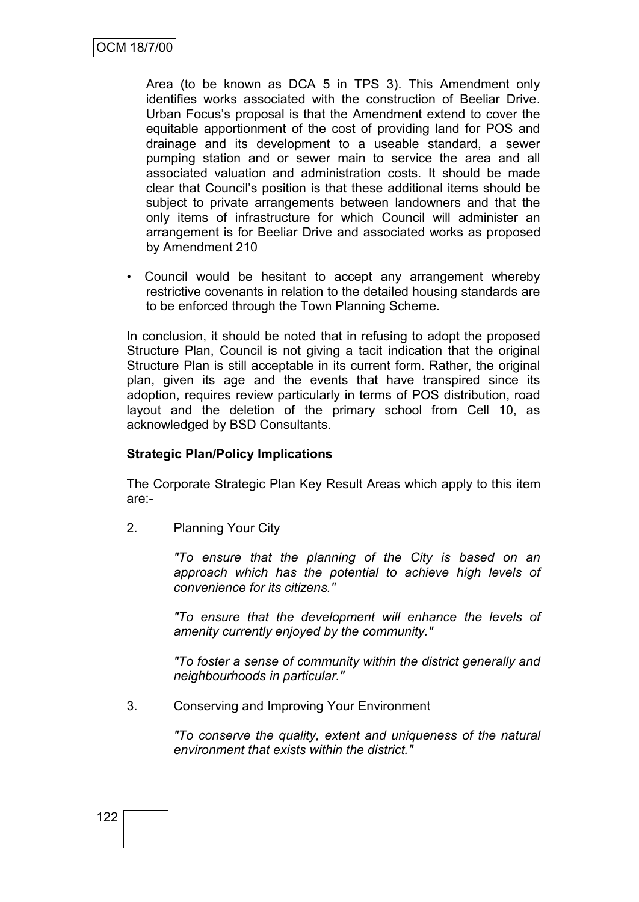Area (to be known as DCA 5 in TPS 3). This Amendment only identifies works associated with the construction of Beeliar Drive. Urban Focus's proposal is that the Amendment extend to cover the equitable apportionment of the cost of providing land for POS and drainage and its development to a useable standard, a sewer pumping station and or sewer main to service the area and all associated valuation and administration costs. It should be made clear that Council's position is that these additional items should be subject to private arrangements between landowners and that the only items of infrastructure for which Council will administer an arrangement is for Beeliar Drive and associated works as proposed by Amendment 210

- Council would be hesitant to accept any arrangement whereby restrictive covenants in relation to the detailed housing standards are to be enforced through the Town Planning Scheme.

In conclusion, it should be noted that in refusing to adopt the proposed Structure Plan, Council is not giving a tacit indication that the original Structure Plan is still acceptable in its current form. Rather, the original plan, given its age and the events that have transpired since its adoption, requires review particularly in terms of POS distribution, road layout and the deletion of the primary school from Cell 10, as acknowledged by BSD Consultants.

**Strategic Plan/Policy Implications**

The Corporate Strategic Plan Key Result Areas which apply to this item are:-

2. Planning Your City

   *"To ensure that the planning of the City is based on an approach which has the potential to achieve high levels of convenience for its citizens."*

   *"To ensure that the development will enhance the levels of amenity currently enjoyed by the community."*

   *"To foster a sense of community within the district generally and neighbourhoods in particular."*

3. Conserving and Improving Your Environment

   *"To conserve the quality, extent and uniqueness of the natural environment that exists within the district."*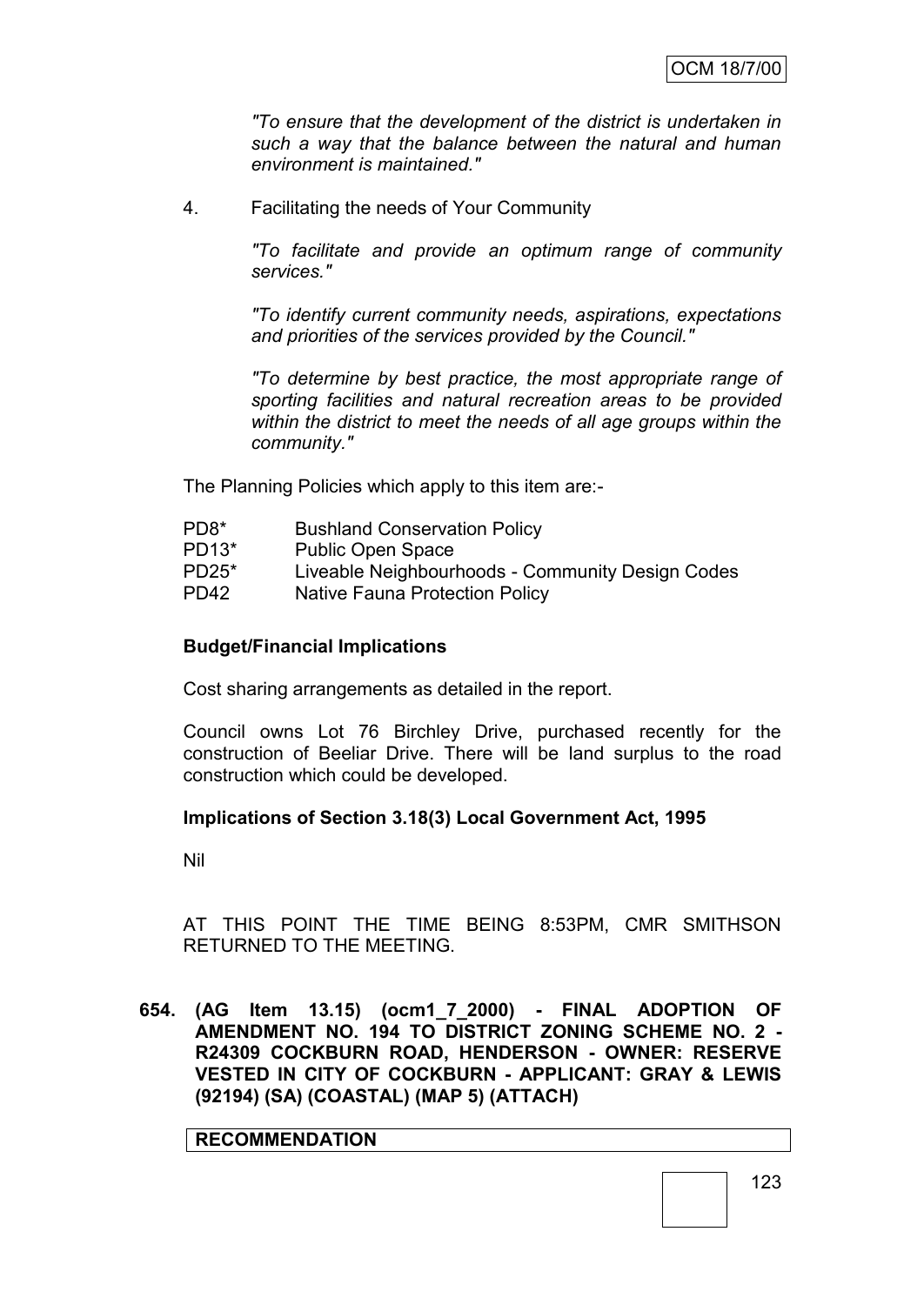*"To ensure that the development of the district is undertaken in such a way that the balance between the natural and human environment is maintained."*

4. Facilitating the needs of Your Community

   *"To facilitate and provide an optimum range of community services."*

   *"To identify current community needs, aspirations, expectations and priorities of the services provided by the Council."*

   *"To determine by best practice, the most appropriate range of sporting facilities and natural recreation areas to be provided within the district to meet the needs of all age groups within the community."*

The Planning Policies which apply to this item are:-

| | |
|---|---|
| PD8* | Bushland Conservation Policy |
| PD13* | Public Open Space |
| PD25* | Liveable Neighbourhoods - Community Design Codes |
| PD42 | Native Fauna Protection Policy |

**Budget/Financial Implications**

Cost sharing arrangements as detailed in the report.

Council owns Lot 76 Birchley Drive, purchased recently for the construction of Beeliar Drive. There will be land surplus to the road construction which could be developed.

**Implications of Section 3.18(3) Local Government Act, 1995**

Nil

AT THIS POINT THE TIME BEING 8:53PM, CMR SMITHSON RETURNED TO THE MEETING.

**654. (AG Item 13.15) (ocm1_7_2000) - FINAL ADOPTION OF AMENDMENT NO. 194 TO DISTRICT ZONING SCHEME NO. 2 - R24309 COCKBURN ROAD, HENDERSON - OWNER: RESERVE VESTED IN CITY OF COCKBURN - APPLICANT: GRAY & LEWIS (92194) (SA) (COASTAL) (MAP 5) (ATTACH)**

**RECOMMENDATION**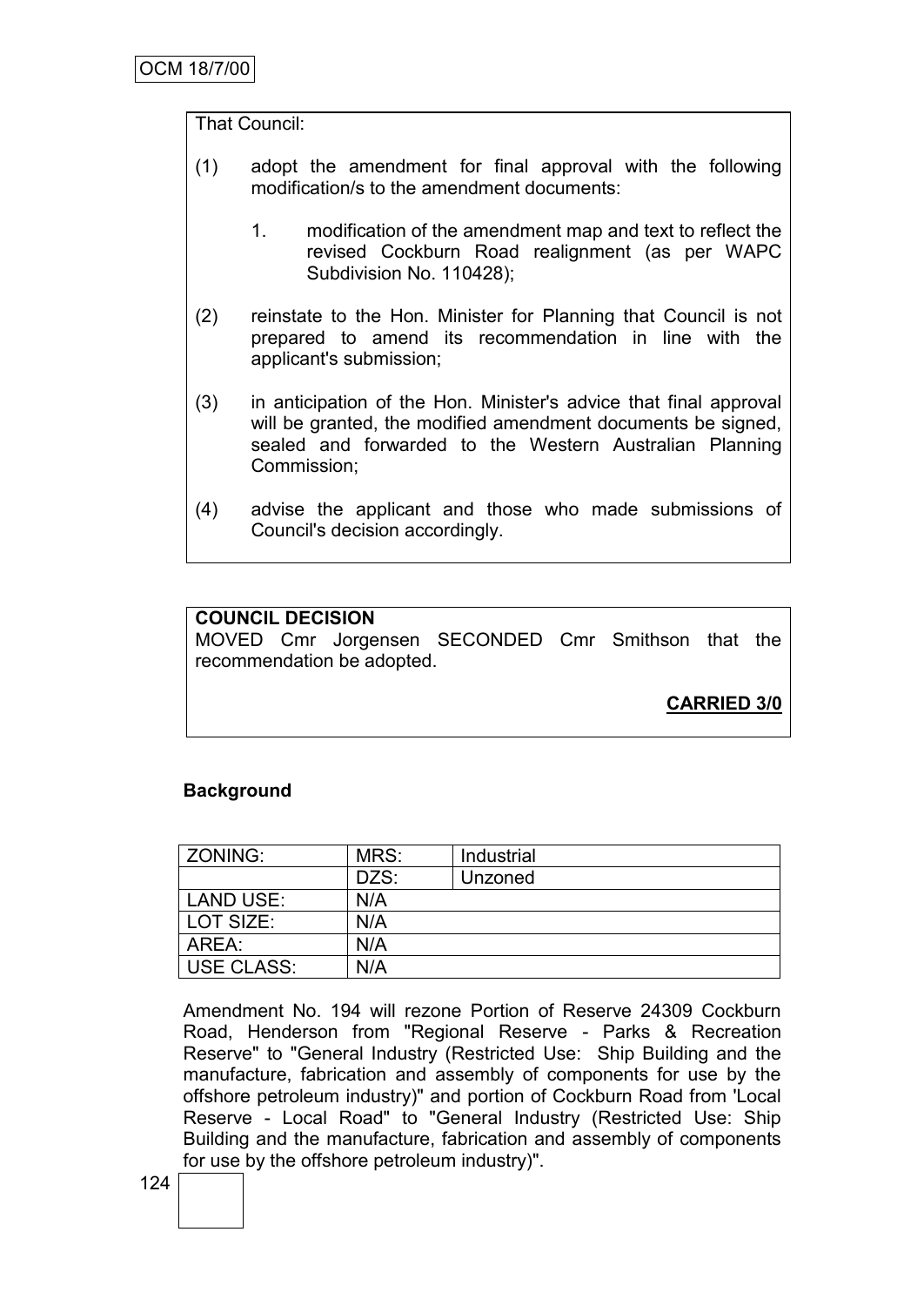That Council:

(1) adopt the amendment for final approval with the following modification/s to the amendment documents:

   1. modification of the amendment map and text to reflect the revised Cockburn Road realignment (as per WAPC Subdivision No. 110428);

(2) reinstate to the Hon. Minister for Planning that Council is not prepared to amend its recommendation in line with the applicant's submission;

(3) in anticipation of the Hon. Minister's advice that final approval will be granted, the modified amendment documents be signed, sealed and forwarded to the Western Australian Planning Commission;

(4) advise the applicant and those who made submissions of Council's decision accordingly.

**COUNCIL DECISION**
MOVED Cmr Jorgensen SECONDED Cmr Smithson that the recommendation be adopted.

**CARRIED 3/0**

**Background**

| ZONING: | MRS: | Industrial |
|---|---|---|
| | DZS: | Unzoned |
| LAND USE: | N/A | |
| LOT SIZE: | N/A | |
| AREA: | N/A | |
| USE CLASS: | N/A | |

Amendment No. 194 will rezone Portion of Reserve 24309 Cockburn Road, Henderson from "Regional Reserve - Parks & Recreation Reserve" to "General Industry (Restricted Use: Ship Building and the manufacture, fabrication and assembly of components for use by the offshore petroleum industry)" and portion of Cockburn Road from 'Local Reserve - Local Road" to "General Industry (Restricted Use: Ship Building and the manufacture, fabrication and assembly of components for use by the offshore petroleum industry)".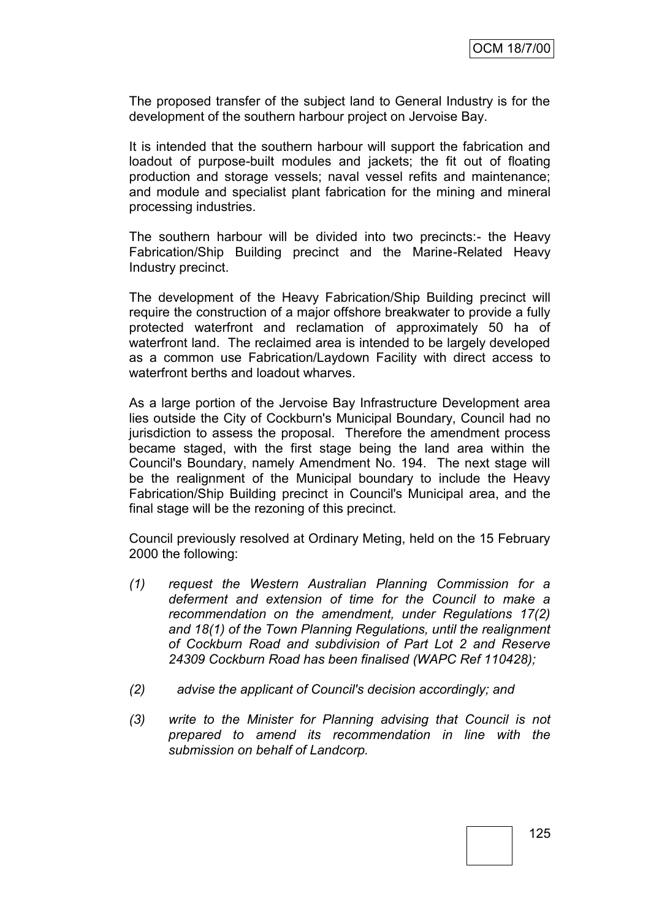The proposed transfer of the subject land to General Industry is for the development of the southern harbour project on Jervoise Bay.

It is intended that the southern harbour will support the fabrication and loadout of purpose-built modules and jackets; the fit out of floating production and storage vessels; naval vessel refits and maintenance; and module and specialist plant fabrication for the mining and mineral processing industries.

The southern harbour will be divided into two precincts:- the Heavy Fabrication/Ship Building precinct and the Marine-Related Heavy Industry precinct.

The development of the Heavy Fabrication/Ship Building precinct will require the construction of a major offshore breakwater to provide a fully protected waterfront and reclamation of approximately 50 ha of waterfront land. The reclaimed area is intended to be largely developed as a common use Fabrication/Laydown Facility with direct access to waterfront berths and loadout wharves.

As a large portion of the Jervoise Bay Infrastructure Development area lies outside the City of Cockburn's Municipal Boundary, Council had no jurisdiction to assess the proposal. Therefore the amendment process became staged, with the first stage being the land area within the Council's Boundary, namely Amendment No. 194. The next stage will be the realignment of the Municipal boundary to include the Heavy Fabrication/Ship Building precinct in Council's Municipal area, and the final stage will be the rezoning of this precinct.

Council previously resolved at Ordinary Meting, held on the 15 February 2000 the following:

*(1) request the Western Australian Planning Commission for a deferment and extension of time for the Council to make a recommendation on the amendment, under Regulations 17(2) and 18(1) of the Town Planning Regulations, until the realignment of Cockburn Road and subdivision of Part Lot 2 and Reserve 24309 Cockburn Road has been finalised (WAPC Ref 110428);*

*(2) advise the applicant of Council's decision accordingly; and*

*(3) write to the Minister for Planning advising that Council is not prepared to amend its recommendation in line with the submission on behalf of Landcorp.*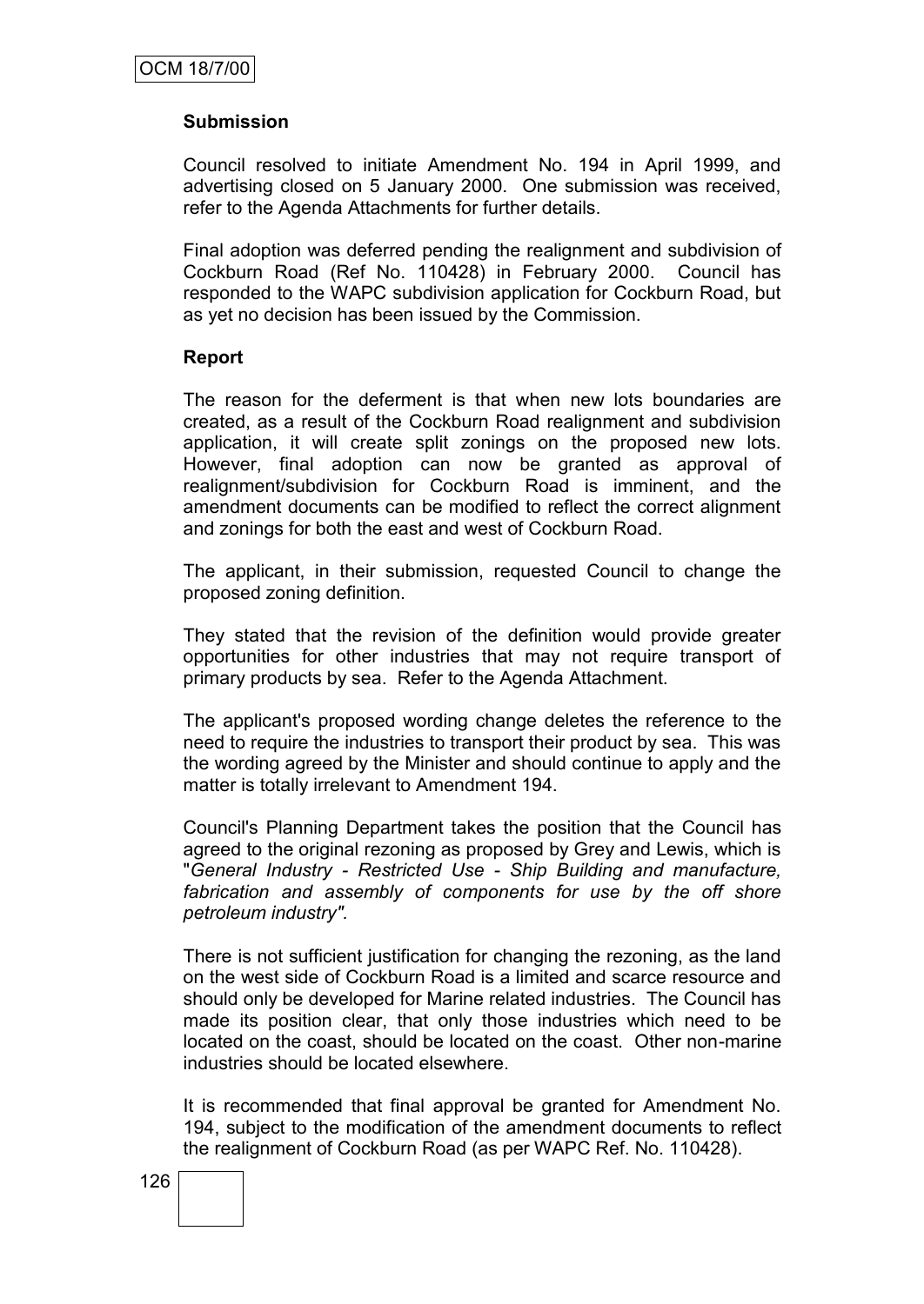**Submission**

Council resolved to initiate Amendment No. 194 in April 1999, and advertising closed on 5 January 2000. One submission was received, refer to the Agenda Attachments for further details.

Final adoption was deferred pending the realignment and subdivision of Cockburn Road (Ref No. 110428) in February 2000. Council has responded to the WAPC subdivision application for Cockburn Road, but as yet no decision has been issued by the Commission.

**Report**

The reason for the deferment is that when new lots boundaries are created, as a result of the Cockburn Road realignment and subdivision application, it will create split zonings on the proposed new lots. However, final adoption can now be granted as approval of realignment/subdivision for Cockburn Road is imminent, and the amendment documents can be modified to reflect the correct alignment and zonings for both the east and west of Cockburn Road.

The applicant, in their submission, requested Council to change the proposed zoning definition.

They stated that the revision of the definition would provide greater opportunities for other industries that may not require transport of primary products by sea. Refer to the Agenda Attachment.

The applicant's proposed wording change deletes the reference to the need to require the industries to transport their product by sea. This was the wording agreed by the Minister and should continue to apply and the matter is totally irrelevant to Amendment 194.

Council's Planning Department takes the position that the Council has agreed to the original rezoning as proposed by Grey and Lewis, which is "*General Industry - Restricted Use - Ship Building and manufacture, fabrication and assembly of components for use by the off shore petroleum industry".*

There is not sufficient justification for changing the rezoning, as the land on the west side of Cockburn Road is a limited and scarce resource and should only be developed for Marine related industries. The Council has made its position clear, that only those industries which need to be located on the coast, should be located on the coast. Other non-marine industries should be located elsewhere.

It is recommended that final approval be granted for Amendment No. 194, subject to the modification of the amendment documents to reflect the realignment of Cockburn Road (as per WAPC Ref. No. 110428).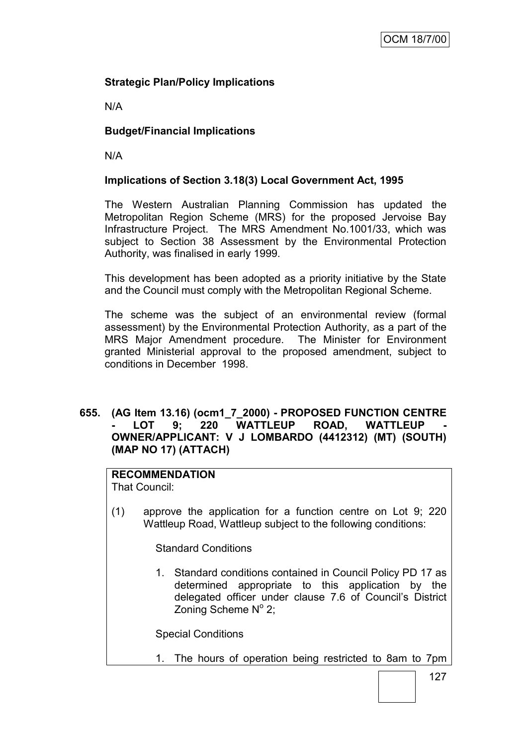**Strategic Plan/Policy Implications**

N/A

**Budget/Financial Implications**

N/A

**Implications of Section 3.18(3) Local Government Act, 1995**

The Western Australian Planning Commission has updated the Metropolitan Region Scheme (MRS) for the proposed Jervoise Bay Infrastructure Project. The MRS Amendment No.1001/33, which was subject to Section 38 Assessment by the Environmental Protection Authority, was finalised in early 1999.

This development has been adopted as a priority initiative by the State and the Council must comply with the Metropolitan Regional Scheme.

The scheme was the subject of an environmental review (formal assessment) by the Environmental Protection Authority, as a part of the MRS Major Amendment procedure. The Minister for Environment granted Ministerial approval to the proposed amendment, subject to conditions in December 1998.

**655. (AG Item 13.16) (ocm1_7_2000) - PROPOSED FUNCTION CENTRE - LOT 9; 220 WATTLEUP ROAD, WATTLEUP - OWNER/APPLICANT: V J LOMBARDO (4412312) (MT) (SOUTH) (MAP NO 17) (ATTACH)**

**RECOMMENDATION**
That Council:

(1) approve the application for a function centre on Lot 9; 220 Wattleup Road, Wattleup subject to the following conditions:

Standard Conditions

1. Standard conditions contained in Council Policy PD 17 as determined appropriate to this application by the delegated officer under clause 7.6 of Council's District Zoning Scheme N° 2;

Special Conditions

1. The hours of operation being restricted to 8am to 7pm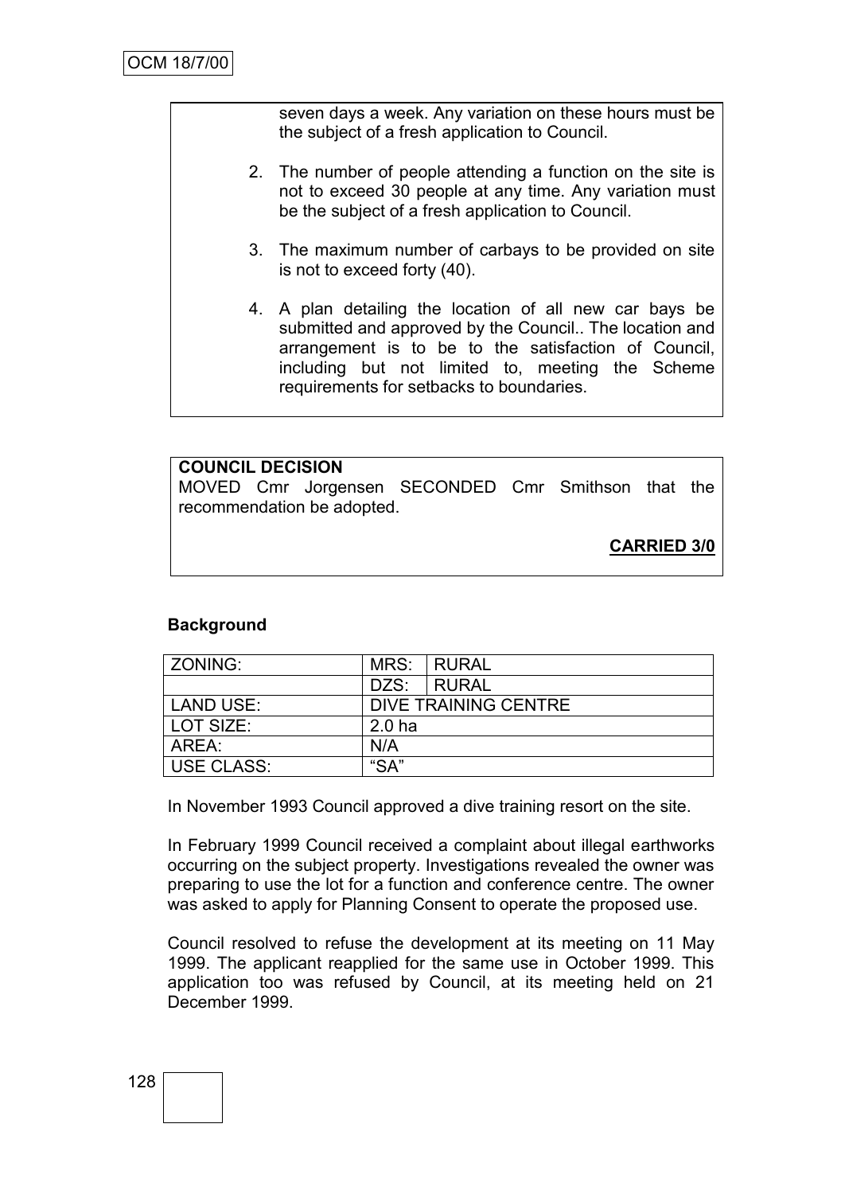seven days a week. Any variation on these hours must be the subject of a fresh application to Council.

2. The number of people attending a function on the site is not to exceed 30 people at any time. Any variation must be the subject of a fresh application to Council.

3. The maximum number of carbays to be provided on site is not to exceed forty (40).

4. A plan detailing the location of all new car bays be submitted and approved by the Council.. The location and arrangement is to be to the satisfaction of Council, including but not limited to, meeting the Scheme requirements for setbacks to boundaries.

**COUNCIL DECISION**

MOVED Cmr Jorgensen SECONDED Cmr Smithson that the recommendation be adopted.

**CARRIED 3/0**

**Background**

| ZONING: | MRS: | RURAL |
|---|---|---|
| | DZS: | RURAL |
| LAND USE: | DIVE TRAINING CENTRE | |
| LOT SIZE: | 2.0 ha | |
| AREA: | N/A | |
| USE CLASS: | “SA” | |

In November 1993 Council approved a dive training resort on the site.

In February 1999 Council received a complaint about illegal earthworks occurring on the subject property. Investigations revealed the owner was preparing to use the lot for a function and conference centre. The owner was asked to apply for Planning Consent to operate the proposed use.

Council resolved to refuse the development at its meeting on 11 May 1999. The applicant reapplied for the same use in October 1999. This application too was refused by Council, at its meeting held on 21 December 1999.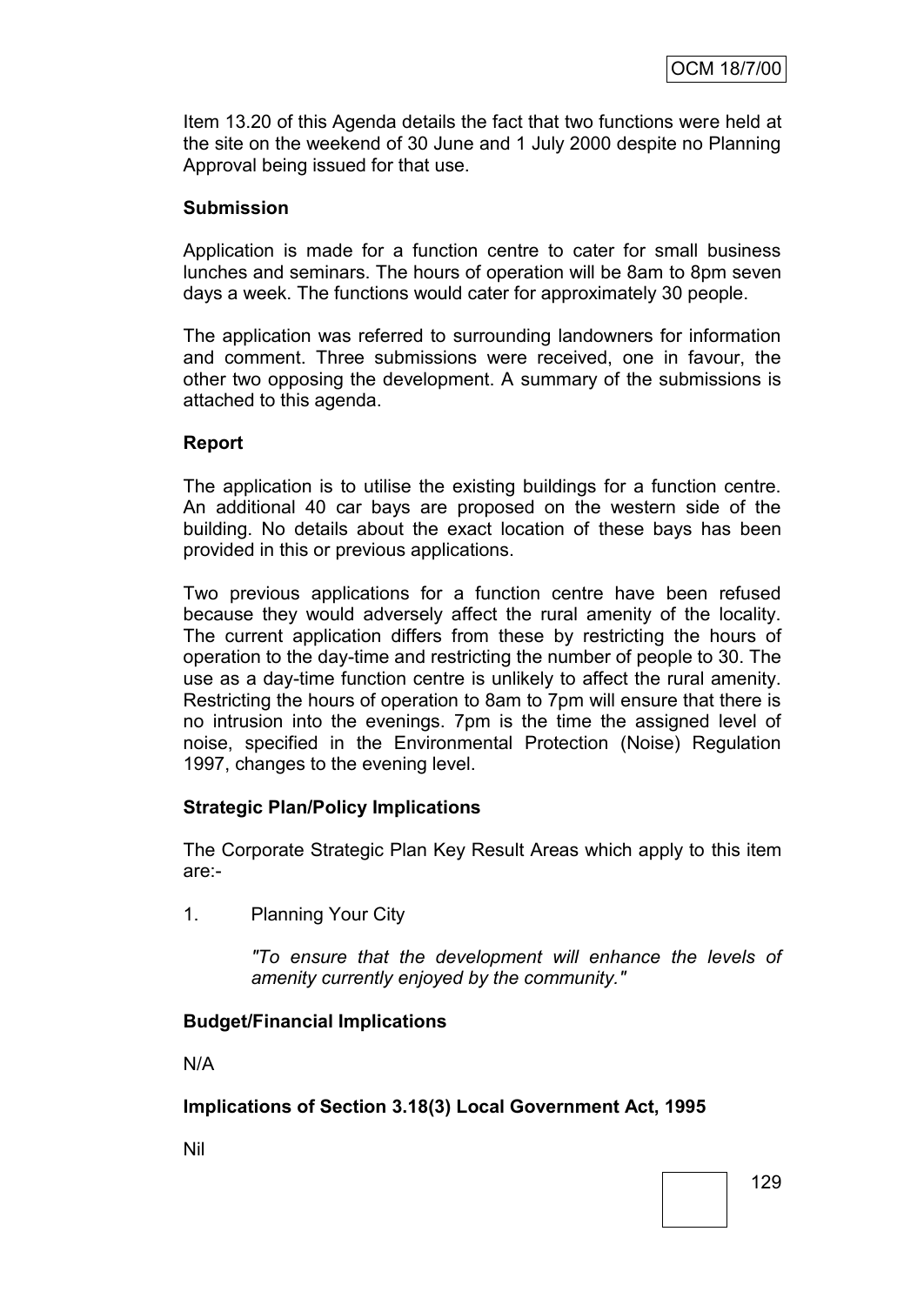Item 13.20 of this Agenda details the fact that two functions were held at the site on the weekend of 30 June and 1 July 2000 despite no Planning Approval being issued for that use.

**Submission**

Application is made for a function centre to cater for small business lunches and seminars. The hours of operation will be 8am to 8pm seven days a week. The functions would cater for approximately 30 people.

The application was referred to surrounding landowners for information and comment. Three submissions were received, one in favour, the other two opposing the development. A summary of the submissions is attached to this agenda.

**Report**

The application is to utilise the existing buildings for a function centre. An additional 40 car bays are proposed on the western side of the building. No details about the exact location of these bays has been provided in this or previous applications.

Two previous applications for a function centre have been refused because they would adversely affect the rural amenity of the locality. The current application differs from these by restricting the hours of operation to the day-time and restricting the number of people to 30. The use as a day-time function centre is unlikely to affect the rural amenity. Restricting the hours of operation to 8am to 7pm will ensure that there is no intrusion into the evenings. 7pm is the time the assigned level of noise, specified in the Environmental Protection (Noise) Regulation 1997, changes to the evening level.

**Strategic Plan/Policy Implications**

The Corporate Strategic Plan Key Result Areas which apply to this item are:-

1. Planning Your City

   *"To ensure that the development will enhance the levels of amenity currently enjoyed by the community."*

**Budget/Financial Implications**

N/A

**Implications of Section 3.18(3) Local Government Act, 1995**

Nil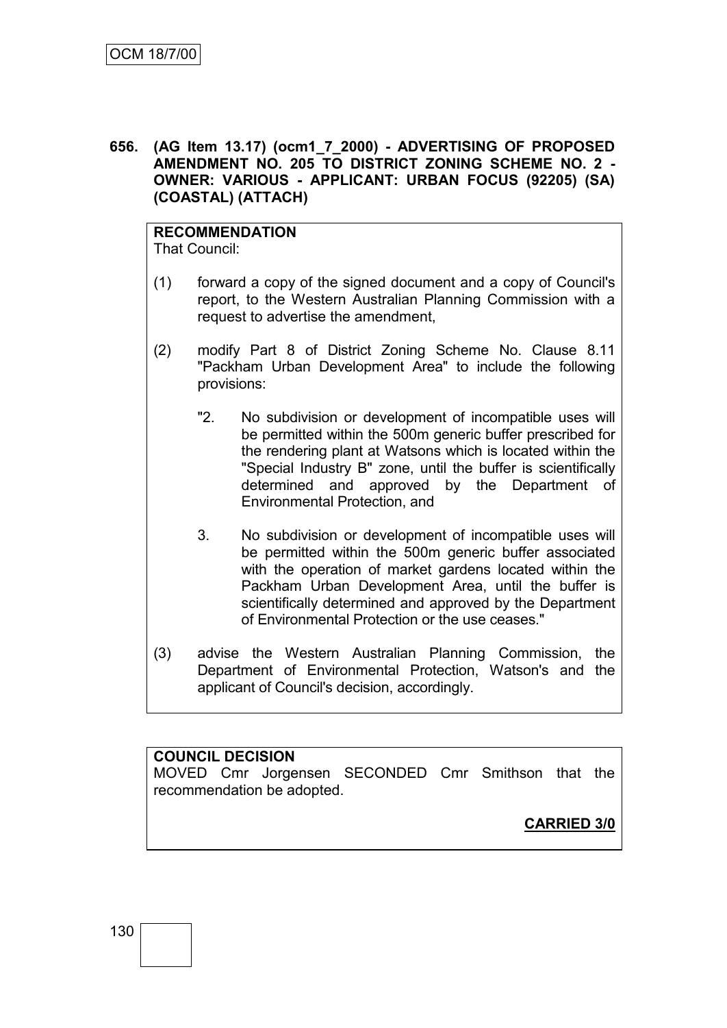**656. (AG Item 13.17) (ocm1_7_2000) - ADVERTISING OF PROPOSED AMENDMENT NO. 205 TO DISTRICT ZONING SCHEME NO. 2 - OWNER: VARIOUS - APPLICANT: URBAN FOCUS (92205) (SA) (COASTAL) (ATTACH)**

**RECOMMENDATION**

That Council:

(1) forward a copy of the signed document and a copy of Council's report, to the Western Australian Planning Commission with a request to advertise the amendment,

(2) modify Part 8 of District Zoning Scheme No. Clause 8.11 "Packham Urban Development Area" to include the following provisions:

"2. No subdivision or development of incompatible uses will be permitted within the 500m generic buffer prescribed for the rendering plant at Watsons which is located within the "Special Industry B" zone, until the buffer is scientifically determined and approved by the Department of Environmental Protection, and

3. No subdivision or development of incompatible uses will be permitted within the 500m generic buffer associated with the operation of market gardens located within the Packham Urban Development Area, until the buffer is scientifically determined and approved by the Department of Environmental Protection or the use ceases."

(3) advise the Western Australian Planning Commission, the Department of Environmental Protection, Watson's and the applicant of Council's decision, accordingly.

**COUNCIL DECISION**

MOVED Cmr Jorgensen SECONDED Cmr Smithson that the recommendation be adopted.

**CARRIED 3/0**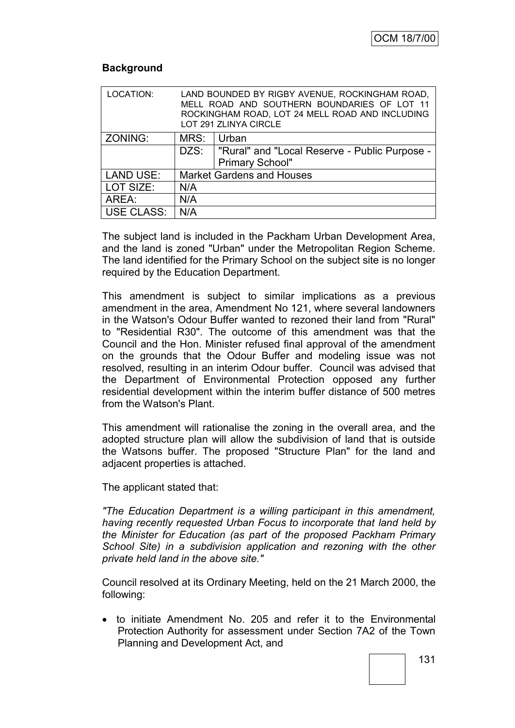### Background

| LOCATION: | LAND BOUNDED BY RIGBY AVENUE, ROCKINGHAM ROAD, MELL ROAD AND SOUTHERN BOUNDARIES OF LOT 11 ROCKINGHAM ROAD, LOT 24 MELL ROAD AND INCLUDING LOT 291 ZLINYA CIRCLE | |
|---|---|---|
| ZONING: | MRS: | Urban |
| | DZS: | "Rural" and "Local Reserve - Public Purpose - Primary School" |
| LAND USE: | Market Gardens and Houses | |
| LOT SIZE: | N/A | |
| AREA: | N/A | |
| USE CLASS: | N/A | |

The subject land is included in the Packham Urban Development Area, and the land is zoned "Urban" under the Metropolitan Region Scheme. The land identified for the Primary School on the subject site is no longer required by the Education Department.

This amendment is subject to similar implications as a previous amendment in the area, Amendment No 121, where several landowners in the Watson's Odour Buffer wanted to rezoned their land from "Rural" to "Residential R30". The outcome of this amendment was that the Council and the Hon. Minister refused final approval of the amendment on the grounds that the Odour Buffer and modeling issue was not resolved, resulting in an interim Odour buffer. Council was advised that the Department of Environmental Protection opposed any further residential development within the interim buffer distance of 500 metres from the Watson's Plant.

This amendment will rationalise the zoning in the overall area, and the adopted structure plan will allow the subdivision of land that is outside the Watsons buffer. The proposed "Structure Plan" for the land and adjacent properties is attached.

The applicant stated that:

*"The Education Department is a willing participant in this amendment, having recently requested Urban Focus to incorporate that land held by the Minister for Education (as part of the proposed Packham Primary School Site) in a subdivision application and rezoning with the other private held land in the above site."*

Council resolved at its Ordinary Meeting, held on the 21 March 2000, the following:

- to initiate Amendment No. 205 and refer it to the Environmental Protection Authority for assessment under Section 7A2 of the Town Planning and Development Act, and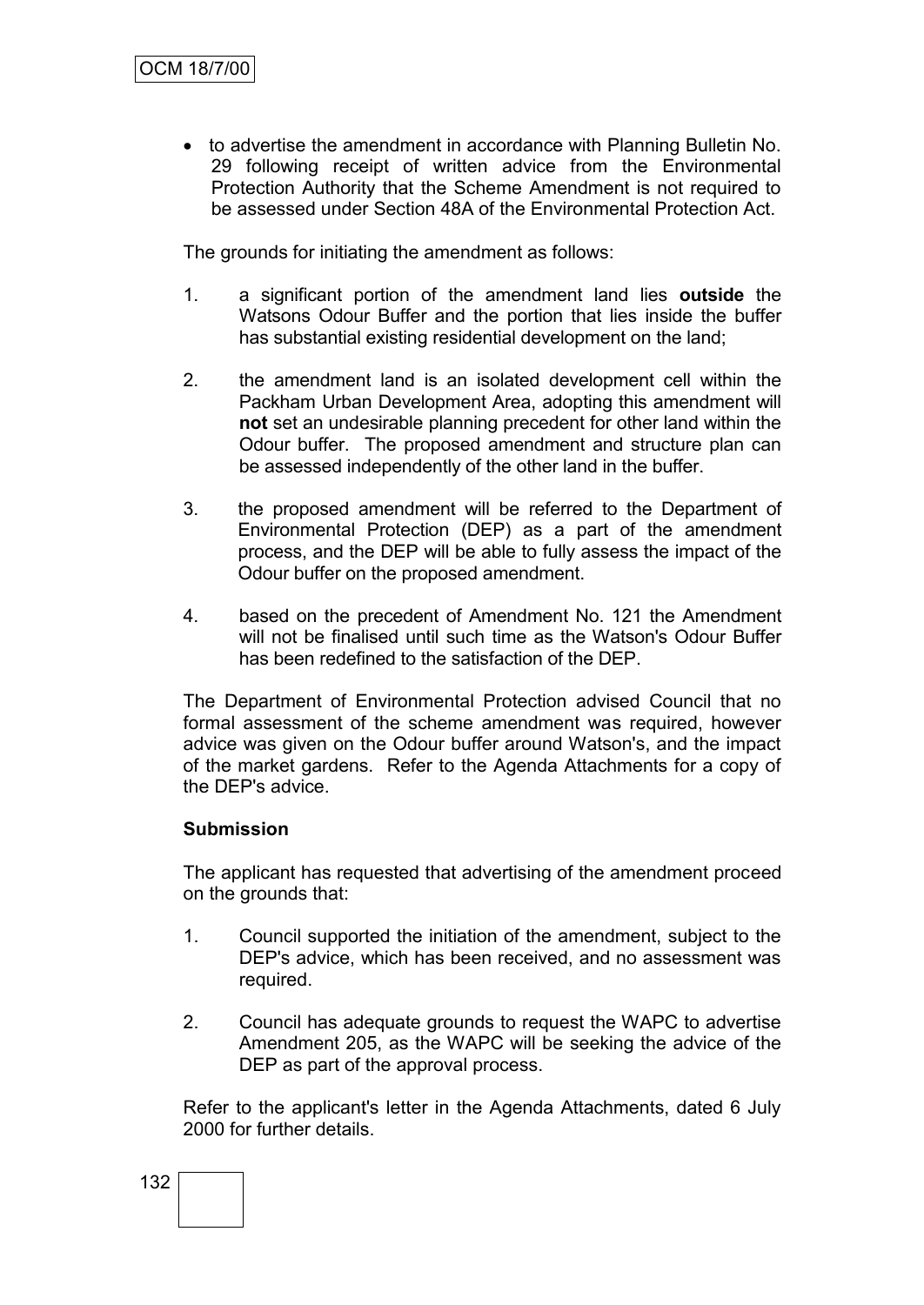- to advertise the amendment in accordance with Planning Bulletin No. 29 following receipt of written advice from the Environmental Protection Authority that the Scheme Amendment is not required to be assessed under Section 48A of the Environmental Protection Act.

The grounds for initiating the amendment as follows:

1. a significant portion of the amendment land lies **outside** the Watsons Odour Buffer and the portion that lies inside the buffer has substantial existing residential development on the land;

2. the amendment land is an isolated development cell within the Packham Urban Development Area, adopting this amendment will **not** set an undesirable planning precedent for other land within the Odour buffer. The proposed amendment and structure plan can be assessed independently of the other land in the buffer.

3. the proposed amendment will be referred to the Department of Environmental Protection (DEP) as a part of the amendment process, and the DEP will be able to fully assess the impact of the Odour buffer on the proposed amendment.

4. based on the precedent of Amendment No. 121 the Amendment will not be finalised until such time as the Watson's Odour Buffer has been redefined to the satisfaction of the DEP.

The Department of Environmental Protection advised Council that no formal assessment of the scheme amendment was required, however advice was given on the Odour buffer around Watson's, and the impact of the market gardens. Refer to the Agenda Attachments for a copy of the DEP's advice.

**Submission**

The applicant has requested that advertising of the amendment proceed on the grounds that:

1. Council supported the initiation of the amendment, subject to the DEP's advice, which has been received, and no assessment was required.

2. Council has adequate grounds to request the WAPC to advertise Amendment 205, as the WAPC will be seeking the advice of the DEP as part of the approval process.

Refer to the applicant's letter in the Agenda Attachments, dated 6 July 2000 for further details.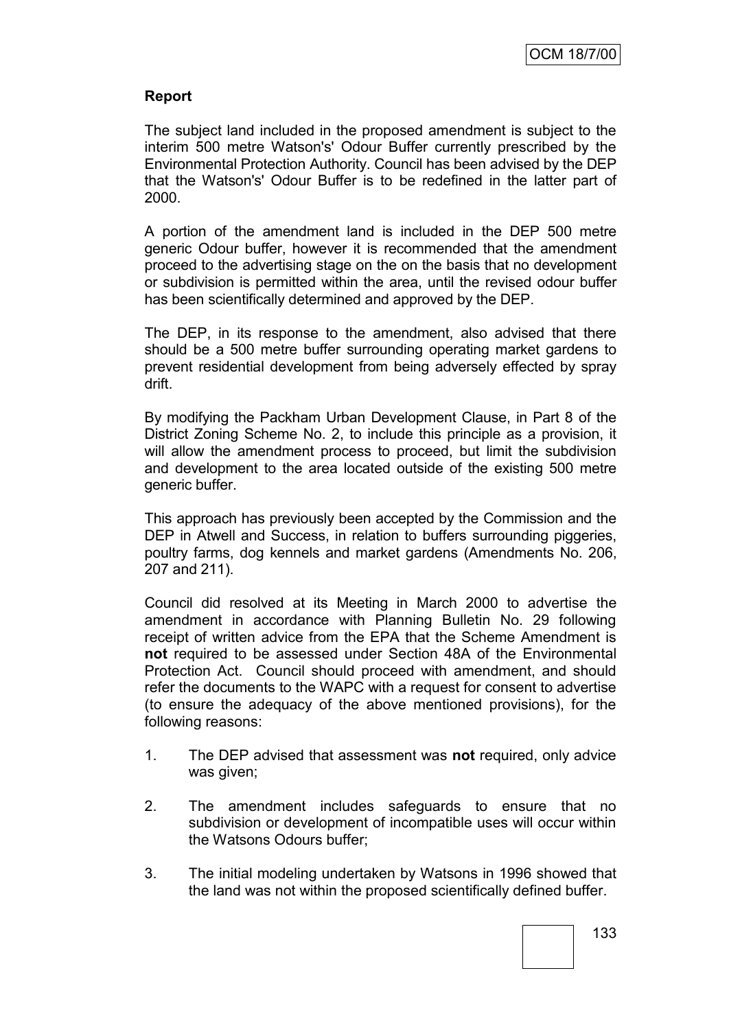## Report

The subject land included in the proposed amendment is subject to the interim 500 metre Watson's' Odour Buffer currently prescribed by the Environmental Protection Authority. Council has been advised by the DEP that the Watson's' Odour Buffer is to be redefined in the latter part of 2000.

A portion of the amendment land is included in the DEP 500 metre generic Odour buffer, however it is recommended that the amendment proceed to the advertising stage on the on the basis that no development or subdivision is permitted within the area, until the revised odour buffer has been scientifically determined and approved by the DEP.

The DEP, in its response to the amendment, also advised that there should be a 500 metre buffer surrounding operating market gardens to prevent residential development from being adversely effected by spray drift.

By modifying the Packham Urban Development Clause, in Part 8 of the District Zoning Scheme No. 2, to include this principle as a provision, it will allow the amendment process to proceed, but limit the subdivision and development to the area located outside of the existing 500 metre generic buffer.

This approach has previously been accepted by the Commission and the DEP in Atwell and Success, in relation to buffers surrounding piggeries, poultry farms, dog kennels and market gardens (Amendments No. 206, 207 and 211).

Council did resolved at its Meeting in March 2000 to advertise the amendment in accordance with Planning Bulletin No. 29 following receipt of written advice from the EPA that the Scheme Amendment is **not** required to be assessed under Section 48A of the Environmental Protection Act. Council should proceed with amendment, and should refer the documents to the WAPC with a request for consent to advertise (to ensure the adequacy of the above mentioned provisions), for the following reasons:

1. The DEP advised that assessment was **not** required, only advice was given;
2. The amendment includes safeguards to ensure that no subdivision or development of incompatible uses will occur within the Watsons Odours buffer;
3. The initial modeling undertaken by Watsons in 1996 showed that the land was not within the proposed scientifically defined buffer.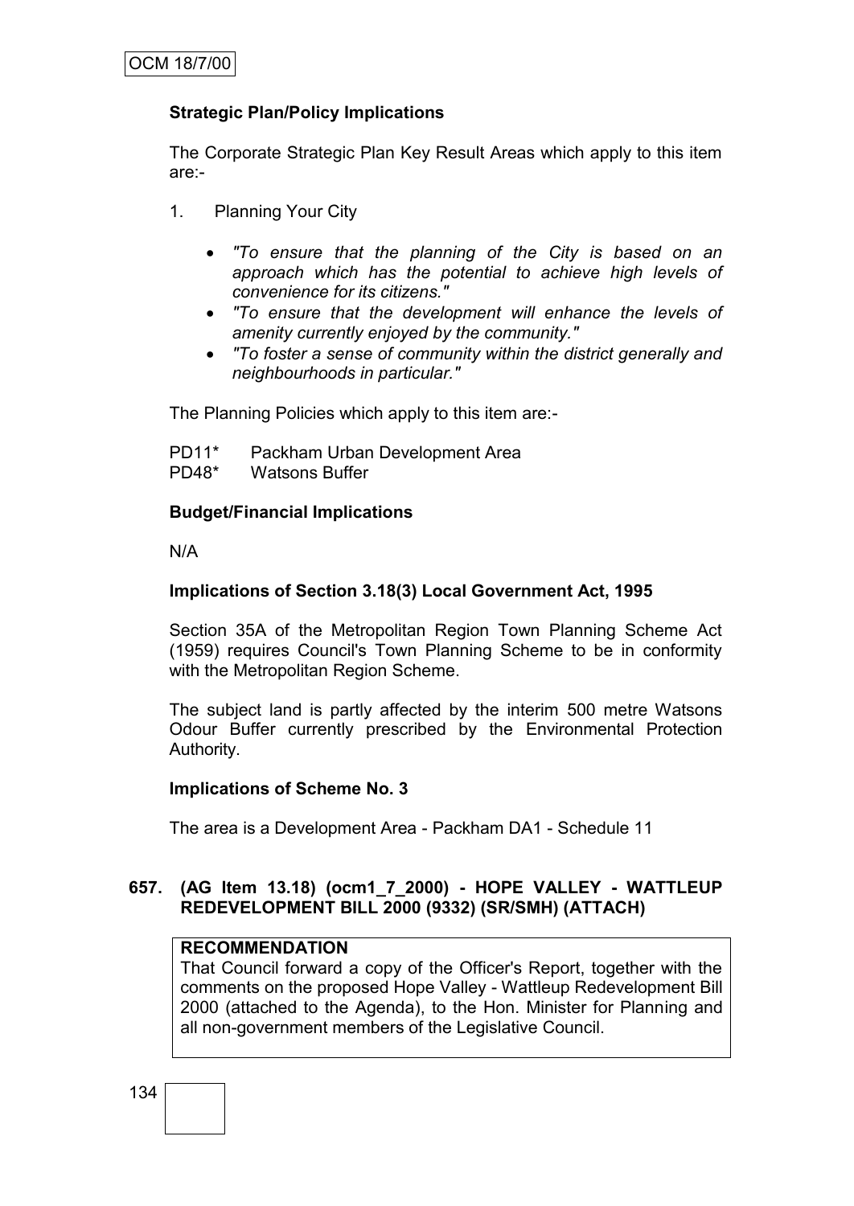**Strategic Plan/Policy Implications**

The Corporate Strategic Plan Key Result Areas which apply to this item are:-

1. Planning Your City

   - *"To ensure that the planning of the City is based on an approach which has the potential to achieve high levels of convenience for its citizens."*
   - *"To ensure that the development will enhance the levels of amenity currently enjoyed by the community."*
   - *"To foster a sense of community within the district generally and neighbourhoods in particular."*

The Planning Policies which apply to this item are:-

PD11* Packham Urban Development Area
PD48* Watsons Buffer

**Budget/Financial Implications**

N/A

**Implications of Section 3.18(3) Local Government Act, 1995**

Section 35A of the Metropolitan Region Town Planning Scheme Act (1959) requires Council's Town Planning Scheme to be in conformity with the Metropolitan Region Scheme.

The subject land is partly affected by the interim 500 metre Watsons Odour Buffer currently prescribed by the Environmental Protection Authority.

**Implications of Scheme No. 3**

The area is a Development Area - Packham DA1 - Schedule 11

**657. (AG Item 13.18) (ocm1_7_2000) - HOPE VALLEY - WATTLEUP REDEVELOPMENT BILL 2000 (9332) (SR/SMH) (ATTACH)**

**RECOMMENDATION**
That Council forward a copy of the Officer's Report, together with the comments on the proposed Hope Valley - Wattleup Redevelopment Bill 2000 (attached to the Agenda), to the Hon. Minister for Planning and all non-government members of the Legislative Council.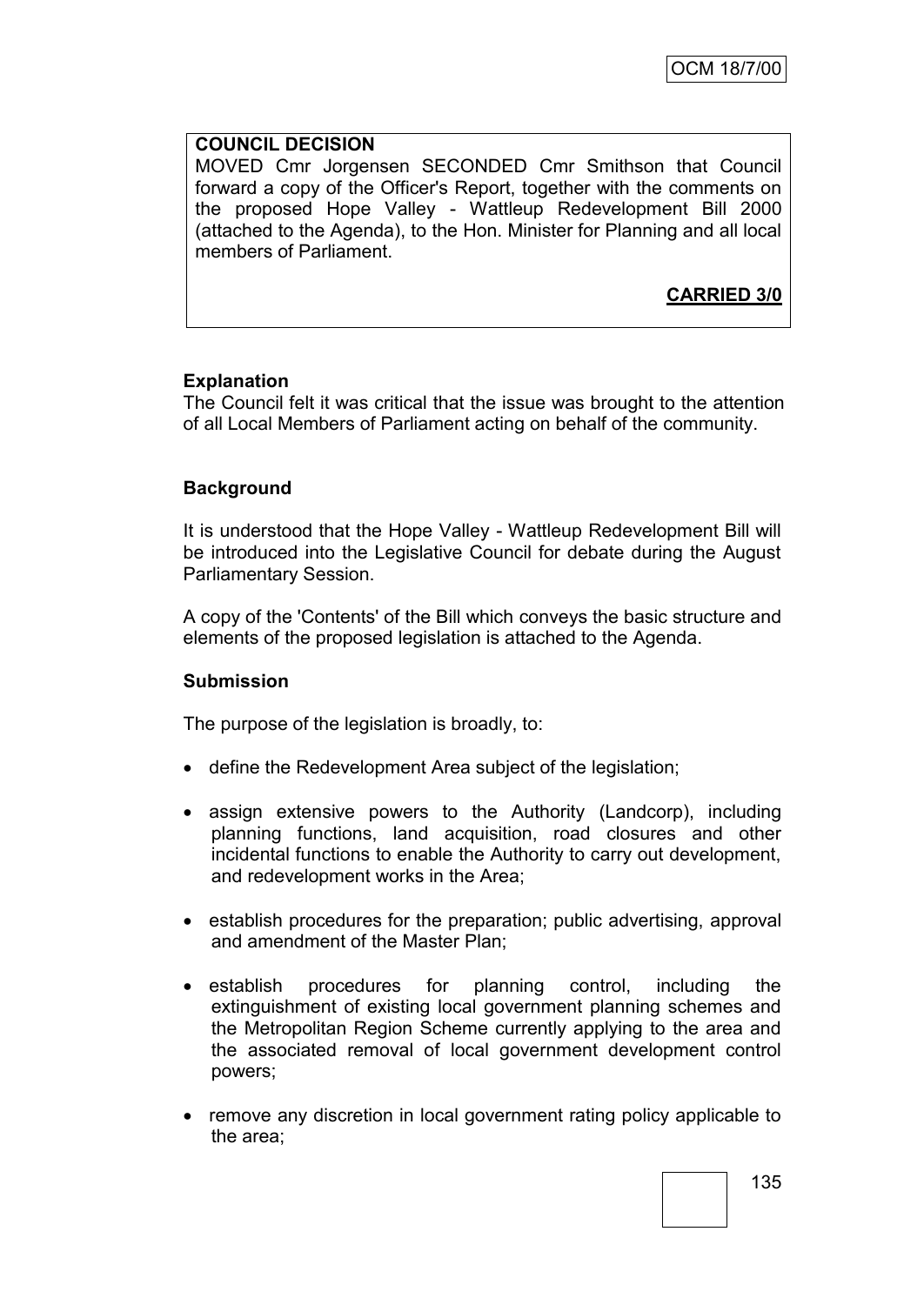**COUNCIL DECISION**

MOVED Cmr Jorgensen SECONDED Cmr Smithson that Council forward a copy of the Officer's Report, together with the comments on the proposed Hope Valley - Wattleup Redevelopment Bill 2000 (attached to the Agenda), to the Hon. Minister for Planning and all local members of Parliament.

**CARRIED 3/0**

**Explanation**

The Council felt it was critical that the issue was brought to the attention of all Local Members of Parliament acting on behalf of the community.

**Background**

It is understood that the Hope Valley - Wattleup Redevelopment Bill will be introduced into the Legislative Council for debate during the August Parliamentary Session.

A copy of the 'Contents' of the Bill which conveys the basic structure and elements of the proposed legislation is attached to the Agenda.

**Submission**

The purpose of the legislation is broadly, to:

- define the Redevelopment Area subject of the legislation;
- assign extensive powers to the Authority (Landcorp), including planning functions, land acquisition, road closures and other incidental functions to enable the Authority to carry out development, and redevelopment works in the Area;
- establish procedures for the preparation; public advertising, approval and amendment of the Master Plan;
- establish procedures for planning control, including the extinguishment of existing local government planning schemes and the Metropolitan Region Scheme currently applying to the area and the associated removal of local government development control powers;
- remove any discretion in local government rating policy applicable to the area;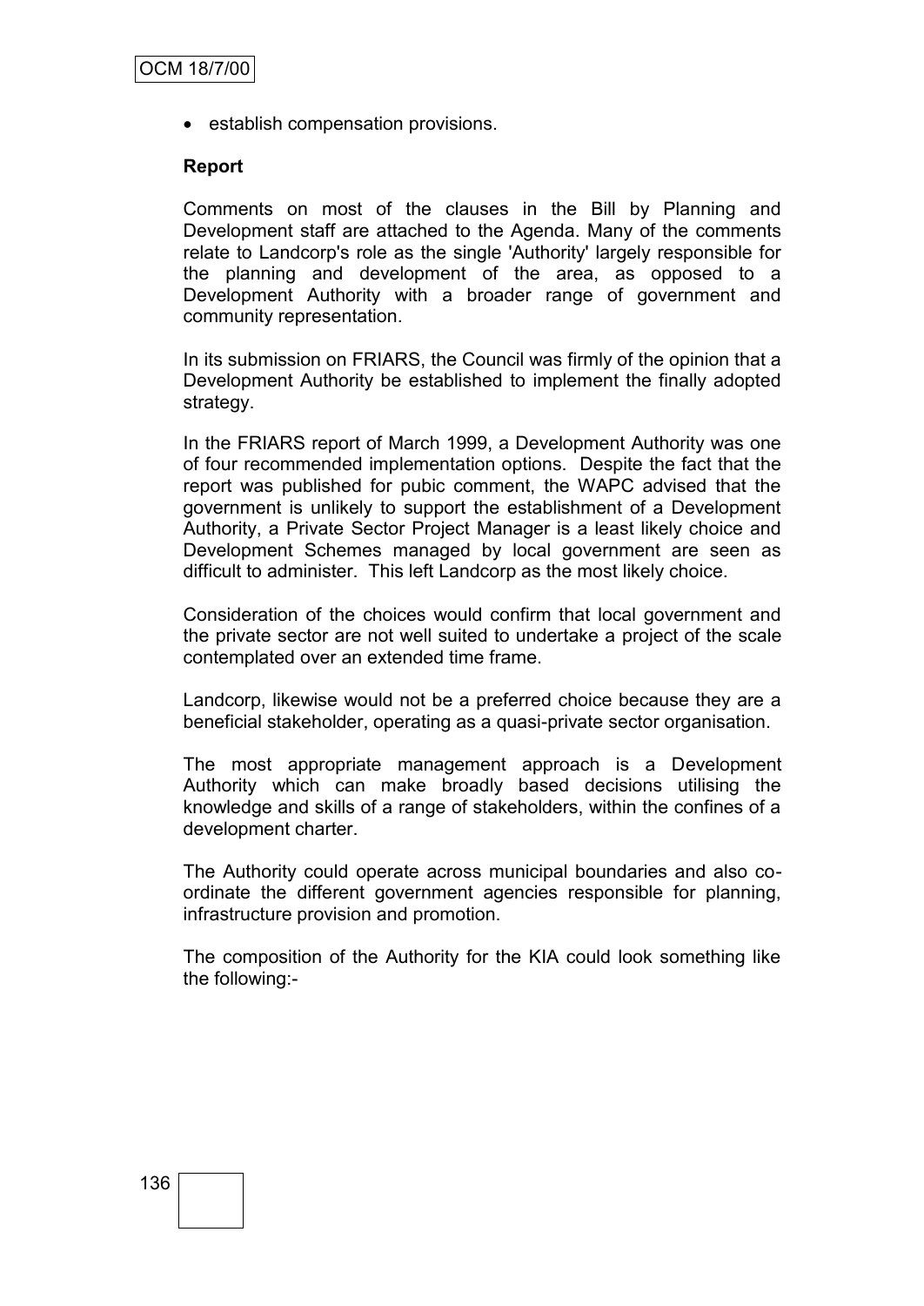- establish compensation provisions.

**Report**

Comments on most of the clauses in the Bill by Planning and Development staff are attached to the Agenda. Many of the comments relate to Landcorp's role as the single 'Authority' largely responsible for the planning and development of the area, as opposed to a Development Authority with a broader range of government and community representation.

In its submission on FRIARS, the Council was firmly of the opinion that a Development Authority be established to implement the finally adopted strategy.

In the FRIARS report of March 1999, a Development Authority was one of four recommended implementation options. Despite the fact that the report was published for pubic comment, the WAPC advised that the government is unlikely to support the establishment of a Development Authority, a Private Sector Project Manager is a least likely choice and Development Schemes managed by local government are seen as difficult to administer. This left Landcorp as the most likely choice.

Consideration of the choices would confirm that local government and the private sector are not well suited to undertake a project of the scale contemplated over an extended time frame.

Landcorp, likewise would not be a preferred choice because they are a beneficial stakeholder, operating as a quasi-private sector organisation.

The most appropriate management approach is a Development Authority which can make broadly based decisions utilising the knowledge and skills of a range of stakeholders, within the confines of a development charter.

The Authority could operate across municipal boundaries and also co-ordinate the different government agencies responsible for planning, infrastructure provision and promotion.

The composition of the Authority for the KIA could look something like the following:-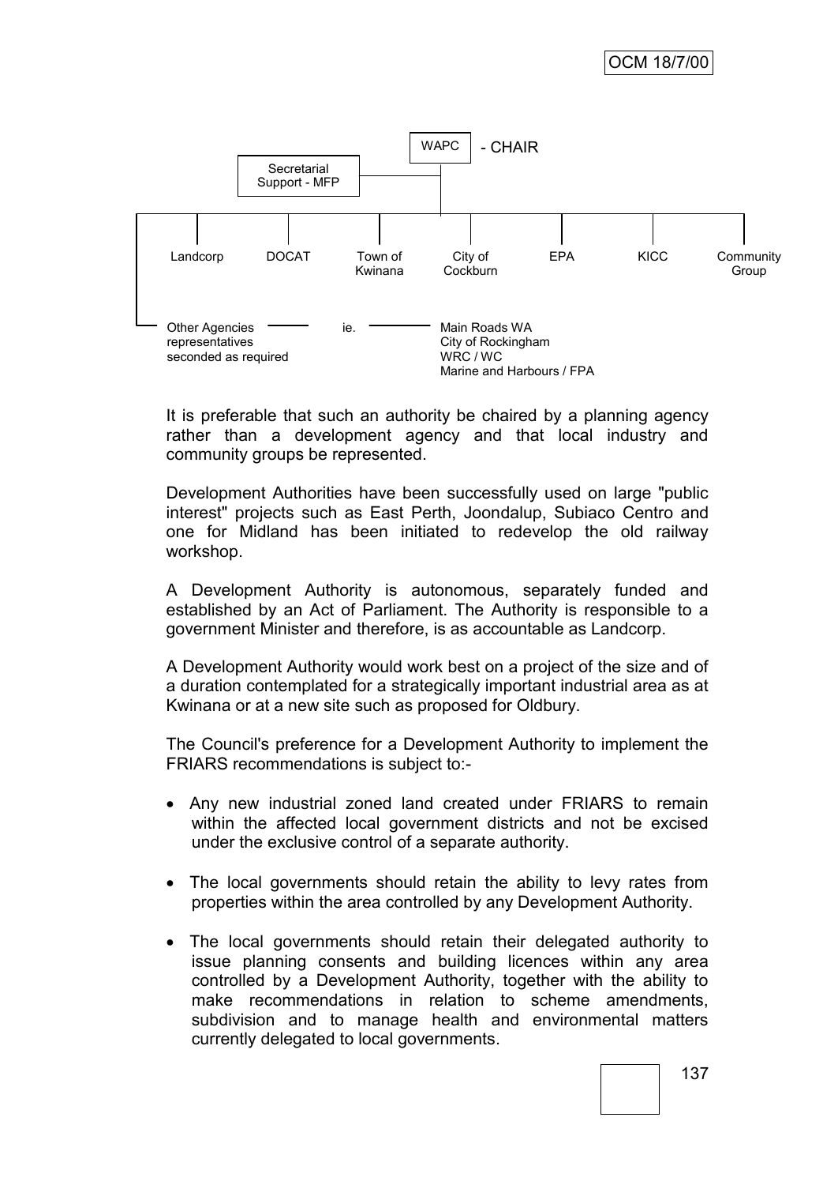WAPC - CHAIR

Secretarial Support - MFP

| Landcorp | DOCAT | Town of Kwinana | City of Cockburn | EPA | KICC | Community Group |
|---|---|---|---|---|---|---|

Other Agencies representatives seconded as required — ie. — Main Roads WA, City of Rockingham, WRC / WC, Marine and Harbours / FPA

It is preferable that such an authority be chaired by a planning agency rather than a development agency and that local industry and community groups be represented.

Development Authorities have been successfully used on large "public interest" projects such as East Perth, Joondalup, Subiaco Centro and one for Midland has been initiated to redevelop the old railway workshop.

A Development Authority is autonomous, separately funded and established by an Act of Parliament. The Authority is responsible to a government Minister and therefore, is as accountable as Landcorp.

A Development Authority would work best on a project of the size and of a duration contemplated for a strategically important industrial area as at Kwinana or at a new site such as proposed for Oldbury.

The Council's preference for a Development Authority to implement the FRIARS recommendations is subject to:-

- Any new industrial zoned land created under FRIARS to remain within the affected local government districts and not be excised under the exclusive control of a separate authority.
- The local governments should retain the ability to levy rates from properties within the area controlled by any Development Authority.
- The local governments should retain their delegated authority to issue planning consents and building licences within any area controlled by a Development Authority, together with the ability to make recommendations in relation to scheme amendments, subdivision and to manage health and environmental matters currently delegated to local governments.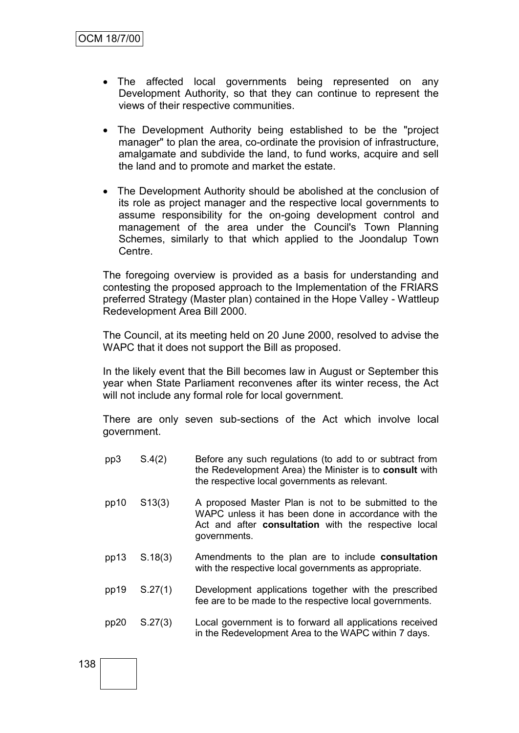- The affected local governments being represented on any Development Authority, so that they can continue to represent the views of their respective communities.

- The Development Authority being established to be the "project manager" to plan the area, co-ordinate the provision of infrastructure, amalgamate and subdivide the land, to fund works, acquire and sell the land and to promote and market the estate.

- The Development Authority should be abolished at the conclusion of its role as project manager and the respective local governments to assume responsibility for the on-going development control and management of the area under the Council's Town Planning Schemes, similarly to that which applied to the Joondalup Town Centre.

The foregoing overview is provided as a basis for understanding and contesting the proposed approach to the Implementation of the FRIARS preferred Strategy (Master plan) contained in the Hope Valley - Wattleup Redevelopment Area Bill 2000.

The Council, at its meeting held on 20 June 2000, resolved to advise the WAPC that it does not support the Bill as proposed.

In the likely event that the Bill becomes law in August or September this year when State Parliament reconvenes after its winter recess, the Act will not include any formal role for local government.

There are only seven sub-sections of the Act which involve local government.

| | | |
|---|---|---|
| pp3 | S.4(2) | Before any such regulations (to add to or subtract from the Redevelopment Area) the Minister is to **consult** with the respective local governments as relevant. |
| pp10 | S13(3) | A proposed Master Plan is not to be submitted to the WAPC unless it has been done in accordance with the Act and after **consultation** with the respective local governments. |
| pp13 | S.18(3) | Amendments to the plan are to include **consultation** with the respective local governments as appropriate. |
| pp19 | S.27(1) | Development applications together with the prescribed fee are to be made to the respective local governments. |
| pp20 | S.27(3) | Local government is to forward all applications received in the Redevelopment Area to the WAPC within 7 days. |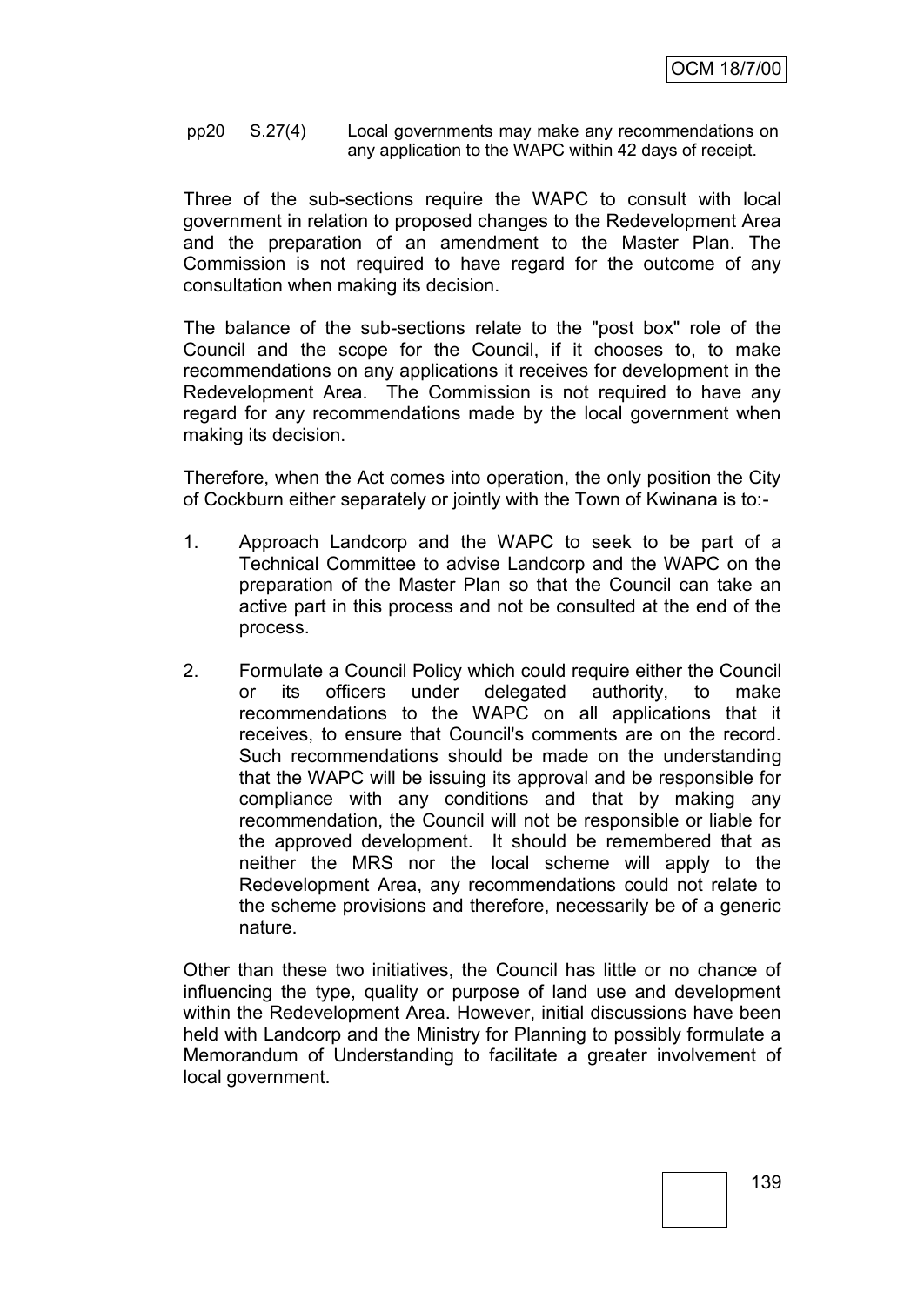pp20 S.27(4) Local governments may make any recommendations on any application to the WAPC within 42 days of receipt.

Three of the sub-sections require the WAPC to consult with local government in relation to proposed changes to the Redevelopment Area and the preparation of an amendment to the Master Plan. The Commission is not required to have regard for the outcome of any consultation when making its decision.

The balance of the sub-sections relate to the "post box" role of the Council and the scope for the Council, if it chooses to, to make recommendations on any applications it receives for development in the Redevelopment Area. The Commission is not required to have any regard for any recommendations made by the local government when making its decision.

Therefore, when the Act comes into operation, the only position the City of Cockburn either separately or jointly with the Town of Kwinana is to:-

1. Approach Landcorp and the WAPC to seek to be part of a Technical Committee to advise Landcorp and the WAPC on the preparation of the Master Plan so that the Council can take an active part in this process and not be consulted at the end of the process.

2. Formulate a Council Policy which could require either the Council or its officers under delegated authority, to make recommendations to the WAPC on all applications that it receives, to ensure that Council's comments are on the record. Such recommendations should be made on the understanding that the WAPC will be issuing its approval and be responsible for compliance with any conditions and that by making any recommendation, the Council will not be responsible or liable for the approved development. It should be remembered that as neither the MRS nor the local scheme will apply to the Redevelopment Area, any recommendations could not relate to the scheme provisions and therefore, necessarily be of a generic nature.

Other than these two initiatives, the Council has little or no chance of influencing the type, quality or purpose of land use and development within the Redevelopment Area. However, initial discussions have been held with Landcorp and the Ministry for Planning to possibly formulate a Memorandum of Understanding to facilitate a greater involvement of local government.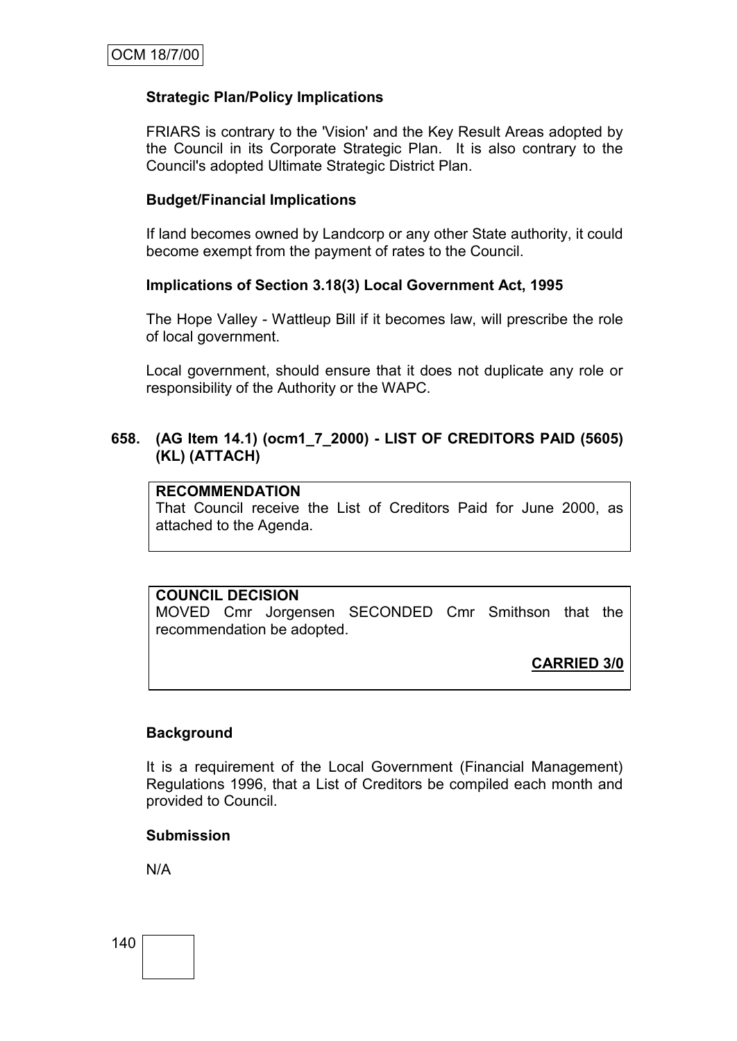**Strategic Plan/Policy Implications**

FRIARS is contrary to the 'Vision' and the Key Result Areas adopted by the Council in its Corporate Strategic Plan. It is also contrary to the Council's adopted Ultimate Strategic District Plan.

**Budget/Financial Implications**

If land becomes owned by Landcorp or any other State authority, it could become exempt from the payment of rates to the Council.

**Implications of Section 3.18(3) Local Government Act, 1995**

The Hope Valley - Wattleup Bill if it becomes law, will prescribe the role of local government.

Local government, should ensure that it does not duplicate any role or responsibility of the Authority or the WAPC.

## 658. (AG Item 14.1) (ocm1_7_2000) - LIST OF CREDITORS PAID (5605) (KL) (ATTACH)

**RECOMMENDATION**
That Council receive the List of Creditors Paid for June 2000, as attached to the Agenda.

**COUNCIL DECISION**
MOVED Cmr Jorgensen SECONDED Cmr Smithson that the recommendation be adopted.

**CARRIED 3/0**

**Background**

It is a requirement of the Local Government (Financial Management) Regulations 1996, that a List of Creditors be compiled each month and provided to Council.

**Submission**

N/A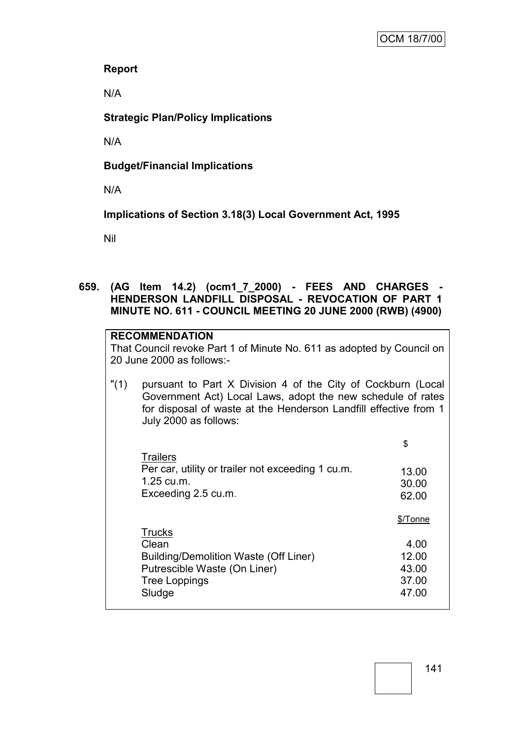**Report**

N/A

**Strategic Plan/Policy Implications**

N/A

**Budget/Financial Implications**

N/A

**Implications of Section 3.18(3) Local Government Act, 1995**

Nil

**659. (AG Item 14.2) (ocm1_7_2000) - FEES AND CHARGES - HENDERSON LANDFILL DISPOSAL - REVOCATION OF PART 1 MINUTE NO. 611 - COUNCIL MEETING 20 JUNE 2000 (RWB) (4900)**

**RECOMMENDATION**

That Council revoke Part 1 of Minute No. 611 as adopted by Council on 20 June 2000 as follows:-

"(1) pursuant to Part X Division 4 of the City of Cockburn (Local Government Act) Local Laws, adopt the new schedule of rates for disposal of waste at the Henderson Landfill effective from 1 July 2000 as follows:

| | $ |
|---|---|
| Trailers | |
| Per car, utility or trailer not exceeding 1 cu.m. | 13.00 |
| 1.25 cu.m. | 30.00 |
| Exceeding 2.5 cu.m. | 62.00 |
| | $/Tonne |
| Trucks | |
| Clean | 4.00 |
| Building/Demolition Waste (Off Liner) | 12.00 |
| Putrescible Waste (On Liner) | 43.00 |
| Tree Loppings | 37.00 |
| Sludge | 47.00 |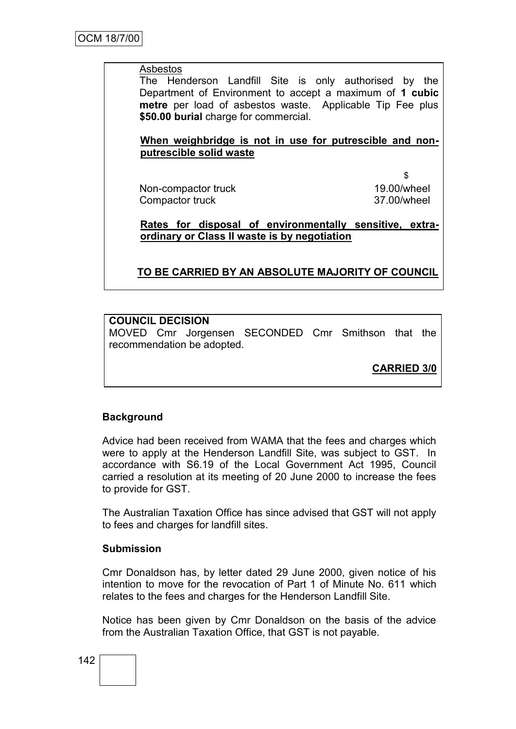Asbestos

The Henderson Landfill Site is only authorised by the Department of Environment to accept a maximum of **1 cubic metre** per load of asbestos waste. Applicable Tip Fee plus **$50.00 burial** charge for commercial.

**When weighbridge is not in use for putrescible and non-putrescible solid waste**

| | $ |
|---|---|
| Non-compactor truck | 19.00/wheel |
| Compactor truck | 37.00/wheel |

**Rates for disposal of environmentally sensitive, extra-ordinary or Class II waste is by negotiation**

**TO BE CARRIED BY AN ABSOLUTE MAJORITY OF COUNCIL**

**COUNCIL DECISION**

MOVED Cmr Jorgensen SECONDED Cmr Smithson that the recommendation be adopted.

**CARRIED 3/0**

**Background**

Advice had been received from WAMA that the fees and charges which were to apply at the Henderson Landfill Site, was subject to GST. In accordance with S6.19 of the Local Government Act 1995, Council carried a resolution at its meeting of 20 June 2000 to increase the fees to provide for GST.

The Australian Taxation Office has since advised that GST will not apply to fees and charges for landfill sites.

**Submission**

Cmr Donaldson has, by letter dated 29 June 2000, given notice of his intention to move for the revocation of Part 1 of Minute No. 611 which relates to the fees and charges for the Henderson Landfill Site.

Notice has been given by Cmr Donaldson on the basis of the advice from the Australian Taxation Office, that GST is not payable.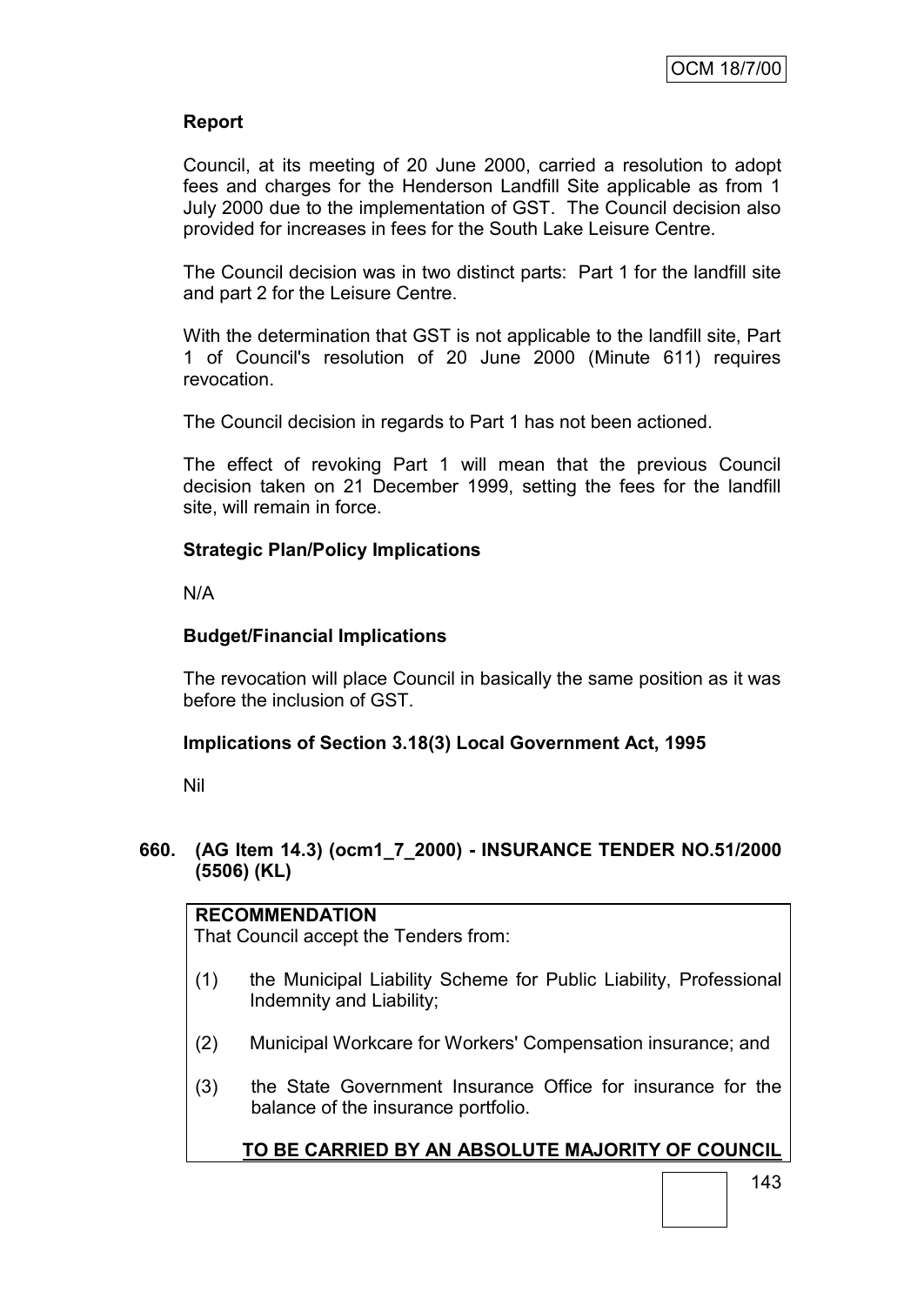**Report**

Council, at its meeting of 20 June 2000, carried a resolution to adopt fees and charges for the Henderson Landfill Site applicable as from 1 July 2000 due to the implementation of GST. The Council decision also provided for increases in fees for the South Lake Leisure Centre.

The Council decision was in two distinct parts: Part 1 for the landfill site and part 2 for the Leisure Centre.

With the determination that GST is not applicable to the landfill site, Part 1 of Council's resolution of 20 June 2000 (Minute 611) requires revocation.

The Council decision in regards to Part 1 has not been actioned.

The effect of revoking Part 1 will mean that the previous Council decision taken on 21 December 1999, setting the fees for the landfill site, will remain in force.

**Strategic Plan/Policy Implications**

N/A

**Budget/Financial Implications**

The revocation will place Council in basically the same position as it was before the inclusion of GST.

**Implications of Section 3.18(3) Local Government Act, 1995**

Nil

### 660. (AG Item 14.3) (ocm1_7_2000) - INSURANCE TENDER NO.51/2000 (5506) (KL)

**RECOMMENDATION**

That Council accept the Tenders from:

(1) the Municipal Liability Scheme for Public Liability, Professional Indemnity and Liability;

(2) Municipal Workcare for Workers' Compensation insurance; and

(3) the State Government Insurance Office for insurance for the balance of the insurance portfolio.

**TO BE CARRIED BY AN ABSOLUTE MAJORITY OF COUNCIL**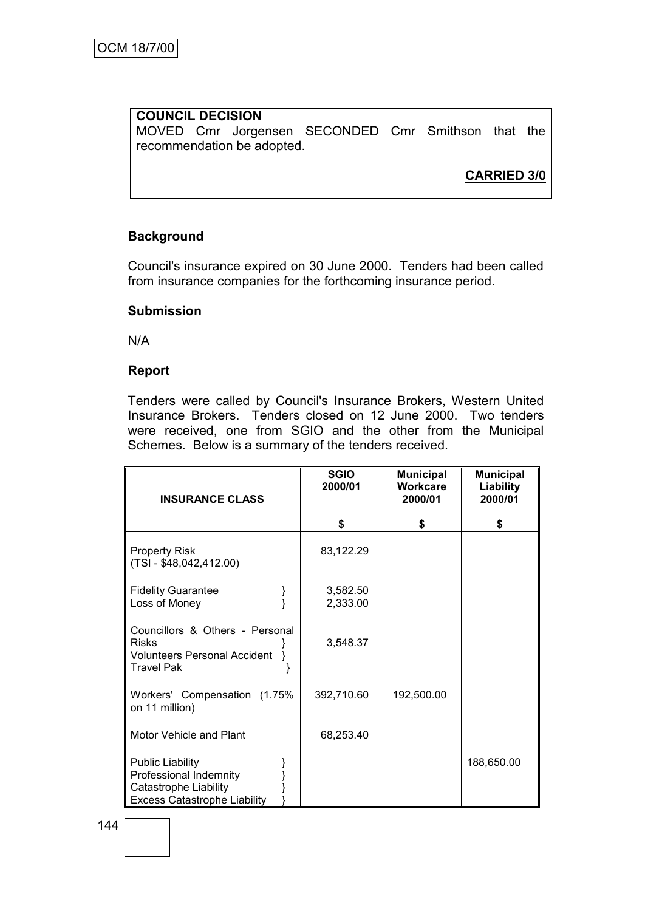**COUNCIL DECISION**
MOVED Cmr Jorgensen SECONDED Cmr Smithson that the recommendation be adopted.

**CARRIED 3/0**

**Background**

Council's insurance expired on 30 June 2000. Tenders had been called from insurance companies for the forthcoming insurance period.

**Submission**

N/A

**Report**

Tenders were called by Council's Insurance Brokers, Western United Insurance Brokers. Tenders closed on 12 June 2000. Two tenders were received, one from SGIO and the other from the Municipal Schemes. Below is a summary of the tenders received.

| INSURANCE CLASS | SGIO 2000/01 | Municipal Workcare 2000/01 | Municipal Liability 2000/01 |
|---|---|---|---|
| | $ | $ | $ |
| Property Risk (TSI - $48,042,412.00) | 83,122.29 | | |
| Fidelity Guarantee } | 3,582.50 | | |
| Loss of Money } | 2,333.00 | | |
| Councillors & Others - Personal Risks } Volunteers Personal Accident } Travel Pak } | 3,548.37 | | |
| Workers' Compensation (1.75% on 11 million) | 392,710.60 | 192,500.00 | |
| Motor Vehicle and Plant | 68,253.40 | | |
| Public Liability } Professional Indemnity } Catastrophe Liability } Excess Catastrophe Liability } | | | 188,650.00 |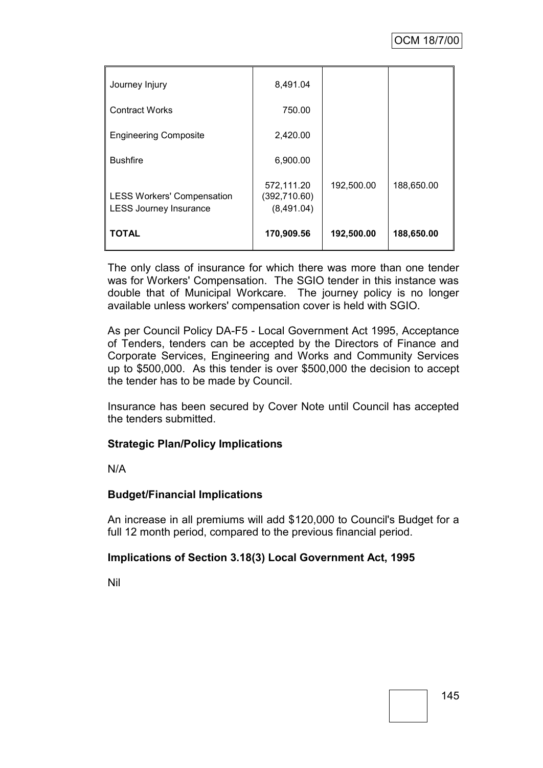| | | | |
|---|---|---|---|
| Journey Injury | 8,491.04 | | |
| Contract Works | 750.00 | | |
| Engineering Composite | 2,420.00 | | |
| Bushfire | 6,900.00 | | |
| | 572,111.20 | 192,500.00 | 188,650.00 |
| LESS Workers' Compensation | (392,710.60) | | |
| LESS Journey Insurance | (8,491.04) | | |
| **TOTAL** | **170,909.56** | **192,500.00** | **188,650.00** |

The only class of insurance for which there was more than one tender was for Workers' Compensation. The SGIO tender in this instance was double that of Municipal Workcare. The journey policy is no longer available unless workers' compensation cover is held with SGIO.

As per Council Policy DA-F5 - Local Government Act 1995, Acceptance of Tenders, tenders can be accepted by the Directors of Finance and Corporate Services, Engineering and Works and Community Services up to $500,000. As this tender is over $500,000 the decision to accept the tender has to be made by Council.

Insurance has been secured by Cover Note until Council has accepted the tenders submitted.

**Strategic Plan/Policy Implications**

N/A

**Budget/Financial Implications**

An increase in all premiums will add $120,000 to Council's Budget for a full 12 month period, compared to the previous financial period.

**Implications of Section 3.18(3) Local Government Act, 1995**

Nil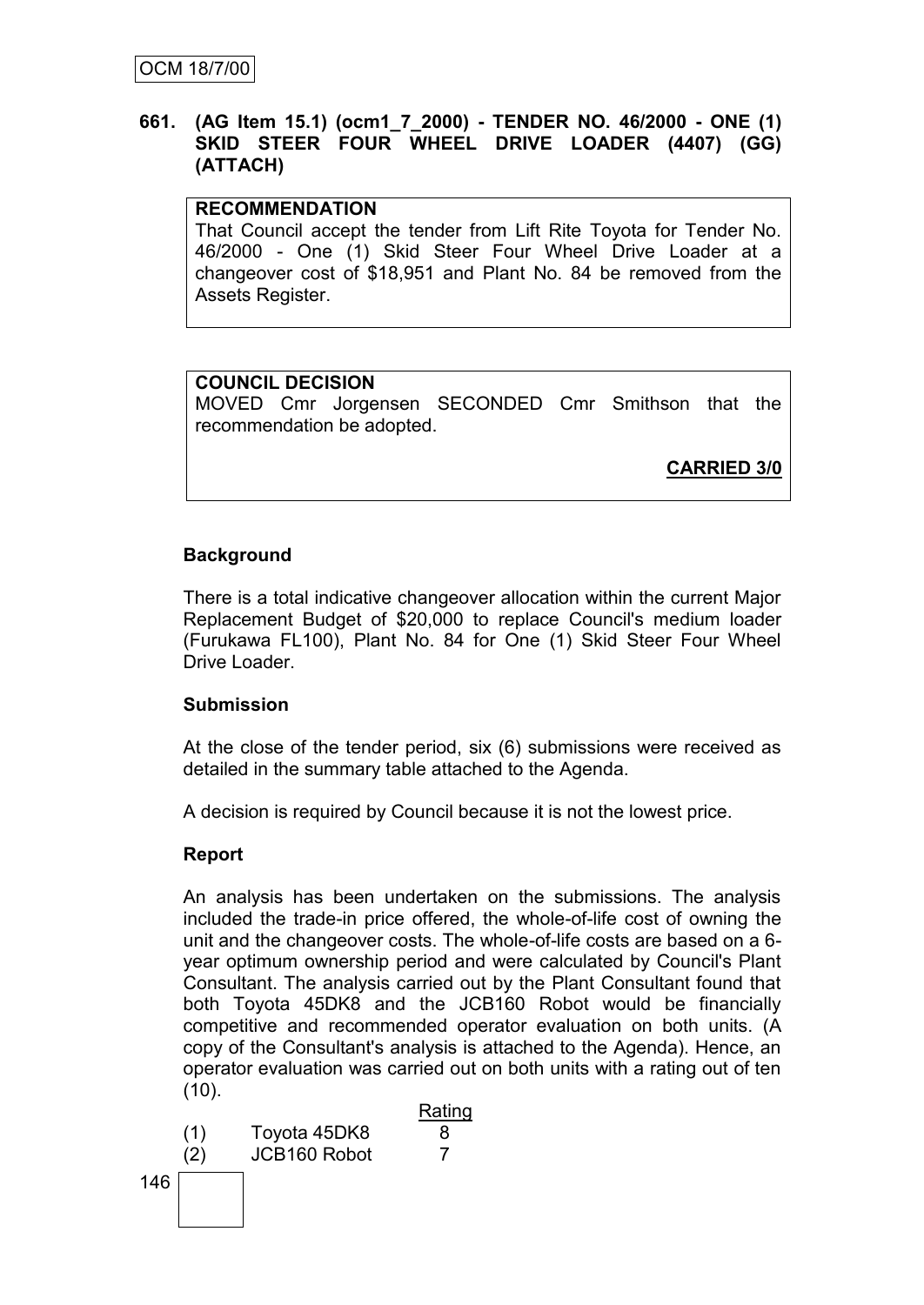**661. (AG Item 15.1) (ocm1_7_2000) - TENDER NO. 46/2000 - ONE (1) SKID STEER FOUR WHEEL DRIVE LOADER (4407) (GG) (ATTACH)**

**RECOMMENDATION**

That Council accept the tender from Lift Rite Toyota for Tender No. 46/2000 - One (1) Skid Steer Four Wheel Drive Loader at a changeover cost of $18,951 and Plant No. 84 be removed from the Assets Register.

**COUNCIL DECISION**

MOVED Cmr Jorgensen SECONDED Cmr Smithson that the recommendation be adopted.

**CARRIED 3/0**

**Background**

There is a total indicative changeover allocation within the current Major Replacement Budget of $20,000 to replace Council's medium loader (Furukawa FL100), Plant No. 84 for One (1) Skid Steer Four Wheel Drive Loader.

**Submission**

At the close of the tender period, six (6) submissions were received as detailed in the summary table attached to the Agenda.

A decision is required by Council because it is not the lowest price.

**Report**

An analysis has been undertaken on the submissions. The analysis included the trade-in price offered, the whole-of-life cost of owning the unit and the changeover costs. The whole-of-life costs are based on a 6-year optimum ownership period and were calculated by Council's Plant Consultant. The analysis carried out by the Plant Consultant found that both Toyota 45DK8 and the JCB160 Robot would be financially competitive and recommended operator evaluation on both units. (A copy of the Consultant's analysis is attached to the Agenda). Hence, an operator evaluation was carried out on both units with a rating out of ten (10).

| | | Rating |
|---|---|---|
| (1) | Toyota 45DK8 | 8 |
| (2) | JCB160 Robot | 7 |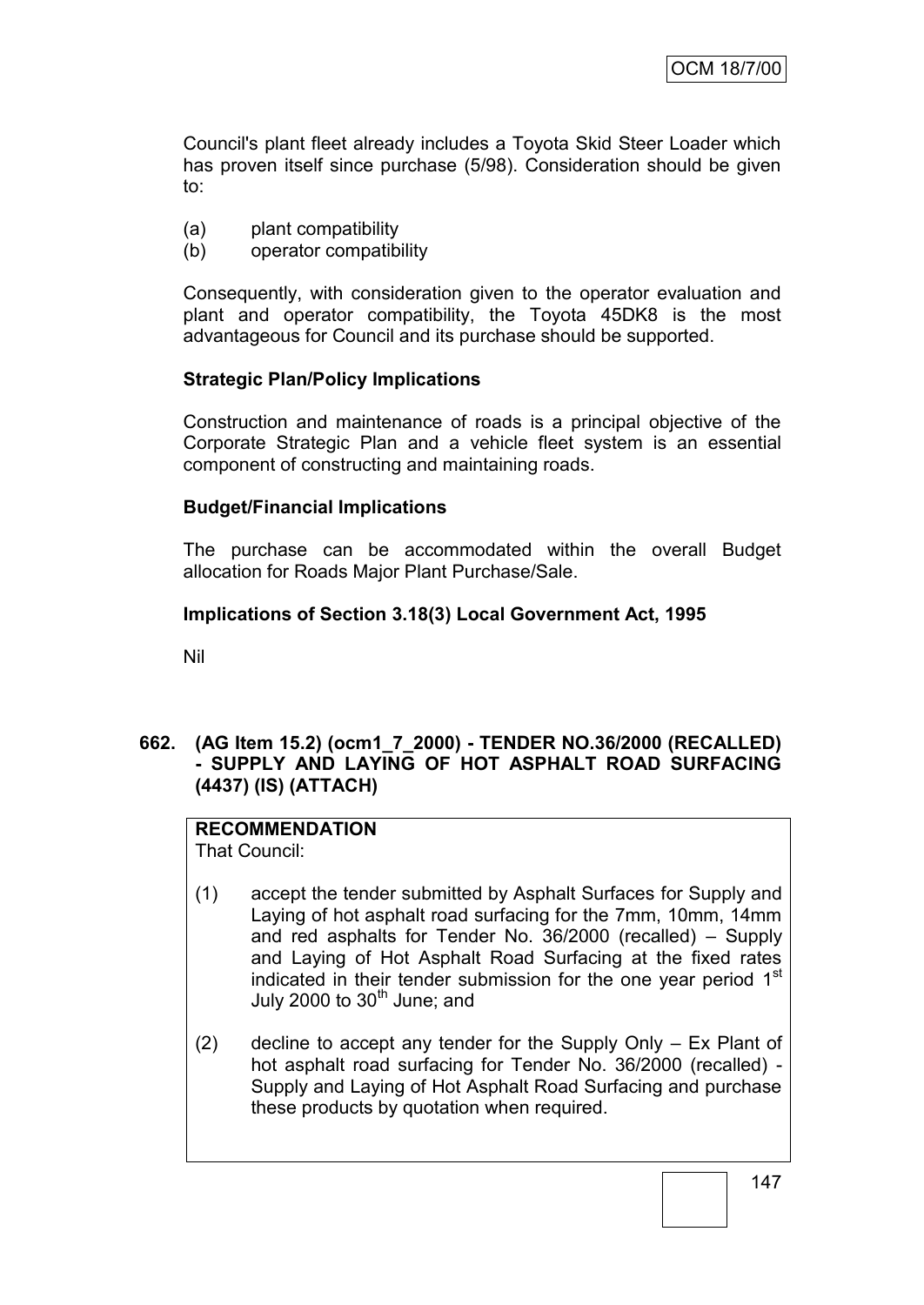Council's plant fleet already includes a Toyota Skid Steer Loader which has proven itself since purchase (5/98). Consideration should be given to:

(a) plant compatibility
(b) operator compatibility

Consequently, with consideration given to the operator evaluation and plant and operator compatibility, the Toyota 45DK8 is the most advantageous for Council and its purchase should be supported.

**Strategic Plan/Policy Implications**

Construction and maintenance of roads is a principal objective of the Corporate Strategic Plan and a vehicle fleet system is an essential component of constructing and maintaining roads.

**Budget/Financial Implications**

The purchase can be accommodated within the overall Budget allocation for Roads Major Plant Purchase/Sale.

**Implications of Section 3.18(3) Local Government Act, 1995**

Nil

**662. (AG Item 15.2) (ocm1_7_2000) - TENDER NO.36/2000 (RECALLED) - SUPPLY AND LAYING OF HOT ASPHALT ROAD SURFACING (4437) (IS) (ATTACH)**

**RECOMMENDATION**
That Council:

(1) accept the tender submitted by Asphalt Surfaces for Supply and Laying of hot asphalt road surfacing for the 7mm, 10mm, 14mm and red asphalts for Tender No. 36/2000 (recalled) – Supply and Laying of Hot Asphalt Road Surfacing at the fixed rates indicated in their tender submission for the one year period 1st July 2000 to 30th June; and

(2) decline to accept any tender for the Supply Only – Ex Plant of hot asphalt road surfacing for Tender No. 36/2000 (recalled) - Supply and Laying of Hot Asphalt Road Surfacing and purchase these products by quotation when required.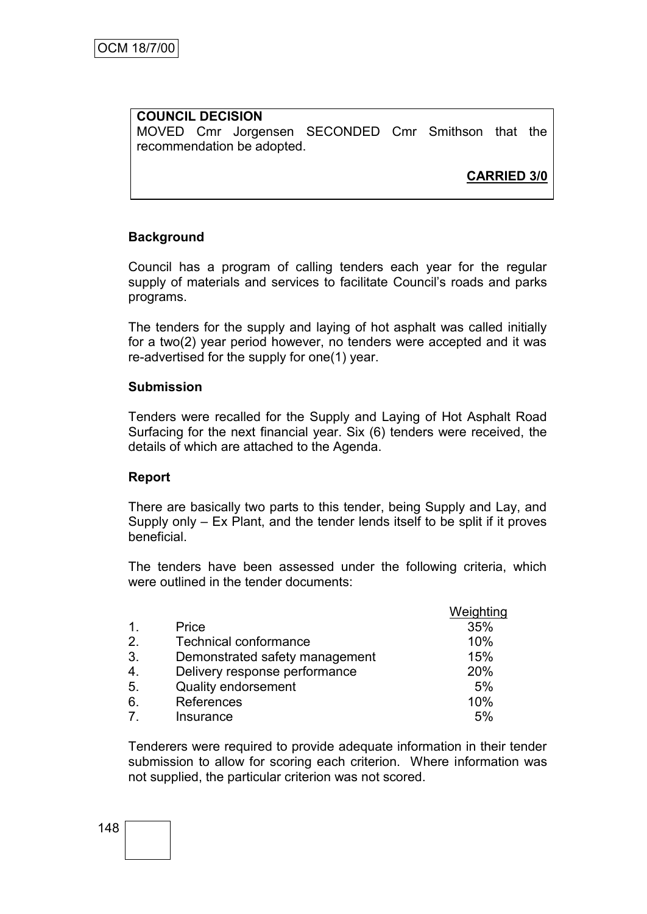**COUNCIL DECISION**

MOVED Cmr Jorgensen SECONDED Cmr Smithson that the recommendation be adopted.

**CARRIED 3/0**

**Background**

Council has a program of calling tenders each year for the regular supply of materials and services to facilitate Council's roads and parks programs.

The tenders for the supply and laying of hot asphalt was called initially for a two(2) year period however, no tenders were accepted and it was re-advertised for the supply for one(1) year.

**Submission**

Tenders were recalled for the Supply and Laying of Hot Asphalt Road Surfacing for the next financial year. Six (6) tenders were received, the details of which are attached to the Agenda.

**Report**

There are basically two parts to this tender, being Supply and Lay, and Supply only – Ex Plant, and the tender lends itself to be split if it proves beneficial.

The tenders have been assessed under the following criteria, which were outlined in the tender documents:

| | | Weighting |
|---|---|---|
| 1. | Price | 35% |
| 2. | Technical conformance | 10% |
| 3. | Demonstrated safety management | 15% |
| 4. | Delivery response performance | 20% |
| 5. | Quality endorsement | 5% |
| 6. | References | 10% |
| 7. | Insurance | 5% |

Tenderers were required to provide adequate information in their tender submission to allow for scoring each criterion. Where information was not supplied, the particular criterion was not scored.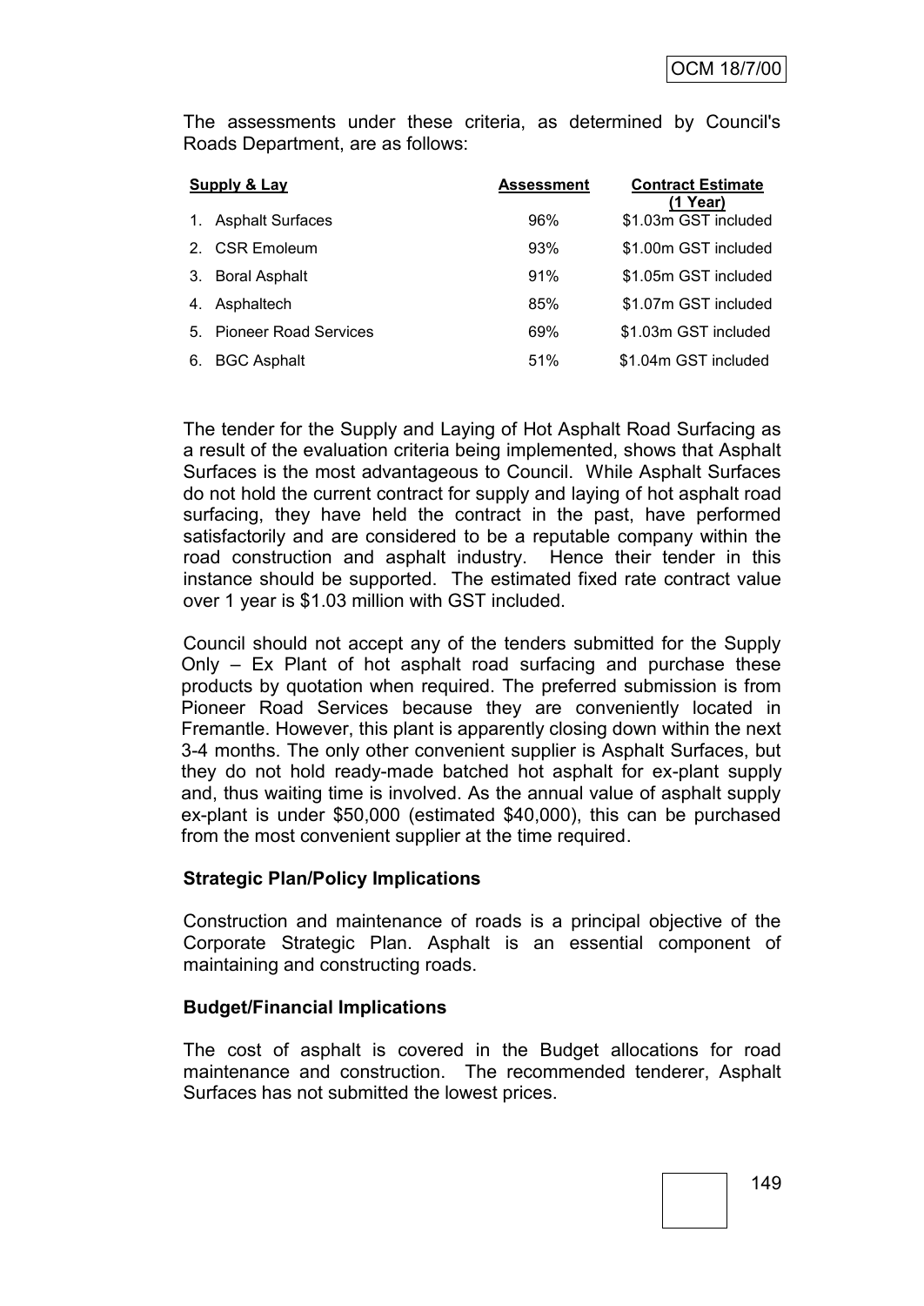The assessments under these criteria, as determined by Council's Roads Department, are as follows:

| Supply & Lay | Assessment | Contract Estimate (1 Year) |
|---|---|---|
| 1. Asphalt Surfaces | 96% | $1.03m GST included |
| 2. CSR Emoleum | 93% | $1.00m GST included |
| 3. Boral Asphalt | 91% | $1.05m GST included |
| 4. Asphaltech | 85% | $1.07m GST included |
| 5. Pioneer Road Services | 69% | $1.03m GST included |
| 6. BGC Asphalt | 51% | $1.04m GST included |

The tender for the Supply and Laying of Hot Asphalt Road Surfacing as a result of the evaluation criteria being implemented, shows that Asphalt Surfaces is the most advantageous to Council. While Asphalt Surfaces do not hold the current contract for supply and laying of hot asphalt road surfacing, they have held the contract in the past, have performed satisfactorily and are considered to be a reputable company within the road construction and asphalt industry. Hence their tender in this instance should be supported. The estimated fixed rate contract value over 1 year is $1.03 million with GST included.

Council should not accept any of the tenders submitted for the Supply Only – Ex Plant of hot asphalt road surfacing and purchase these products by quotation when required. The preferred submission is from Pioneer Road Services because they are conveniently located in Fremantle. However, this plant is apparently closing down within the next 3-4 months. The only other convenient supplier is Asphalt Surfaces, but they do not hold ready-made batched hot asphalt for ex-plant supply and, thus waiting time is involved. As the annual value of asphalt supply ex-plant is under $50,000 (estimated $40,000), this can be purchased from the most convenient supplier at the time required.

**Strategic Plan/Policy Implications**

Construction and maintenance of roads is a principal objective of the Corporate Strategic Plan. Asphalt is an essential component of maintaining and constructing roads.

**Budget/Financial Implications**

The cost of asphalt is covered in the Budget allocations for road maintenance and construction. The recommended tenderer, Asphalt Surfaces has not submitted the lowest prices.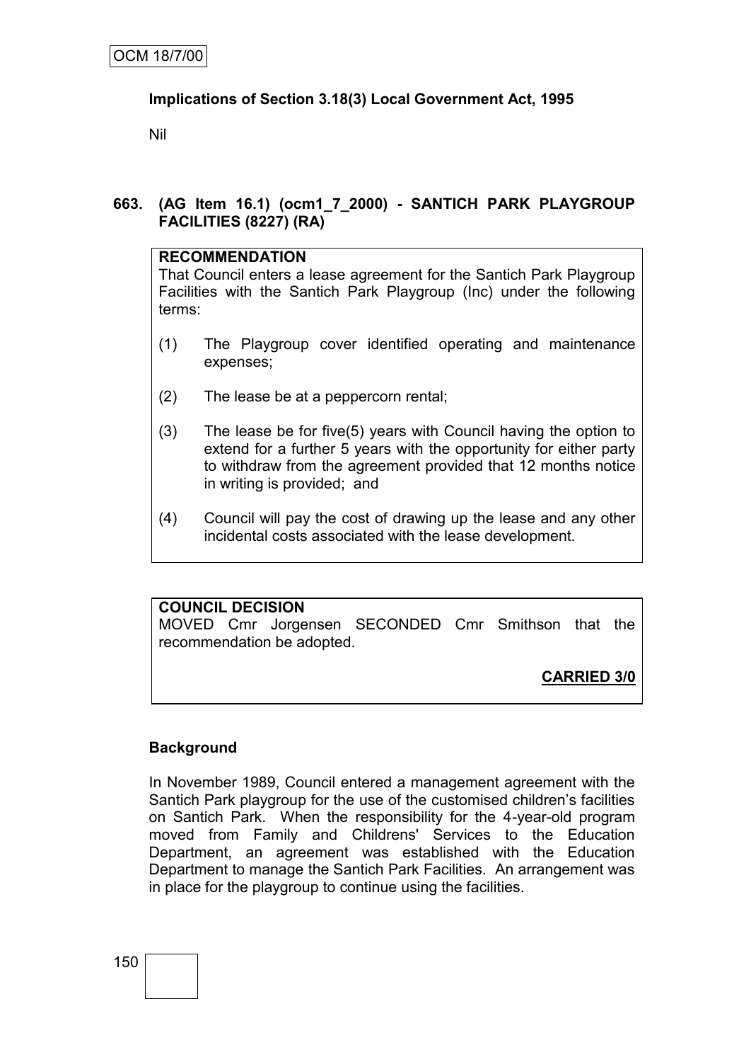**Implications of Section 3.18(3) Local Government Act, 1995**

Nil

**663. (AG Item 16.1) (ocm1_7_2000) - SANTICH PARK PLAYGROUP FACILITIES (8227) (RA)**

**RECOMMENDATION**

That Council enters a lease agreement for the Santich Park Playgroup Facilities with the Santich Park Playgroup (Inc) under the following terms:

(1) The Playgroup cover identified operating and maintenance expenses;

(2) The lease be at a peppercorn rental;

(3) The lease be for five(5) years with Council having the option to extend for a further 5 years with the opportunity for either party to withdraw from the agreement provided that 12 months notice in writing is provided; and

(4) Council will pay the cost of drawing up the lease and any other incidental costs associated with the lease development.

**COUNCIL DECISION**

MOVED Cmr Jorgensen SECONDED Cmr Smithson that the recommendation be adopted.

**CARRIED 3/0**

**Background**

In November 1989, Council entered a management agreement with the Santich Park playgroup for the use of the customised children's facilities on Santich Park. When the responsibility for the 4-year-old program moved from Family and Childrens' Services to the Education Department, an agreement was established with the Education Department to manage the Santich Park Facilities. An arrangement was in place for the playgroup to continue using the facilities.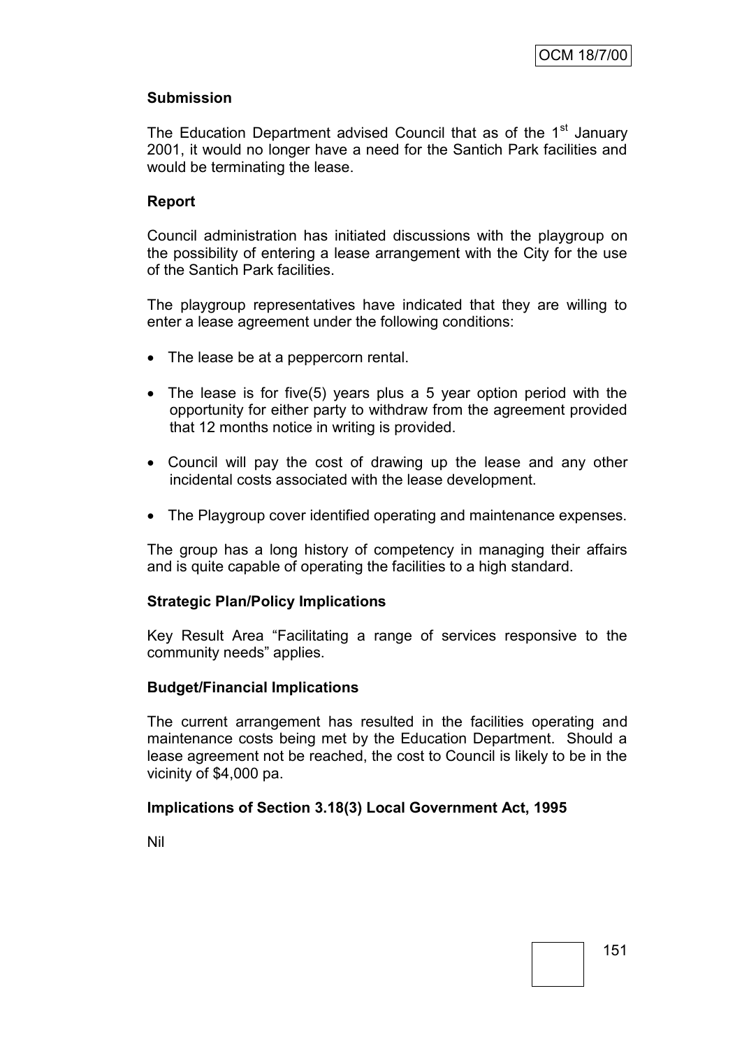**Submission**

The Education Department advised Council that as of the 1st January 2001, it would no longer have a need for the Santich Park facilities and would be terminating the lease.

**Report**

Council administration has initiated discussions with the playgroup on the possibility of entering a lease arrangement with the City for the use of the Santich Park facilities.

The playgroup representatives have indicated that they are willing to enter a lease agreement under the following conditions:

- The lease be at a peppercorn rental.
- The lease is for five(5) years plus a 5 year option period with the opportunity for either party to withdraw from the agreement provided that 12 months notice in writing is provided.
- Council will pay the cost of drawing up the lease and any other incidental costs associated with the lease development.
- The Playgroup cover identified operating and maintenance expenses.

The group has a long history of competency in managing their affairs and is quite capable of operating the facilities to a high standard.

**Strategic Plan/Policy Implications**

Key Result Area "Facilitating a range of services responsive to the community needs" applies.

**Budget/Financial Implications**

The current arrangement has resulted in the facilities operating and maintenance costs being met by the Education Department. Should a lease agreement not be reached, the cost to Council is likely to be in the vicinity of $4,000 pa.

**Implications of Section 3.18(3) Local Government Act, 1995**

Nil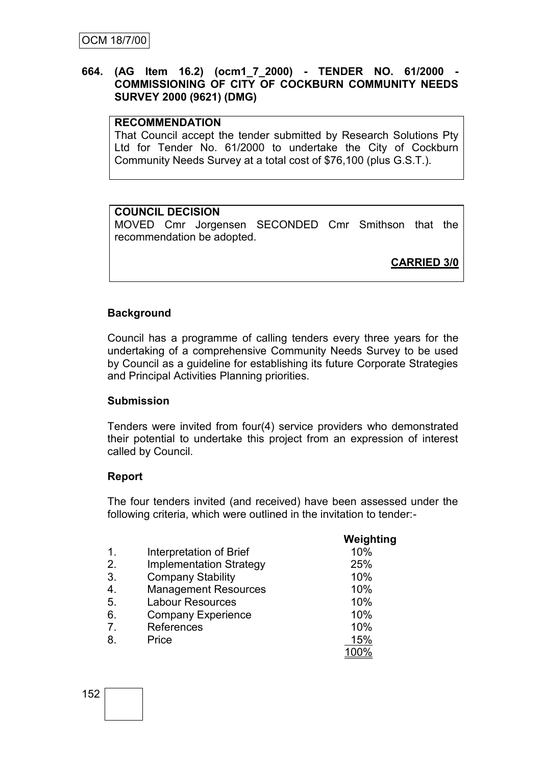**664. (AG Item 16.2) (ocm1_7_2000) - TENDER NO. 61/2000 - COMMISSIONING OF CITY OF COCKBURN COMMUNITY NEEDS SURVEY 2000 (9621) (DMG)**

**RECOMMENDATION**

That Council accept the tender submitted by Research Solutions Pty Ltd for Tender No. 61/2000 to undertake the City of Cockburn Community Needs Survey at a total cost of $76,100 (plus G.S.T.).

**COUNCIL DECISION**

MOVED Cmr Jorgensen SECONDED Cmr Smithson that the recommendation be adopted.

**CARRIED 3/0**

**Background**

Council has a programme of calling tenders every three years for the undertaking of a comprehensive Community Needs Survey to be used by Council as a guideline for establishing its future Corporate Strategies and Principal Activities Planning priorities.

**Submission**

Tenders were invited from four(4) service providers who demonstrated their potential to undertake this project from an expression of interest called by Council.

**Report**

The four tenders invited (and received) have been assessed under the following criteria, which were outlined in the invitation to tender:-

| | | **Weighting** |
|---|---|---|
| 1. | Interpretation of Brief | 10% |
| 2. | Implementation Strategy | 25% |
| 3. | Company Stability | 10% |
| 4. | Management Resources | 10% |
| 5. | Labour Resources | 10% |
| 6. | Company Experience | 10% |
| 7. | References | 10% |
| 8. | Price | 15% |
| | | 100% |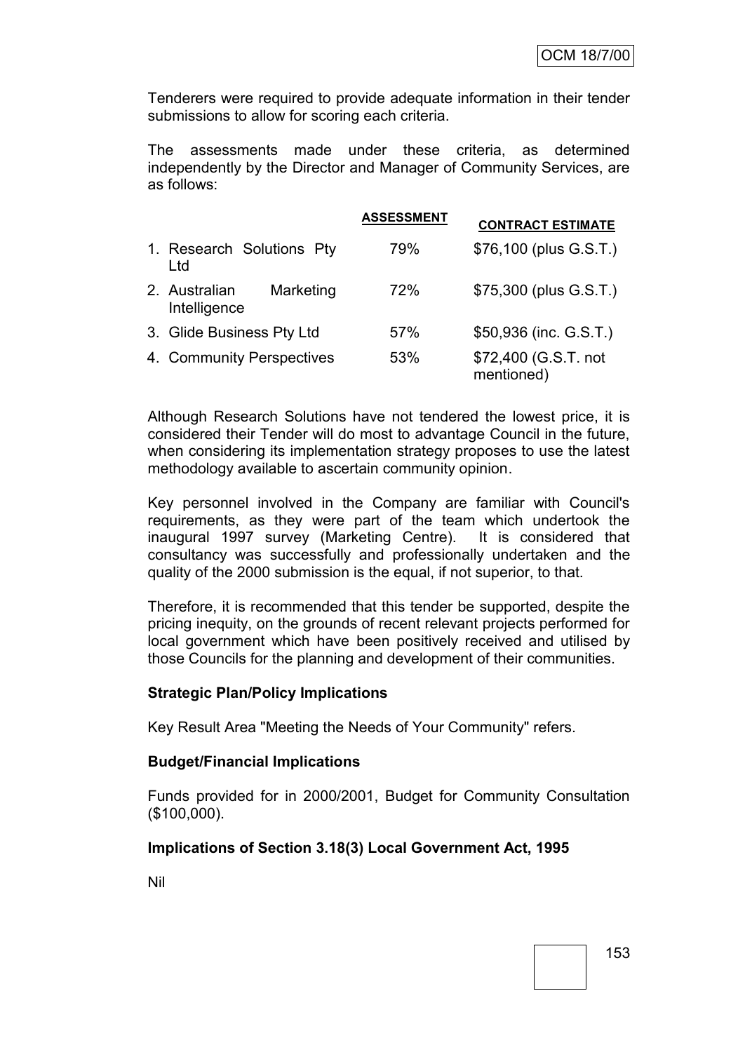Tenderers were required to provide adequate information in their tender submissions to allow for scoring each criteria.

The assessments made under these criteria, as determined independently by the Director and Manager of Community Services, are as follows:

| | ASSESSMENT | CONTRACT ESTIMATE |
|---|---|---|
| 1. Research Solutions Pty Ltd | 79% | \$76,100 (plus G.S.T.) |
| 2. Australian Marketing Intelligence | 72% | \$75,300 (plus G.S.T.) |
| 3. Glide Business Pty Ltd | 57% | \$50,936 (inc. G.S.T.) |
| 4. Community Perspectives | 53% | \$72,400 (G.S.T. not mentioned) |

Although Research Solutions have not tendered the lowest price, it is considered their Tender will do most to advantage Council in the future, when considering its implementation strategy proposes to use the latest methodology available to ascertain community opinion.

Key personnel involved in the Company are familiar with Council's requirements, as they were part of the team which undertook the inaugural 1997 survey (Marketing Centre). It is considered that consultancy was successfully and professionally undertaken and the quality of the 2000 submission is the equal, if not superior, to that.

Therefore, it is recommended that this tender be supported, despite the pricing inequity, on the grounds of recent relevant projects performed for local government which have been positively received and utilised by those Councils for the planning and development of their communities.

**Strategic Plan/Policy Implications**

Key Result Area "Meeting the Needs of Your Community" refers.

**Budget/Financial Implications**

Funds provided for in 2000/2001, Budget for Community Consultation (\$100,000).

**Implications of Section 3.18(3) Local Government Act, 1995**

Nil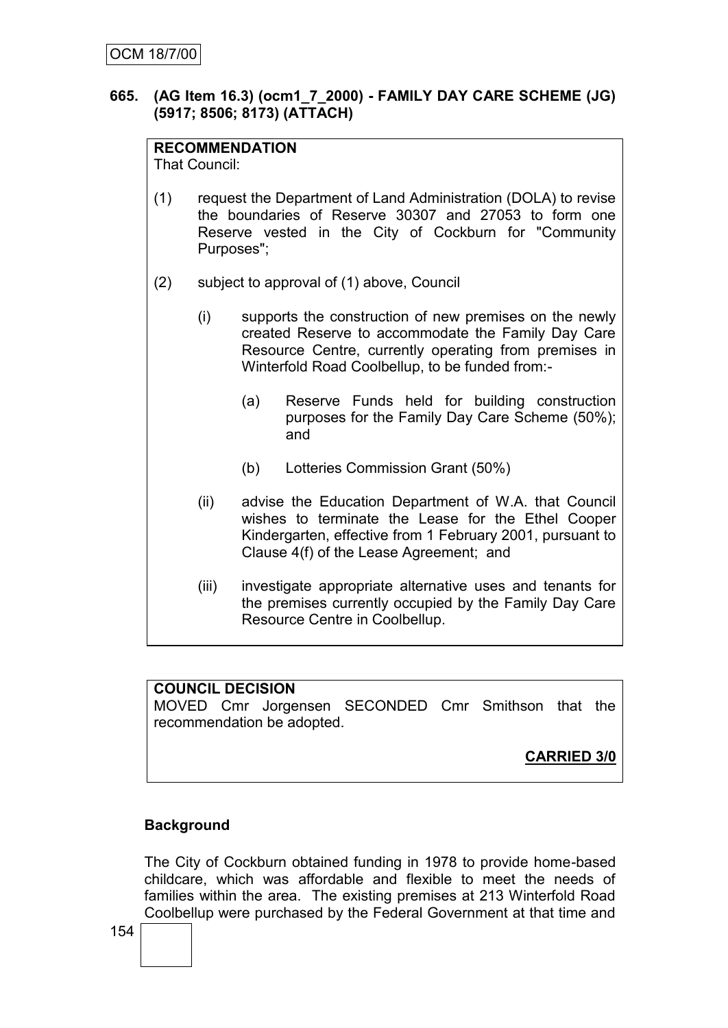**665. (AG Item 16.3) (ocm1_7_2000) - FAMILY DAY CARE SCHEME (JG) (5917; 8506; 8173) (ATTACH)**

**RECOMMENDATION**
That Council:

(1) request the Department of Land Administration (DOLA) to revise the boundaries of Reserve 30307 and 27053 to form one Reserve vested in the City of Cockburn for "Community Purposes";

(2) subject to approval of (1) above, Council

   (i) supports the construction of new premises on the newly created Reserve to accommodate the Family Day Care Resource Centre, currently operating from premises in Winterfold Road Coolbellup, to be funded from:-

      (a) Reserve Funds held for building construction purposes for the Family Day Care Scheme (50%); and

      (b) Lotteries Commission Grant (50%)

   (ii) advise the Education Department of W.A. that Council wishes to terminate the Lease for the Ethel Cooper Kindergarten, effective from 1 February 2001, pursuant to Clause 4(f) of the Lease Agreement; and

   (iii) investigate appropriate alternative uses and tenants for the premises currently occupied by the Family Day Care Resource Centre in Coolbellup.

**COUNCIL DECISION**
MOVED Cmr Jorgensen SECONDED Cmr Smithson that the recommendation be adopted.

**CARRIED 3/0**

**Background**

The City of Cockburn obtained funding in 1978 to provide home-based childcare, which was affordable and flexible to meet the needs of families within the area. The existing premises at 213 Winterfold Road Coolbellup were purchased by the Federal Government at that time and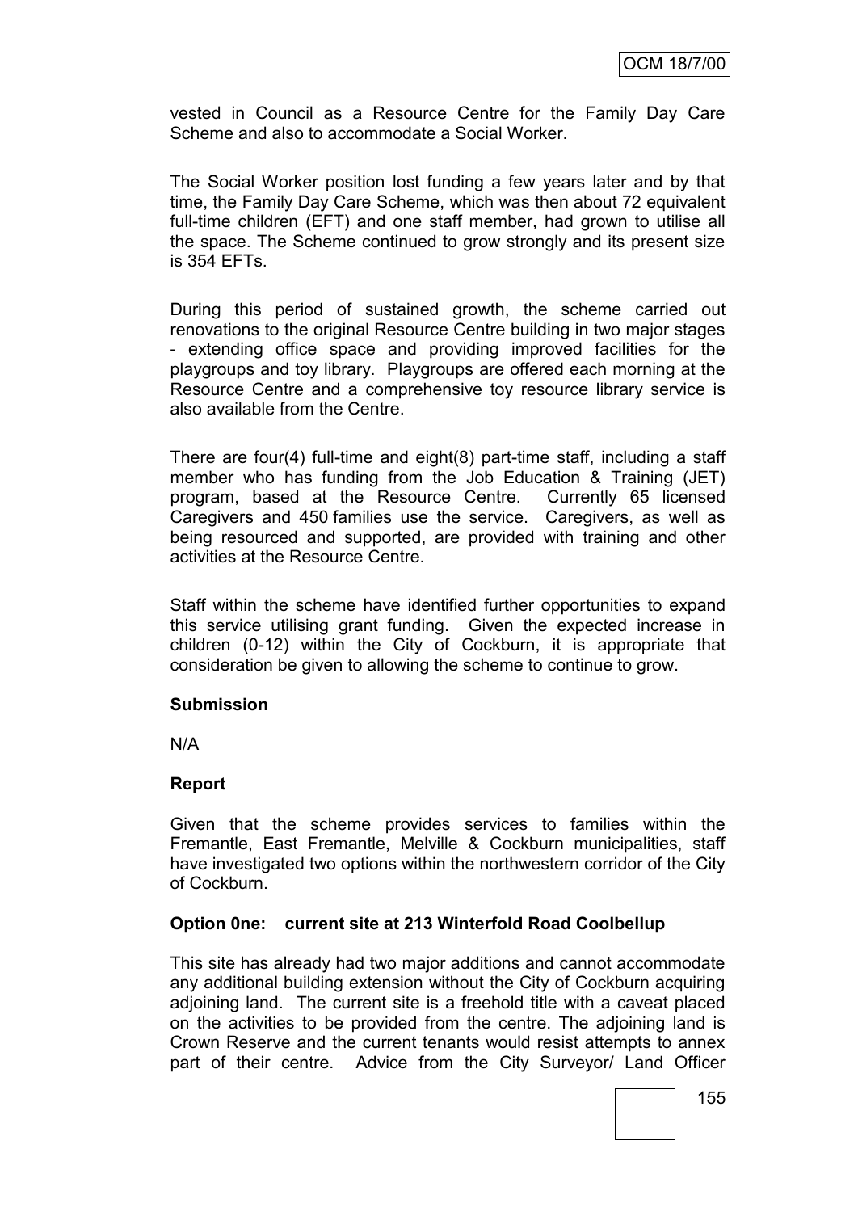vested in Council as a Resource Centre for the Family Day Care Scheme and also to accommodate a Social Worker.

The Social Worker position lost funding a few years later and by that time, the Family Day Care Scheme, which was then about 72 equivalent full-time children (EFT) and one staff member, had grown to utilise all the space. The Scheme continued to grow strongly and its present size is 354 EFTs.

During this period of sustained growth, the scheme carried out renovations to the original Resource Centre building in two major stages - extending office space and providing improved facilities for the playgroups and toy library. Playgroups are offered each morning at the Resource Centre and a comprehensive toy resource library service is also available from the Centre.

There are four(4) full-time and eight(8) part-time staff, including a staff member who has funding from the Job Education & Training (JET) program, based at the Resource Centre. Currently 65 licensed Caregivers and 450 families use the service. Caregivers, as well as being resourced and supported, are provided with training and other activities at the Resource Centre.

Staff within the scheme have identified further opportunities to expand this service utilising grant funding. Given the expected increase in children (0-12) within the City of Cockburn, it is appropriate that consideration be given to allowing the scheme to continue to grow.

**Submission**

N/A

**Report**

Given that the scheme provides services to families within the Fremantle, East Fremantle, Melville & Cockburn municipalities, staff have investigated two options within the northwestern corridor of the City of Cockburn.

**Option 0ne: current site at 213 Winterfold Road Coolbellup**

This site has already had two major additions and cannot accommodate any additional building extension without the City of Cockburn acquiring adjoining land. The current site is a freehold title with a caveat placed on the activities to be provided from the centre. The adjoining land is Crown Reserve and the current tenants would resist attempts to annex part of their centre. Advice from the City Surveyor/ Land Officer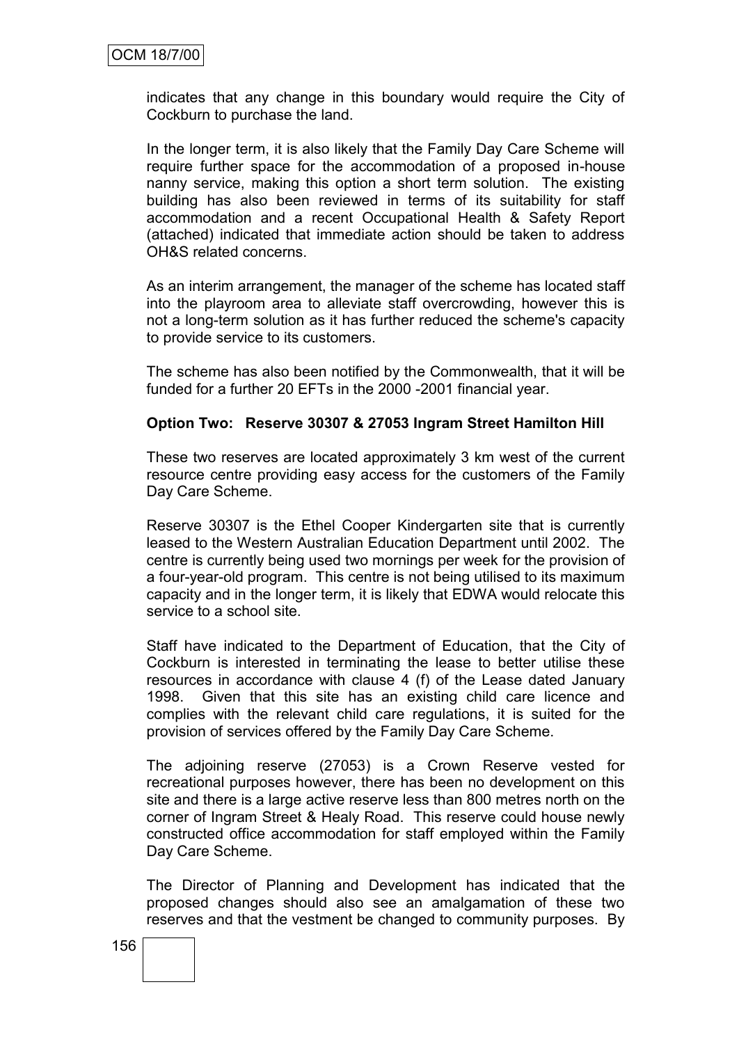indicates that any change in this boundary would require the City of Cockburn to purchase the land.

In the longer term, it is also likely that the Family Day Care Scheme will require further space for the accommodation of a proposed in-house nanny service, making this option a short term solution. The existing building has also been reviewed in terms of its suitability for staff accommodation and a recent Occupational Health & Safety Report (attached) indicated that immediate action should be taken to address OH&S related concerns.

As an interim arrangement, the manager of the scheme has located staff into the playroom area to alleviate staff overcrowding, however this is not a long-term solution as it has further reduced the scheme's capacity to provide service to its customers.

The scheme has also been notified by the Commonwealth, that it will be funded for a further 20 EFTs in the 2000 -2001 financial year.

**Option Two: Reserve 30307 & 27053 Ingram Street Hamilton Hill**

These two reserves are located approximately 3 km west of the current resource centre providing easy access for the customers of the Family Day Care Scheme.

Reserve 30307 is the Ethel Cooper Kindergarten site that is currently leased to the Western Australian Education Department until 2002. The centre is currently being used two mornings per week for the provision of a four-year-old program. This centre is not being utilised to its maximum capacity and in the longer term, it is likely that EDWA would relocate this service to a school site.

Staff have indicated to the Department of Education, that the City of Cockburn is interested in terminating the lease to better utilise these resources in accordance with clause 4 (f) of the Lease dated January 1998. Given that this site has an existing child care licence and complies with the relevant child care regulations, it is suited for the provision of services offered by the Family Day Care Scheme.

The adjoining reserve (27053) is a Crown Reserve vested for recreational purposes however, there has been no development on this site and there is a large active reserve less than 800 metres north on the corner of Ingram Street & Healy Road. This reserve could house newly constructed office accommodation for staff employed within the Family Day Care Scheme.

The Director of Planning and Development has indicated that the proposed changes should also see an amalgamation of these two reserves and that the vestment be changed to community purposes. By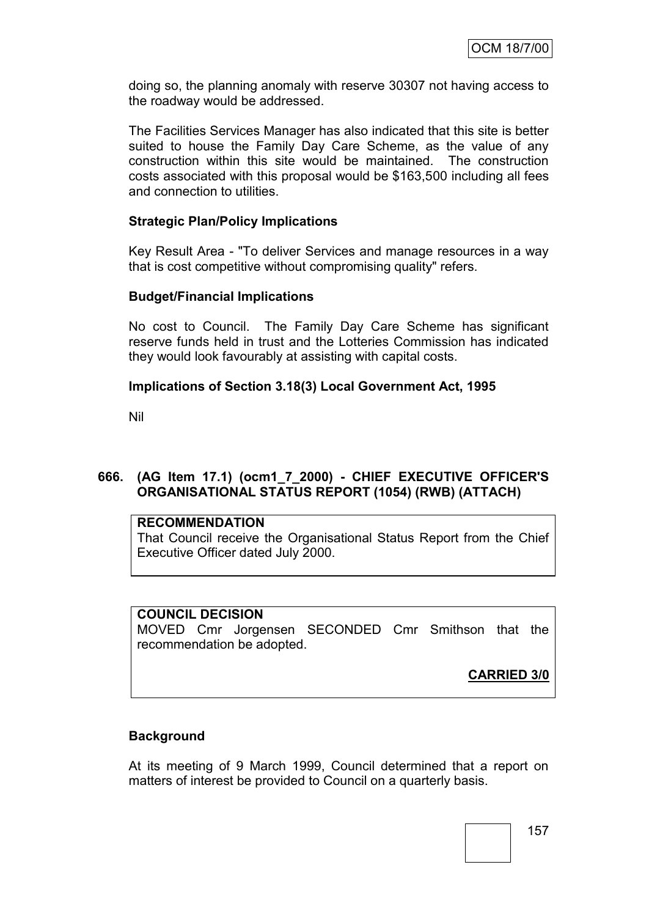doing so, the planning anomaly with reserve 30307 not having access to the roadway would be addressed.

The Facilities Services Manager has also indicated that this site is better suited to house the Family Day Care Scheme, as the value of any construction within this site would be maintained. The construction costs associated with this proposal would be $163,500 including all fees and connection to utilities.

**Strategic Plan/Policy Implications**

Key Result Area - "To deliver Services and manage resources in a way that is cost competitive without compromising quality" refers.

**Budget/Financial Implications**

No cost to Council. The Family Day Care Scheme has significant reserve funds held in trust and the Lotteries Commission has indicated they would look favourably at assisting with capital costs.

**Implications of Section 3.18(3) Local Government Act, 1995**

Nil

### 666. (AG Item 17.1) (ocm1_7_2000) - CHIEF EXECUTIVE OFFICER'S ORGANISATIONAL STATUS REPORT (1054) (RWB) (ATTACH)

**RECOMMENDATION**
That Council receive the Organisational Status Report from the Chief Executive Officer dated July 2000.

**COUNCIL DECISION**
MOVED Cmr Jorgensen SECONDED Cmr Smithson that the recommendation be adopted.

**CARRIED 3/0**

**Background**

At its meeting of 9 March 1999, Council determined that a report on matters of interest be provided to Council on a quarterly basis.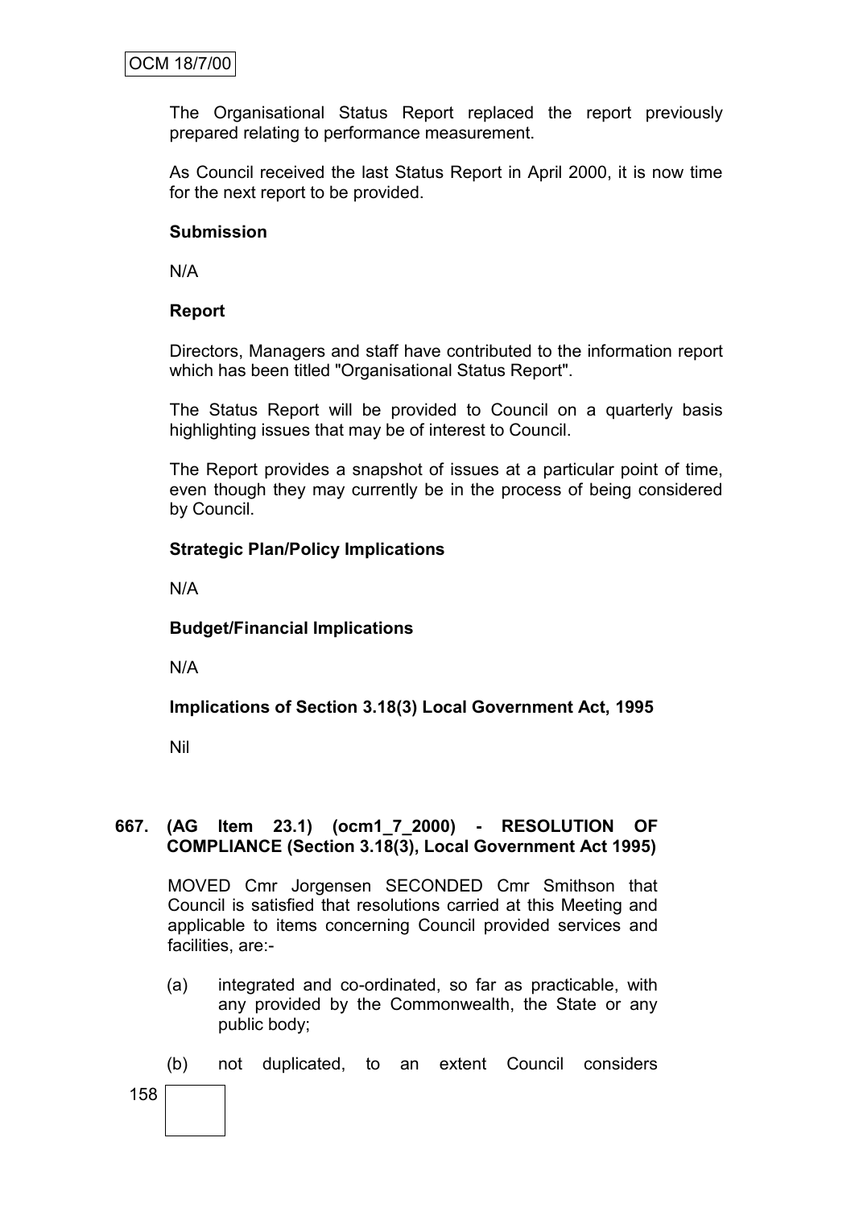The Organisational Status Report replaced the report previously prepared relating to performance measurement.

As Council received the last Status Report in April 2000, it is now time for the next report to be provided.

**Submission**

N/A

**Report**

Directors, Managers and staff have contributed to the information report which has been titled "Organisational Status Report".

The Status Report will be provided to Council on a quarterly basis highlighting issues that may be of interest to Council.

The Report provides a snapshot of issues at a particular point of time, even though they may currently be in the process of being considered by Council.

**Strategic Plan/Policy Implications**

N/A

**Budget/Financial Implications**

N/A

**Implications of Section 3.18(3) Local Government Act, 1995**

Nil

**667. (AG Item 23.1) (ocm1_7_2000) - RESOLUTION OF COMPLIANCE (Section 3.18(3), Local Government Act 1995)**

MOVED Cmr Jorgensen SECONDED Cmr Smithson that Council is satisfied that resolutions carried at this Meeting and applicable to items concerning Council provided services and facilities, are:-

(a) integrated and co-ordinated, so far as practicable, with any provided by the Commonwealth, the State or any public body;

(b) not duplicated, to an extent Council considers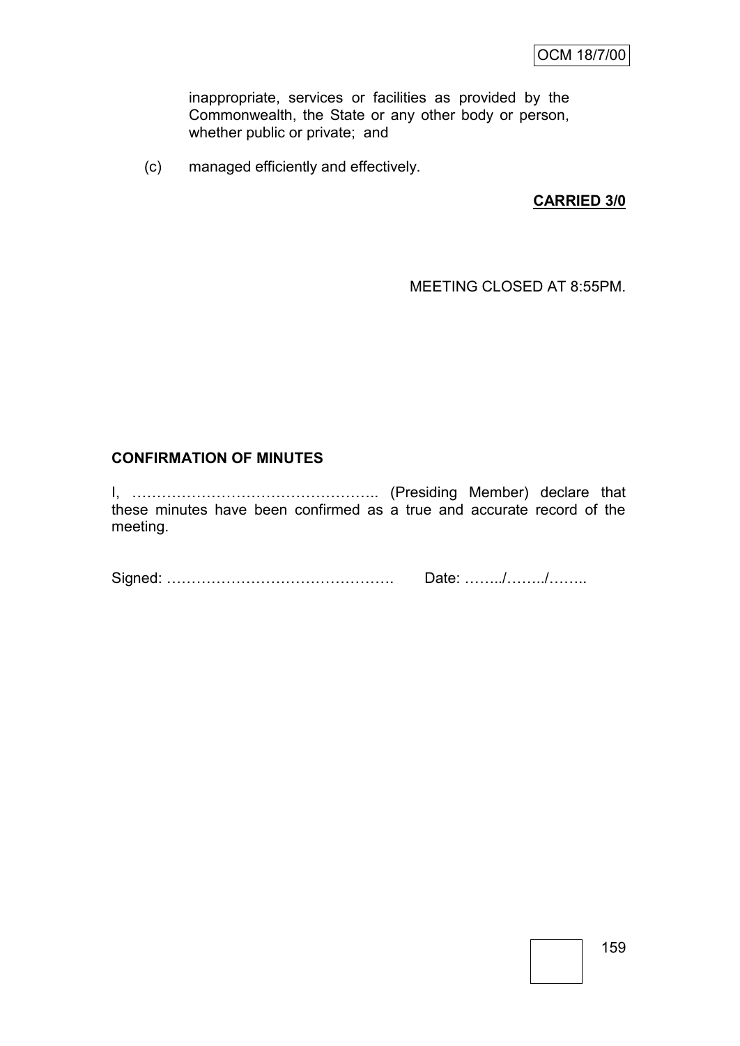inappropriate, services or facilities as provided by the Commonwealth, the State or any other body or person, whether public or private; and

(c) managed efficiently and effectively.

**CARRIED 3/0**

MEETING CLOSED AT 8:55PM.

**CONFIRMATION OF MINUTES**

I, ………………………………………….. (Presiding Member) declare that these minutes have been confirmed as a true and accurate record of the meeting.

Signed: ………………………………………. Date: ……../……../……..